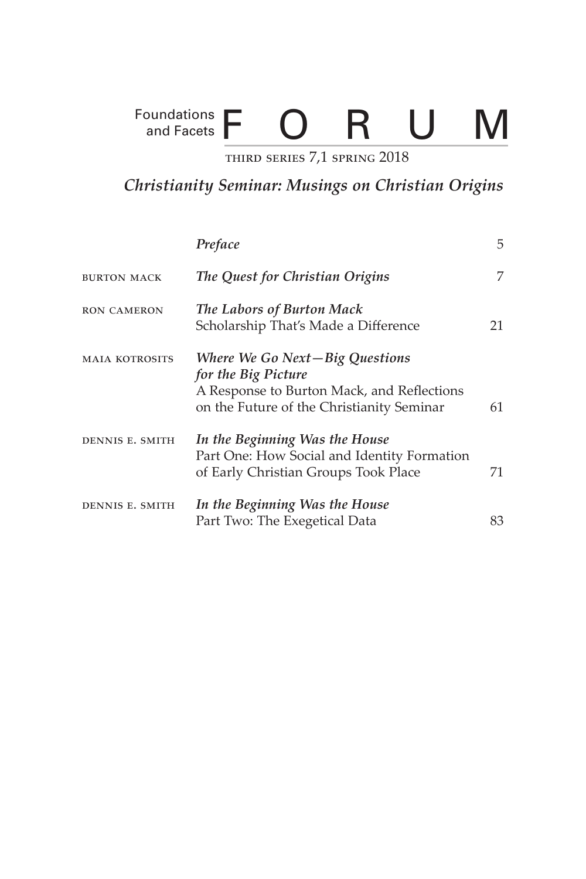Foundations and Facets **FORUM**

THIRD SERIES 7,1 SPRING 2018

# *Christianity Seminar: Musings on Christian Origins*

| | | |
|---|---|---|
| | ***Preface*** | 5 |
| BURTON MACK | ***The Quest for Christian Origins*** | 7 |
| RON CAMERON | ***The Labors of Burton Mack*** Scholarship That's Made a Difference | 21 |
| MAIA KOTROSITS | ***Where We Go Next—Big Questions for the Big Picture*** A Response to Burton Mack, and Reflections on the Future of the Christianity Seminar | 61 |
| DENNIS E. SMITH | ***In the Beginning Was the House*** Part One: How Social and Identity Formation of Early Christian Groups Took Place | 71 |
| DENNIS E. SMITH | ***In the Beginning Was the House*** Part Two: The Exegetical Data | 83 |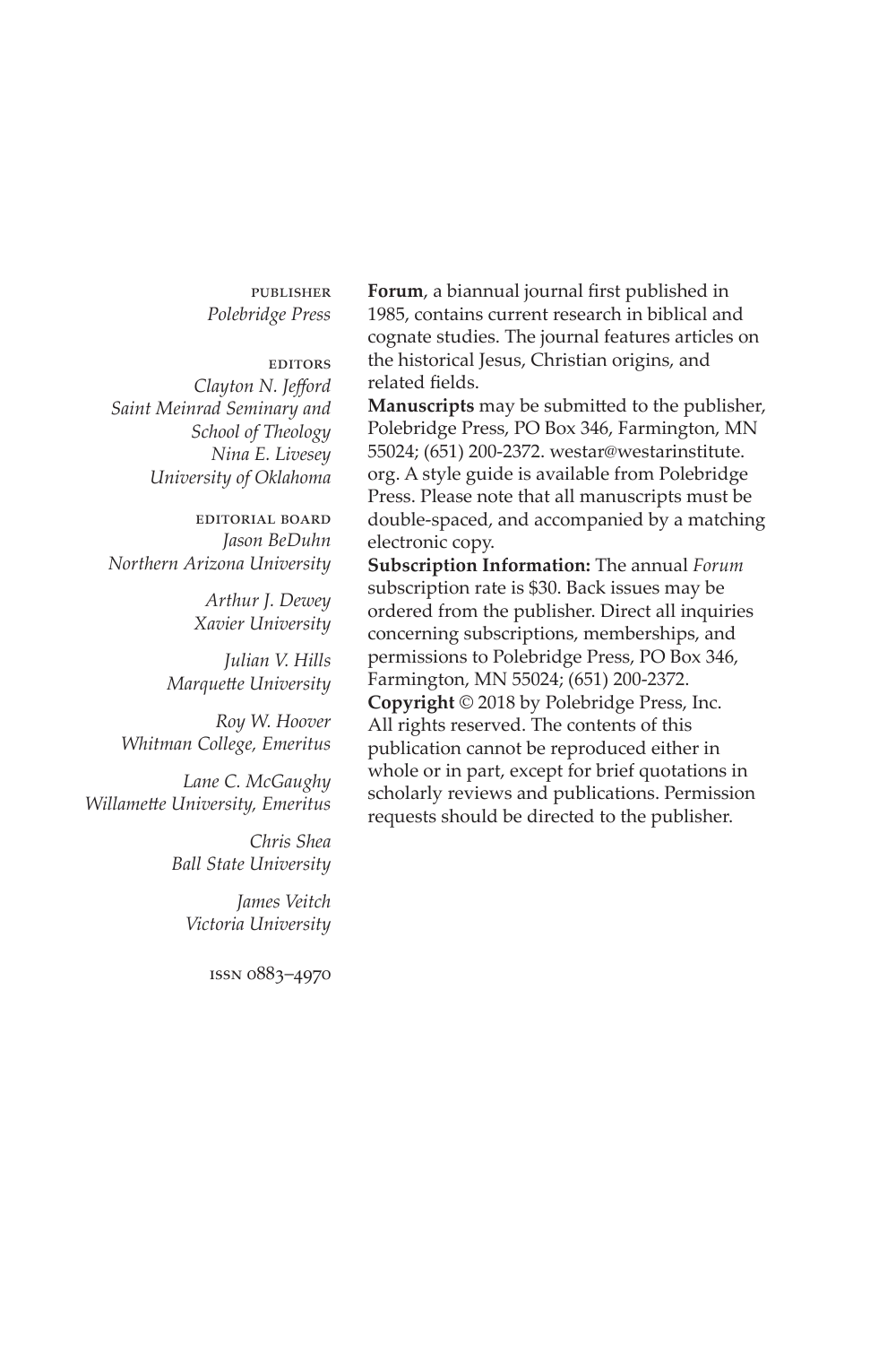PUBLISHER
*Polebridge Press*

EDITORS
*Clayton N. Jefford*
*Saint Meinrad Seminary and School of Theology*
*Nina E. Livesey*
*University of Oklahoma*

EDITORIAL BOARD
*Jason BeDuhn*
*Northern Arizona University*

*Arthur J. Dewey*
*Xavier University*

*Julian V. Hills*
*Marquette University*

*Roy W. Hoover*
*Whitman College, Emeritus*

*Lane C. McGaughy*
*Willamette University, Emeritus*

*Chris Shea*
*Ball State University*

*James Veitch*
*Victoria University*

ISSN 0883–4970

**Forum**, a biannual journal first published in 1985, contains current research in biblical and cognate studies. The journal features articles on the historical Jesus, Christian origins, and related fields.

**Manuscripts** may be submitted to the publisher, Polebridge Press, PO Box 346, Farmington, MN 55024; (651) 200-2372. westar@westarinstitute.org. A style guide is available from Polebridge Press. Please note that all manuscripts must be double-spaced, and accompanied by a matching electronic copy.

**Subscription Information:** The annual *Forum* subscription rate is $30. Back issues may be ordered from the publisher. Direct all inquiries concerning subscriptions, memberships, and permissions to Polebridge Press, PO Box 346, Farmington, MN 55024; (651) 200-2372.

**Copyright** © 2018 by Polebridge Press, Inc. All rights reserved. The contents of this publication cannot be reproduced either in whole or in part, except for brief quotations in scholarly reviews and publications. Permission requests should be directed to the publisher.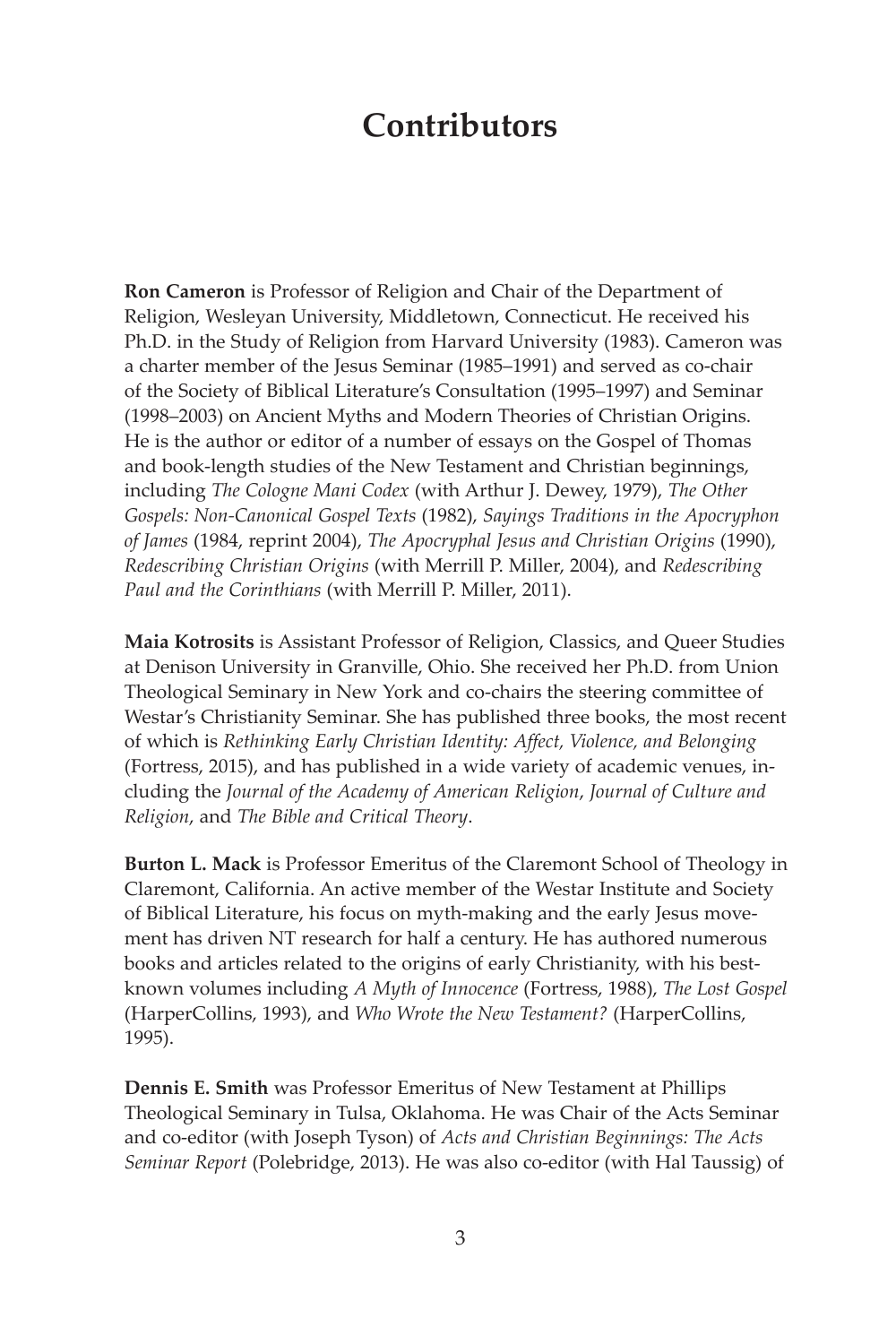# Contributors

**Ron Cameron** is Professor of Religion and Chair of the Department of Religion, Wesleyan University, Middletown, Connecticut. He received his Ph.D. in the Study of Religion from Harvard University (1983). Cameron was a charter member of the Jesus Seminar (1985–1991) and served as co-chair of the Society of Biblical Literature's Consultation (1995–1997) and Seminar (1998–2003) on Ancient Myths and Modern Theories of Christian Origins. He is the author or editor of a number of essays on the Gospel of Thomas and book-length studies of the New Testament and Christian beginnings, including *The Cologne Mani Codex* (with Arthur J. Dewey, 1979), *The Other Gospels: Non-Canonical Gospel Texts* (1982), *Sayings Traditions in the Apocryphon of James* (1984, reprint 2004), *The Apocryphal Jesus and Christian Origins* (1990), *Redescribing Christian Origins* (with Merrill P. Miller, 2004), and *Redescribing Paul and the Corinthians* (with Merrill P. Miller, 2011).

**Maia Kotrosits** is Assistant Professor of Religion, Classics, and Queer Studies at Denison University in Granville, Ohio. She received her Ph.D. from Union Theological Seminary in New York and co-chairs the steering committee of Westar's Christianity Seminar. She has published three books, the most recent of which is *Rethinking Early Christian Identity: Affect, Violence, and Belonging* (Fortress, 2015), and has published in a wide variety of academic venues, including the *Journal of the Academy of American Religion*, *Journal of Culture and Religion*, and *The Bible and Critical Theory*.

**Burton L. Mack** is Professor Emeritus of the Claremont School of Theology in Claremont, California. An active member of the Westar Institute and Society of Biblical Literature, his focus on myth-making and the early Jesus movement has driven NT research for half a century. He has authored numerous books and articles related to the origins of early Christianity, with his best-known volumes including *A Myth of Innocence* (Fortress, 1988), *The Lost Gospel* (HarperCollins, 1993), and *Who Wrote the New Testament?* (HarperCollins, 1995).

**Dennis E. Smith** was Professor Emeritus of New Testament at Phillips Theological Seminary in Tulsa, Oklahoma. He was Chair of the Acts Seminar and co-editor (with Joseph Tyson) of *Acts and Christian Beginnings: The Acts Seminar Report* (Polebridge, 2013). He was also co-editor (with Hal Taussig) of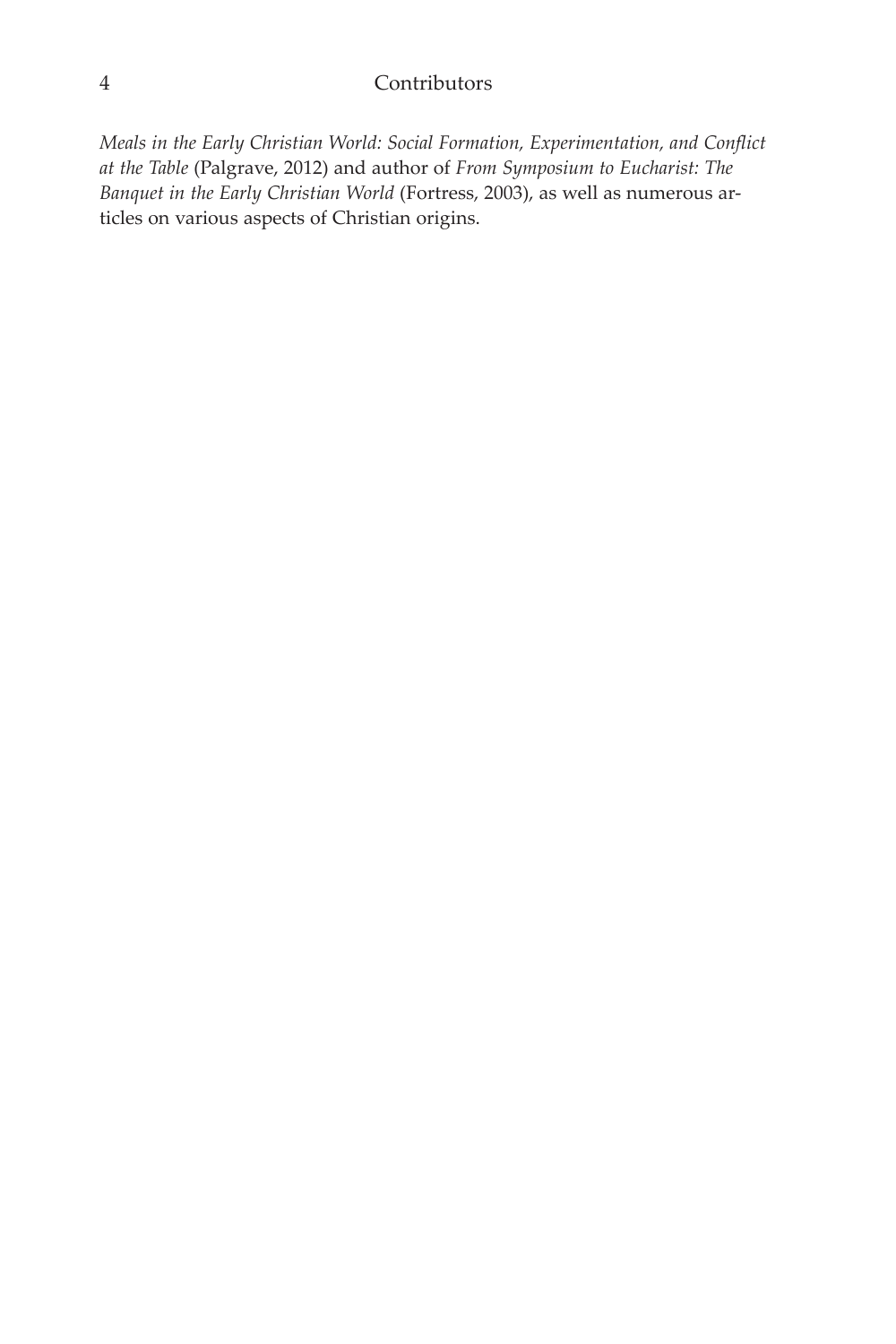*Meals in the Early Christian World: Social Formation, Experimentation, and Conflict at the Table* (Palgrave, 2012) and author of *From Symposium to Eucharist: The Banquet in the Early Christian World* (Fortress, 2003), as well as numerous articles on various aspects of Christian origins.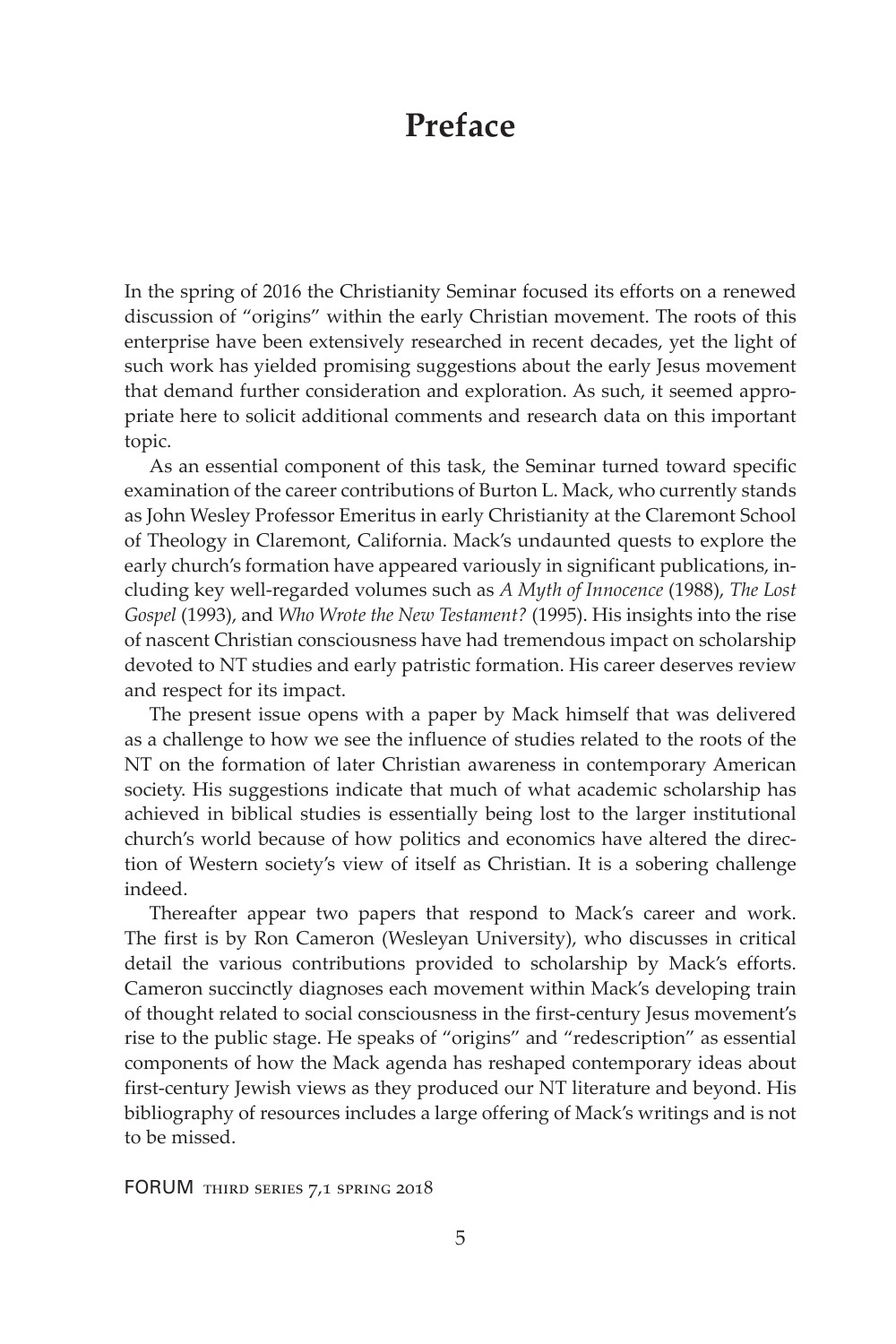# Preface

In the spring of 2016 the Christianity Seminar focused its efforts on a renewed discussion of "origins" within the early Christian movement. The roots of this enterprise have been extensively researched in recent decades, yet the light of such work has yielded promising suggestions about the early Jesus movement that demand further consideration and exploration. As such, it seemed appropriate here to solicit additional comments and research data on this important topic.

As an essential component of this task, the Seminar turned toward specific examination of the career contributions of Burton L. Mack, who currently stands as John Wesley Professor Emeritus in early Christianity at the Claremont School of Theology in Claremont, California. Mack's undaunted quests to explore the early church's formation have appeared variously in significant publications, including key well-regarded volumes such as *A Myth of Innocence* (1988), *The Lost Gospel* (1993), and *Who Wrote the New Testament?* (1995). His insights into the rise of nascent Christian consciousness have had tremendous impact on scholarship devoted to NT studies and early patristic formation. His career deserves review and respect for its impact.

The present issue opens with a paper by Mack himself that was delivered as a challenge to how we see the influence of studies related to the roots of the NT on the formation of later Christian awareness in contemporary American society. His suggestions indicate that much of what academic scholarship has achieved in biblical studies is essentially being lost to the larger institutional church's world because of how politics and economics have altered the direction of Western society's view of itself as Christian. It is a sobering challenge indeed.

Thereafter appear two papers that respond to Mack's career and work. The first is by Ron Cameron (Wesleyan University), who discusses in critical detail the various contributions provided to scholarship by Mack's efforts. Cameron succinctly diagnoses each movement within Mack's developing train of thought related to social consciousness in the first-century Jesus movement's rise to the public stage. He speaks of "origins" and "redescription" as essential components of how the Mack agenda has reshaped contemporary ideas about first-century Jewish views as they produced our NT literature and beyond. His bibliography of resources includes a large offering of Mack's writings and is not to be missed.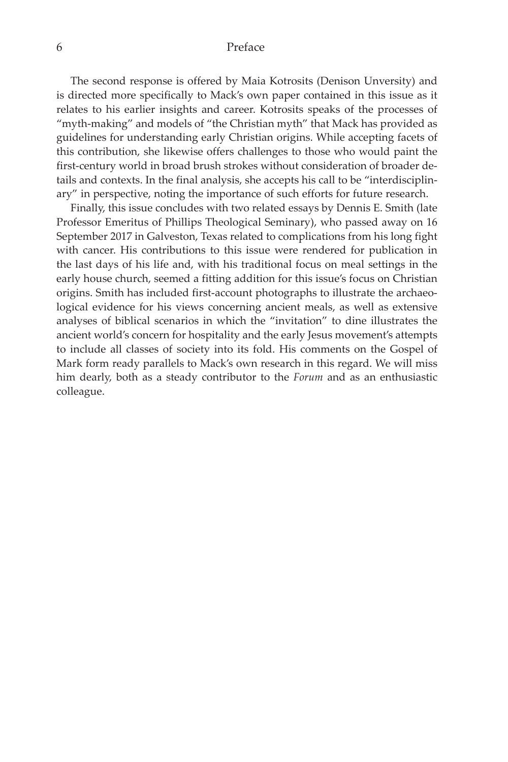The second response is offered by Maia Kotrosits (Denison Unversity) and is directed more specifically to Mack's own paper contained in this issue as it relates to his earlier insights and career. Kotrosits speaks of the processes of "myth-making" and models of "the Christian myth" that Mack has provided as guidelines for understanding early Christian origins. While accepting facets of this contribution, she likewise offers challenges to those who would paint the first-century world in broad brush strokes without consideration of broader details and contexts. In the final analysis, she accepts his call to be "interdisciplinary" in perspective, noting the importance of such efforts for future research.

Finally, this issue concludes with two related essays by Dennis E. Smith (late Professor Emeritus of Phillips Theological Seminary), who passed away on 16 September 2017 in Galveston, Texas related to complications from his long fight with cancer. His contributions to this issue were rendered for publication in the last days of his life and, with his traditional focus on meal settings in the early house church, seemed a fitting addition for this issue's focus on Christian origins. Smith has included first-account photographs to illustrate the archaeological evidence for his views concerning ancient meals, as well as extensive analyses of biblical scenarios in which the "invitation" to dine illustrates the ancient world's concern for hospitality and the early Jesus movement's attempts to include all classes of society into its fold. His comments on the Gospel of Mark form ready parallels to Mack's own research in this regard. We will miss him dearly, both as a steady contributor to the *Forum* and as an enthusiastic colleague.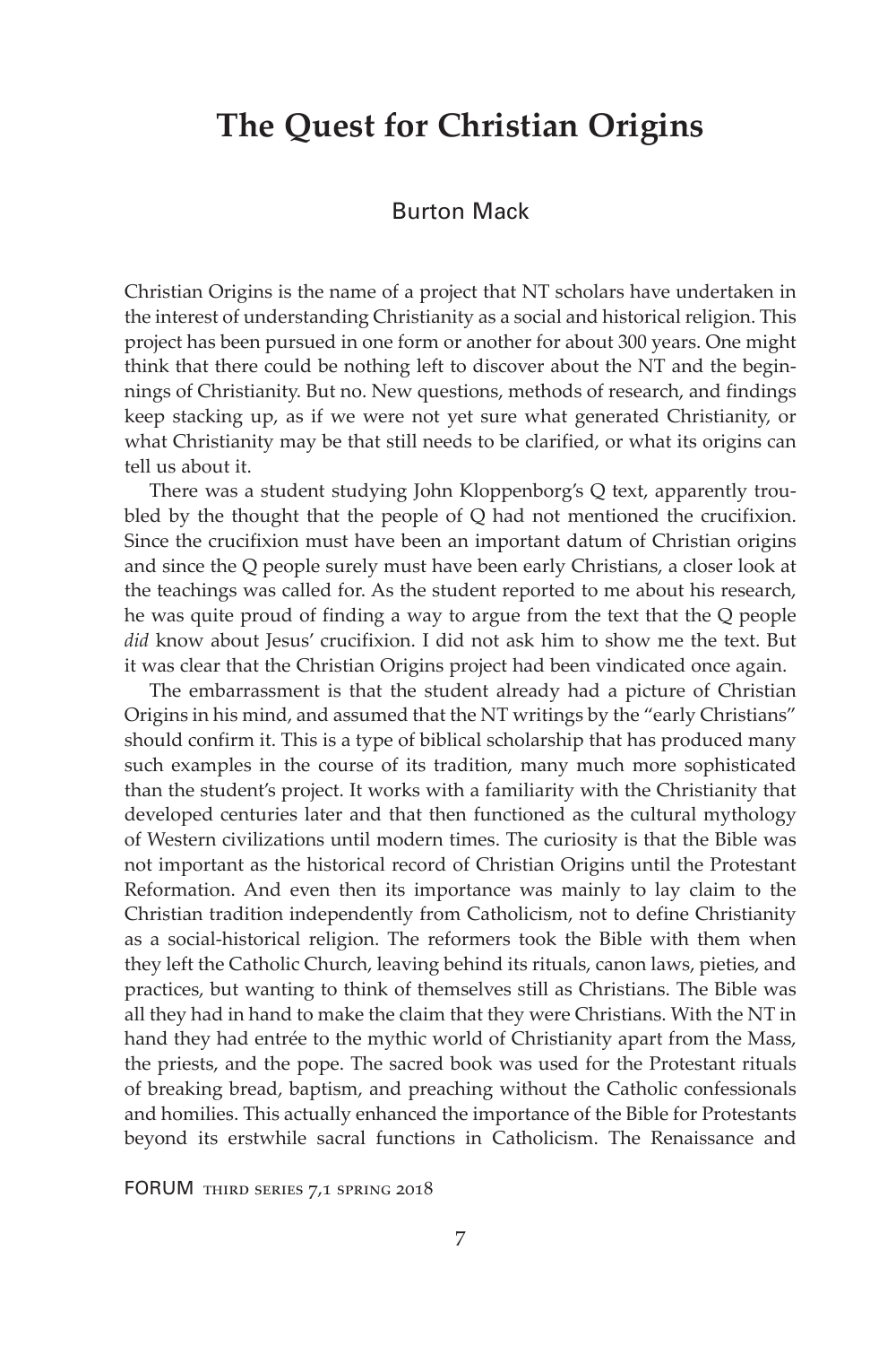# The Quest for Christian Origins

Burton Mack

Christian Origins is the name of a project that NT scholars have undertaken in the interest of understanding Christianity as a social and historical religion. This project has been pursued in one form or another for about 300 years. One might think that there could be nothing left to discover about the NT and the beginnings of Christianity. But no. New questions, methods of research, and findings keep stacking up, as if we were not yet sure what generated Christianity, or what Christianity may be that still needs to be clarified, or what its origins can tell us about it.

There was a student studying John Kloppenborg's Q text, apparently troubled by the thought that the people of Q had not mentioned the crucifixion. Since the crucifixion must have been an important datum of Christian origins and since the Q people surely must have been early Christians, a closer look at the teachings was called for. As the student reported to me about his research, he was quite proud of finding a way to argue from the text that the Q people *did* know about Jesus' crucifixion. I did not ask him to show me the text. But it was clear that the Christian Origins project had been vindicated once again.

The embarrassment is that the student already had a picture of Christian Origins in his mind, and assumed that the NT writings by the "early Christians" should confirm it. This is a type of biblical scholarship that has produced many such examples in the course of its tradition, many much more sophisticated than the student's project. It works with a familiarity with the Christianity that developed centuries later and that then functioned as the cultural mythology of Western civilizations until modern times. The curiosity is that the Bible was not important as the historical record of Christian Origins until the Protestant Reformation. And even then its importance was mainly to lay claim to the Christian tradition independently from Catholicism, not to define Christianity as a social-historical religion. The reformers took the Bible with them when they left the Catholic Church, leaving behind its rituals, canon laws, pieties, and practices, but wanting to think of themselves still as Christians. The Bible was all they had in hand to make the claim that they were Christians. With the NT in hand they had entrée to the mythic world of Christianity apart from the Mass, the priests, and the pope. The sacred book was used for the Protestant rituals of breaking bread, baptism, and preaching without the Catholic confessionals and homilies. This actually enhanced the importance of the Bible for Protestants beyond its erstwhile sacral functions in Catholicism. The Renaissance and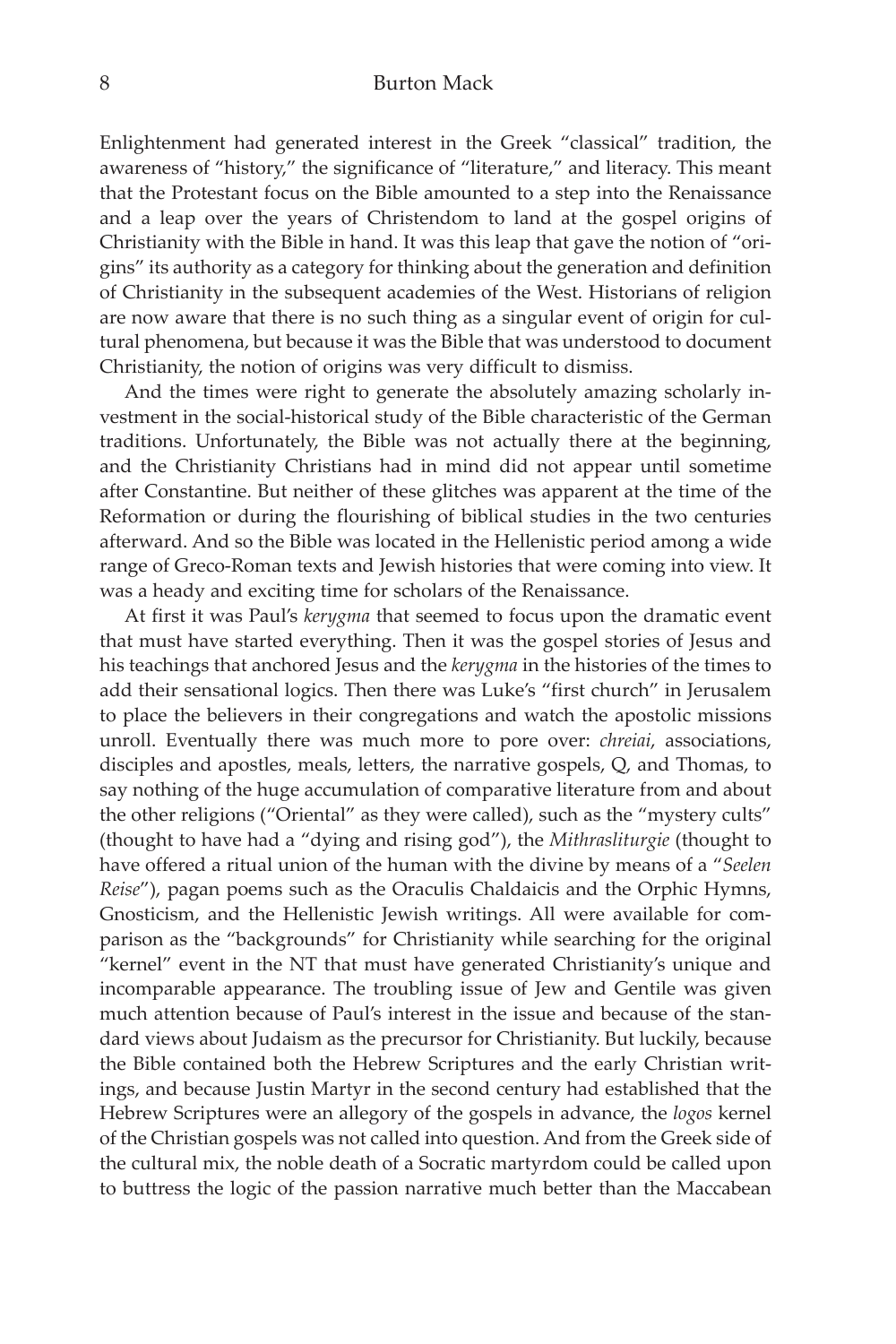Enlightenment had generated interest in the Greek "classical" tradition, the awareness of "history," the significance of "literature," and literacy. This meant that the Protestant focus on the Bible amounted to a step into the Renaissance and a leap over the years of Christendom to land at the gospel origins of Christianity with the Bible in hand. It was this leap that gave the notion of "origins" its authority as a category for thinking about the generation and definition of Christianity in the subsequent academies of the West. Historians of religion are now aware that there is no such thing as a singular event of origin for cultural phenomena, but because it was the Bible that was understood to document Christianity, the notion of origins was very difficult to dismiss.

And the times were right to generate the absolutely amazing scholarly investment in the social-historical study of the Bible characteristic of the German traditions. Unfortunately, the Bible was not actually there at the beginning, and the Christianity Christians had in mind did not appear until sometime after Constantine. But neither of these glitches was apparent at the time of the Reformation or during the flourishing of biblical studies in the two centuries afterward. And so the Bible was located in the Hellenistic period among a wide range of Greco-Roman texts and Jewish histories that were coming into view. It was a heady and exciting time for scholars of the Renaissance.

At first it was Paul's *kerygma* that seemed to focus upon the dramatic event that must have started everything. Then it was the gospel stories of Jesus and his teachings that anchored Jesus and the *kerygma* in the histories of the times to add their sensational logics. Then there was Luke's "first church" in Jerusalem to place the believers in their congregations and watch the apostolic missions unroll. Eventually there was much more to pore over: *chreiai*, associations, disciples and apostles, meals, letters, the narrative gospels, Q, and Thomas, to say nothing of the huge accumulation of comparative literature from and about the other religions ("Oriental" as they were called), such as the "mystery cults" (thought to have had a "dying and rising god"), the *Mithrasliturgie* (thought to have offered a ritual union of the human with the divine by means of a "*Seelen Reise*"), pagan poems such as the Oraculis Chaldaicis and the Orphic Hymns, Gnosticism, and the Hellenistic Jewish writings. All were available for comparison as the "backgrounds" for Christianity while searching for the original "kernel" event in the NT that must have generated Christianity's unique and incomparable appearance. The troubling issue of Jew and Gentile was given much attention because of Paul's interest in the issue and because of the standard views about Judaism as the precursor for Christianity. But luckily, because the Bible contained both the Hebrew Scriptures and the early Christian writings, and because Justin Martyr in the second century had established that the Hebrew Scriptures were an allegory of the gospels in advance, the *logos* kernel of the Christian gospels was not called into question. And from the Greek side of the cultural mix, the noble death of a Socratic martyrdom could be called upon to buttress the logic of the passion narrative much better than the Maccabean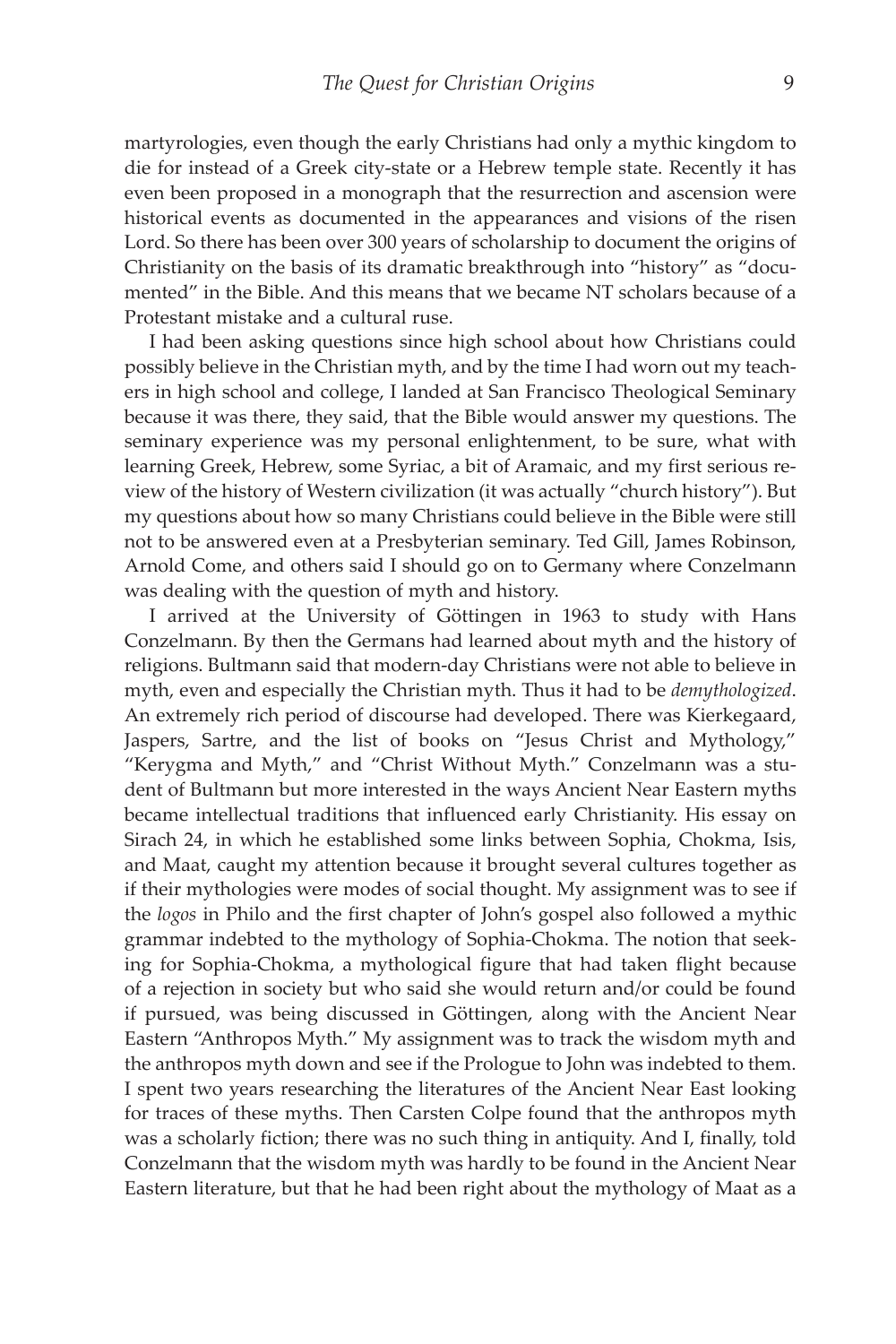martyrologies, even though the early Christians had only a mythic kingdom to die for instead of a Greek city-state or a Hebrew temple state. Recently it has even been proposed in a monograph that the resurrection and ascension were historical events as documented in the appearances and visions of the risen Lord. So there has been over 300 years of scholarship to document the origins of Christianity on the basis of its dramatic breakthrough into "history" as "documented" in the Bible. And this means that we became NT scholars because of a Protestant mistake and a cultural ruse.

I had been asking questions since high school about how Christians could possibly believe in the Christian myth, and by the time I had worn out my teachers in high school and college, I landed at San Francisco Theological Seminary because it was there, they said, that the Bible would answer my questions. The seminary experience was my personal enlightenment, to be sure, what with learning Greek, Hebrew, some Syriac, a bit of Aramaic, and my first serious review of the history of Western civilization (it was actually "church history"). But my questions about how so many Christians could believe in the Bible were still not to be answered even at a Presbyterian seminary. Ted Gill, James Robinson, Arnold Come, and others said I should go on to Germany where Conzelmann was dealing with the question of myth and history.

I arrived at the University of Göttingen in 1963 to study with Hans Conzelmann. By then the Germans had learned about myth and the history of religions. Bultmann said that modern-day Christians were not able to believe in myth, even and especially the Christian myth. Thus it had to be *demythologized*. An extremely rich period of discourse had developed. There was Kierkegaard, Jaspers, Sartre, and the list of books on "Jesus Christ and Mythology," "Kerygma and Myth," and "Christ Without Myth." Conzelmann was a student of Bultmann but more interested in the ways Ancient Near Eastern myths became intellectual traditions that influenced early Christianity. His essay on Sirach 24, in which he established some links between Sophia, Chokma, Isis, and Maat, caught my attention because it brought several cultures together as if their mythologies were modes of social thought. My assignment was to see if the *logos* in Philo and the first chapter of John's gospel also followed a mythic grammar indebted to the mythology of Sophia-Chokma. The notion that seeking for Sophia-Chokma, a mythological figure that had taken flight because of a rejection in society but who said she would return and/or could be found if pursued, was being discussed in Göttingen, along with the Ancient Near Eastern "Anthropos Myth." My assignment was to track the wisdom myth and the anthropos myth down and see if the Prologue to John was indebted to them. I spent two years researching the literatures of the Ancient Near East looking for traces of these myths. Then Carsten Colpe found that the anthropos myth was a scholarly fiction; there was no such thing in antiquity. And I, finally, told Conzelmann that the wisdom myth was hardly to be found in the Ancient Near Eastern literature, but that he had been right about the mythology of Maat as a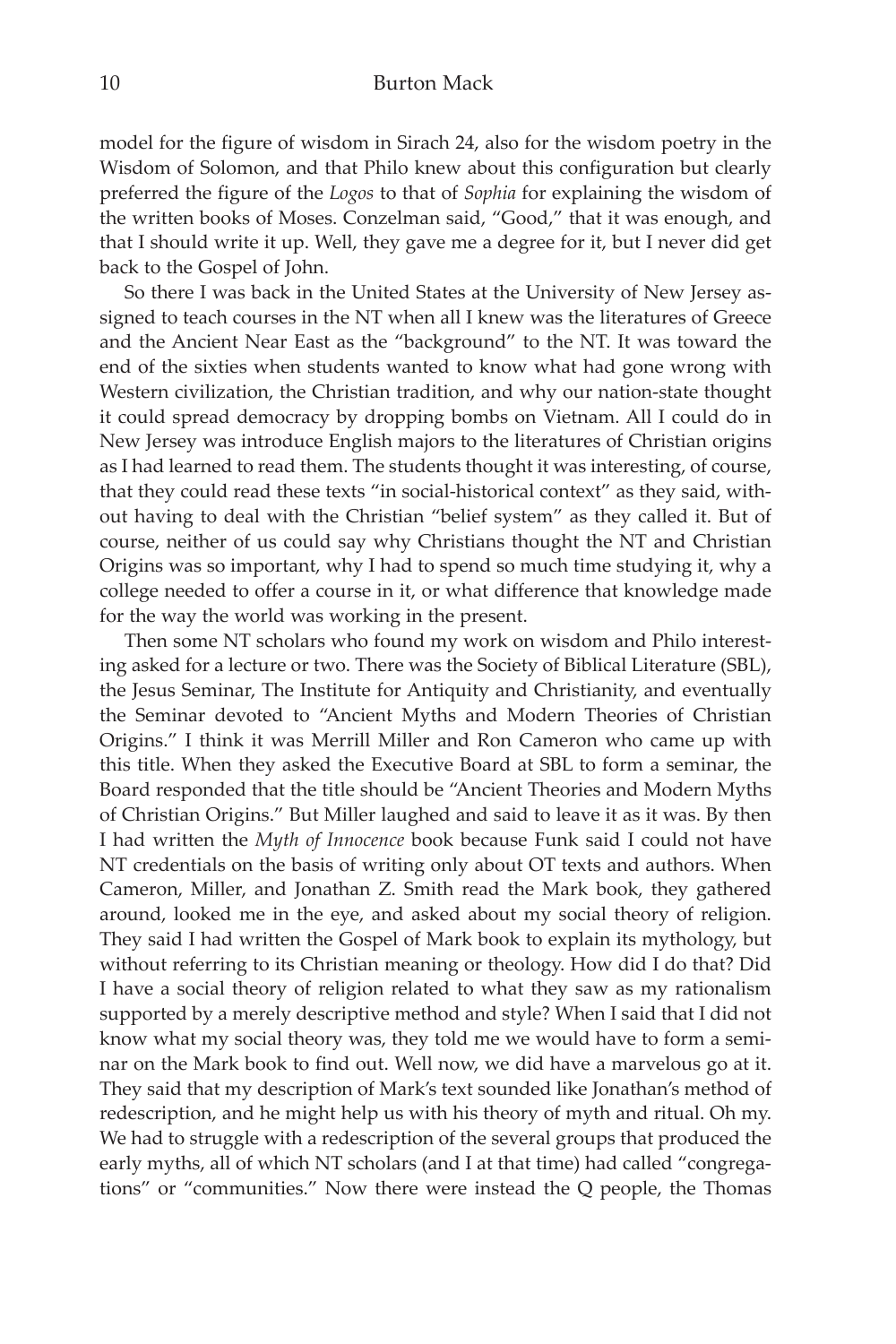model for the figure of wisdom in Sirach 24, also for the wisdom poetry in the Wisdom of Solomon, and that Philo knew about this configuration but clearly preferred the figure of the *Logos* to that of *Sophia* for explaining the wisdom of the written books of Moses. Conzelman said, "Good," that it was enough, and that I should write it up. Well, they gave me a degree for it, but I never did get back to the Gospel of John.

So there I was back in the United States at the University of New Jersey assigned to teach courses in the NT when all I knew was the literatures of Greece and the Ancient Near East as the "background" to the NT. It was toward the end of the sixties when students wanted to know what had gone wrong with Western civilization, the Christian tradition, and why our nation-state thought it could spread democracy by dropping bombs on Vietnam. All I could do in New Jersey was introduce English majors to the literatures of Christian origins as I had learned to read them. The students thought it was interesting, of course, that they could read these texts "in social-historical context" as they said, without having to deal with the Christian "belief system" as they called it. But of course, neither of us could say why Christians thought the NT and Christian Origins was so important, why I had to spend so much time studying it, why a college needed to offer a course in it, or what difference that knowledge made for the way the world was working in the present.

Then some NT scholars who found my work on wisdom and Philo interesting asked for a lecture or two. There was the Society of Biblical Literature (SBL), the Jesus Seminar, The Institute for Antiquity and Christianity, and eventually the Seminar devoted to "Ancient Myths and Modern Theories of Christian Origins." I think it was Merrill Miller and Ron Cameron who came up with this title. When they asked the Executive Board at SBL to form a seminar, the Board responded that the title should be "Ancient Theories and Modern Myths of Christian Origins." But Miller laughed and said to leave it as it was. By then I had written the *Myth of Innocence* book because Funk said I could not have NT credentials on the basis of writing only about OT texts and authors. When Cameron, Miller, and Jonathan Z. Smith read the Mark book, they gathered around, looked me in the eye, and asked about my social theory of religion. They said I had written the Gospel of Mark book to explain its mythology, but without referring to its Christian meaning or theology. How did I do that? Did I have a social theory of religion related to what they saw as my rationalism supported by a merely descriptive method and style? When I said that I did not know what my social theory was, they told me we would have to form a seminar on the Mark book to find out. Well now, we did have a marvelous go at it. They said that my description of Mark's text sounded like Jonathan's method of redescription, and he might help us with his theory of myth and ritual. Oh my. We had to struggle with a redescription of the several groups that produced the early myths, all of which NT scholars (and I at that time) had called "congregations" or "communities." Now there were instead the Q people, the Thomas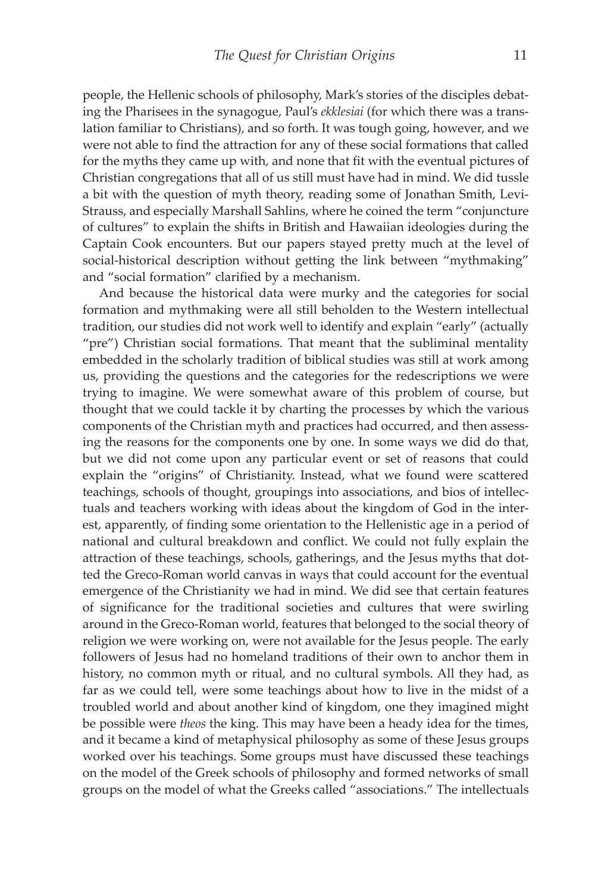people, the Hellenic schools of philosophy, Mark's stories of the disciples debating the Pharisees in the synagogue, Paul's *ekklesiai* (for which there was a translation familiar to Christians), and so forth. It was tough going, however, and we were not able to find the attraction for any of these social formations that called for the myths they came up with, and none that fit with the eventual pictures of Christian congregations that all of us still must have had in mind. We did tussle a bit with the question of myth theory, reading some of Jonathan Smith, Levi-Strauss, and especially Marshall Sahlins, where he coined the term "conjuncture of cultures" to explain the shifts in British and Hawaiian ideologies during the Captain Cook encounters. But our papers stayed pretty much at the level of social-historical description without getting the link between "mythmaking" and "social formation" clarified by a mechanism.

And because the historical data were murky and the categories for social formation and mythmaking were all still beholden to the Western intellectual tradition, our studies did not work well to identify and explain "early" (actually "pre") Christian social formations. That meant that the subliminal mentality embedded in the scholarly tradition of biblical studies was still at work among us, providing the questions and the categories for the redescriptions we were trying to imagine. We were somewhat aware of this problem of course, but thought that we could tackle it by charting the processes by which the various components of the Christian myth and practices had occurred, and then assessing the reasons for the components one by one. In some ways we did do that, but we did not come upon any particular event or set of reasons that could explain the "origins" of Christianity. Instead, what we found were scattered teachings, schools of thought, groupings into associations, and bios of intellectuals and teachers working with ideas about the kingdom of God in the interest, apparently, of finding some orientation to the Hellenistic age in a period of national and cultural breakdown and conflict. We could not fully explain the attraction of these teachings, schools, gatherings, and the Jesus myths that dotted the Greco-Roman world canvas in ways that could account for the eventual emergence of the Christianity we had in mind. We did see that certain features of significance for the traditional societies and cultures that were swirling around in the Greco-Roman world, features that belonged to the social theory of religion we were working on, were not available for the Jesus people. The early followers of Jesus had no homeland traditions of their own to anchor them in history, no common myth or ritual, and no cultural symbols. All they had, as far as we could tell, were some teachings about how to live in the midst of a troubled world and about another kind of kingdom, one they imagined might be possible were *theos* the king. This may have been a heady idea for the times, and it became a kind of metaphysical philosophy as some of these Jesus groups worked over his teachings. Some groups must have discussed these teachings on the model of the Greek schools of philosophy and formed networks of small groups on the model of what the Greeks called "associations." The intellectuals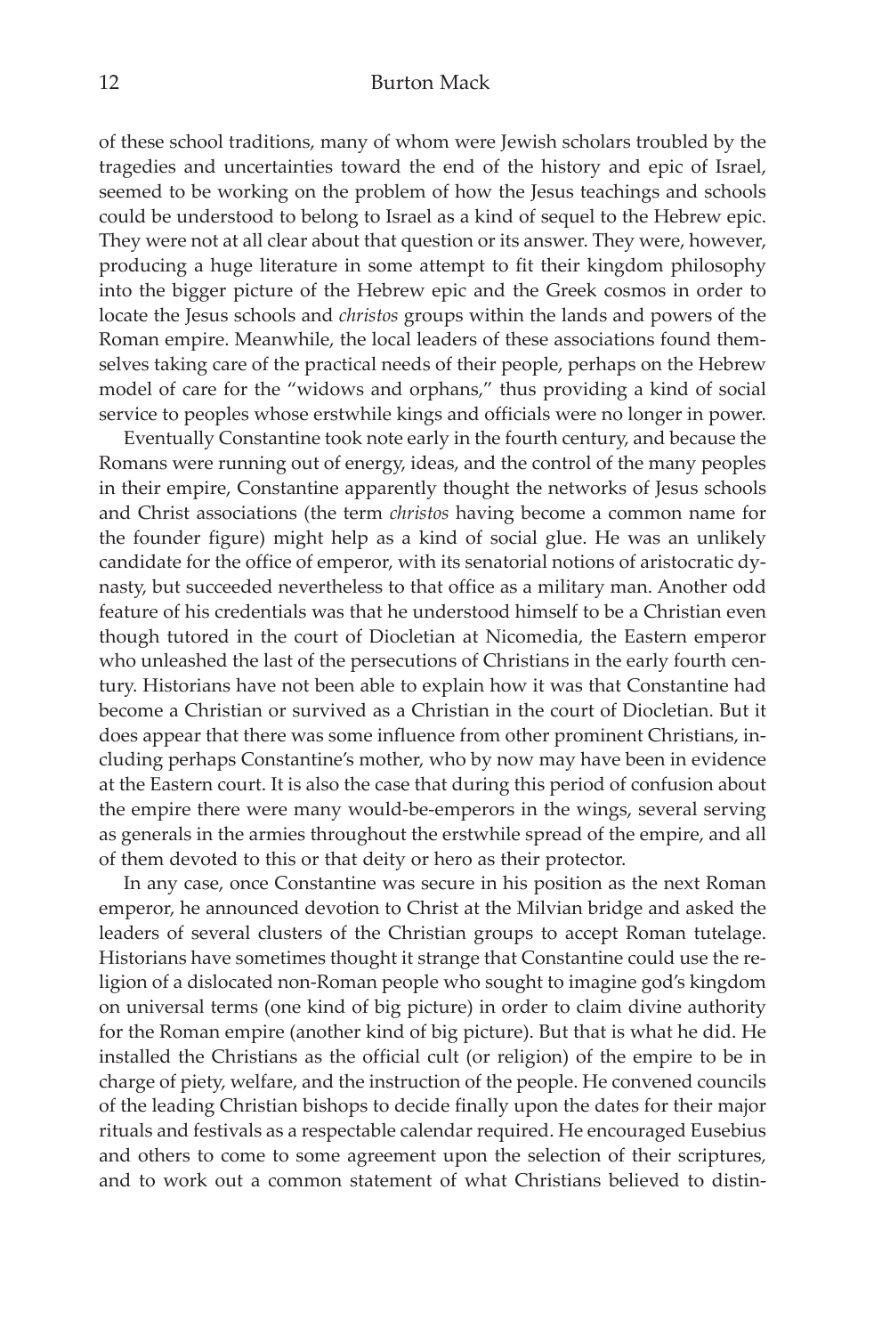of these school traditions, many of whom were Jewish scholars troubled by the tragedies and uncertainties toward the end of the history and epic of Israel, seemed to be working on the problem of how the Jesus teachings and schools could be understood to belong to Israel as a kind of sequel to the Hebrew epic. They were not at all clear about that question or its answer. They were, however, producing a huge literature in some attempt to fit their kingdom philosophy into the bigger picture of the Hebrew epic and the Greek cosmos in order to locate the Jesus schools and *christos* groups within the lands and powers of the Roman empire. Meanwhile, the local leaders of these associations found themselves taking care of the practical needs of their people, perhaps on the Hebrew model of care for the "widows and orphans," thus providing a kind of social service to peoples whose erstwhile kings and officials were no longer in power.

Eventually Constantine took note early in the fourth century, and because the Romans were running out of energy, ideas, and the control of the many peoples in their empire, Constantine apparently thought the networks of Jesus schools and Christ associations (the term *christos* having become a common name for the founder figure) might help as a kind of social glue. He was an unlikely candidate for the office of emperor, with its senatorial notions of aristocratic dynasty, but succeeded nevertheless to that office as a military man. Another odd feature of his credentials was that he understood himself to be a Christian even though tutored in the court of Diocletian at Nicomedia, the Eastern emperor who unleashed the last of the persecutions of Christians in the early fourth century. Historians have not been able to explain how it was that Constantine had become a Christian or survived as a Christian in the court of Diocletian. But it does appear that there was some influence from other prominent Christians, including perhaps Constantine's mother, who by now may have been in evidence at the Eastern court. It is also the case that during this period of confusion about the empire there were many would-be-emperors in the wings, several serving as generals in the armies throughout the erstwhile spread of the empire, and all of them devoted to this or that deity or hero as their protector.

In any case, once Constantine was secure in his position as the next Roman emperor, he announced devotion to Christ at the Milvian bridge and asked the leaders of several clusters of the Christian groups to accept Roman tutelage. Historians have sometimes thought it strange that Constantine could use the religion of a dislocated non-Roman people who sought to imagine god's kingdom on universal terms (one kind of big picture) in order to claim divine authority for the Roman empire (another kind of big picture). But that is what he did. He installed the Christians as the official cult (or religion) of the empire to be in charge of piety, welfare, and the instruction of the people. He convened councils of the leading Christian bishops to decide finally upon the dates for their major rituals and festivals as a respectable calendar required. He encouraged Eusebius and others to come to some agreement upon the selection of their scriptures, and to work out a common statement of what Christians believed to distin-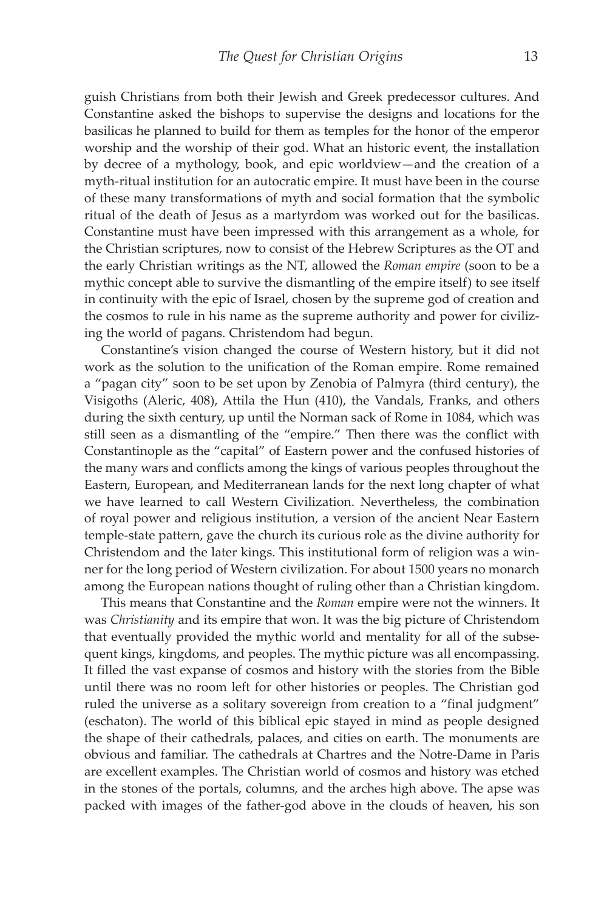guish Christians from both their Jewish and Greek predecessor cultures. And Constantine asked the bishops to supervise the designs and locations for the basilicas he planned to build for them as temples for the honor of the emperor worship and the worship of their god. What an historic event, the installation by decree of a mythology, book, and epic worldview—and the creation of a myth-ritual institution for an autocratic empire. It must have been in the course of these many transformations of myth and social formation that the symbolic ritual of the death of Jesus as a martyrdom was worked out for the basilicas. Constantine must have been impressed with this arrangement as a whole, for the Christian scriptures, now to consist of the Hebrew Scriptures as the OT and the early Christian writings as the NT, allowed the *Roman empire* (soon to be a mythic concept able to survive the dismantling of the empire itself) to see itself in continuity with the epic of Israel, chosen by the supreme god of creation and the cosmos to rule in his name as the supreme authority and power for civilizing the world of pagans. Christendom had begun.

Constantine's vision changed the course of Western history, but it did not work as the solution to the unification of the Roman empire. Rome remained a "pagan city" soon to be set upon by Zenobia of Palmyra (third century), the Visigoths (Aleric, 408), Attila the Hun (410), the Vandals, Franks, and others during the sixth century, up until the Norman sack of Rome in 1084, which was still seen as a dismantling of the "empire." Then there was the conflict with Constantinople as the "capital" of Eastern power and the confused histories of the many wars and conflicts among the kings of various peoples throughout the Eastern, European, and Mediterranean lands for the next long chapter of what we have learned to call Western Civilization. Nevertheless, the combination of royal power and religious institution, a version of the ancient Near Eastern temple-state pattern, gave the church its curious role as the divine authority for Christendom and the later kings. This institutional form of religion was a winner for the long period of Western civilization. For about 1500 years no monarch among the European nations thought of ruling other than a Christian kingdom.

This means that Constantine and the *Roman* empire were not the winners. It was *Christianity* and its empire that won. It was the big picture of Christendom that eventually provided the mythic world and mentality for all of the subsequent kings, kingdoms, and peoples. The mythic picture was all encompassing. It filled the vast expanse of cosmos and history with the stories from the Bible until there was no room left for other histories or peoples. The Christian god ruled the universe as a solitary sovereign from creation to a "final judgment" (eschaton). The world of this biblical epic stayed in mind as people designed the shape of their cathedrals, palaces, and cities on earth. The monuments are obvious and familiar. The cathedrals at Chartres and the Notre-Dame in Paris are excellent examples. The Christian world of cosmos and history was etched in the stones of the portals, columns, and the arches high above. The apse was packed with images of the father-god above in the clouds of heaven, his son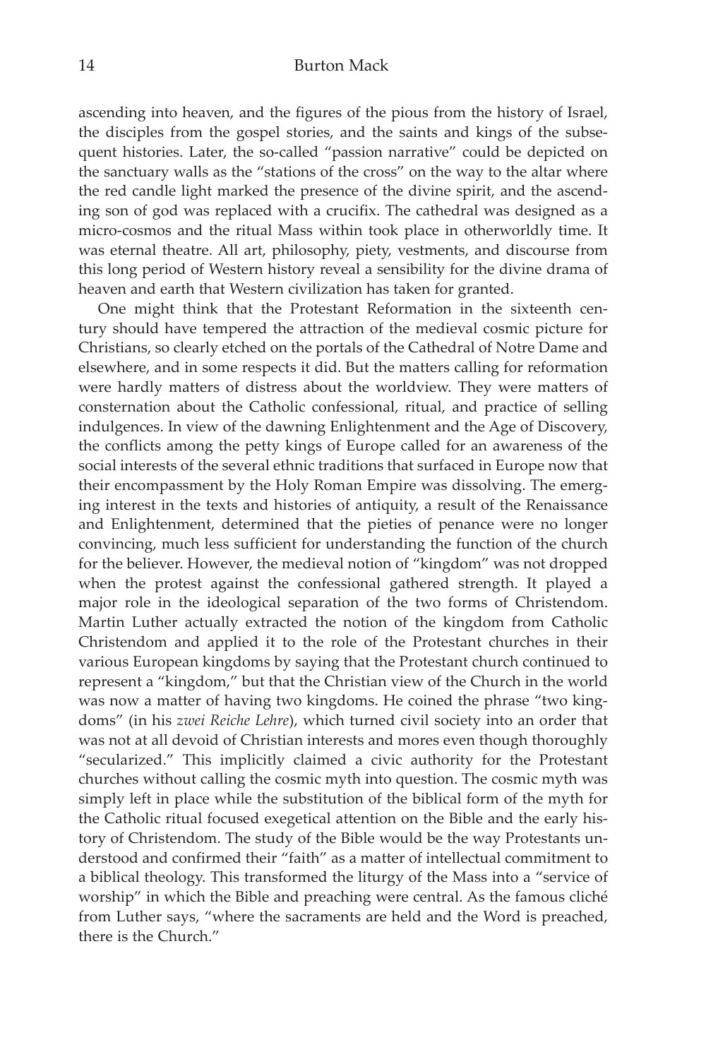ascending into heaven, and the figures of the pious from the history of Israel, the disciples from the gospel stories, and the saints and kings of the subsequent histories. Later, the so-called "passion narrative" could be depicted on the sanctuary walls as the "stations of the cross" on the way to the altar where the red candle light marked the presence of the divine spirit, and the ascending son of god was replaced with a crucifix. The cathedral was designed as a micro-cosmos and the ritual Mass within took place in otherworldly time. It was eternal theatre. All art, philosophy, piety, vestments, and discourse from this long period of Western history reveal a sensibility for the divine drama of heaven and earth that Western civilization has taken for granted.

One might think that the Protestant Reformation in the sixteenth century should have tempered the attraction of the medieval cosmic picture for Christians, so clearly etched on the portals of the Cathedral of Notre Dame and elsewhere, and in some respects it did. But the matters calling for reformation were hardly matters of distress about the worldview. They were matters of consternation about the Catholic confessional, ritual, and practice of selling indulgences. In view of the dawning Enlightenment and the Age of Discovery, the conflicts among the petty kings of Europe called for an awareness of the social interests of the several ethnic traditions that surfaced in Europe now that their encompassment by the Holy Roman Empire was dissolving. The emerging interest in the texts and histories of antiquity, a result of the Renaissance and Enlightenment, determined that the pieties of penance were no longer convincing, much less sufficient for understanding the function of the church for the believer. However, the medieval notion of "kingdom" was not dropped when the protest against the confessional gathered strength. It played a major role in the ideological separation of the two forms of Christendom. Martin Luther actually extracted the notion of the kingdom from Catholic Christendom and applied it to the role of the Protestant churches in their various European kingdoms by saying that the Protestant church continued to represent a "kingdom," but that the Christian view of the Church in the world was now a matter of having two kingdoms. He coined the phrase "two kingdoms" (in his *zwei Reiche Lehre*), which turned civil society into an order that was not at all devoid of Christian interests and mores even though thoroughly "secularized." This implicitly claimed a civic authority for the Protestant churches without calling the cosmic myth into question. The cosmic myth was simply left in place while the substitution of the biblical form of the myth for the Catholic ritual focused exegetical attention on the Bible and the early history of Christendom. The study of the Bible would be the way Protestants understood and confirmed their "faith" as a matter of intellectual commitment to a biblical theology. This transformed the liturgy of the Mass into a "service of worship" in which the Bible and preaching were central. As the famous cliché from Luther says, "where the sacraments are held and the Word is preached, there is the Church."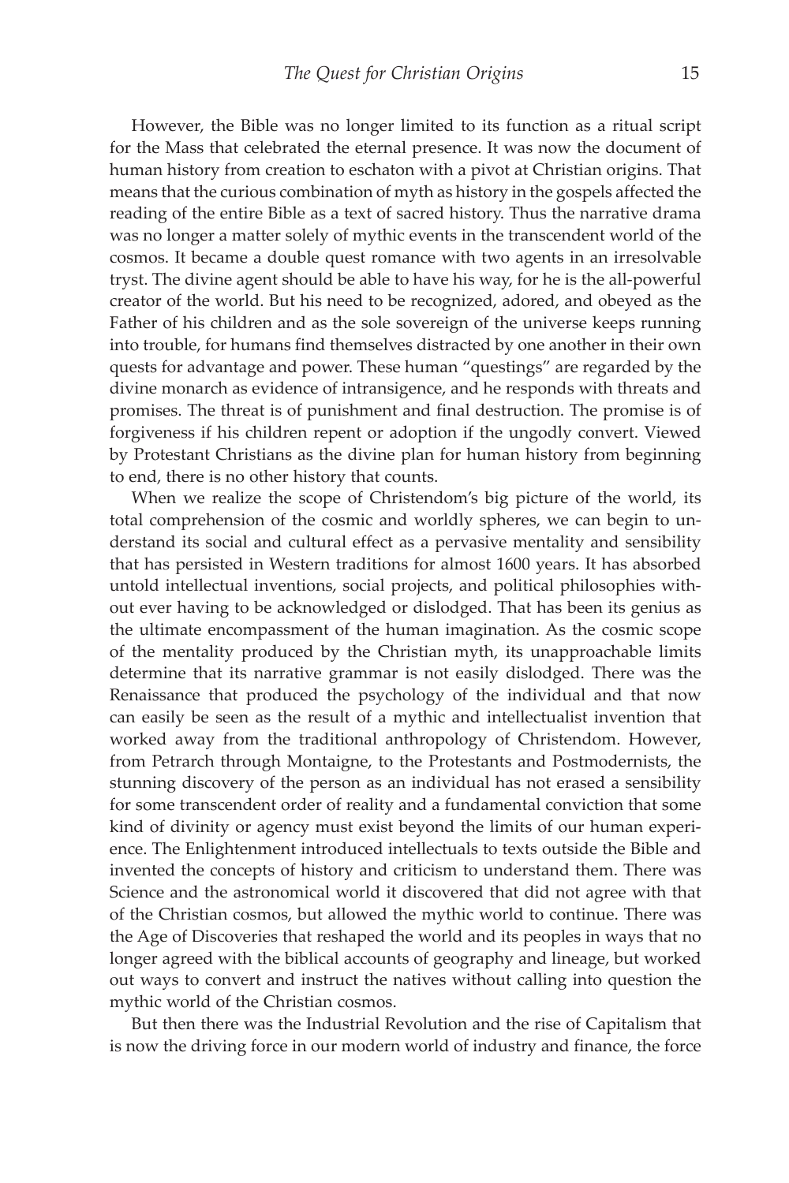However, the Bible was no longer limited to its function as a ritual script for the Mass that celebrated the eternal presence. It was now the document of human history from creation to eschaton with a pivot at Christian origins. That means that the curious combination of myth as history in the gospels affected the reading of the entire Bible as a text of sacred history. Thus the narrative drama was no longer a matter solely of mythic events in the transcendent world of the cosmos. It became a double quest romance with two agents in an irresolvable tryst. The divine agent should be able to have his way, for he is the all-powerful creator of the world. But his need to be recognized, adored, and obeyed as the Father of his children and as the sole sovereign of the universe keeps running into trouble, for humans find themselves distracted by one another in their own quests for advantage and power. These human "questings" are regarded by the divine monarch as evidence of intransigence, and he responds with threats and promises. The threat is of punishment and final destruction. The promise is of forgiveness if his children repent or adoption if the ungodly convert. Viewed by Protestant Christians as the divine plan for human history from beginning to end, there is no other history that counts.

When we realize the scope of Christendom's big picture of the world, its total comprehension of the cosmic and worldly spheres, we can begin to understand its social and cultural effect as a pervasive mentality and sensibility that has persisted in Western traditions for almost 1600 years. It has absorbed untold intellectual inventions, social projects, and political philosophies without ever having to be acknowledged or dislodged. That has been its genius as the ultimate encompassment of the human imagination. As the cosmic scope of the mentality produced by the Christian myth, its unapproachable limits determine that its narrative grammar is not easily dislodged. There was the Renaissance that produced the psychology of the individual and that now can easily be seen as the result of a mythic and intellectualist invention that worked away from the traditional anthropology of Christendom. However, from Petrarch through Montaigne, to the Protestants and Postmodernists, the stunning discovery of the person as an individual has not erased a sensibility for some transcendent order of reality and a fundamental conviction that some kind of divinity or agency must exist beyond the limits of our human experience. The Enlightenment introduced intellectuals to texts outside the Bible and invented the concepts of history and criticism to understand them. There was Science and the astronomical world it discovered that did not agree with that of the Christian cosmos, but allowed the mythic world to continue. There was the Age of Discoveries that reshaped the world and its peoples in ways that no longer agreed with the biblical accounts of geography and lineage, but worked out ways to convert and instruct the natives without calling into question the mythic world of the Christian cosmos.

But then there was the Industrial Revolution and the rise of Capitalism that is now the driving force in our modern world of industry and finance, the force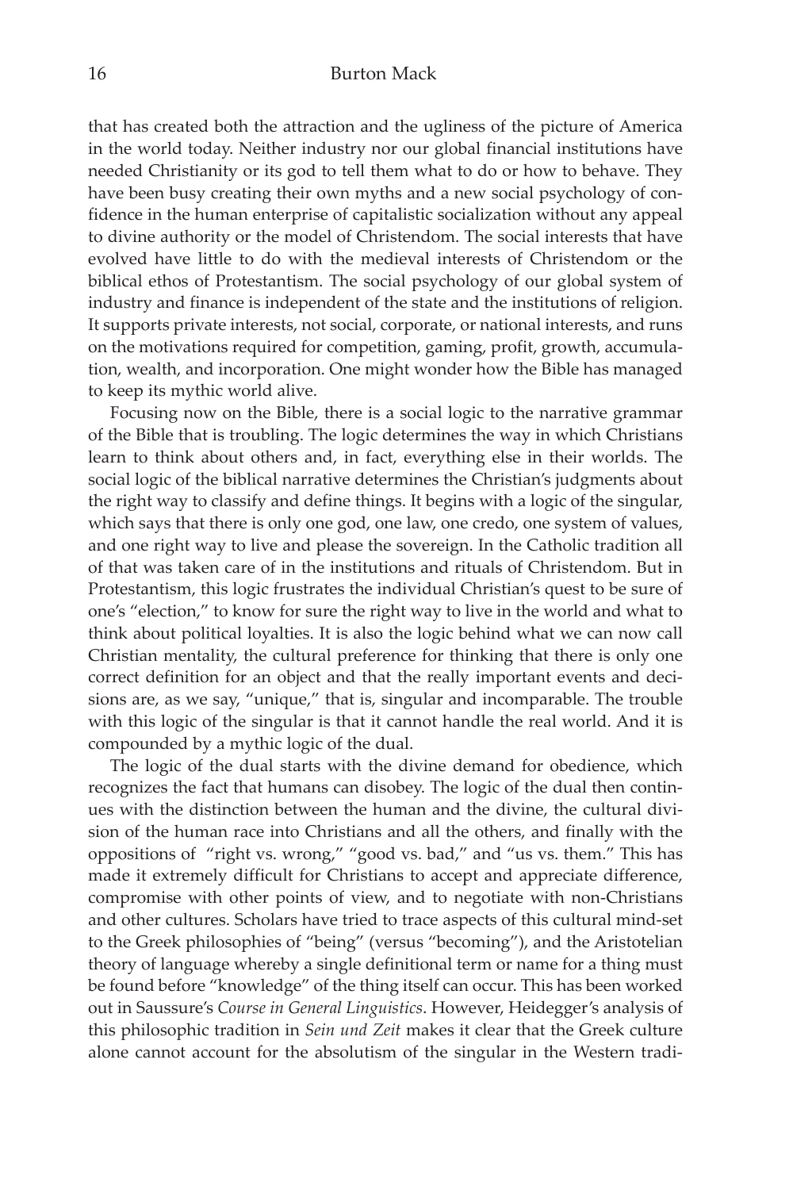that has created both the attraction and the ugliness of the picture of America in the world today. Neither industry nor our global financial institutions have needed Christianity or its god to tell them what to do or how to behave. They have been busy creating their own myths and a new social psychology of confidence in the human enterprise of capitalistic socialization without any appeal to divine authority or the model of Christendom. The social interests that have evolved have little to do with the medieval interests of Christendom or the biblical ethos of Protestantism. The social psychology of our global system of industry and finance is independent of the state and the institutions of religion. It supports private interests, not social, corporate, or national interests, and runs on the motivations required for competition, gaming, profit, growth, accumulation, wealth, and incorporation. One might wonder how the Bible has managed to keep its mythic world alive.

Focusing now on the Bible, there is a social logic to the narrative grammar of the Bible that is troubling. The logic determines the way in which Christians learn to think about others and, in fact, everything else in their worlds. The social logic of the biblical narrative determines the Christian's judgments about the right way to classify and define things. It begins with a logic of the singular, which says that there is only one god, one law, one credo, one system of values, and one right way to live and please the sovereign. In the Catholic tradition all of that was taken care of in the institutions and rituals of Christendom. But in Protestantism, this logic frustrates the individual Christian's quest to be sure of one's "election," to know for sure the right way to live in the world and what to think about political loyalties. It is also the logic behind what we can now call Christian mentality, the cultural preference for thinking that there is only one correct definition for an object and that the really important events and decisions are, as we say, "unique," that is, singular and incomparable. The trouble with this logic of the singular is that it cannot handle the real world. And it is compounded by a mythic logic of the dual.

The logic of the dual starts with the divine demand for obedience, which recognizes the fact that humans can disobey. The logic of the dual then continues with the distinction between the human and the divine, the cultural division of the human race into Christians and all the others, and finally with the oppositions of "right vs. wrong," "good vs. bad," and "us vs. them." This has made it extremely difficult for Christians to accept and appreciate difference, compromise with other points of view, and to negotiate with non-Christians and other cultures. Scholars have tried to trace aspects of this cultural mind-set to the Greek philosophies of "being" (versus "becoming"), and the Aristotelian theory of language whereby a single definitional term or name for a thing must be found before "knowledge" of the thing itself can occur. This has been worked out in Saussure's *Course in General Linguistics*. However, Heidegger's analysis of this philosophic tradition in *Sein und Zeit* makes it clear that the Greek culture alone cannot account for the absolutism of the singular in the Western tradi-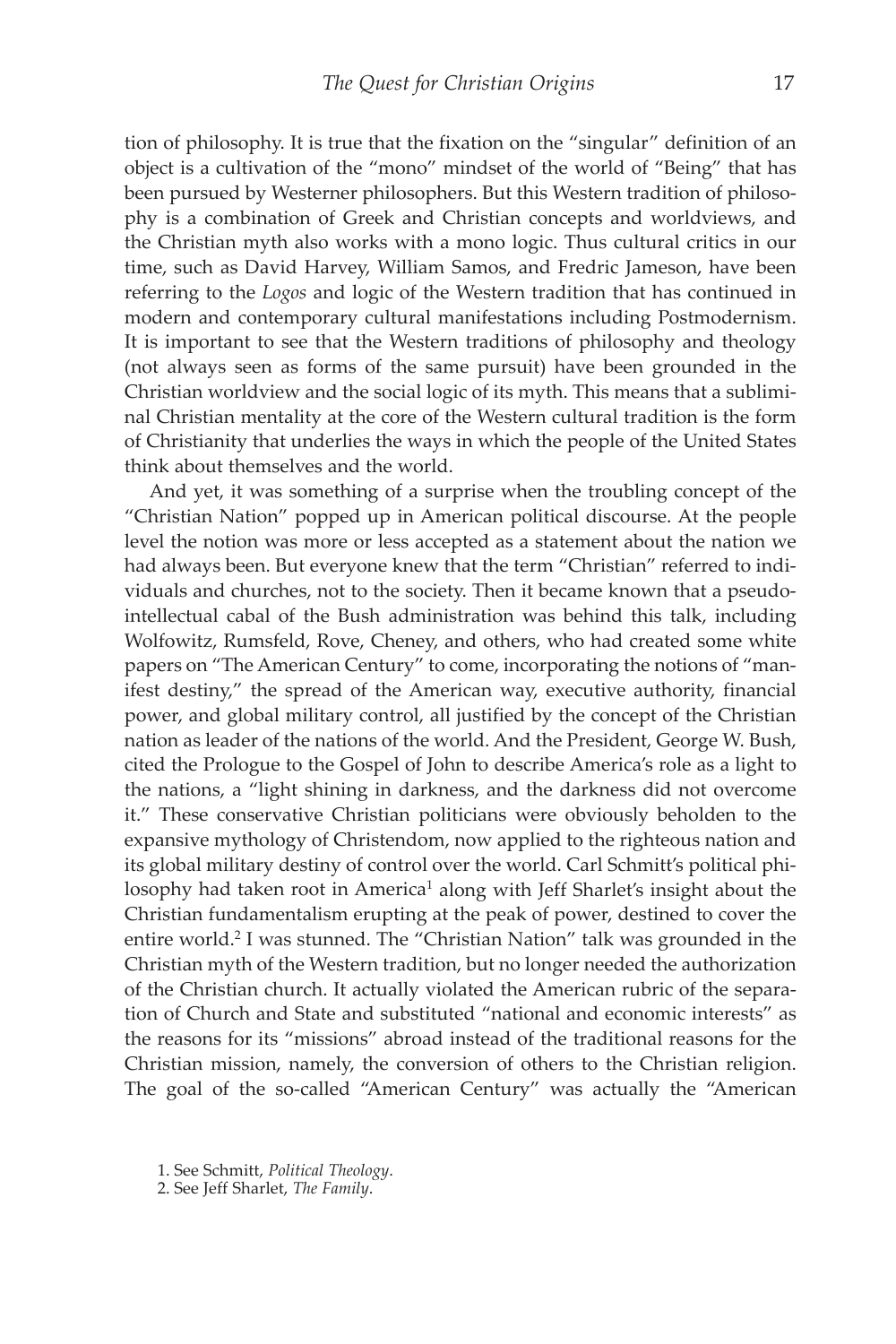tion of philosophy. It is true that the fixation on the "singular" definition of an object is a cultivation of the "mono" mindset of the world of "Being" that has been pursued by Westerner philosophers. But this Western tradition of philosophy is a combination of Greek and Christian concepts and worldviews, and the Christian myth also works with a mono logic. Thus cultural critics in our time, such as David Harvey, William Samos, and Fredric Jameson, have been referring to the *Logos* and logic of the Western tradition that has continued in modern and contemporary cultural manifestations including Postmodernism. It is important to see that the Western traditions of philosophy and theology (not always seen as forms of the same pursuit) have been grounded in the Christian worldview and the social logic of its myth. This means that a subliminal Christian mentality at the core of the Western cultural tradition is the form of Christianity that underlies the ways in which the people of the United States think about themselves and the world.

And yet, it was something of a surprise when the troubling concept of the "Christian Nation" popped up in American political discourse. At the people level the notion was more or less accepted as a statement about the nation we had always been. But everyone knew that the term "Christian" referred to individuals and churches, not to the society. Then it became known that a pseudo-intellectual cabal of the Bush administration was behind this talk, including Wolfowitz, Rumsfeld, Rove, Cheney, and others, who had created some white papers on "The American Century" to come, incorporating the notions of "manifest destiny," the spread of the American way, executive authority, financial power, and global military control, all justified by the concept of the Christian nation as leader of the nations of the world. And the President, George W. Bush, cited the Prologue to the Gospel of John to describe America's role as a light to the nations, a "light shining in darkness, and the darkness did not overcome it." These conservative Christian politicians were obviously beholden to the expansive mythology of Christendom, now applied to the righteous nation and its global military destiny of control over the world. Carl Schmitt's political philosophy had taken root in America[1] along with Jeff Sharlet's insight about the Christian fundamentalism erupting at the peak of power, destined to cover the entire world.[2] I was stunned. The "Christian Nation" talk was grounded in the Christian myth of the Western tradition, but no longer needed the authorization of the Christian church. It actually violated the American rubric of the separation of Church and State and substituted "national and economic interests" as the reasons for its "missions" abroad instead of the traditional reasons for the Christian mission, namely, the conversion of others to the Christian religion. The goal of the so-called "American Century" was actually the "American

1. See Schmitt, *Political Theology*.
2. See Jeff Sharlet, *The Family*.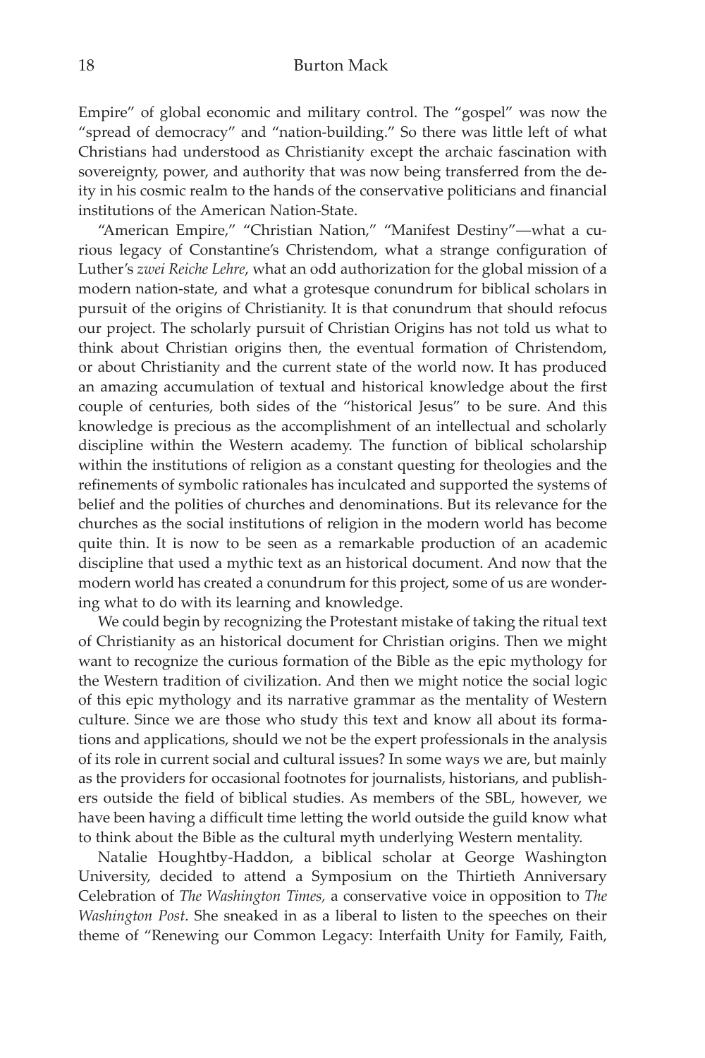Empire" of global economic and military control. The "gospel" was now the "spread of democracy" and "nation-building." So there was little left of what Christians had understood as Christianity except the archaic fascination with sovereignty, power, and authority that was now being transferred from the deity in his cosmic realm to the hands of the conservative politicians and financial institutions of the American Nation-State.

"American Empire," "Christian Nation," "Manifest Destiny"—what a curious legacy of Constantine's Christendom, what a strange configuration of Luther's *zwei Reiche Lehre*, what an odd authorization for the global mission of a modern nation-state, and what a grotesque conundrum for biblical scholars in pursuit of the origins of Christianity. It is that conundrum that should refocus our project. The scholarly pursuit of Christian Origins has not told us what to think about Christian origins then, the eventual formation of Christendom, or about Christianity and the current state of the world now. It has produced an amazing accumulation of textual and historical knowledge about the first couple of centuries, both sides of the "historical Jesus" to be sure. And this knowledge is precious as the accomplishment of an intellectual and scholarly discipline within the Western academy. The function of biblical scholarship within the institutions of religion as a constant questing for theologies and the refinements of symbolic rationales has inculcated and supported the systems of belief and the polities of churches and denominations. But its relevance for the churches as the social institutions of religion in the modern world has become quite thin. It is now to be seen as a remarkable production of an academic discipline that used a mythic text as an historical document. And now that the modern world has created a conundrum for this project, some of us are wondering what to do with its learning and knowledge.

We could begin by recognizing the Protestant mistake of taking the ritual text of Christianity as an historical document for Christian origins. Then we might want to recognize the curious formation of the Bible as the epic mythology for the Western tradition of civilization. And then we might notice the social logic of this epic mythology and its narrative grammar as the mentality of Western culture. Since we are those who study this text and know all about its formations and applications, should we not be the expert professionals in the analysis of its role in current social and cultural issues? In some ways we are, but mainly as the providers for occasional footnotes for journalists, historians, and publishers outside the field of biblical studies. As members of the SBL, however, we have been having a difficult time letting the world outside the guild know what to think about the Bible as the cultural myth underlying Western mentality.

Natalie Houghtby-Haddon, a biblical scholar at George Washington University, decided to attend a Symposium on the Thirtieth Anniversary Celebration of *The Washington Times,* a conservative voice in opposition to *The Washington Post*. She sneaked in as a liberal to listen to the speeches on their theme of "Renewing our Common Legacy: Interfaith Unity for Family, Faith,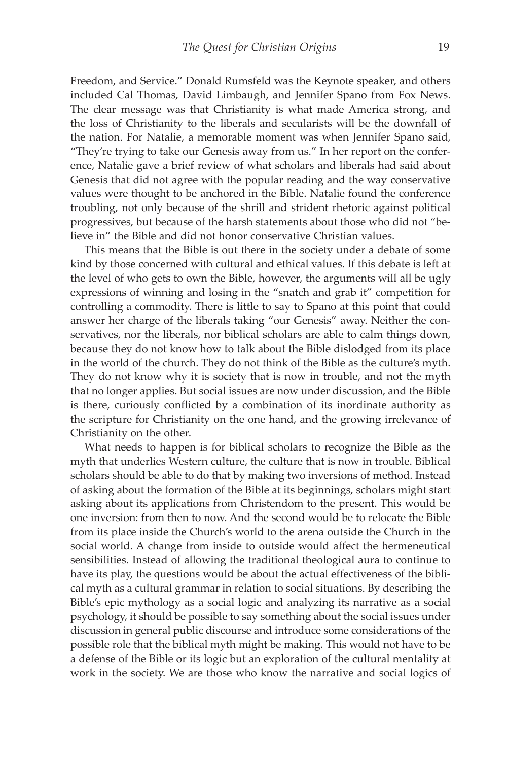Freedom, and Service." Donald Rumsfeld was the Keynote speaker, and others included Cal Thomas, David Limbaugh, and Jennifer Spano from Fox News. The clear message was that Christianity is what made America strong, and the loss of Christianity to the liberals and secularists will be the downfall of the nation. For Natalie, a memorable moment was when Jennifer Spano said, "They're trying to take our Genesis away from us." In her report on the conference, Natalie gave a brief review of what scholars and liberals had said about Genesis that did not agree with the popular reading and the way conservative values were thought to be anchored in the Bible. Natalie found the conference troubling, not only because of the shrill and strident rhetoric against political progressives, but because of the harsh statements about those who did not "believe in" the Bible and did not honor conservative Christian values.

This means that the Bible is out there in the society under a debate of some kind by those concerned with cultural and ethical values. If this debate is left at the level of who gets to own the Bible, however, the arguments will all be ugly expressions of winning and losing in the "snatch and grab it" competition for controlling a commodity. There is little to say to Spano at this point that could answer her charge of the liberals taking "our Genesis" away. Neither the conservatives, nor the liberals, nor biblical scholars are able to calm things down, because they do not know how to talk about the Bible dislodged from its place in the world of the church. They do not think of the Bible as the culture's myth. They do not know why it is society that is now in trouble, and not the myth that no longer applies. But social issues are now under discussion, and the Bible is there, curiously conflicted by a combination of its inordinate authority as the scripture for Christianity on the one hand, and the growing irrelevance of Christianity on the other.

What needs to happen is for biblical scholars to recognize the Bible as the myth that underlies Western culture, the culture that is now in trouble. Biblical scholars should be able to do that by making two inversions of method. Instead of asking about the formation of the Bible at its beginnings, scholars might start asking about its applications from Christendom to the present. This would be one inversion: from then to now. And the second would be to relocate the Bible from its place inside the Church's world to the arena outside the Church in the social world. A change from inside to outside would affect the hermeneutical sensibilities. Instead of allowing the traditional theological aura to continue to have its play, the questions would be about the actual effectiveness of the biblical myth as a cultural grammar in relation to social situations. By describing the Bible's epic mythology as a social logic and analyzing its narrative as a social psychology, it should be possible to say something about the social issues under discussion in general public discourse and introduce some considerations of the possible role that the biblical myth might be making. This would not have to be a defense of the Bible or its logic but an exploration of the cultural mentality at work in the society. We are those who know the narrative and social logics of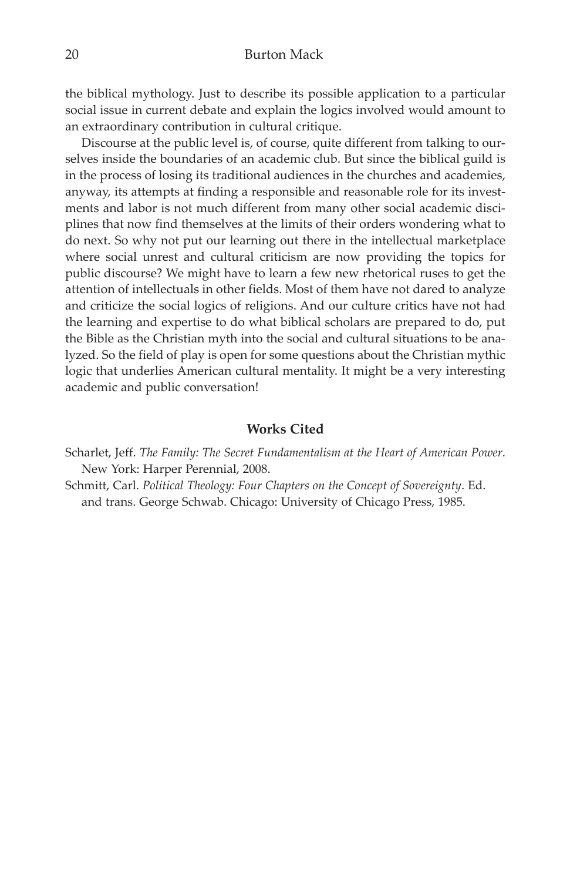the biblical mythology. Just to describe its possible application to a particular social issue in current debate and explain the logics involved would amount to an extraordinary contribution in cultural critique.

Discourse at the public level is, of course, quite different from talking to ourselves inside the boundaries of an academic club. But since the biblical guild is in the process of losing its traditional audiences in the churches and academies, anyway, its attempts at finding a responsible and reasonable role for its investments and labor is not much different from many other social academic disciplines that now find themselves at the limits of their orders wondering what to do next. So why not put our learning out there in the intellectual marketplace where social unrest and cultural criticism are now providing the topics for public discourse? We might have to learn a few new rhetorical ruses to get the attention of intellectuals in other fields. Most of them have not dared to analyze and criticize the social logics of religions. And our culture critics have not had the learning and expertise to do what biblical scholars are prepared to do, put the Bible as the Christian myth into the social and cultural situations to be analyzed. So the field of play is open for some questions about the Christian mythic logic that underlies American cultural mentality. It might be a very interesting academic and public conversation!

## Works Cited

Scharlet, Jeff. *The Family: The Secret Fundamentalism at the Heart of American Power*. New York: Harper Perennial, 2008.

Schmitt, Carl. *Political Theology: Four Chapters on the Concept of Sovereignty*. Ed. and trans. George Schwab. Chicago: University of Chicago Press, 1985.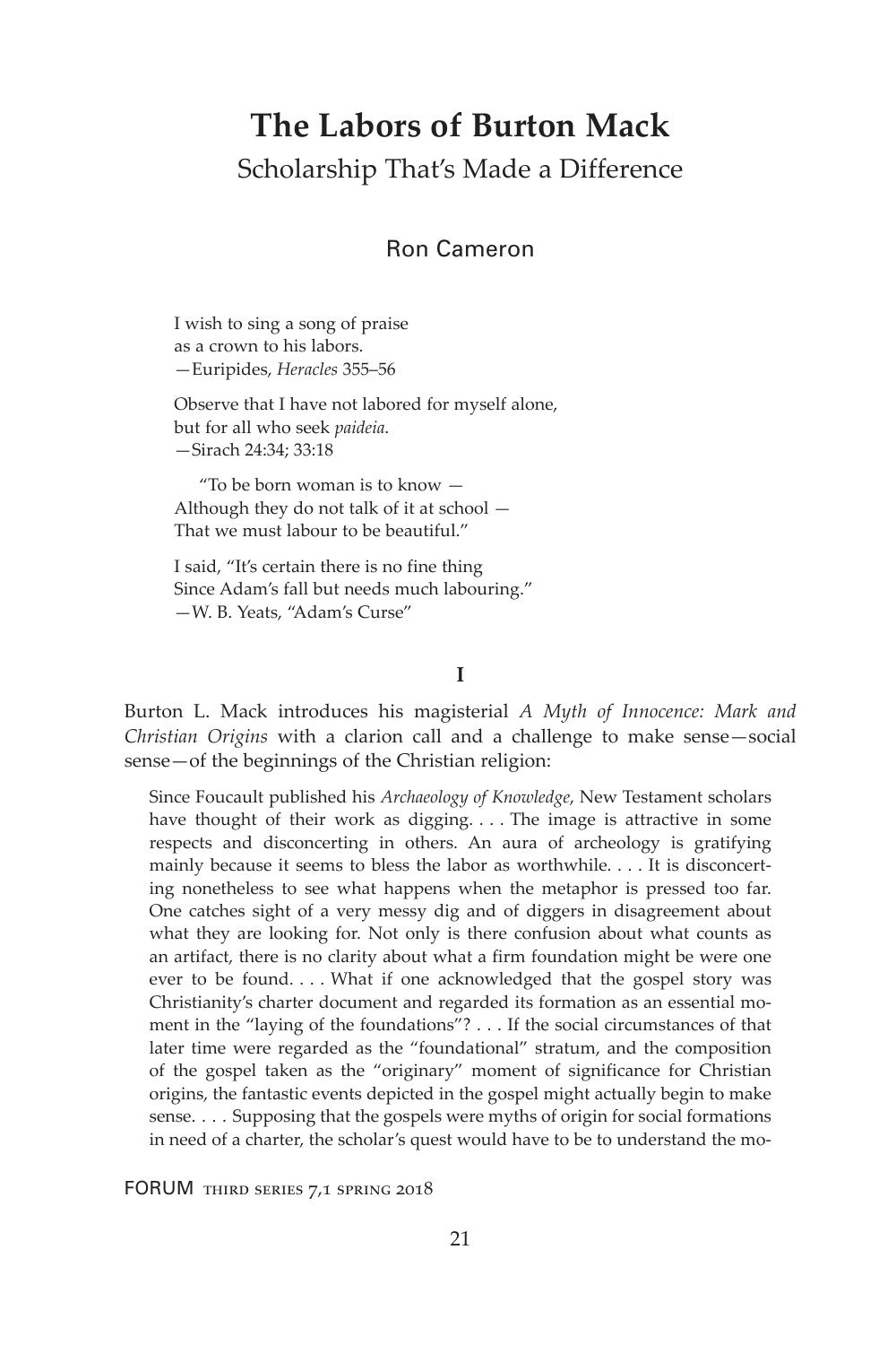# The Labors of Burton Mack

## Scholarship That's Made a Difference

Ron Cameron

> I wish to sing a song of praise
> as a crown to his labors.
> —Euripides, *Heracles* 355–56

> Observe that I have not labored for myself alone,
> but for all who seek *paideia*.
> —Sirach 24:34; 33:18

> "To be born woman is to know —
> Although they do not talk of it at school —
> That we must labour to be beautiful."
>
> I said, "It's certain there is no fine thing
> Since Adam's fall but needs much labouring."
> —W. B. Yeats, "Adam's Curse"

**I**

Burton L. Mack introduces his magisterial *A Myth of Innocence: Mark and Christian Origins* with a clarion call and a challenge to make sense—social sense—of the beginnings of the Christian religion:

> Since Foucault published his *Archaeology of Knowledge*, New Testament scholars have thought of their work as digging. . . . The image is attractive in some respects and disconcerting in others. An aura of archeology is gratifying mainly because it seems to bless the labor as worthwhile. . . . It is disconcerting nonetheless to see what happens when the metaphor is pressed too far. One catches sight of a very messy dig and of diggers in disagreement about what they are looking for. Not only is there confusion about what counts as an artifact, there is no clarity about what a firm foundation might be were one ever to be found. . . . What if one acknowledged that the gospel story was Christianity's charter document and regarded its formation as an essential moment in the "laying of the foundations"? . . . If the social circumstances of that later time were regarded as the "foundational" stratum, and the composition of the gospel taken as the "originary" moment of significance for Christian origins, the fantastic events depicted in the gospel might actually begin to make sense. . . . Supposing that the gospels were myths of origin for social formations in need of a charter, the scholar's quest would have to be to understand the mo-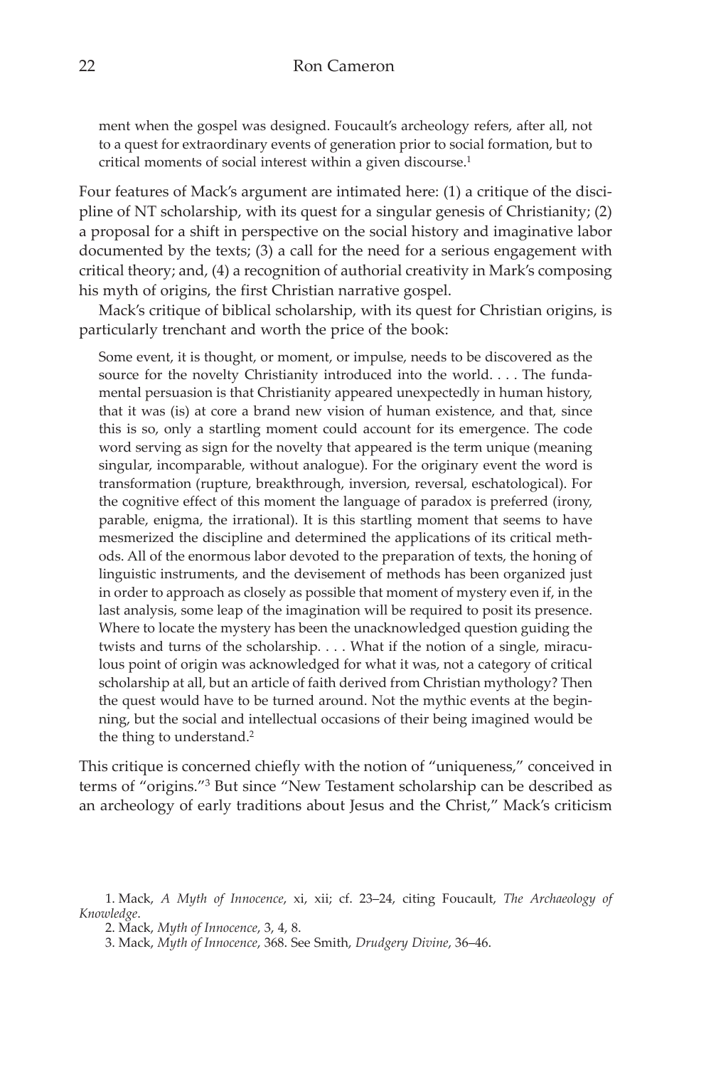> ment when the gospel was designed. Foucault's archeology refers, after all, not to a quest for extraordinary events of generation prior to social formation, but to critical moments of social interest within a given discourse.[1]

Four features of Mack's argument are intimated here: (1) a critique of the discipline of NT scholarship, with its quest for a singular genesis of Christianity; (2) a proposal for a shift in perspective on the social history and imaginative labor documented by the texts; (3) a call for the need for a serious engagement with critical theory; and, (4) a recognition of authorial creativity in Mark's composing his myth of origins, the first Christian narrative gospel.

Mack's critique of biblical scholarship, with its quest for Christian origins, is particularly trenchant and worth the price of the book:

> Some event, it is thought, or moment, or impulse, needs to be discovered as the source for the novelty Christianity introduced into the world. . . . The fundamental persuasion is that Christianity appeared unexpectedly in human history, that it was (is) at core a brand new vision of human existence, and that, since this is so, only a startling moment could account for its emergence. The code word serving as sign for the novelty that appeared is the term unique (meaning singular, incomparable, without analogue). For the originary event the word is transformation (rupture, breakthrough, inversion, reversal, eschatological). For the cognitive effect of this moment the language of paradox is preferred (irony, parable, enigma, the irrational). It is this startling moment that seems to have mesmerized the discipline and determined the applications of its critical methods. All of the enormous labor devoted to the preparation of texts, the honing of linguistic instruments, and the devisement of methods has been organized just in order to approach as closely as possible that moment of mystery even if, in the last analysis, some leap of the imagination will be required to posit its presence. Where to locate the mystery has been the unacknowledged question guiding the twists and turns of the scholarship. . . . What if the notion of a single, miraculous point of origin was acknowledged for what it was, not a category of critical scholarship at all, but an article of faith derived from Christian mythology? Then the quest would have to be turned around. Not the mythic events at the beginning, but the social and intellectual occasions of their being imagined would be the thing to understand.[2]

This critique is concerned chiefly with the notion of "uniqueness," conceived in terms of "origins."[3] But since "New Testament scholarship can be described as an archeology of early traditions about Jesus and the Christ," Mack's criticism

1. Mack, *A Myth of Innocence*, xi, xii; cf. 23–24, citing Foucault, *The Archaeology of Knowledge*.

2. Mack, *Myth of Innocence*, 3, 4, 8.

3. Mack, *Myth of Innocence*, 368. See Smith, *Drudgery Divine*, 36–46.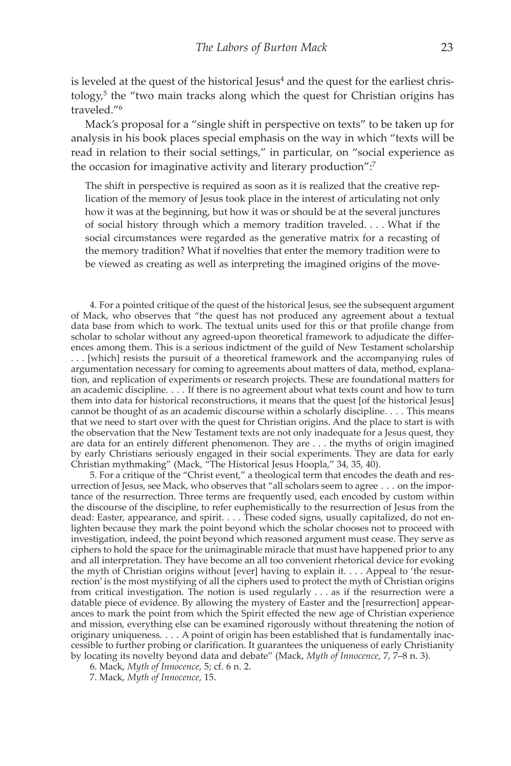is leveled at the quest of the historical Jesus[4] and the quest for the earliest christology,[5] the "two main tracks along which the quest for Christian origins has traveled."[6]

Mack's proposal for a "single shift in perspective on texts" to be taken up for analysis in his book places special emphasis on the way in which "texts will be read in relation to their social settings," in particular, on "social experience as the occasion for imaginative activity and literary production":[7]

> The shift in perspective is required as soon as it is realized that the creative replication of the memory of Jesus took place in the interest of articulating not only how it was at the beginning, but how it was or should be at the several junctures of social history through which a memory tradition traveled. . . . What if the social circumstances were regarded as the generative matrix for a recasting of the memory tradition? What if novelties that enter the memory tradition were to be viewed as creating as well as interpreting the imagined origins of the move-

4. For a pointed critique of the quest of the historical Jesus, see the subsequent argument of Mack, who observes that "the quest has not produced any agreement about a textual data base from which to work. The textual units used for this or that profile change from scholar to scholar without any agreed-upon theoretical framework to adjudicate the differences among them. This is a serious indictment of the guild of New Testament scholarship . . . [which] resists the pursuit of a theoretical framework and the accompanying rules of argumentation necessary for coming to agreements about matters of data, method, explanation, and replication of experiments or research projects. These are foundational matters for an academic discipline. . . . If there is no agreement about what texts count and how to turn them into data for historical reconstructions, it means that the quest [of the historical Jesus] cannot be thought of as an academic discourse within a scholarly discipline. . . . This means that we need to start over with the quest for Christian origins. And the place to start is with the observation that the New Testament texts are not only inadequate for a Jesus quest, they are data for an entirely different phenomenon. They are . . . the myths of origin imagined by early Christians seriously engaged in their social experiments. They are data for early Christian mythmaking" (Mack, "The Historical Jesus Hoopla," 34, 35, 40).

5. For a critique of the "Christ event," a theological term that encodes the death and resurrection of Jesus, see Mack, who observes that "all scholars seem to agree . . . on the importance of the resurrection. Three terms are frequently used, each encoded by custom within the discourse of the discipline, to refer euphemistically to the resurrection of Jesus from the dead: Easter, appearance, and spirit. . . . These coded signs, usually capitalized, do not enlighten because they mark the point beyond which the scholar chooses not to proceed with investigation, indeed, the point beyond which reasoned argument must cease. They serve as ciphers to hold the space for the unimaginable miracle that must have happened prior to any and all interpretation. They have become an all too convenient rhetorical device for evoking the myth of Christian origins without [ever] having to explain it. . . . Appeal to 'the resurrection' is the most mystifying of all the ciphers used to protect the myth of Christian origins from critical investigation. The notion is used regularly . . . as if the resurrection were a datable piece of evidence. By allowing the mystery of Easter and the [resurrection] appearances to mark the point from which the Spirit effected the new age of Christian experience and mission, everything else can be examined rigorously without threatening the notion of originary uniqueness. . . . A point of origin has been established that is fundamentally inaccessible to further probing or clarification. It guarantees the uniqueness of early Christianity by locating its novelty beyond data and debate" (Mack, *Myth of Innocence*, 7, 7–8 n. 3).

6. Mack, *Myth of Innocence*, 5; cf. 6 n. 2.

7. Mack, *Myth of Innocence*, 15.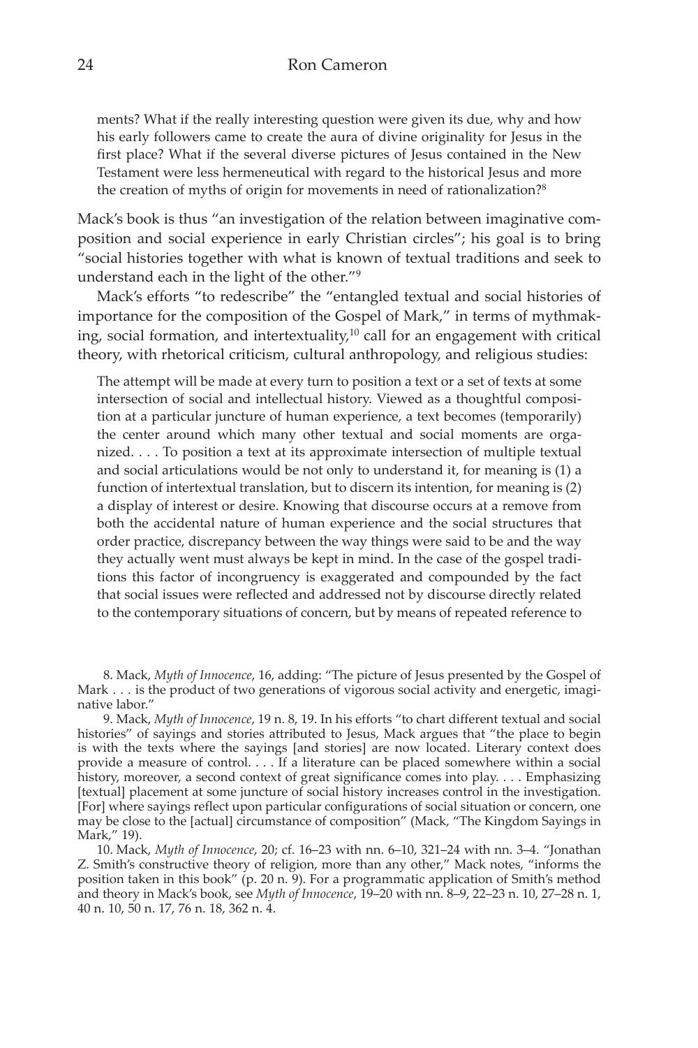> ments? What if the really interesting question were given its due, why and how his early followers came to create the aura of divine originality for Jesus in the first place? What if the several diverse pictures of Jesus contained in the New Testament were less hermeneutical with regard to the historical Jesus and more the creation of myths of origin for movements in need of rationalization?[8]

Mack's book is thus "an investigation of the relation between imaginative composition and social experience in early Christian circles"; his goal is to bring "social histories together with what is known of textual traditions and seek to understand each in the light of the other."[9]

Mack's efforts "to redescribe" the "entangled textual and social histories of importance for the composition of the Gospel of Mark," in terms of mythmaking, social formation, and intertextuality,[10] call for an engagement with critical theory, with rhetorical criticism, cultural anthropology, and religious studies:

> The attempt will be made at every turn to position a text or a set of texts at some intersection of social and intellectual history. Viewed as a thoughtful composition at a particular juncture of human experience, a text becomes (temporarily) the center around which many other textual and social moments are organized. . . . To position a text at its approximate intersection of multiple textual and social articulations would be not only to understand it, for meaning is (1) a function of intertextual translation, but to discern its intention, for meaning is (2) a display of interest or desire. Knowing that discourse occurs at a remove from both the accidental nature of human experience and the social structures that order practice, discrepancy between the way things were said to be and the way they actually went must always be kept in mind. In the case of the gospel traditions this factor of incongruency is exaggerated and compounded by the fact that social issues were reflected and addressed not by discourse directly related to the contemporary situations of concern, but by means of repeated reference to

8. Mack, *Myth of Innocence*, 16, adding: "The picture of Jesus presented by the Gospel of Mark . . . is the product of two generations of vigorous social activity and energetic, imaginative labor."

9. Mack, *Myth of Innocence*, 19 n. 8, 19. In his efforts "to chart different textual and social histories" of sayings and stories attributed to Jesus, Mack argues that "the place to begin is with the texts where the sayings [and stories] are now located. Literary context does provide a measure of control. . . . If a literature can be placed somewhere within a social history, moreover, a second context of great significance comes into play. . . . Emphasizing [textual] placement at some juncture of social history increases control in the investigation. [For] where sayings reflect upon particular configurations of social situation or concern, one may be close to the [actual] circumstance of composition" (Mack, "The Kingdom Sayings in Mark," 19).

10. Mack, *Myth of Innocence*, 20; cf. 16–23 with nn. 6–10, 321–24 with nn. 3–4. "Jonathan Z. Smith's constructive theory of religion, more than any other," Mack notes, "informs the position taken in this book" (p. 20 n. 9). For a programmatic application of Smith's method and theory in Mack's book, see *Myth of Innocence*, 19–20 with nn. 8–9, 22–23 n. 10, 27–28 n. 1, 40 n. 10, 50 n. 17, 76 n. 18, 362 n. 4.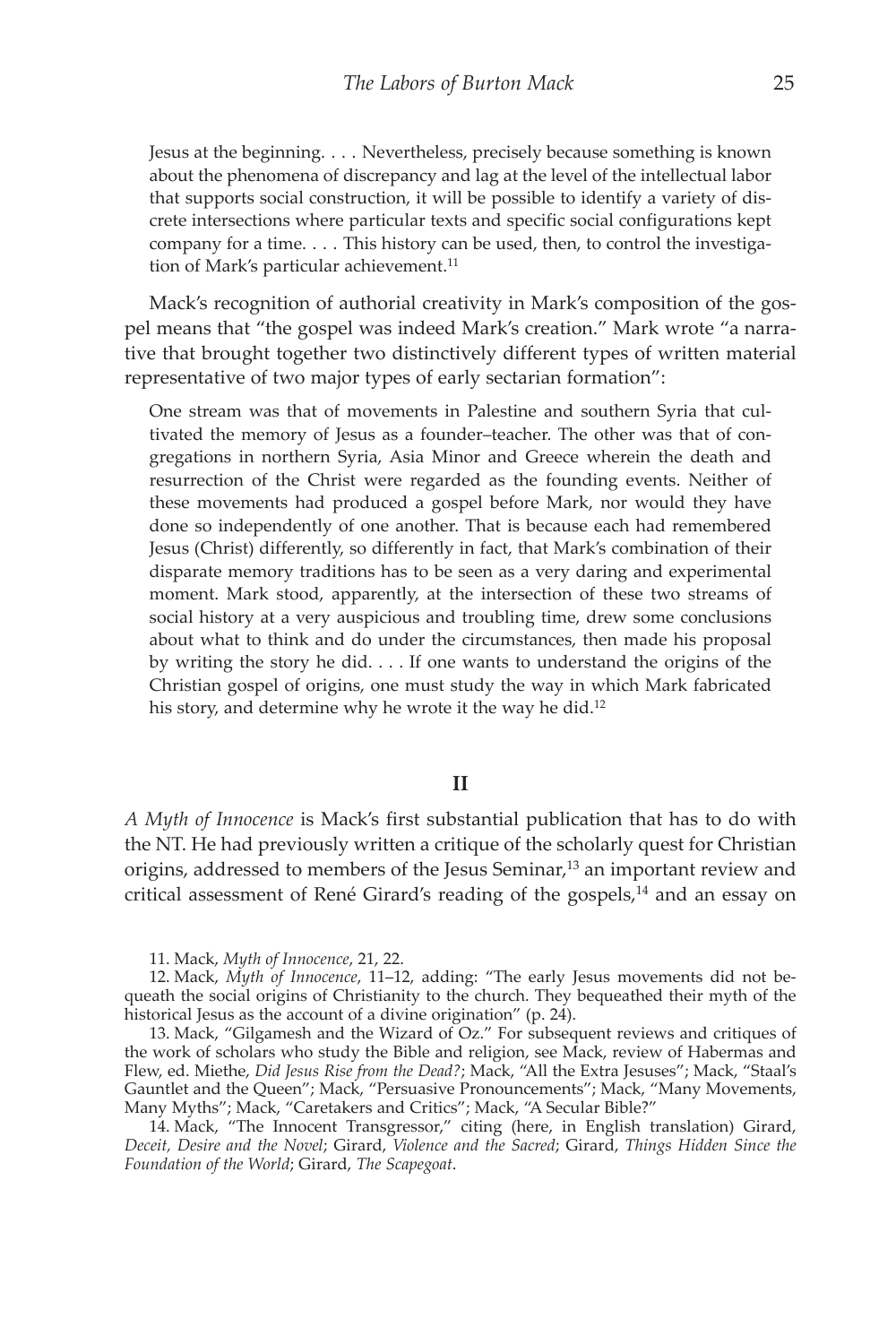> Jesus at the beginning. . . . Nevertheless, precisely because something is known about the phenomena of discrepancy and lag at the level of the intellectual labor that supports social construction, it will be possible to identify a variety of discrete intersections where particular texts and specific social configurations kept company for a time. . . . This history can be used, then, to control the investigation of Mark's particular achievement.[11]

Mack's recognition of authorial creativity in Mark's composition of the gospel means that "the gospel was indeed Mark's creation." Mark wrote "a narrative that brought together two distinctively different types of written material representative of two major types of early sectarian formation":

> One stream was that of movements in Palestine and southern Syria that cultivated the memory of Jesus as a founder–teacher. The other was that of congregations in northern Syria, Asia Minor and Greece wherein the death and resurrection of the Christ were regarded as the founding events. Neither of these movements had produced a gospel before Mark, nor would they have done so independently of one another. That is because each had remembered Jesus (Christ) differently, so differently in fact, that Mark's combination of their disparate memory traditions has to be seen as a very daring and experimental moment. Mark stood, apparently, at the intersection of these two streams of social history at a very auspicious and troubling time, drew some conclusions about what to think and do under the circumstances, then made his proposal by writing the story he did. . . . If one wants to understand the origins of the Christian gospel of origins, one must study the way in which Mark fabricated his story, and determine why he wrote it the way he did.[12]

## II

*A Myth of Innocence* is Mack's first substantial publication that has to do with the NT. He had previously written a critique of the scholarly quest for Christian origins, addressed to members of the Jesus Seminar,[13] an important review and critical assessment of René Girard's reading of the gospels,[14] and an essay on

---

11. Mack, *Myth of Innocence*, 21, 22.

12. Mack, *Myth of Innocence*, 11–12, adding: "The early Jesus movements did not bequeath the social origins of Christianity to the church. They bequeathed their myth of the historical Jesus as the account of a divine origination" (p. 24).

13. Mack, "Gilgamesh and the Wizard of Oz." For subsequent reviews and critiques of the work of scholars who study the Bible and religion, see Mack, review of Habermas and Flew, ed. Miethe, *Did Jesus Rise from the Dead?*; Mack, "All the Extra Jesuses"; Mack, "Staal's Gauntlet and the Queen"; Mack, "Persuasive Pronouncements"; Mack, "Many Movements, Many Myths"; Mack, "Caretakers and Critics"; Mack, "A Secular Bible?"

14. Mack, "The Innocent Transgressor," citing (here, in English translation) Girard, *Deceit, Desire and the Novel*; Girard, *Violence and the Sacred*; Girard, *Things Hidden Since the Foundation of the World*; Girard, *The Scapegoat*.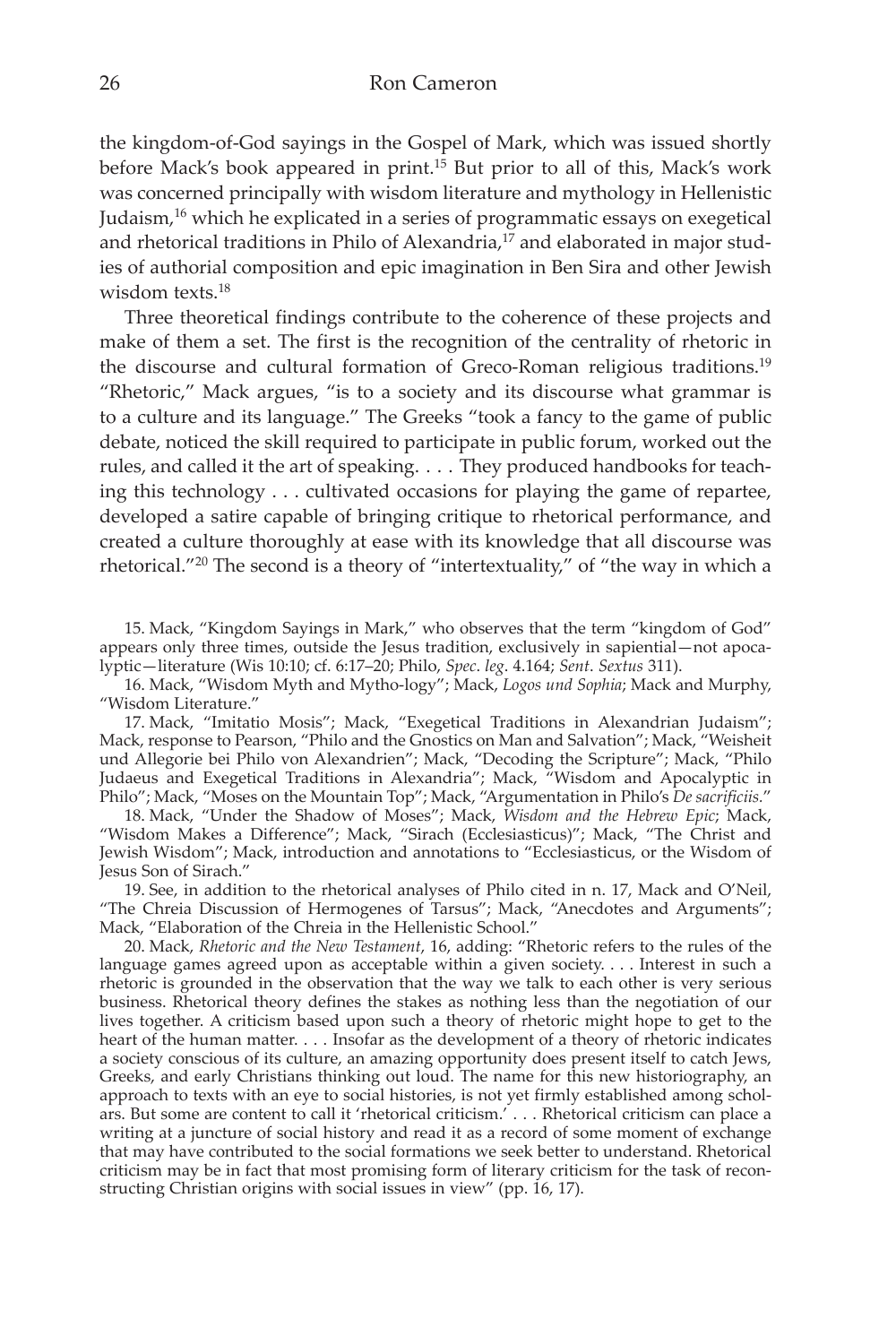the kingdom-of-God sayings in the Gospel of Mark, which was issued shortly before Mack's book appeared in print.[15] But prior to all of this, Mack's work was concerned principally with wisdom literature and mythology in Hellenistic Judaism,[16] which he explicated in a series of programmatic essays on exegetical and rhetorical traditions in Philo of Alexandria,[17] and elaborated in major studies of authorial composition and epic imagination in Ben Sira and other Jewish wisdom texts.[18]

Three theoretical findings contribute to the coherence of these projects and make of them a set. The first is the recognition of the centrality of rhetoric in the discourse and cultural formation of Greco-Roman religious traditions.[19] "Rhetoric," Mack argues, "is to a society and its discourse what grammar is to a culture and its language." The Greeks "took a fancy to the game of public debate, noticed the skill required to participate in public forum, worked out the rules, and called it the art of speaking. . . . They produced handbooks for teaching this technology . . . cultivated occasions for playing the game of repartee, developed a satire capable of bringing critique to rhetorical performance, and created a culture thoroughly at ease with its knowledge that all discourse was rhetorical."[20] The second is a theory of "intertextuality," of "the way in which a

15. Mack, "Kingdom Sayings in Mark," who observes that the term "kingdom of God" appears only three times, outside the Jesus tradition, exclusively in sapiential—not apocalyptic—literature (Wis 10:10; cf. 6:17–20; Philo, *Spec. leg*. 4.164; *Sent. Sextus* 311).

16. Mack, "Wisdom Myth and Mytho-logy"; Mack, *Logos und Sophia*; Mack and Murphy, "Wisdom Literature."

17. Mack, "Imitatio Mosis"; Mack, "Exegetical Traditions in Alexandrian Judaism"; Mack, response to Pearson, "Philo and the Gnostics on Man and Salvation"; Mack, "Weisheit und Allegorie bei Philo von Alexandrien"; Mack, "Decoding the Scripture"; Mack, "Philo Judaeus and Exegetical Traditions in Alexandria"; Mack, "Wisdom and Apocalyptic in Philo"; Mack, "Moses on the Mountain Top"; Mack, "Argumentation in Philo's *De sacrificiis*."

18. Mack, "Under the Shadow of Moses"; Mack, *Wisdom and the Hebrew Epic*; Mack, "Wisdom Makes a Difference"; Mack, "Sirach (Ecclesiasticus)"; Mack, "The Christ and Jewish Wisdom"; Mack, introduction and annotations to "Ecclesiasticus, or the Wisdom of Jesus Son of Sirach."

19. See, in addition to the rhetorical analyses of Philo cited in n. 17, Mack and O'Neil, "The Chreia Discussion of Hermogenes of Tarsus"; Mack, "Anecdotes and Arguments"; Mack, "Elaboration of the Chreia in the Hellenistic School."

20. Mack, *Rhetoric and the New Testament*, 16, adding: "Rhetoric refers to the rules of the language games agreed upon as acceptable within a given society. . . . Interest in such a rhetoric is grounded in the observation that the way we talk to each other is very serious business. Rhetorical theory defines the stakes as nothing less than the negotiation of our lives together. A criticism based upon such a theory of rhetoric might hope to get to the heart of the human matter. . . . Insofar as the development of a theory of rhetoric indicates a society conscious of its culture, an amazing opportunity does present itself to catch Jews, Greeks, and early Christians thinking out loud. The name for this new historiography, an approach to texts with an eye to social histories, is not yet firmly established among scholars. But some are content to call it 'rhetorical criticism.' . . . Rhetorical criticism can place a writing at a juncture of social history and read it as a record of some moment of exchange that may have contributed to the social formations we seek better to understand. Rhetorical criticism may be in fact that most promising form of literary criticism for the task of reconstructing Christian origins with social issues in view" (pp. 16, 17).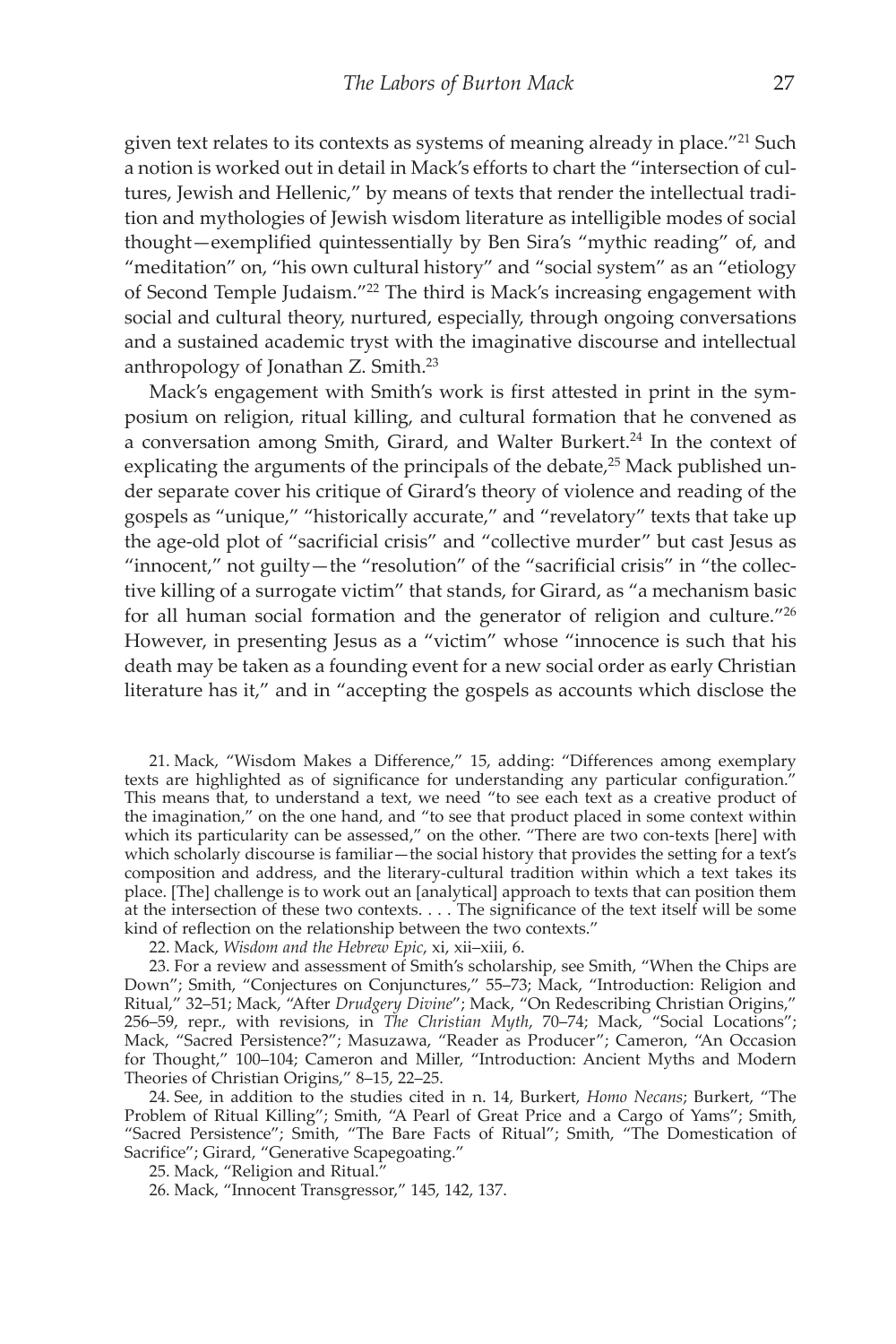given text relates to its contexts as systems of meaning already in place."[21] Such a notion is worked out in detail in Mack's efforts to chart the "intersection of cultures, Jewish and Hellenic," by means of texts that render the intellectual tradition and mythologies of Jewish wisdom literature as intelligible modes of social thought—exemplified quintessentially by Ben Sira's "mythic reading" of, and "meditation" on, "his own cultural history" and "social system" as an "etiology of Second Temple Judaism."[22] The third is Mack's increasing engagement with social and cultural theory, nurtured, especially, through ongoing conversations and a sustained academic tryst with the imaginative discourse and intellectual anthropology of Jonathan Z. Smith.[23]

Mack's engagement with Smith's work is first attested in print in the symposium on religion, ritual killing, and cultural formation that he convened as a conversation among Smith, Girard, and Walter Burkert.[24] In the context of explicating the arguments of the principals of the debate,[25] Mack published under separate cover his critique of Girard's theory of violence and reading of the gospels as "unique," "historically accurate," and "revelatory" texts that take up the age-old plot of "sacrificial crisis" and "collective murder" but cast Jesus as "innocent," not guilty—the "resolution" of the "sacrificial crisis" in "the collective killing of a surrogate victim" that stands, for Girard, as "a mechanism basic for all human social formation and the generator of religion and culture."[26] However, in presenting Jesus as a "victim" whose "innocence is such that his death may be taken as a founding event for a new social order as early Christian literature has it," and in "accepting the gospels as accounts which disclose the

21. Mack, "Wisdom Makes a Difference," 15, adding: "Differences among exemplary texts are highlighted as of significance for understanding any particular configuration." This means that, to understand a text, we need "to see each text as a creative product of the imagination," on the one hand, and "to see that product placed in some context within which its particularity can be assessed," on the other. "There are two con-texts [here] with which scholarly discourse is familiar—the social history that provides the setting for a text's composition and address, and the literary-cultural tradition within which a text takes its place. [The] challenge is to work out an [analytical] approach to texts that can position them at the intersection of these two contexts. . . . The significance of the text itself will be some kind of reflection on the relationship between the two contexts."

22. Mack, *Wisdom and the Hebrew Epic*, xi, xii–xiii, 6.

23. For a review and assessment of Smith's scholarship, see Smith, "When the Chips are Down"; Smith, "Conjectures on Conjunctures," 55–73; Mack, "Introduction: Religion and Ritual," 32–51; Mack, "After *Drudgery Divine*"; Mack, "On Redescribing Christian Origins," 256–59, repr., with revisions, in *The Christian Myth*, 70–74; Mack, "Social Locations"; Mack, "Sacred Persistence?"; Masuzawa, "Reader as Producer"; Cameron, "An Occasion for Thought," 100–104; Cameron and Miller, "Introduction: Ancient Myths and Modern Theories of Christian Origins," 8–15, 22–25.

24. See, in addition to the studies cited in n. 14, Burkert, *Homo Necans*; Burkert, "The Problem of Ritual Killing"; Smith, "A Pearl of Great Price and a Cargo of Yams"; Smith, "Sacred Persistence"; Smith, "The Bare Facts of Ritual"; Smith, "The Domestication of Sacrifice"; Girard, "Generative Scapegoating."

25. Mack, "Religion and Ritual."

26. Mack, "Innocent Transgressor," 145, 142, 137.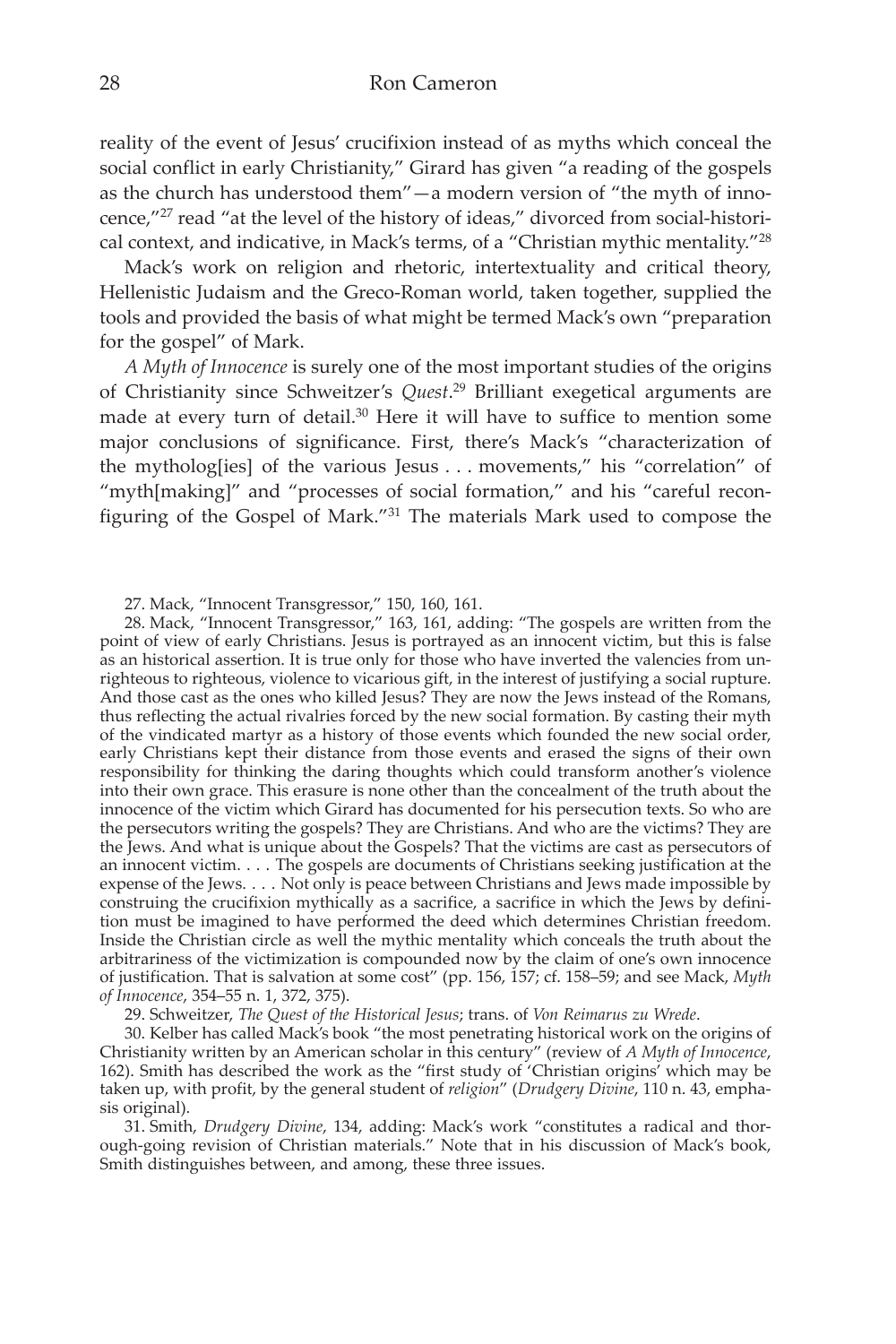reality of the event of Jesus' crucifixion instead of as myths which conceal the social conflict in early Christianity," Girard has given "a reading of the gospels as the church has understood them"—a modern version of "the myth of innocence,"[27] read "at the level of the history of ideas," divorced from social-historical context, and indicative, in Mack's terms, of a "Christian mythic mentality."[28]

Mack's work on religion and rhetoric, intertextuality and critical theory, Hellenistic Judaism and the Greco-Roman world, taken together, supplied the tools and provided the basis of what might be termed Mack's own "preparation for the gospel" of Mark.

*A Myth of Innocence* is surely one of the most important studies of the origins of Christianity since Schweitzer's *Quest*.[29] Brilliant exegetical arguments are made at every turn of detail.[30] Here it will have to suffice to mention some major conclusions of significance. First, there's Mack's "characterization of the mytholog[ies] of the various Jesus . . . movements," his "correlation" of "myth[making]" and "processes of social formation," and his "careful reconfiguring of the Gospel of Mark."[31] The materials Mark used to compose the

27. Mack, "Innocent Transgressor," 150, 160, 161.

28. Mack, "Innocent Transgressor," 163, 161, adding: "The gospels are written from the point of view of early Christians. Jesus is portrayed as an innocent victim, but this is false as an historical assertion. It is true only for those who have inverted the valencies from unrighteous to righteous, violence to vicarious gift, in the interest of justifying a social rupture. And those cast as the ones who killed Jesus? They are now the Jews instead of the Romans, thus reflecting the actual rivalries forced by the new social formation. By casting their myth of the vindicated martyr as a history of those events which founded the new social order, early Christians kept their distance from those events and erased the signs of their own responsibility for thinking the daring thoughts which could transform another's violence into their own grace. This erasure is none other than the concealment of the truth about the innocence of the victim which Girard has documented for his persecution texts. So who are the persecutors writing the gospels? They are Christians. And who are the victims? They are the Jews. And what is unique about the Gospels? That the victims are cast as persecutors of an innocent victim. . . . The gospels are documents of Christians seeking justification at the expense of the Jews. . . . Not only is peace between Christians and Jews made impossible by construing the crucifixion mythically as a sacrifice, a sacrifice in which the Jews by definition must be imagined to have performed the deed which determines Christian freedom. Inside the Christian circle as well the mythic mentality which conceals the truth about the arbitrariness of the victimization is compounded now by the claim of one's own innocence of justification. That is salvation at some cost" (pp. 156, 157; cf. 158–59; and see Mack, *Myth of Innocence*, 354–55 n. 1, 372, 375).

29. Schweitzer, *The Quest of the Historical Jesus*; trans. of *Von Reimarus zu Wrede*.

30. Kelber has called Mack's book "the most penetrating historical work on the origins of Christianity written by an American scholar in this century" (review of *A Myth of Innocence*, 162). Smith has described the work as the "first study of 'Christian origins' which may be taken up, with profit, by the general student of *religion*" (*Drudgery Divine*, 110 n. 43, emphasis original).

31. Smith, *Drudgery Divine*, 134, adding: Mack's work "constitutes a radical and thorough-going revision of Christian materials." Note that in his discussion of Mack's book, Smith distinguishes between, and among, these three issues.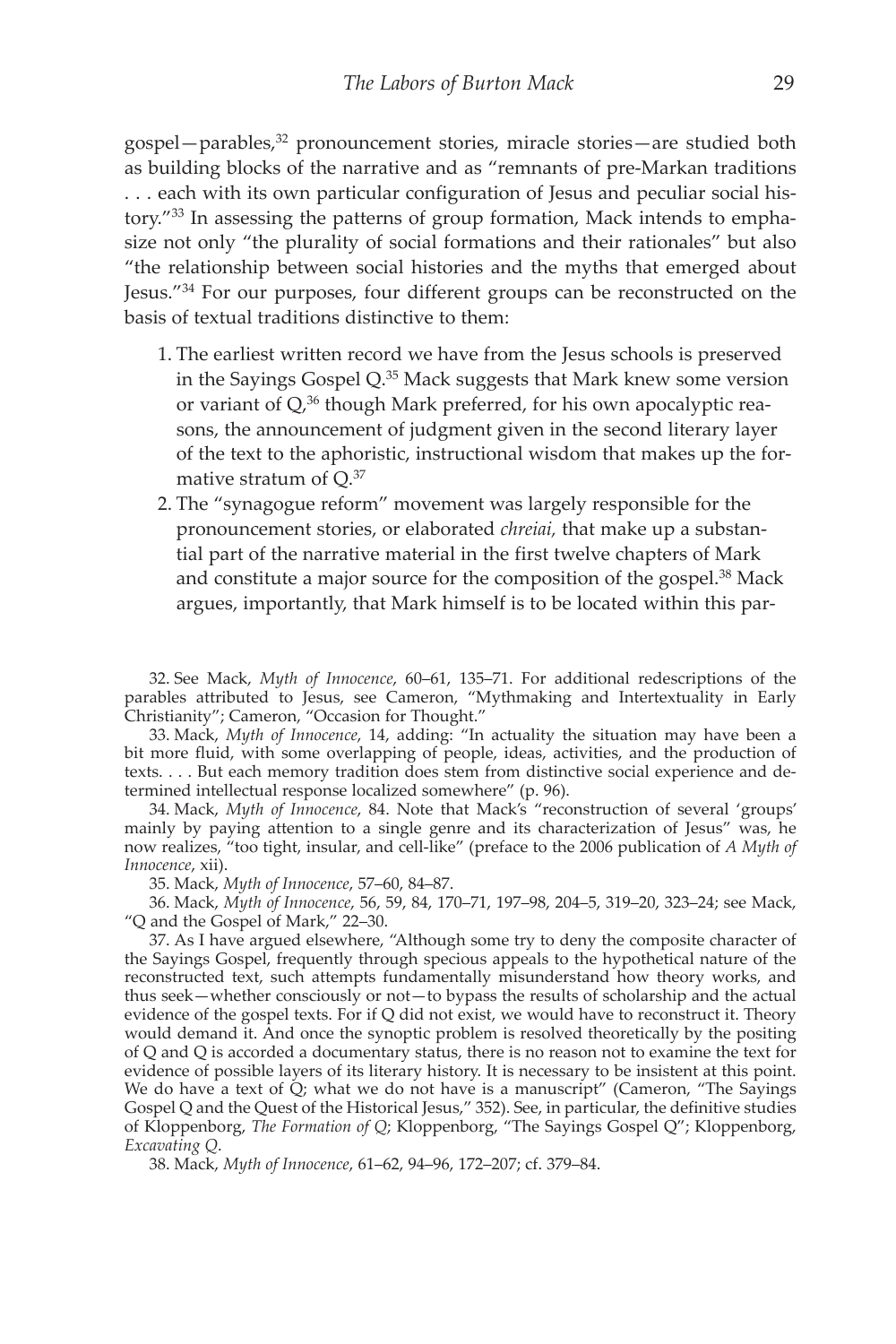gospel—parables,[32] pronouncement stories, miracle stories—are studied both as building blocks of the narrative and as "remnants of pre-Markan traditions . . . each with its own particular configuration of Jesus and peculiar social history."[33] In assessing the patterns of group formation, Mack intends to emphasize not only "the plurality of social formations and their rationales" but also "the relationship between social histories and the myths that emerged about Jesus."[34] For our purposes, four different groups can be reconstructed on the basis of textual traditions distinctive to them:

1. The earliest written record we have from the Jesus schools is preserved in the Sayings Gospel Q.[35] Mack suggests that Mark knew some version or variant of Q,[36] though Mark preferred, for his own apocalyptic reasons, the announcement of judgment given in the second literary layer of the text to the aphoristic, instructional wisdom that makes up the formative stratum of Q.[37]
2. The "synagogue reform" movement was largely responsible for the pronouncement stories, or elaborated *chreiai,* that make up a substantial part of the narrative material in the first twelve chapters of Mark and constitute a major source for the composition of the gospel.[38] Mack argues, importantly, that Mark himself is to be located within this par-

32. See Mack, *Myth of Innocence*, 60–61, 135–71. For additional redescriptions of the parables attributed to Jesus, see Cameron, "Mythmaking and Intertextuality in Early Christianity"; Cameron, "Occasion for Thought."

33. Mack, *Myth of Innocence*, 14, adding: "In actuality the situation may have been a bit more fluid, with some overlapping of people, ideas, activities, and the production of texts. . . . But each memory tradition does stem from distinctive social experience and determined intellectual response localized somewhere" (p. 96).

34. Mack, *Myth of Innocence*, 84. Note that Mack's "reconstruction of several 'groups' mainly by paying attention to a single genre and its characterization of Jesus" was, he now realizes, "too tight, insular, and cell-like" (preface to the 2006 publication of *A Myth of Innocence*, xii).

35. Mack, *Myth of Innocence*, 57–60, 84–87.

36. Mack, *Myth of Innocence*, 56, 59, 84, 170–71, 197–98, 204–5, 319–20, 323–24; see Mack, "Q and the Gospel of Mark," 22–30.

37. As I have argued elsewhere, "Although some try to deny the composite character of the Sayings Gospel, frequently through specious appeals to the hypothetical nature of the reconstructed text, such attempts fundamentally misunderstand how theory works, and thus seek—whether consciously or not—to bypass the results of scholarship and the actual evidence of the gospel texts. For if Q did not exist, we would have to reconstruct it. Theory would demand it. And once the synoptic problem is resolved theoretically by the positing of Q and Q is accorded a documentary status, there is no reason not to examine the text for evidence of possible layers of its literary history. It is necessary to be insistent at this point. We do have a text of Q; what we do not have is a manuscript" (Cameron, "The Sayings Gospel Q and the Quest of the Historical Jesus," 352). See, in particular, the definitive studies of Kloppenborg, *The Formation of Q*; Kloppenborg, "The Sayings Gospel Q"; Kloppenborg, *Excavating Q*.

38. Mack, *Myth of Innocence*, 61–62, 94–96, 172–207; cf. 379–84.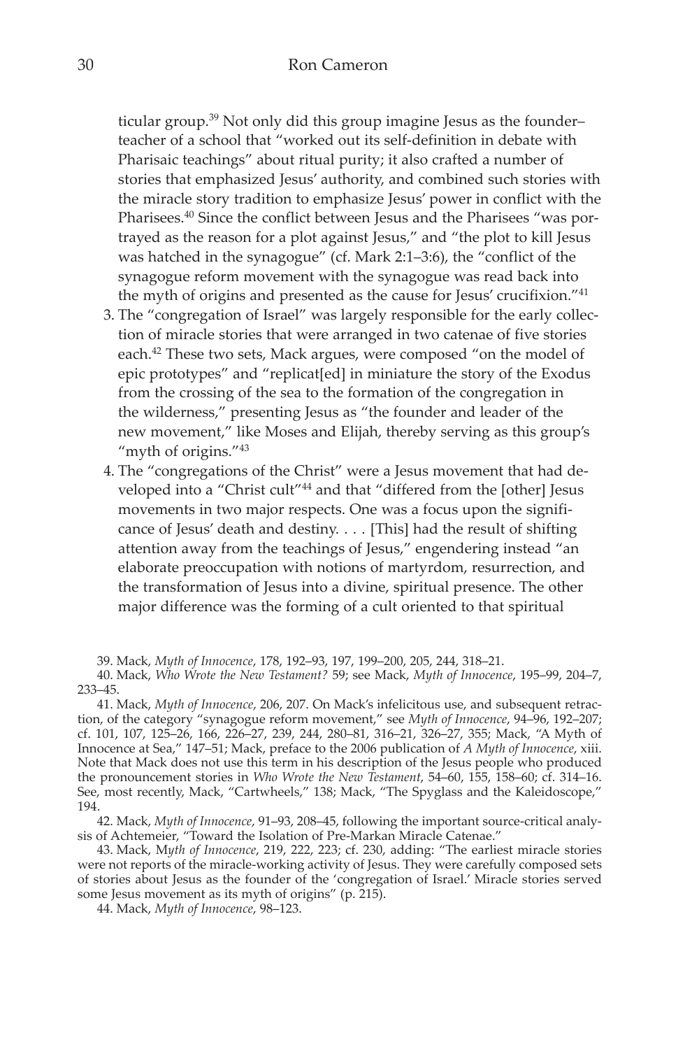ticular group.[39] Not only did this group imagine Jesus as the founder–teacher of a school that "worked out its self-definition in debate with Pharisaic teachings" about ritual purity; it also crafted a number of stories that emphasized Jesus' authority, and combined such stories with the miracle story tradition to emphasize Jesus' power in conflict with the Pharisees.[40] Since the conflict between Jesus and the Pharisees "was portrayed as the reason for a plot against Jesus," and "the plot to kill Jesus was hatched in the synagogue" (cf. Mark 2:1–3:6), the "conflict of the synagogue reform movement with the synagogue was read back into the myth of origins and presented as the cause for Jesus' crucifixion."[41]

3. The "congregation of Israel" was largely responsible for the early collection of miracle stories that were arranged in two catenae of five stories each.[42] These two sets, Mack argues, were composed "on the model of epic prototypes" and "replicat[ed] in miniature the story of the Exodus from the crossing of the sea to the formation of the congregation in the wilderness," presenting Jesus as "the founder and leader of the new movement," like Moses and Elijah, thereby serving as this group's "myth of origins."[43]
4. The "congregations of the Christ" were a Jesus movement that had developed into a "Christ cult"[44] and that "differed from the [other] Jesus movements in two major respects. One was a focus upon the significance of Jesus' death and destiny. . . . [This] had the result of shifting attention away from the teachings of Jesus," engendering instead "an elaborate preoccupation with notions of martyrdom, resurrection, and the transformation of Jesus into a divine, spiritual presence. The other major difference was the forming of a cult oriented to that spiritual

39. Mack, *Myth of Innocence*, 178, 192–93, 197, 199–200, 205, 244, 318–21.

40. Mack, *Who Wrote the New Testament?* 59; see Mack, *Myth of Innocence*, 195–99, 204–7, 233–45.

41. Mack, *Myth of Innocence*, 206, 207. On Mack's infelicitous use, and subsequent retraction, of the category "synagogue reform movement," see *Myth of Innocence*, 94–96, 192–207; cf. 101, 107, 125–26, 166, 226–27, 239, 244, 280–81, 316–21, 326–27, 355; Mack, "A Myth of Innocence at Sea," 147–51; Mack, preface to the 2006 publication of *A Myth of Innocence*, xiii. Note that Mack does not use this term in his description of the Jesus people who produced the pronouncement stories in *Who Wrote the New Testament*, 54–60, 155, 158–60; cf. 314–16. See, most recently, Mack, "Cartwheels," 138; Mack, "The Spyglass and the Kaleidoscope," 194.

42. Mack, *Myth of Innocence*, 91–93, 208–45, following the important source-critical analysis of Achtemeier, "Toward the Isolation of Pre-Markan Miracle Catenae."

43. Mack, *Myth of Innocence*, 219, 222, 223; cf. 230, adding: "The earliest miracle stories were not reports of the miracle-working activity of Jesus. They were carefully composed sets of stories about Jesus as the founder of the 'congregation of Israel.' Miracle stories served some Jesus movement as its myth of origins" (p. 215).

44. Mack, *Myth of Innocence*, 98–123.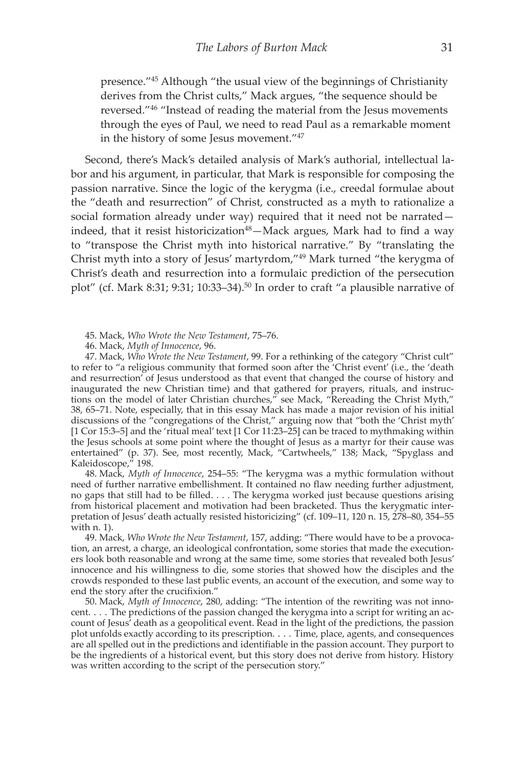presence."[45] Although "the usual view of the beginnings of Christianity derives from the Christ cults," Mack argues, "the sequence should be reversed."[46] "Instead of reading the material from the Jesus movements through the eyes of Paul, we need to read Paul as a remarkable moment in the history of some Jesus movement."[47]

Second, there's Mack's detailed analysis of Mark's authorial, intellectual labor and his argument, in particular, that Mark is responsible for composing the passion narrative. Since the logic of the kerygma (i.e., creedal formulae about the "death and resurrection" of Christ, constructed as a myth to rationalize a social formation already under way) required that it need not be narrated—indeed, that it resist historicization[48]—Mack argues, Mark had to find a way to "transpose the Christ myth into historical narrative." By "translating the Christ myth into a story of Jesus' martyrdom,"[49] Mark turned "the kerygma of Christ's death and resurrection into a formulaic prediction of the persecution plot" (cf. Mark 8:31; 9:31; 10:33–34).[50] In order to craft "a plausible narrative of

45. Mack, *Who Wrote the New Testament*, 75–76.

46. Mack, *Myth of Innocence*, 96.

47. Mack, *Who Wrote the New Testament*, 99. For a rethinking of the category "Christ cult" to refer to "a religious community that formed soon after the 'Christ event' (i.e., the 'death and resurrection' of Jesus understood as that event that changed the course of history and inaugurated the new Christian time) and that gathered for prayers, rituals, and instructions on the model of later Christian churches," see Mack, "Rereading the Christ Myth," 38, 65–71. Note, especially, that in this essay Mack has made a major revision of his initial discussions of the "congregations of the Christ," arguing now that "both the 'Christ myth' [1 Cor 15:3–5] and the 'ritual meal' text [1 Cor 11:23–25] can be traced to mythmaking within the Jesus schools at some point where the thought of Jesus as a martyr for their cause was entertained" (p. 37). See, most recently, Mack, "Cartwheels," 138; Mack, "Spyglass and Kaleidoscope," 198.

48. Mack, *Myth of Innocence*, 254–55: "The kerygma was a mythic formulation without need of further narrative embellishment. It contained no flaw needing further adjustment, no gaps that still had to be filled. . . . The kerygma worked just because questions arising from historical placement and motivation had been bracketed. Thus the kerygmatic interpretation of Jesus' death actually resisted historicizing" (cf. 109–11, 120 n. 15, 278–80, 354–55 with n. 1).

49. Mack, *Who Wrote the New Testament*, 157, adding: "There would have to be a provocation, an arrest, a charge, an ideological confrontation, some stories that made the executioners look both reasonable and wrong at the same time, some stories that revealed both Jesus' innocence and his willingness to die, some stories that showed how the disciples and the crowds responded to these last public events, an account of the execution, and some way to end the story after the crucifixion."

50. Mack, *Myth of Innocence*, 280, adding: "The intention of the rewriting was not innocent. . . . The predictions of the passion changed the kerygma into a script for writing an account of Jesus' death as a geopolitical event. Read in the light of the predictions, the passion plot unfolds exactly according to its prescription. . . . Time, place, agents, and consequences are all spelled out in the predictions and identifiable in the passion account. They purport to be the ingredients of a historical event, but this story does not derive from history. History was written according to the script of the persecution story."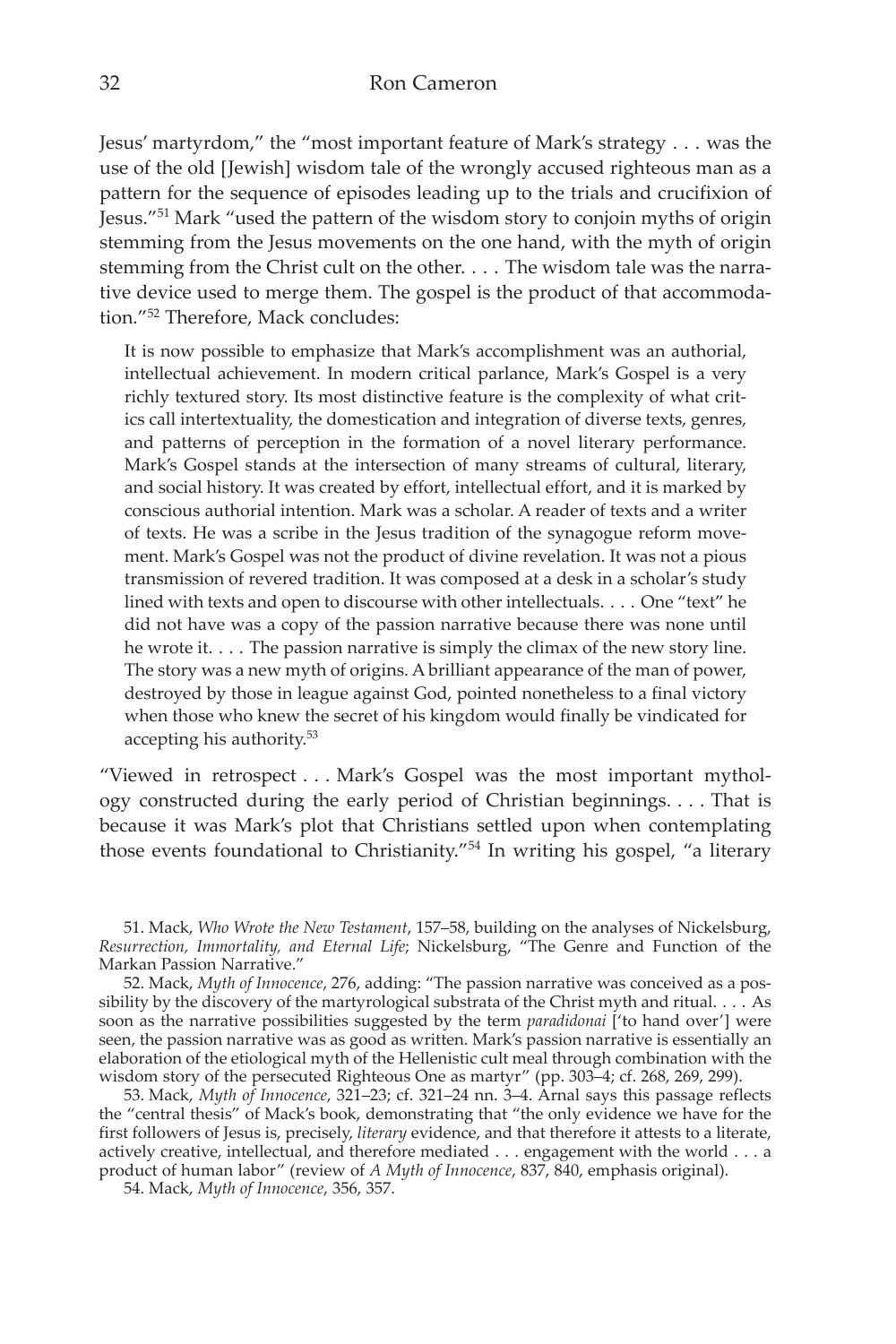Jesus' martyrdom," the "most important feature of Mark's strategy . . . was the use of the old [Jewish] wisdom tale of the wrongly accused righteous man as a pattern for the sequence of episodes leading up to the trials and crucifixion of Jesus."[51] Mark "used the pattern of the wisdom story to conjoin myths of origin stemming from the Jesus movements on the one hand, with the myth of origin stemming from the Christ cult on the other. . . . The wisdom tale was the narrative device used to merge them. The gospel is the product of that accommodation."[52] Therefore, Mack concludes:

> It is now possible to emphasize that Mark's accomplishment was an authorial, intellectual achievement. In modern critical parlance, Mark's Gospel is a very richly textured story. Its most distinctive feature is the complexity of what critics call intertextuality, the domestication and integration of diverse texts, genres, and patterns of perception in the formation of a novel literary performance. Mark's Gospel stands at the intersection of many streams of cultural, literary, and social history. It was created by effort, intellectual effort, and it is marked by conscious authorial intention. Mark was a scholar. A reader of texts and a writer of texts. He was a scribe in the Jesus tradition of the synagogue reform movement. Mark's Gospel was not the product of divine revelation. It was not a pious transmission of revered tradition. It was composed at a desk in a scholar's study lined with texts and open to discourse with other intellectuals. . . . One "text" he did not have was a copy of the passion narrative because there was none until he wrote it. . . . The passion narrative is simply the climax of the new story line. The story was a new myth of origins. A brilliant appearance of the man of power, destroyed by those in league against God, pointed nonetheless to a final victory when those who knew the secret of his kingdom would finally be vindicated for accepting his authority.[53]

"Viewed in retrospect . . . Mark's Gospel was the most important mythology constructed during the early period of Christian beginnings. . . . That is because it was Mark's plot that Christians settled upon when contemplating those events foundational to Christianity."[54] In writing his gospel, "a literary

---

51. Mack, *Who Wrote the New Testament*, 157–58, building on the analyses of Nickelsburg, *Resurrection, Immortality, and Eternal Life*; Nickelsburg, "The Genre and Function of the Markan Passion Narrative."

52. Mack, *Myth of Innocence*, 276, adding: "The passion narrative was conceived as a possibility by the discovery of the martyrological substrata of the Christ myth and ritual. . . . As soon as the narrative possibilities suggested by the term *paradidonai* ['to hand over'] were seen, the passion narrative was as good as written. Mark's passion narrative is essentially an elaboration of the etiological myth of the Hellenistic cult meal through combination with the wisdom story of the persecuted Righteous One as martyr" (pp. 303–4; cf. 268, 269, 299).

53. Mack, *Myth of Innocence*, 321–23; cf. 321–24 nn. 3–4. Arnal says this passage reflects the "central thesis" of Mack's book, demonstrating that "the only evidence we have for the first followers of Jesus is, precisely, *literary* evidence, and that therefore it attests to a literate, actively creative, intellectual, and therefore mediated . . . engagement with the world . . . a product of human labor" (review of *A Myth of Innocence*, 837, 840, emphasis original).

54. Mack, *Myth of Innocence*, 356, 357.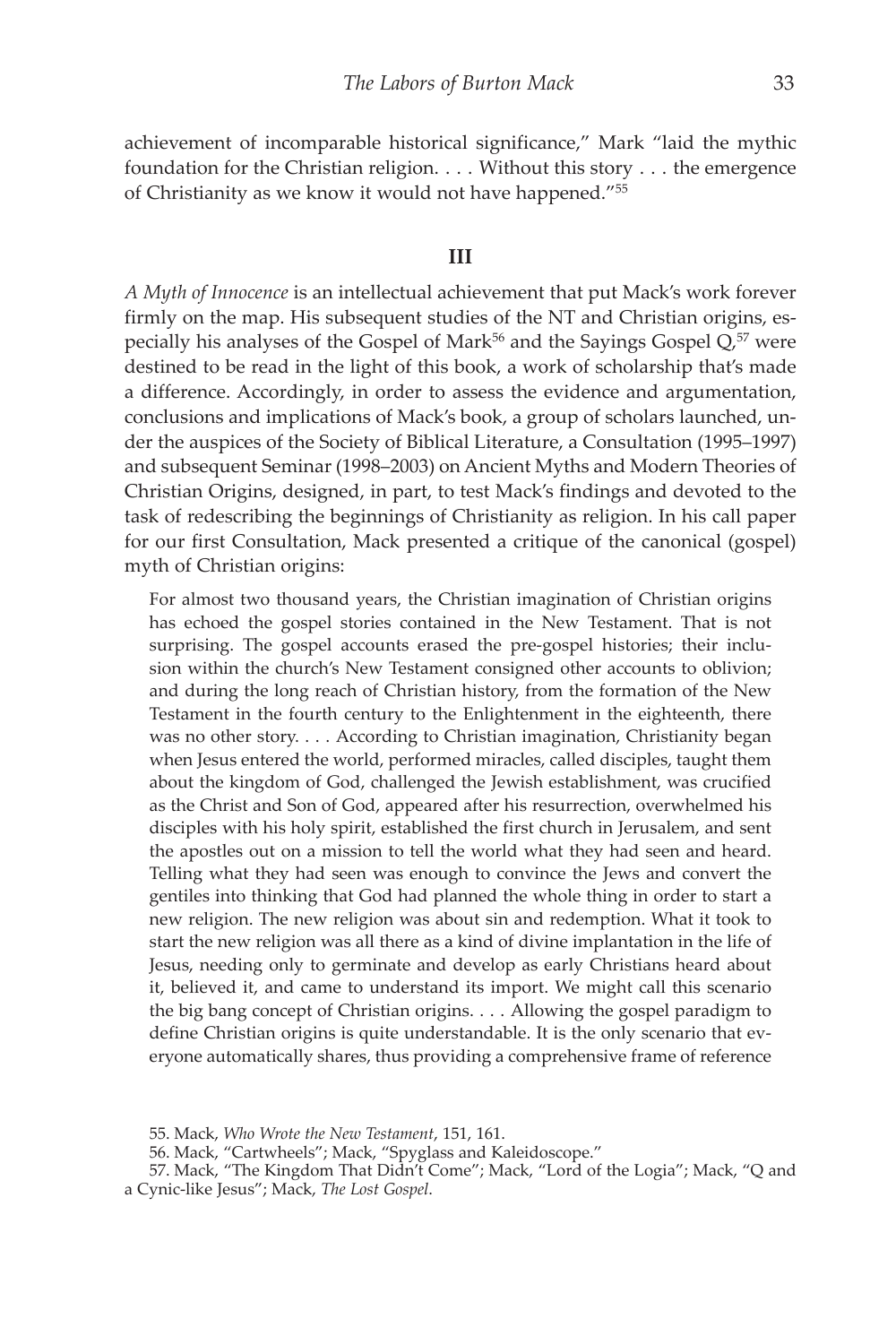achievement of incomparable historical significance," Mark "laid the mythic foundation for the Christian religion. . . . Without this story . . . the emergence of Christianity as we know it would not have happened."[55]

## III

*A Myth of Innocence* is an intellectual achievement that put Mack's work forever firmly on the map. His subsequent studies of the NT and Christian origins, especially his analyses of the Gospel of Mark[56] and the Sayings Gospel Q,[57] were destined to be read in the light of this book, a work of scholarship that's made a difference. Accordingly, in order to assess the evidence and argumentation, conclusions and implications of Mack's book, a group of scholars launched, under the auspices of the Society of Biblical Literature, a Consultation (1995–1997) and subsequent Seminar (1998–2003) on Ancient Myths and Modern Theories of Christian Origins, designed, in part, to test Mack's findings and devoted to the task of redescribing the beginnings of Christianity as religion. In his call paper for our first Consultation, Mack presented a critique of the canonical (gospel) myth of Christian origins:

> For almost two thousand years, the Christian imagination of Christian origins has echoed the gospel stories contained in the New Testament. That is not surprising. The gospel accounts erased the pre-gospel histories; their inclusion within the church's New Testament consigned other accounts to oblivion; and during the long reach of Christian history, from the formation of the New Testament in the fourth century to the Enlightenment in the eighteenth, there was no other story. . . . According to Christian imagination, Christianity began when Jesus entered the world, performed miracles, called disciples, taught them about the kingdom of God, challenged the Jewish establishment, was crucified as the Christ and Son of God, appeared after his resurrection, overwhelmed his disciples with his holy spirit, established the first church in Jerusalem, and sent the apostles out on a mission to tell the world what they had seen and heard. Telling what they had seen was enough to convince the Jews and convert the gentiles into thinking that God had planned the whole thing in order to start a new religion. The new religion was about sin and redemption. What it took to start the new religion was all there as a kind of divine implantation in the life of Jesus, needing only to germinate and develop as early Christians heard about it, believed it, and came to understand its import. We might call this scenario the big bang concept of Christian origins. . . . Allowing the gospel paradigm to define Christian origins is quite understandable. It is the only scenario that everyone automatically shares, thus providing a comprehensive frame of reference

55. Mack, *Who Wrote the New Testament*, 151, 161.

56. Mack, "Cartwheels"; Mack, "Spyglass and Kaleidoscope."

57. Mack, "The Kingdom That Didn't Come"; Mack, "Lord of the Logia"; Mack, "Q and a Cynic-like Jesus"; Mack, *The Lost Gospel*.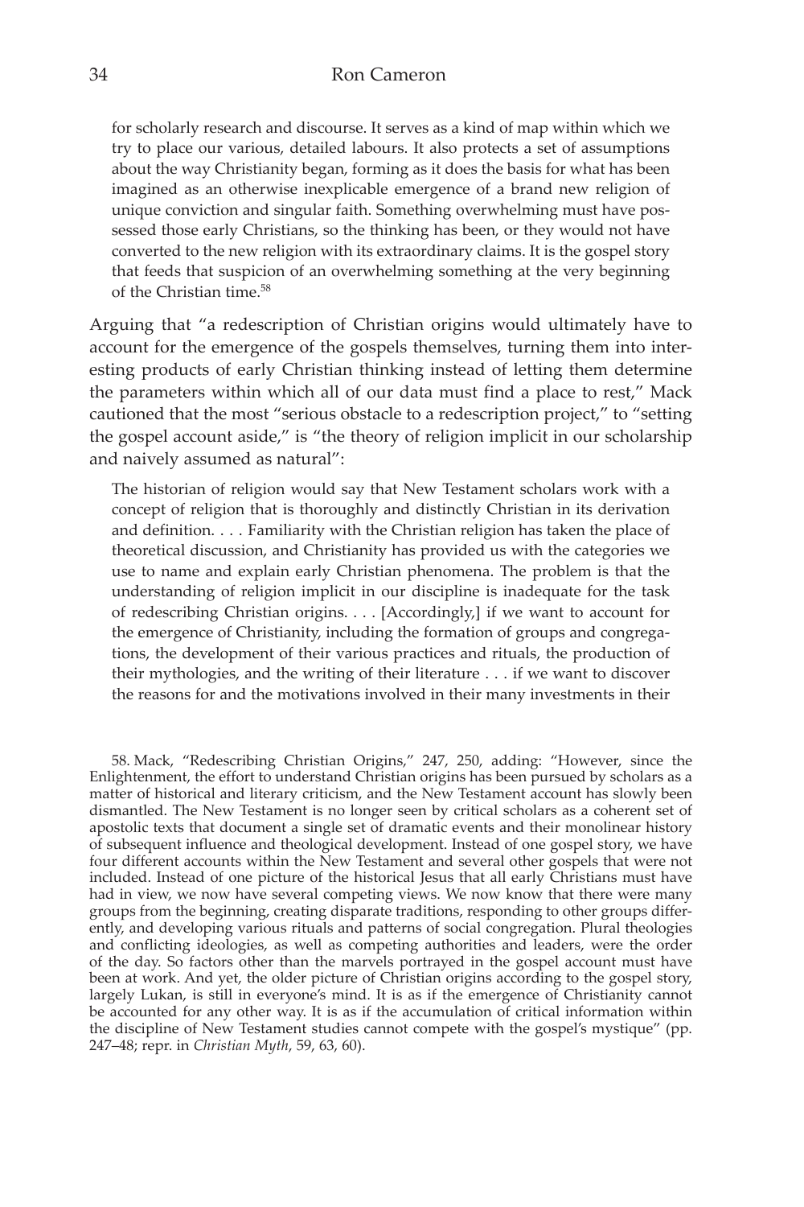> for scholarly research and discourse. It serves as a kind of map within which we try to place our various, detailed labours. It also protects a set of assumptions about the way Christianity began, forming as it does the basis for what has been imagined as an otherwise inexplicable emergence of a brand new religion of unique conviction and singular faith. Something overwhelming must have possessed those early Christians, so the thinking has been, or they would not have converted to the new religion with its extraordinary claims. It is the gospel story that feeds that suspicion of an overwhelming something at the very beginning of the Christian time.[58]

Arguing that "a redescription of Christian origins would ultimately have to account for the emergence of the gospels themselves, turning them into interesting products of early Christian thinking instead of letting them determine the parameters within which all of our data must find a place to rest," Mack cautioned that the most "serious obstacle to a redescription project," to "setting the gospel account aside," is "the theory of religion implicit in our scholarship and naively assumed as natural":

> The historian of religion would say that New Testament scholars work with a concept of religion that is thoroughly and distinctly Christian in its derivation and definition. . . . Familiarity with the Christian religion has taken the place of theoretical discussion, and Christianity has provided us with the categories we use to name and explain early Christian phenomena. The problem is that the understanding of religion implicit in our discipline is inadequate for the task of redescribing Christian origins. . . . [Accordingly,] if we want to account for the emergence of Christianity, including the formation of groups and congregations, the development of their various practices and rituals, the production of their mythologies, and the writing of their literature . . . if we want to discover the reasons for and the motivations involved in their many investments in their

58. Mack, "Redescribing Christian Origins," 247, 250, adding: "However, since the Enlightenment, the effort to understand Christian origins has been pursued by scholars as a matter of historical and literary criticism, and the New Testament account has slowly been dismantled. The New Testament is no longer seen by critical scholars as a coherent set of apostolic texts that document a single set of dramatic events and their monolinear history of subsequent influence and theological development. Instead of one gospel story, we have four different accounts within the New Testament and several other gospels that were not included. Instead of one picture of the historical Jesus that all early Christians must have had in view, we now have several competing views. We now know that there were many groups from the beginning, creating disparate traditions, responding to other groups differently, and developing various rituals and patterns of social congregation. Plural theologies and conflicting ideologies, as well as competing authorities and leaders, were the order of the day. So factors other than the marvels portrayed in the gospel account must have been at work. And yet, the older picture of Christian origins according to the gospel story, largely Lukan, is still in everyone's mind. It is as if the emergence of Christianity cannot be accounted for any other way. It is as if the accumulation of critical information within the discipline of New Testament studies cannot compete with the gospel's mystique" (pp. 247–48; repr. in *Christian Myth*, 59, 63, 60).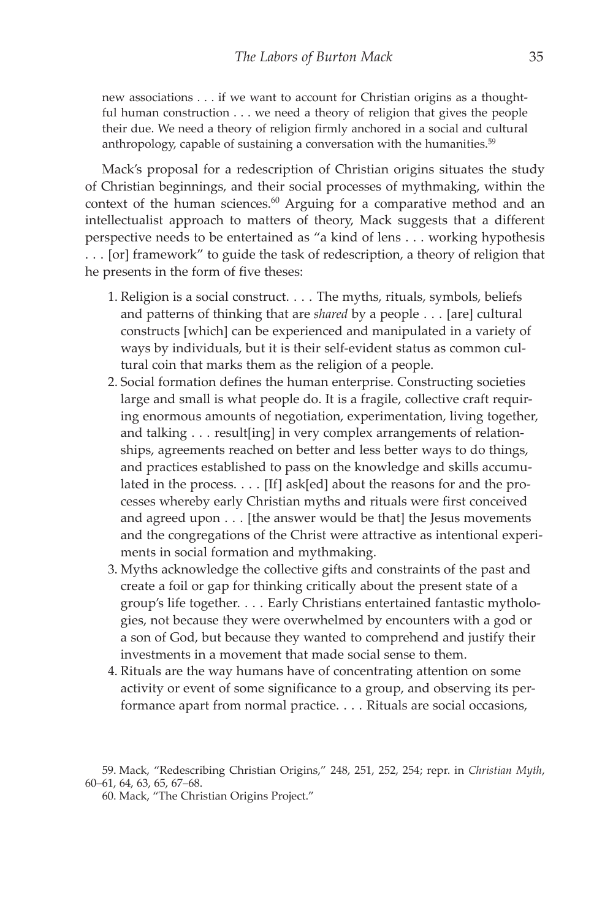> new associations . . . if we want to account for Christian origins as a thoughtful human construction . . . we need a theory of religion that gives the people their due. We need a theory of religion firmly anchored in a social and cultural anthropology, capable of sustaining a conversation with the humanities.[59]

Mack's proposal for a redescription of Christian origins situates the study of Christian beginnings, and their social processes of mythmaking, within the context of the human sciences.[60] Arguing for a comparative method and an intellectualist approach to matters of theory, Mack suggests that a different perspective needs to be entertained as "a kind of lens . . . working hypothesis . . . [or] framework" to guide the task of redescription, a theory of religion that he presents in the form of five theses:

1. Religion is a social construct. . . . The myths, rituals, symbols, beliefs and patterns of thinking that are *shared* by a people . . . [are] cultural constructs [which] can be experienced and manipulated in a variety of ways by individuals, but it is their self-evident status as common cultural coin that marks them as the religion of a people.
2. Social formation defines the human enterprise. Constructing societies large and small is what people do. It is a fragile, collective craft requiring enormous amounts of negotiation, experimentation, living together, and talking . . . result[ing] in very complex arrangements of relationships, agreements reached on better and less better ways to do things, and practices established to pass on the knowledge and skills accumulated in the process. . . . [If] ask[ed] about the reasons for and the processes whereby early Christian myths and rituals were first conceived and agreed upon . . . [the answer would be that] the Jesus movements and the congregations of the Christ were attractive as intentional experiments in social formation and mythmaking.
3. Myths acknowledge the collective gifts and constraints of the past and create a foil or gap for thinking critically about the present state of a group's life together. . . . Early Christians entertained fantastic mythologies, not because they were overwhelmed by encounters with a god or a son of God, but because they wanted to comprehend and justify their investments in a movement that made social sense to them.
4. Rituals are the way humans have of concentrating attention on some activity or event of some significance to a group, and observing its performance apart from normal practice. . . . Rituals are social occasions,

59. Mack, "Redescribing Christian Origins," 248, 251, 252, 254; repr. in *Christian Myth*, 60–61, 64, 63, 65, 67–68.

60. Mack, "The Christian Origins Project."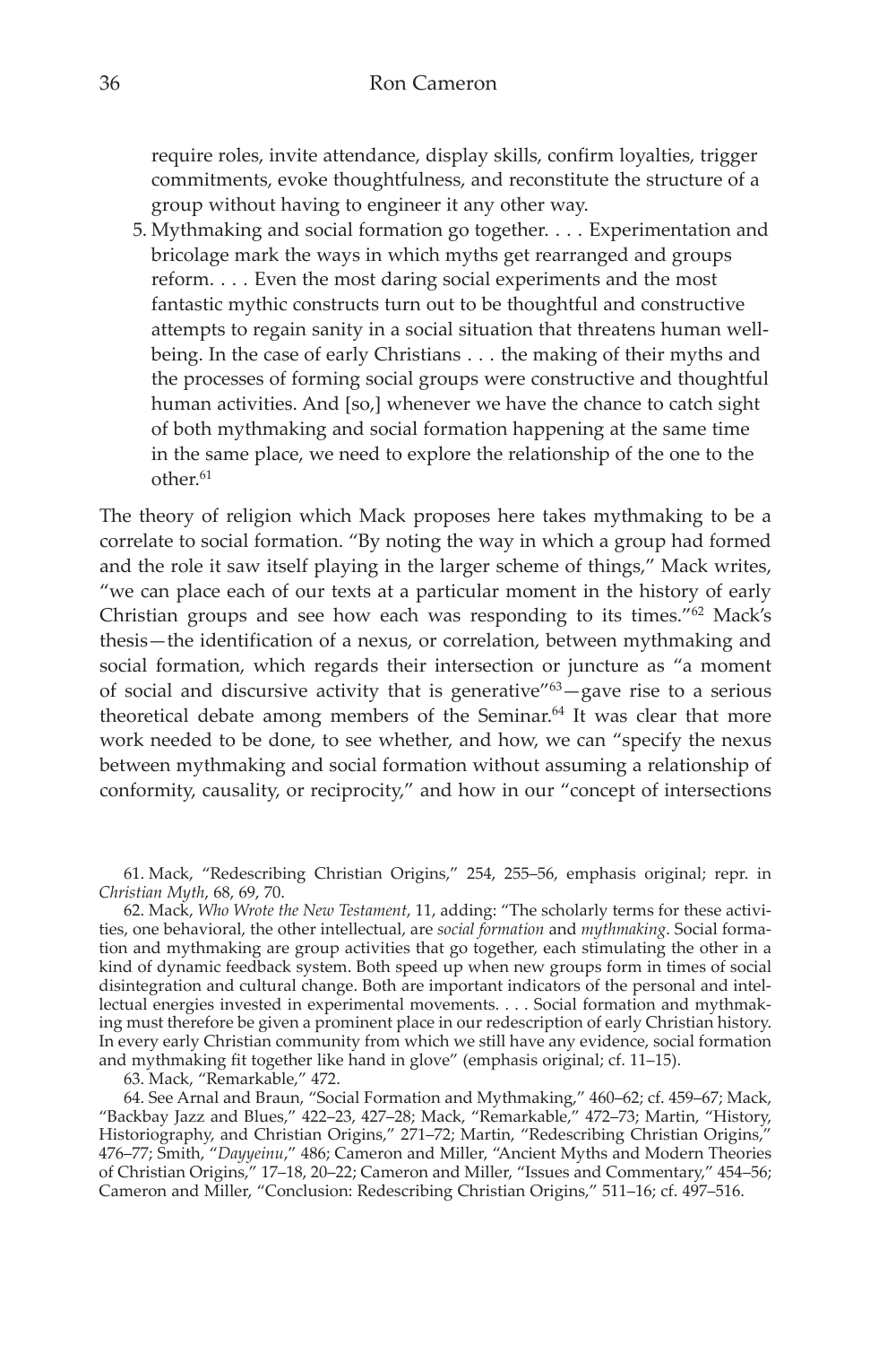require roles, invite attendance, display skills, confirm loyalties, trigger commitments, evoke thoughtfulness, and reconstitute the structure of a group without having to engineer it any other way.

5. Mythmaking and social formation go together. . . . Experimentation and bricolage mark the ways in which myths get rearranged and groups reform. . . . Even the most daring social experiments and the most fantastic mythic constructs turn out to be thoughtful and constructive attempts to regain sanity in a social situation that threatens human well-being. In the case of early Christians . . . the making of their myths and the processes of forming social groups were constructive and thoughtful human activities. And [so,] whenever we have the chance to catch sight of both mythmaking and social formation happening at the same time in the same place, we need to explore the relationship of the one to the other.[61]

The theory of religion which Mack proposes here takes mythmaking to be a correlate to social formation. "By noting the way in which a group had formed and the role it saw itself playing in the larger scheme of things," Mack writes, "we can place each of our texts at a particular moment in the history of early Christian groups and see how each was responding to its times."[62] Mack's thesis—the identification of a nexus, or correlation, between mythmaking and social formation, which regards their intersection or juncture as "a moment of social and discursive activity that is generative"[63]—gave rise to a serious theoretical debate among members of the Seminar.[64] It was clear that more work needed to be done, to see whether, and how, we can "specify the nexus between mythmaking and social formation without assuming a relationship of conformity, causality, or reciprocity," and how in our "concept of intersections

61. Mack, "Redescribing Christian Origins," 254, 255–56, emphasis original; repr. in *Christian Myth*, 68, 69, 70.

62. Mack, *Who Wrote the New Testament*, 11, adding: "The scholarly terms for these activities, one behavioral, the other intellectual, are *social formation* and *mythmaking*. Social formation and mythmaking are group activities that go together, each stimulating the other in a kind of dynamic feedback system. Both speed up when new groups form in times of social disintegration and cultural change. Both are important indicators of the personal and intellectual energies invested in experimental movements. . . . Social formation and mythmaking must therefore be given a prominent place in our redescription of early Christian history. In every early Christian community from which we still have any evidence, social formation and mythmaking fit together like hand in glove" (emphasis original; cf. 11–15).

63. Mack, "Remarkable," 472.

64. See Arnal and Braun, "Social Formation and Mythmaking," 460–62; cf. 459–67; Mack, "Backbay Jazz and Blues," 422–23, 427–28; Mack, "Remarkable," 472–73; Martin, "History, Historiography, and Christian Origins," 271–72; Martin, "Redescribing Christian Origins," 476–77; Smith, "*Dayyeinu*," 486; Cameron and Miller, "Ancient Myths and Modern Theories of Christian Origins," 17–18, 20–22; Cameron and Miller, "Issues and Commentary," 454–56; Cameron and Miller, "Conclusion: Redescribing Christian Origins," 511–16; cf. 497–516.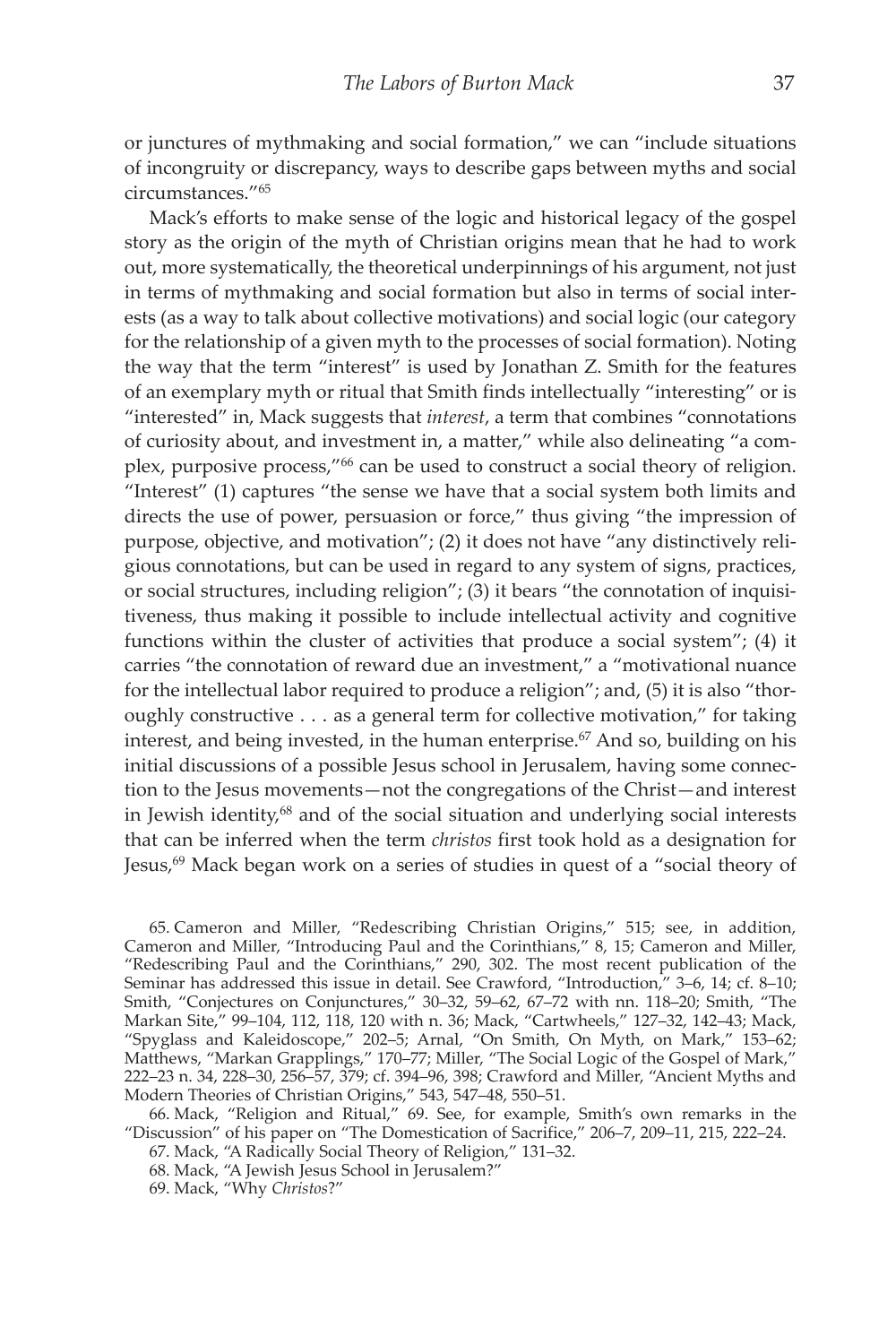or junctures of mythmaking and social formation," we can "include situations of incongruity or discrepancy, ways to describe gaps between myths and social circumstances."[65]

Mack's efforts to make sense of the logic and historical legacy of the gospel story as the origin of the myth of Christian origins mean that he had to work out, more systematically, the theoretical underpinnings of his argument, not just in terms of mythmaking and social formation but also in terms of social interests (as a way to talk about collective motivations) and social logic (our category for the relationship of a given myth to the processes of social formation). Noting the way that the term "interest" is used by Jonathan Z. Smith for the features of an exemplary myth or ritual that Smith finds intellectually "interesting" or is "interested" in, Mack suggests that *interest*, a term that combines "connotations of curiosity about, and investment in, a matter," while also delineating "a complex, purposive process,"[66] can be used to construct a social theory of religion. "Interest" (1) captures "the sense we have that a social system both limits and directs the use of power, persuasion or force," thus giving "the impression of purpose, objective, and motivation"; (2) it does not have "any distinctively religious connotations, but can be used in regard to any system of signs, practices, or social structures, including religion"; (3) it bears "the connotation of inquisitiveness, thus making it possible to include intellectual activity and cognitive functions within the cluster of activities that produce a social system"; (4) it carries "the connotation of reward due an investment," a "motivational nuance for the intellectual labor required to produce a religion"; and, (5) it is also "thoroughly constructive . . . as a general term for collective motivation," for taking interest, and being invested, in the human enterprise.[67] And so, building on his initial discussions of a possible Jesus school in Jerusalem, having some connection to the Jesus movements—not the congregations of the Christ—and interest in Jewish identity,[68] and of the social situation and underlying social interests that can be inferred when the term *christos* first took hold as a designation for Jesus,[69] Mack began work on a series of studies in quest of a "social theory of

65. Cameron and Miller, "Redescribing Christian Origins," 515; see, in addition, Cameron and Miller, "Introducing Paul and the Corinthians," 8, 15; Cameron and Miller, "Redescribing Paul and the Corinthians," 290, 302. The most recent publication of the Seminar has addressed this issue in detail. See Crawford, "Introduction," 3–6, 14; cf. 8–10; Smith, "Conjectures on Conjunctures," 30–32, 59–62, 67–72 with nn. 118–20; Smith, "The Markan Site," 99–104, 112, 118, 120 with n. 36; Mack, "Cartwheels," 127–32, 142–43; Mack, "Spyglass and Kaleidoscope," 202–5; Arnal, "On Smith, On Myth, on Mark," 153–62; Matthews, "Markan Grapplings," 170–77; Miller, "The Social Logic of the Gospel of Mark," 222–23 n. 34, 228–30, 256–57, 379; cf. 394–96, 398; Crawford and Miller, "Ancient Myths and Modern Theories of Christian Origins," 543, 547–48, 550–51.

66. Mack, "Religion and Ritual," 69. See, for example, Smith's own remarks in the "Discussion" of his paper on "The Domestication of Sacrifice," 206–7, 209–11, 215, 222–24.

67. Mack, "A Radically Social Theory of Religion," 131–32.

68. Mack, "A Jewish Jesus School in Jerusalem?"

69. Mack, "Why *Christos*?"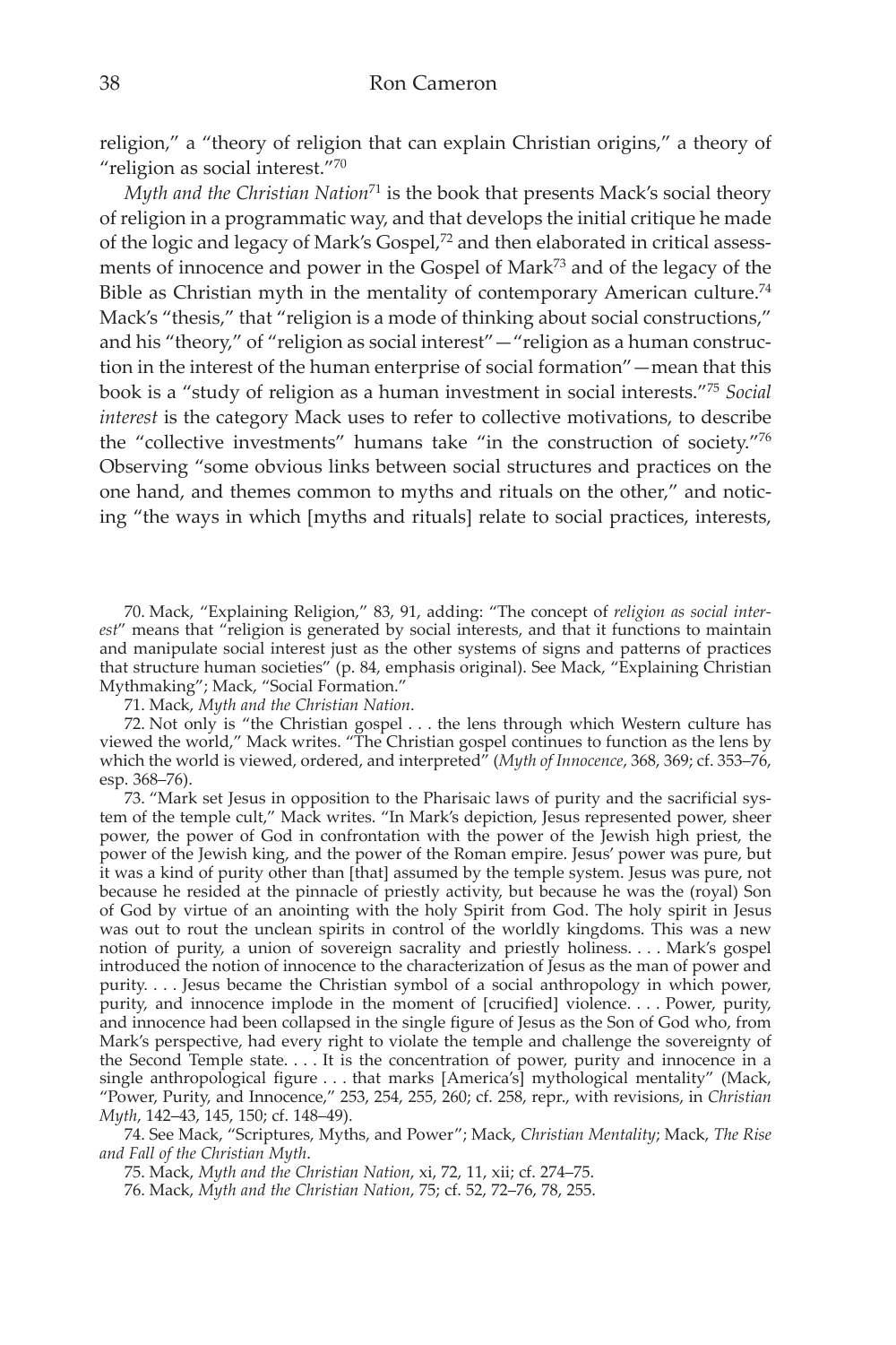religion," a "theory of religion that can explain Christian origins," a theory of "religion as social interest."[70]

*Myth and the Christian Nation*[71] is the book that presents Mack's social theory of religion in a programmatic way, and that develops the initial critique he made of the logic and legacy of Mark's Gospel,[72] and then elaborated in critical assessments of innocence and power in the Gospel of Mark[73] and of the legacy of the Bible as Christian myth in the mentality of contemporary American culture.[74] Mack's "thesis," that "religion is a mode of thinking about social constructions," and his "theory," of "religion as social interest"—"religion as a human construction in the interest of the human enterprise of social formation"—mean that this book is a "study of religion as a human investment in social interests."[75] *Social interest* is the category Mack uses to refer to collective motivations, to describe the "collective investments" humans take "in the construction of society."[76] Observing "some obvious links between social structures and practices on the one hand, and themes common to myths and rituals on the other," and noticing "the ways in which [myths and rituals] relate to social practices, interests,

70. Mack, "Explaining Religion," 83, 91, adding: "The concept of *religion as social interest*" means that "religion is generated by social interests, and that it functions to maintain and manipulate social interest just as the other systems of signs and patterns of practices that structure human societies" (p. 84, emphasis original). See Mack, "Explaining Christian Mythmaking"; Mack, "Social Formation."

71. Mack, *Myth and the Christian Nation*.

72. Not only is "the Christian gospel . . . the lens through which Western culture has viewed the world," Mack writes. "The Christian gospel continues to function as the lens by which the world is viewed, ordered, and interpreted" (*Myth of Innocence*, 368, 369; cf. 353–76, esp. 368–76).

73. "Mark set Jesus in opposition to the Pharisaic laws of purity and the sacrificial system of the temple cult," Mack writes. "In Mark's depiction, Jesus represented power, sheer power, the power of God in confrontation with the power of the Jewish high priest, the power of the Jewish king, and the power of the Roman empire. Jesus' power was pure, but it was a kind of purity other than [that] assumed by the temple system. Jesus was pure, not because he resided at the pinnacle of priestly activity, but because he was the (royal) Son of God by virtue of an anointing with the holy Spirit from God. The holy spirit in Jesus was out to rout the unclean spirits in control of the worldly kingdoms. This was a new notion of purity, a union of sovereign sacrality and priestly holiness. . . . Mark's gospel introduced the notion of innocence to the characterization of Jesus as the man of power and purity. . . . Jesus became the Christian symbol of a social anthropology in which power, purity, and innocence implode in the moment of [crucified] violence. . . . Power, purity, and innocence had been collapsed in the single figure of Jesus as the Son of God who, from Mark's perspective, had every right to violate the temple and challenge the sovereignty of the Second Temple state. . . . It is the concentration of power, purity and innocence in a single anthropological figure . . . that marks [America's] mythological mentality" (Mack, "Power, Purity, and Innocence," 253, 254, 255, 260; cf. 258, repr., with revisions, in *Christian Myth*, 142–43, 145, 150; cf. 148–49).

74. See Mack, "Scriptures, Myths, and Power"; Mack, *Christian Mentality*; Mack, *The Rise and Fall of the Christian Myth*.

75. Mack, *Myth and the Christian Nation*, xi, 72, 11, xii; cf. 274–75.

76. Mack, *Myth and the Christian Nation*, 75; cf. 52, 72–76, 78, 255.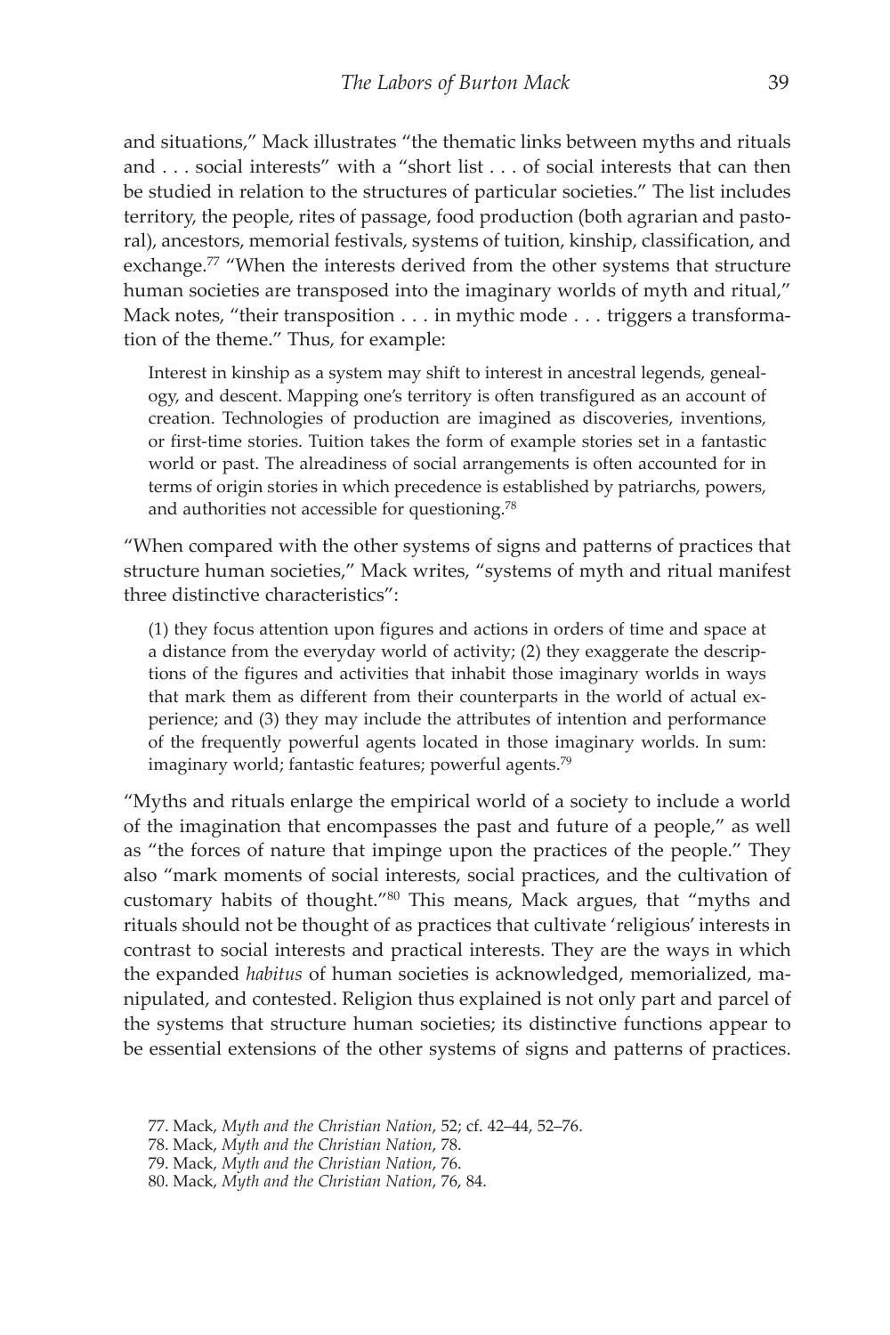and situations," Mack illustrates "the thematic links between myths and rituals and . . . social interests" with a "short list . . . of social interests that can then be studied in relation to the structures of particular societies." The list includes territory, the people, rites of passage, food production (both agrarian and pastoral), ancestors, memorial festivals, systems of tuition, kinship, classification, and exchange.[77] "When the interests derived from the other systems that structure human societies are transposed into the imaginary worlds of myth and ritual," Mack notes, "their transposition . . . in mythic mode . . . triggers a transformation of the theme." Thus, for example:

> Interest in kinship as a system may shift to interest in ancestral legends, genealogy, and descent. Mapping one's territory is often transfigured as an account of creation. Technologies of production are imagined as discoveries, inventions, or first-time stories. Tuition takes the form of example stories set in a fantastic world or past. The alreadiness of social arrangements is often accounted for in terms of origin stories in which precedence is established by patriarchs, powers, and authorities not accessible for questioning.[78]

"When compared with the other systems of signs and patterns of practices that structure human societies," Mack writes, "systems of myth and ritual manifest three distinctive characteristics":

> (1) they focus attention upon figures and actions in orders of time and space at a distance from the everyday world of activity; (2) they exaggerate the descriptions of the figures and activities that inhabit those imaginary worlds in ways that mark them as different from their counterparts in the world of actual experience; and (3) they may include the attributes of intention and performance of the frequently powerful agents located in those imaginary worlds. In sum: imaginary world; fantastic features; powerful agents.[79]

"Myths and rituals enlarge the empirical world of a society to include a world of the imagination that encompasses the past and future of a people," as well as "the forces of nature that impinge upon the practices of the people." They also "mark moments of social interests, social practices, and the cultivation of customary habits of thought."[80] This means, Mack argues, that "myths and rituals should not be thought of as practices that cultivate 'religious' interests in contrast to social interests and practical interests. They are the ways in which the expanded *habitus* of human societies is acknowledged, memorialized, manipulated, and contested. Religion thus explained is not only part and parcel of the systems that structure human societies; its distinctive functions appear to be essential extensions of the other systems of signs and patterns of practices.

77. Mack, *Myth and the Christian Nation*, 52; cf. 42–44, 52–76.

78. Mack, *Myth and the Christian Nation*, 78.

79. Mack, *Myth and the Christian Nation*, 76.

80. Mack, *Myth and the Christian Nation*, 76, 84.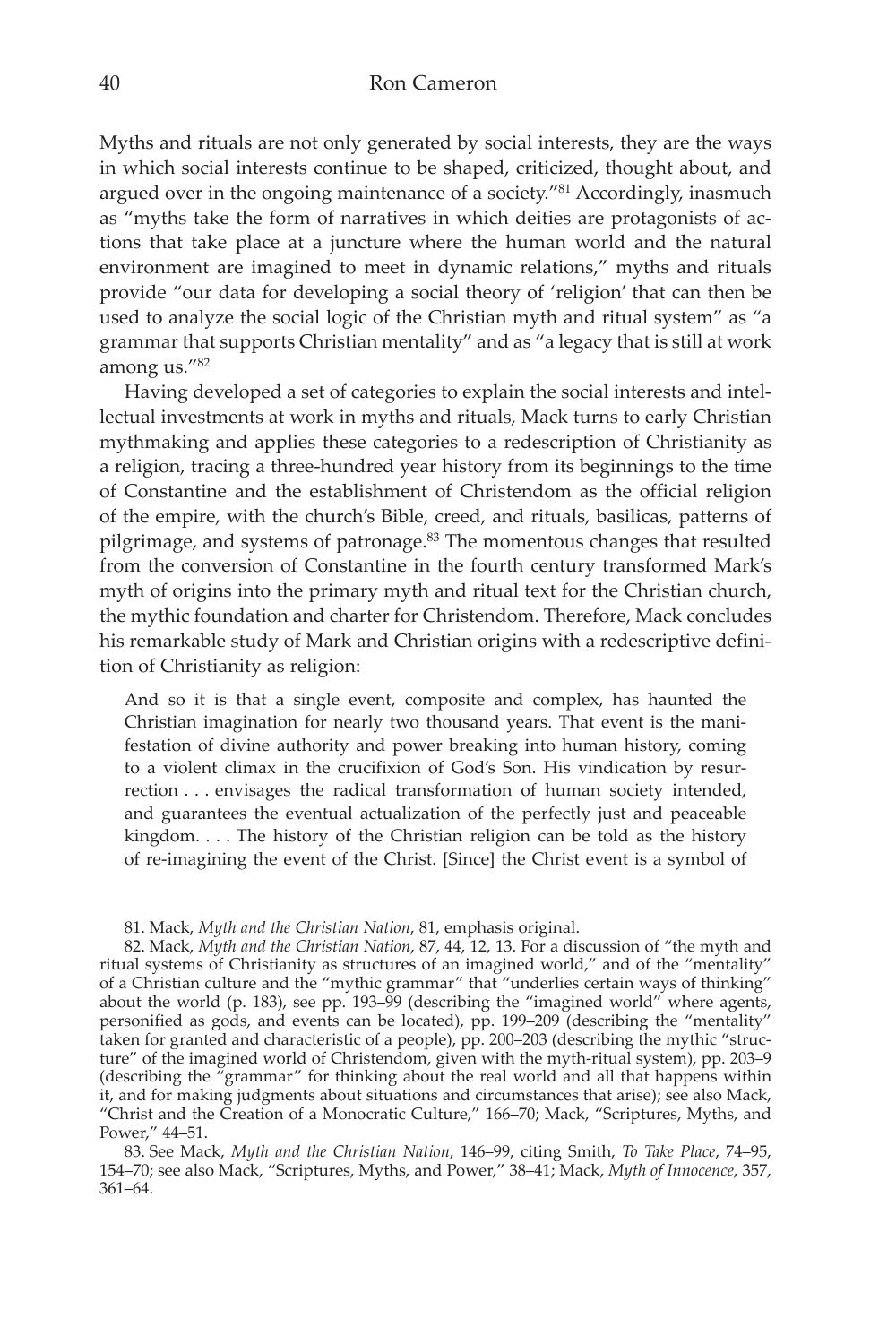Myths and rituals are not only generated by social interests, they are the ways in which social interests continue to be shaped, criticized, thought about, and argued over in the ongoing maintenance of a society."[81] Accordingly, inasmuch as "myths take the form of narratives in which deities are protagonists of actions that take place at a juncture where the human world and the natural environment are imagined to meet in dynamic relations," myths and rituals provide "our data for developing a social theory of 'religion' that can then be used to analyze the social logic of the Christian myth and ritual system" as "a grammar that supports Christian mentality" and as "a legacy that is still at work among us."[82]

Having developed a set of categories to explain the social interests and intellectual investments at work in myths and rituals, Mack turns to early Christian mythmaking and applies these categories to a redescription of Christianity as a religion, tracing a three-hundred year history from its beginnings to the time of Constantine and the establishment of Christendom as the official religion of the empire, with the church's Bible, creed, and rituals, basilicas, patterns of pilgrimage, and systems of patronage.[83] The momentous changes that resulted from the conversion of Constantine in the fourth century transformed Mark's myth of origins into the primary myth and ritual text for the Christian church, the mythic foundation and charter for Christendom. Therefore, Mack concludes his remarkable study of Mark and Christian origins with a redescriptive definition of Christianity as religion:

> And so it is that a single event, composite and complex, has haunted the Christian imagination for nearly two thousand years. That event is the manifestation of divine authority and power breaking into human history, coming to a violent climax in the crucifixion of God's Son. His vindication by resurrection . . . envisages the radical transformation of human society intended, and guarantees the eventual actualization of the perfectly just and peaceable kingdom. . . . The history of the Christian religion can be told as the history of re-imagining the event of the Christ. [Since] the Christ event is a symbol of

81. Mack, *Myth and the Christian Nation*, 81, emphasis original.

82. Mack, *Myth and the Christian Nation*, 87, 44, 12, 13. For a discussion of "the myth and ritual systems of Christianity as structures of an imagined world," and of the "mentality" of a Christian culture and the "mythic grammar" that "underlies certain ways of thinking" about the world (p. 183), see pp. 193–99 (describing the "imagined world" where agents, personified as gods, and events can be located), pp. 199–209 (describing the "mentality" taken for granted and characteristic of a people), pp. 200–203 (describing the mythic "structure" of the imagined world of Christendom, given with the myth-ritual system), pp. 203–9 (describing the "grammar" for thinking about the real world and all that happens within it, and for making judgments about situations and circumstances that arise); see also Mack, "Christ and the Creation of a Monocratic Culture," 166–70; Mack, "Scriptures, Myths, and Power," 44–51.

83. See Mack, *Myth and the Christian Nation*, 146–99, citing Smith, *To Take Place*, 74–95, 154–70; see also Mack, "Scriptures, Myths, and Power," 38–41; Mack, *Myth of Innocence*, 357, 361–64.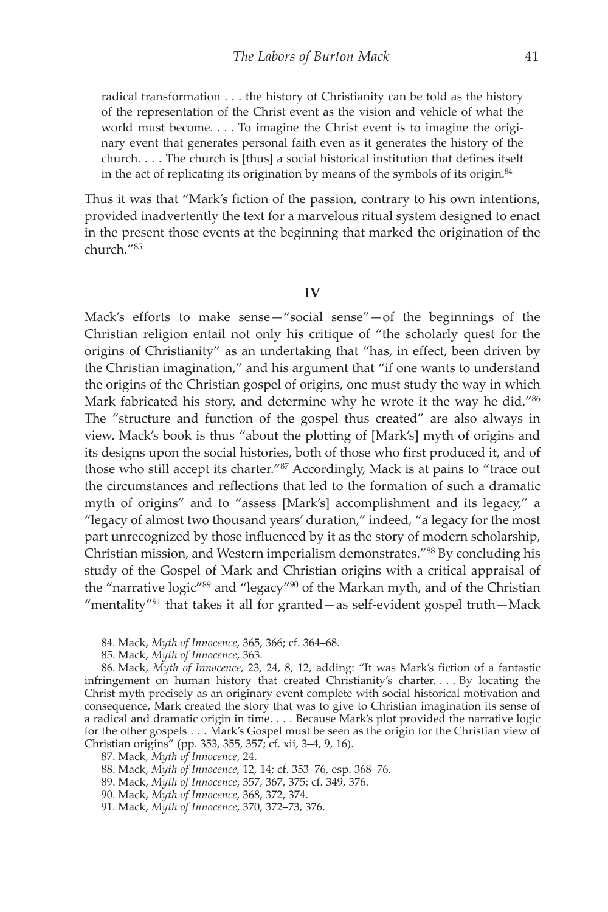> radical transformation . . . the history of Christianity can be told as the history of the representation of the Christ event as the vision and vehicle of what the world must become. . . . To imagine the Christ event is to imagine the originary event that generates personal faith even as it generates the history of the church. . . . The church is [thus] a social historical institution that defines itself in the act of replicating its origination by means of the symbols of its origin.[84]

Thus it was that "Mark's fiction of the passion, contrary to his own intentions, provided inadvertently the text for a marvelous ritual system designed to enact in the present those events at the beginning that marked the origination of the church."[85]

## IV

Mack's efforts to make sense—"social sense"—of the beginnings of the Christian religion entail not only his critique of "the scholarly quest for the origins of Christianity" as an undertaking that "has, in effect, been driven by the Christian imagination," and his argument that "if one wants to understand the origins of the Christian gospel of origins, one must study the way in which Mark fabricated his story, and determine why he wrote it the way he did."[86] The "structure and function of the gospel thus created" are also always in view. Mack's book is thus "about the plotting of [Mark's] myth of origins and its designs upon the social histories, both of those who first produced it, and of those who still accept its charter."[87] Accordingly, Mack is at pains to "trace out the circumstances and reflections that led to the formation of such a dramatic myth of origins" and to "assess [Mark's] accomplishment and its legacy," a "legacy of almost two thousand years' duration," indeed, "a legacy for the most part unrecognized by those influenced by it as the story of modern scholarship, Christian mission, and Western imperialism demonstrates."[88] By concluding his study of the Gospel of Mark and Christian origins with a critical appraisal of the "narrative logic"[89] and "legacy"[90] of the Markan myth, and of the Christian "mentality"[91] that takes it all for granted—as self-evident gospel truth—Mack

84. Mack, *Myth of Innocence*, 365, 366; cf. 364–68.

85. Mack, *Myth of Innocence*, 363.

86. Mack, *Myth of Innocence*, 23, 24, 8, 12, adding: "It was Mark's fiction of a fantastic infringement on human history that created Christianity's charter. . . . By locating the Christ myth precisely as an originary event complete with social historical motivation and consequence, Mark created the story that was to give to Christian imagination its sense of a radical and dramatic origin in time. . . . Because Mark's plot provided the narrative logic for the other gospels . . . Mark's Gospel must be seen as the origin for the Christian view of Christian origins" (pp. 353, 355, 357; cf. xii, 3–4, 9, 16).

87. Mack, *Myth of Innocence*, 24.

88. Mack, *Myth of Innocence*, 12, 14; cf. 353–76, esp. 368–76.

89. Mack, *Myth of Innocence*, 357, 367, 375; cf. 349, 376.

90. Mack, *Myth of Innocence*, 368, 372, 374.

91. Mack, *Myth of Innocence*, 370, 372–73, 376.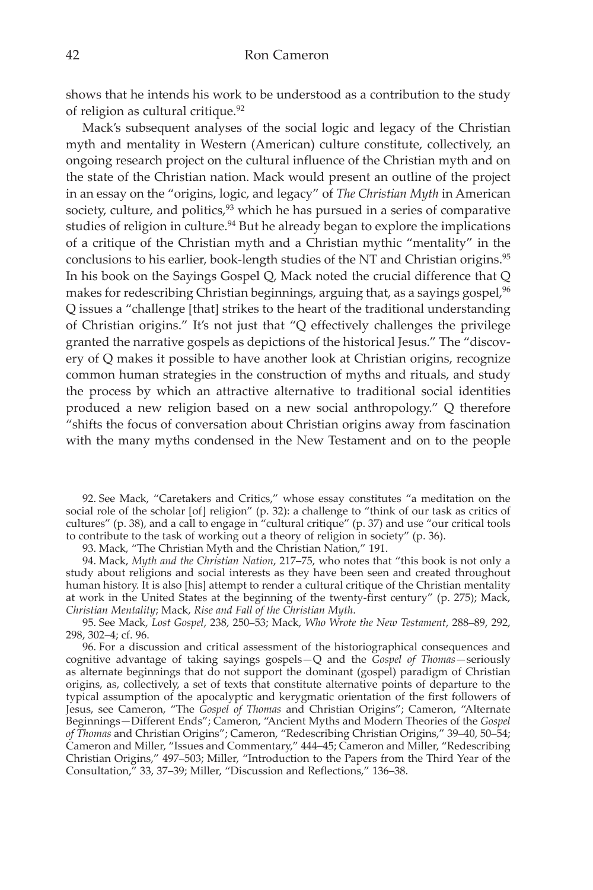shows that he intends his work to be understood as a contribution to the study of religion as cultural critique.[92]

Mack's subsequent analyses of the social logic and legacy of the Christian myth and mentality in Western (American) culture constitute, collectively, an ongoing research project on the cultural influence of the Christian myth and on the state of the Christian nation. Mack would present an outline of the project in an essay on the "origins, logic, and legacy" of *The Christian Myth* in American society, culture, and politics,[93] which he has pursued in a series of comparative studies of religion in culture.[94] But he already began to explore the implications of a critique of the Christian myth and a Christian mythic "mentality" in the conclusions to his earlier, book-length studies of the NT and Christian origins.[95] In his book on the Sayings Gospel Q, Mack noted the crucial difference that Q makes for redescribing Christian beginnings, arguing that, as a sayings gospel,[96] Q issues a "challenge [that] strikes to the heart of the traditional understanding of Christian origins." It's not just that "Q effectively challenges the privilege granted the narrative gospels as depictions of the historical Jesus." The "discovery of Q makes it possible to have another look at Christian origins, recognize common human strategies in the construction of myths and rituals, and study the process by which an attractive alternative to traditional social identities produced a new religion based on a new social anthropology." Q therefore "shifts the focus of conversation about Christian origins away from fascination with the many myths condensed in the New Testament and on to the people

92. See Mack, "Caretakers and Critics," whose essay constitutes "a meditation on the social role of the scholar [of] religion" (p. 32): a challenge to "think of our task as critics of cultures" (p. 38), and a call to engage in "cultural critique" (p. 37) and use "our critical tools to contribute to the task of working out a theory of religion in society" (p. 36).

93. Mack, "The Christian Myth and the Christian Nation," 191.

94. Mack, *Myth and the Christian Nation*, 217–75, who notes that "this book is not only a study about religions and social interests as they have been seen and created throughout human history. It is also [his] attempt to render a cultural critique of the Christian mentality at work in the United States at the beginning of the twenty-first century" (p. 275); Mack, *Christian Mentality*; Mack, *Rise and Fall of the Christian Myth*.

95. See Mack, *Lost Gospel*, 238, 250–53; Mack, *Who Wrote the New Testament*, 288–89, 292, 298, 302–4; cf. 96.

96. For a discussion and critical assessment of the historiographical consequences and cognitive advantage of taking sayings gospels—Q and the *Gospel of Thomas*—seriously as alternate beginnings that do not support the dominant (gospel) paradigm of Christian origins, as, collectively, a set of texts that constitute alternative points of departure to the typical assumption of the apocalyptic and kerygmatic orientation of the first followers of Jesus, see Cameron, "The *Gospel of Thomas* and Christian Origins"; Cameron, "Alternate Beginnings—Different Ends"; Cameron, "Ancient Myths and Modern Theories of the *Gospel of Thomas* and Christian Origins"; Cameron, "Redescribing Christian Origins," 39–40, 50–54; Cameron and Miller, "Issues and Commentary," 444–45; Cameron and Miller, "Redescribing Christian Origins," 497–503; Miller, "Introduction to the Papers from the Third Year of the Consultation," 33, 37–39; Miller, "Discussion and Reflections," 136–38.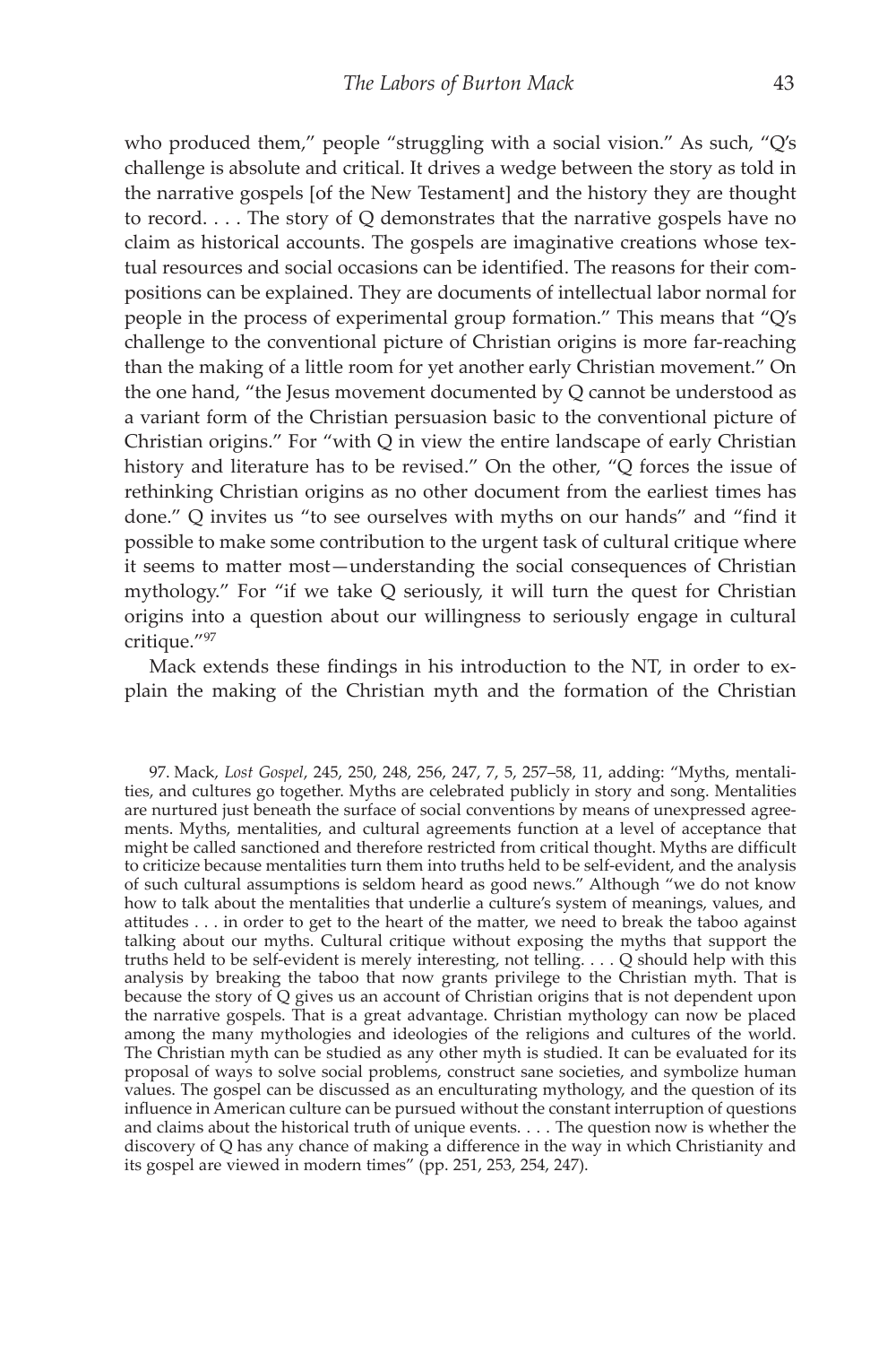who produced them," people "struggling with a social vision." As such, "Q's challenge is absolute and critical. It drives a wedge between the story as told in the narrative gospels [of the New Testament] and the history they are thought to record. . . . The story of Q demonstrates that the narrative gospels have no claim as historical accounts. The gospels are imaginative creations whose textual resources and social occasions can be identified. The reasons for their compositions can be explained. They are documents of intellectual labor normal for people in the process of experimental group formation." This means that "Q's challenge to the conventional picture of Christian origins is more far-reaching than the making of a little room for yet another early Christian movement." On the one hand, "the Jesus movement documented by Q cannot be understood as a variant form of the Christian persuasion basic to the conventional picture of Christian origins." For "with Q in view the entire landscape of early Christian history and literature has to be revised." On the other, "Q forces the issue of rethinking Christian origins as no other document from the earliest times has done." Q invites us "to see ourselves with myths on our hands" and "find it possible to make some contribution to the urgent task of cultural critique where it seems to matter most—understanding the social consequences of Christian mythology." For "if we take Q seriously, it will turn the quest for Christian origins into a question about our willingness to seriously engage in cultural critique."[97]

Mack extends these findings in his introduction to the NT, in order to explain the making of the Christian myth and the formation of the Christian

97. Mack, *Lost Gospel*, 245, 250, 248, 256, 247, 7, 5, 257–58, 11, adding: "Myths, mentalities, and cultures go together. Myths are celebrated publicly in story and song. Mentalities are nurtured just beneath the surface of social conventions by means of unexpressed agreements. Myths, mentalities, and cultural agreements function at a level of acceptance that might be called sanctioned and therefore restricted from critical thought. Myths are difficult to criticize because mentalities turn them into truths held to be self-evident, and the analysis of such cultural assumptions is seldom heard as good news." Although "we do not know how to talk about the mentalities that underlie a culture's system of meanings, values, and attitudes . . . in order to get to the heart of the matter, we need to break the taboo against talking about our myths. Cultural critique without exposing the myths that support the truths held to be self-evident is merely interesting, not telling. . . . Q should help with this analysis by breaking the taboo that now grants privilege to the Christian myth. That is because the story of Q gives us an account of Christian origins that is not dependent upon the narrative gospels. That is a great advantage. Christian mythology can now be placed among the many mythologies and ideologies of the religions and cultures of the world. The Christian myth can be studied as any other myth is studied. It can be evaluated for its proposal of ways to solve social problems, construct sane societies, and symbolize human values. The gospel can be discussed as an enculturating mythology, and the question of its influence in American culture can be pursued without the constant interruption of questions and claims about the historical truth of unique events. . . . The question now is whether the discovery of Q has any chance of making a difference in the way in which Christianity and its gospel are viewed in modern times" (pp. 251, 253, 254, 247).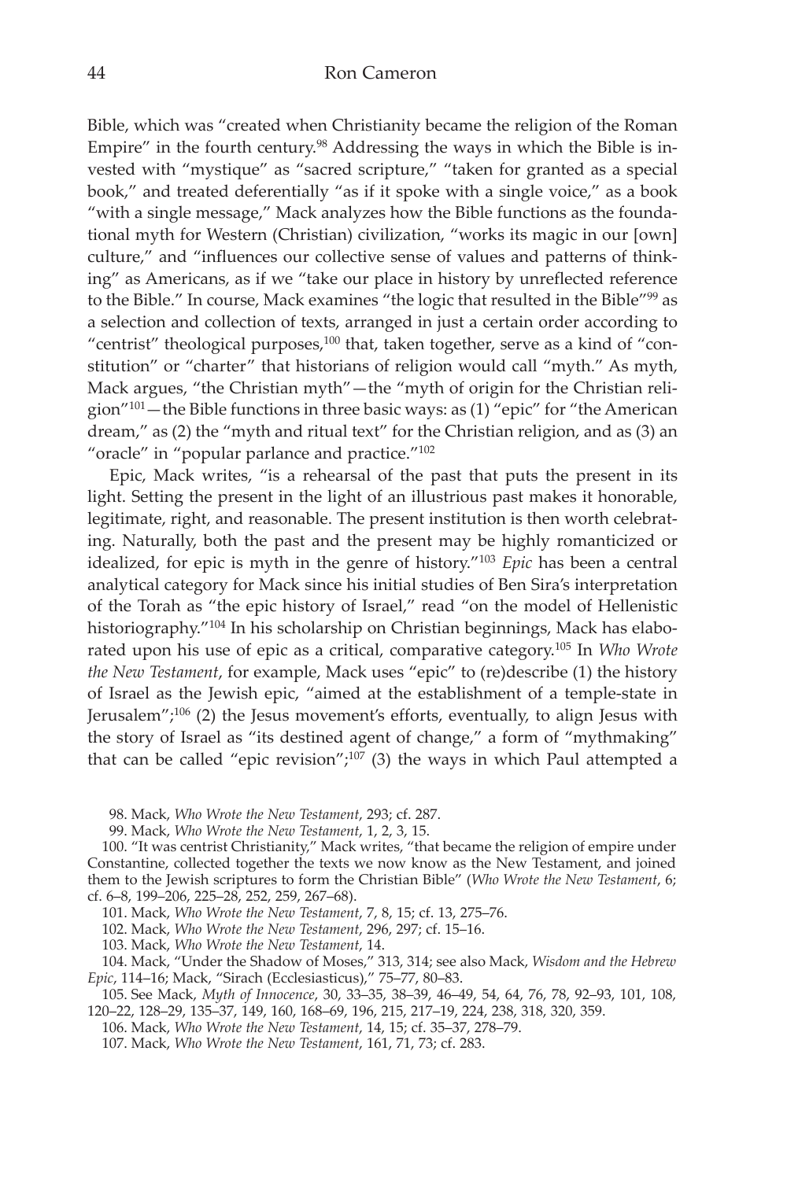Bible, which was "created when Christianity became the religion of the Roman Empire" in the fourth century.[98] Addressing the ways in which the Bible is invested with "mystique" as "sacred scripture," "taken for granted as a special book," and treated deferentially "as if it spoke with a single voice," as a book "with a single message," Mack analyzes how the Bible functions as the foundational myth for Western (Christian) civilization, "works its magic in our [own] culture," and "influences our collective sense of values and patterns of thinking" as Americans, as if we "take our place in history by unreflected reference to the Bible." In course, Mack examines "the logic that resulted in the Bible"[99] as a selection and collection of texts, arranged in just a certain order according to "centrist" theological purposes,[100] that, taken together, serve as a kind of "constitution" or "charter" that historians of religion would call "myth." As myth, Mack argues, "the Christian myth"—the "myth of origin for the Christian religion"[101]—the Bible functions in three basic ways: as (1) "epic" for "the American dream," as (2) the "myth and ritual text" for the Christian religion, and as (3) an "oracle" in "popular parlance and practice."[102]

Epic, Mack writes, "is a rehearsal of the past that puts the present in its light. Setting the present in the light of an illustrious past makes it honorable, legitimate, right, and reasonable. The present institution is then worth celebrating. Naturally, both the past and the present may be highly romanticized or idealized, for epic is myth in the genre of history."[103] *Epic* has been a central analytical category for Mack since his initial studies of Ben Sira's interpretation of the Torah as "the epic history of Israel," read "on the model of Hellenistic historiography."[104] In his scholarship on Christian beginnings, Mack has elaborated upon his use of epic as a critical, comparative category.[105] In *Who Wrote the New Testament*, for example, Mack uses "epic" to (re)describe (1) the history of Israel as the Jewish epic, "aimed at the establishment of a temple-state in Jerusalem";[106] (2) the Jesus movement's efforts, eventually, to align Jesus with the story of Israel as "its destined agent of change," a form of "mythmaking" that can be called "epic revision";[107] (3) the ways in which Paul attempted a

98. Mack, *Who Wrote the New Testament*, 293; cf. 287.

99. Mack, *Who Wrote the New Testament*, 1, 2, 3, 15.

100. "It was centrist Christianity," Mack writes, "that became the religion of empire under Constantine, collected together the texts we now know as the New Testament, and joined them to the Jewish scriptures to form the Christian Bible" (*Who Wrote the New Testament*, 6; cf. 6–8, 199–206, 225–28, 252, 259, 267–68).

101. Mack, *Who Wrote the New Testament*, 7, 8, 15; cf. 13, 275–76.

102. Mack, *Who Wrote the New Testament*, 296, 297; cf. 15–16.

103. Mack, *Who Wrote the New Testament*, 14.

104. Mack, "Under the Shadow of Moses," 313, 314; see also Mack, *Wisdom and the Hebrew Epic*, 114–16; Mack, "Sirach (Ecclesiasticus)," 75–77, 80–83.

105. See Mack, *Myth of Innocence*, 30, 33–35, 38–39, 46–49, 54, 64, 76, 78, 92–93, 101, 108, 120–22, 128–29, 135–37, 149, 160, 168–69, 196, 215, 217–19, 224, 238, 318, 320, 359.

106. Mack, *Who Wrote the New Testament*, 14, 15; cf. 35–37, 278–79.

107. Mack, *Who Wrote the New Testament*, 161, 71, 73; cf. 283.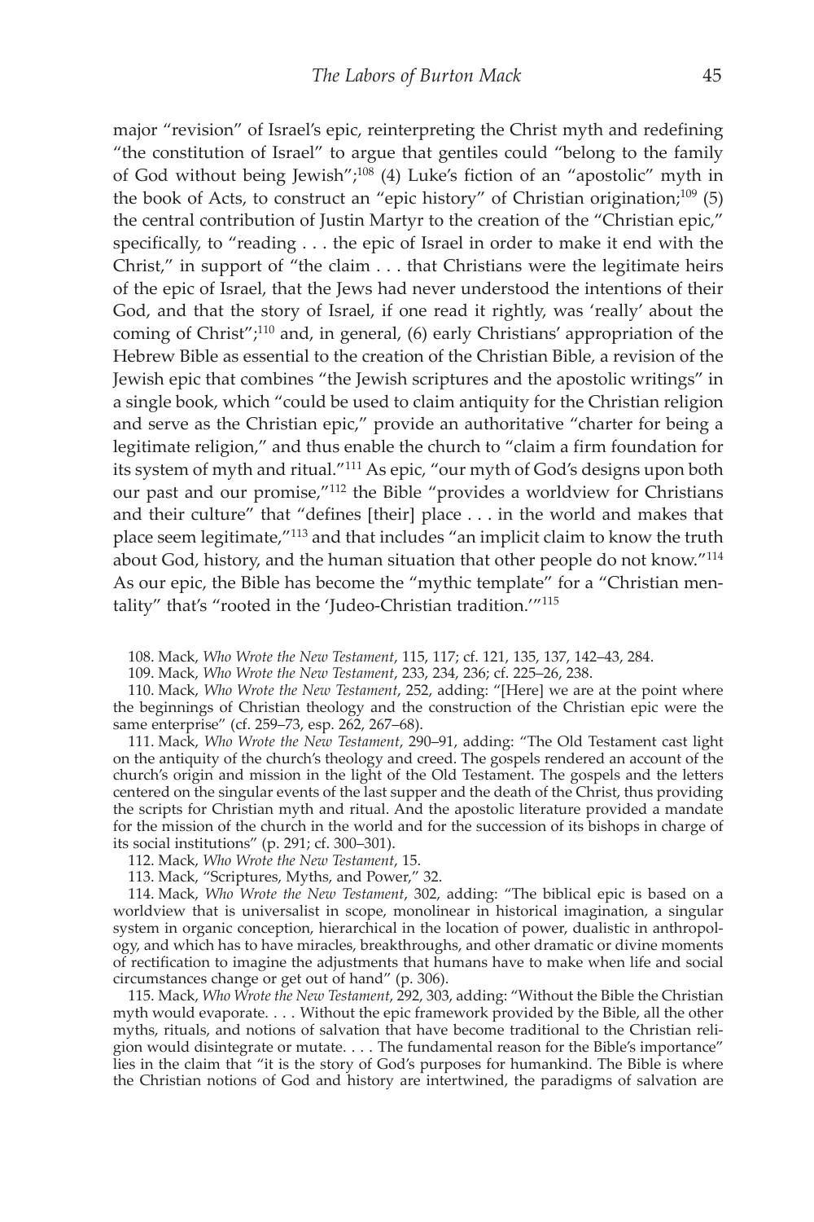major "revision" of Israel's epic, reinterpreting the Christ myth and redefining "the constitution of Israel" to argue that gentiles could "belong to the family of God without being Jewish";[108] (4) Luke's fiction of an "apostolic" myth in the book of Acts, to construct an "epic history" of Christian origination;[109] (5) the central contribution of Justin Martyr to the creation of the "Christian epic," specifically, to "reading . . . the epic of Israel in order to make it end with the Christ," in support of "the claim . . . that Christians were the legitimate heirs of the epic of Israel, that the Jews had never understood the intentions of their God, and that the story of Israel, if one read it rightly, was 'really' about the coming of Christ";[110] and, in general, (6) early Christians' appropriation of the Hebrew Bible as essential to the creation of the Christian Bible, a revision of the Jewish epic that combines "the Jewish scriptures and the apostolic writings" in a single book, which "could be used to claim antiquity for the Christian religion and serve as the Christian epic," provide an authoritative "charter for being a legitimate religion," and thus enable the church to "claim a firm foundation for its system of myth and ritual."[111] As epic, "our myth of God's designs upon both our past and our promise,"[112] the Bible "provides a worldview for Christians and their culture" that "defines [their] place . . . in the world and makes that place seem legitimate,"[113] and that includes "an implicit claim to know the truth about God, history, and the human situation that other people do not know."[114] As our epic, the Bible has become the "mythic template" for a "Christian mentality" that's "rooted in the 'Judeo-Christian tradition.'"[115]

108. Mack, *Who Wrote the New Testament*, 115, 117; cf. 121, 135, 137, 142–43, 284.

109. Mack, *Who Wrote the New Testament*, 233, 234, 236; cf. 225–26, 238.

110. Mack, *Who Wrote the New Testament*, 252, adding: "[Here] we are at the point where the beginnings of Christian theology and the construction of the Christian epic were the same enterprise" (cf. 259–73, esp. 262, 267–68).

111. Mack, *Who Wrote the New Testament*, 290–91, adding: "The Old Testament cast light on the antiquity of the church's theology and creed. The gospels rendered an account of the church's origin and mission in the light of the Old Testament. The gospels and the letters centered on the singular events of the last supper and the death of the Christ, thus providing the scripts for Christian myth and ritual. And the apostolic literature provided a mandate for the mission of the church in the world and for the succession of its bishops in charge of its social institutions" (p. 291; cf. 300–301).

112. Mack, *Who Wrote the New Testament*, 15.

113. Mack, "Scriptures, Myths, and Power," 32.

114. Mack, *Who Wrote the New Testament*, 302, adding: "The biblical epic is based on a worldview that is universalist in scope, monolinear in historical imagination, a singular system in organic conception, hierarchical in the location of power, dualistic in anthropology, and which has to have miracles, breakthroughs, and other dramatic or divine moments of rectification to imagine the adjustments that humans have to make when life and social circumstances change or get out of hand" (p. 306).

115. Mack, *Who Wrote the New Testament*, 292, 303, adding: "Without the Bible the Christian myth would evaporate. . . . Without the epic framework provided by the Bible, all the other myths, rituals, and notions of salvation that have become traditional to the Christian religion would disintegrate or mutate. . . . The fundamental reason for the Bible's importance" lies in the claim that "it is the story of God's purposes for humankind. The Bible is where the Christian notions of God and history are intertwined, the paradigms of salvation are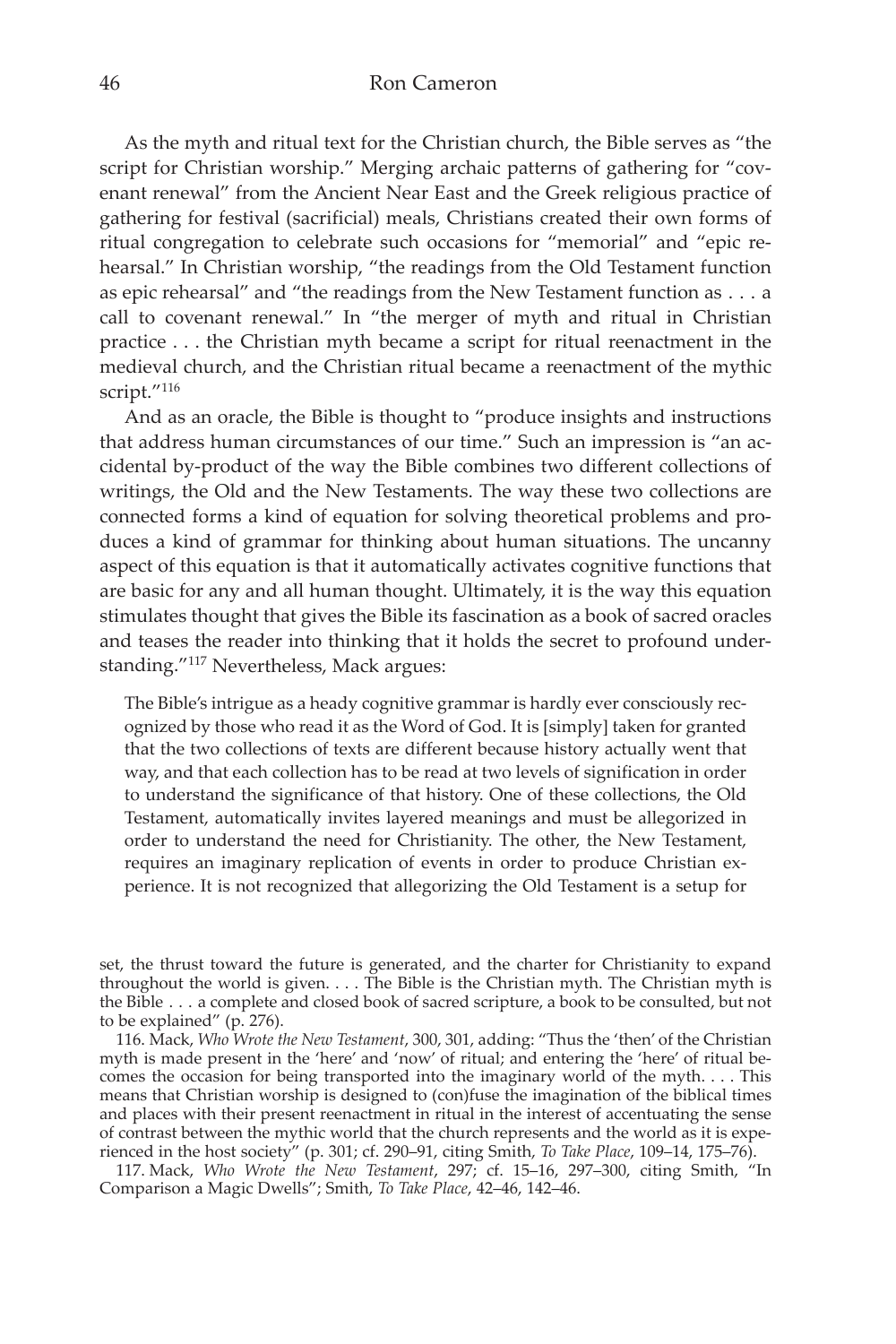As the myth and ritual text for the Christian church, the Bible serves as "the script for Christian worship." Merging archaic patterns of gathering for "covenant renewal" from the Ancient Near East and the Greek religious practice of gathering for festival (sacrificial) meals, Christians created their own forms of ritual congregation to celebrate such occasions for "memorial" and "epic rehearsal." In Christian worship, "the readings from the Old Testament function as epic rehearsal" and "the readings from the New Testament function as . . . a call to covenant renewal." In "the merger of myth and ritual in Christian practice . . . the Christian myth became a script for ritual reenactment in the medieval church, and the Christian ritual became a reenactment of the mythic script."[116]

And as an oracle, the Bible is thought to "produce insights and instructions that address human circumstances of our time." Such an impression is "an accidental by-product of the way the Bible combines two different collections of writings, the Old and the New Testaments. The way these two collections are connected forms a kind of equation for solving theoretical problems and produces a kind of grammar for thinking about human situations. The uncanny aspect of this equation is that it automatically activates cognitive functions that are basic for any and all human thought. Ultimately, it is the way this equation stimulates thought that gives the Bible its fascination as a book of sacred oracles and teases the reader into thinking that it holds the secret to profound understanding."[117] Nevertheless, Mack argues:

> The Bible's intrigue as a heady cognitive grammar is hardly ever consciously recognized by those who read it as the Word of God. It is [simply] taken for granted that the two collections of texts are different because history actually went that way, and that each collection has to be read at two levels of signification in order to understand the significance of that history. One of these collections, the Old Testament, automatically invites layered meanings and must be allegorized in order to understand the need for Christianity. The other, the New Testament, requires an imaginary replication of events in order to produce Christian experience. It is not recognized that allegorizing the Old Testament is a setup for

---

set, the thrust toward the future is generated, and the charter for Christianity to expand throughout the world is given. . . . The Bible is the Christian myth. The Christian myth is the Bible . . . a complete and closed book of sacred scripture, a book to be consulted, but not to be explained" (p. 276).

116. Mack, *Who Wrote the New Testament*, 300, 301, adding: "Thus the 'then' of the Christian myth is made present in the 'here' and 'now' of ritual; and entering the 'here' of ritual becomes the occasion for being transported into the imaginary world of the myth. . . . This means that Christian worship is designed to (con)fuse the imagination of the biblical times and places with their present reenactment in ritual in the interest of accentuating the sense of contrast between the mythic world that the church represents and the world as it is experienced in the host society" (p. 301; cf. 290–91, citing Smith, *To Take Place*, 109–14, 175–76).

117. Mack, *Who Wrote the New Testament*, 297; cf. 15–16, 297–300, citing Smith, "In Comparison a Magic Dwells"; Smith, *To Take Place*, 42–46, 142–46.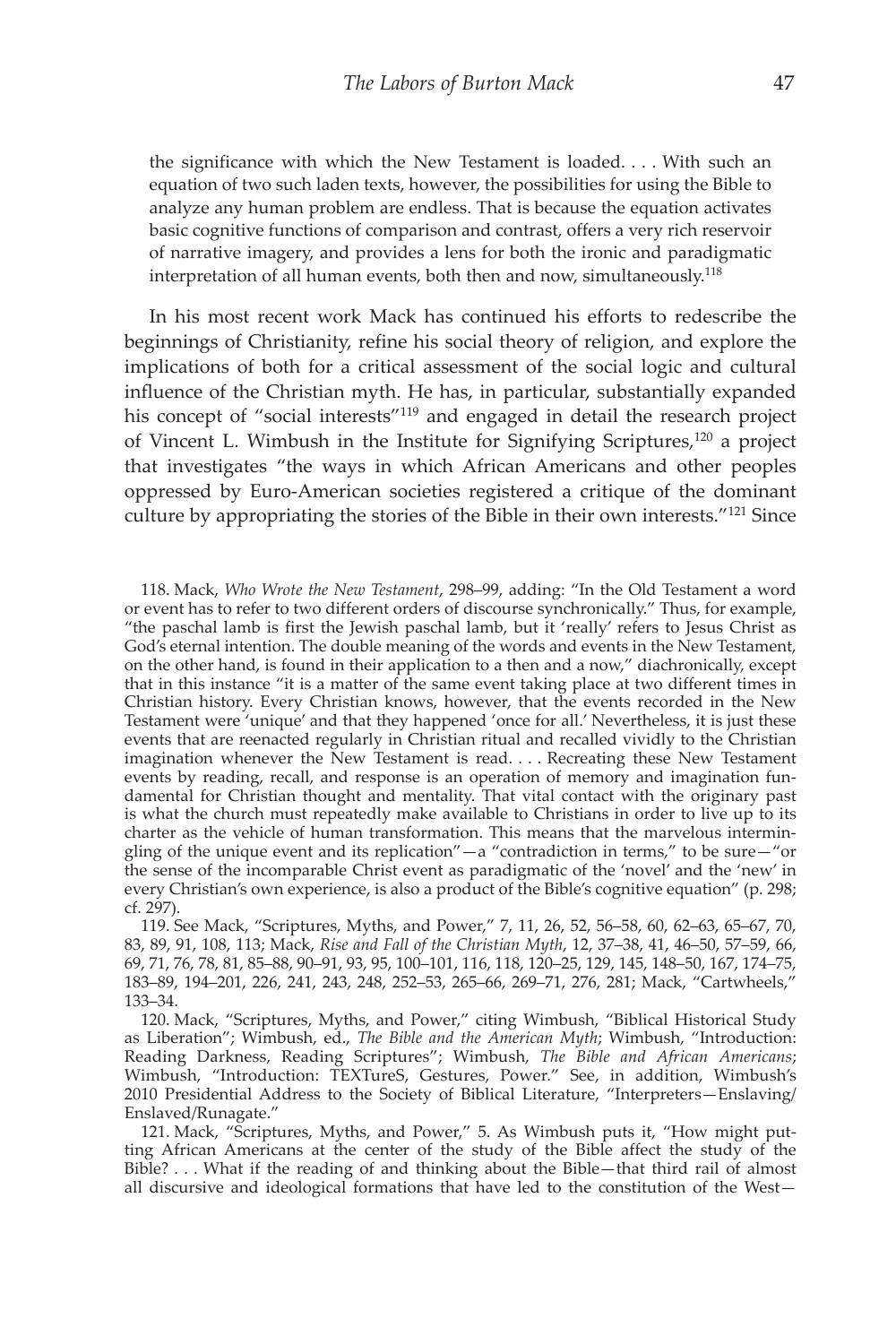> the significance with which the New Testament is loaded. . . . With such an equation of two such laden texts, however, the possibilities for using the Bible to analyze any human problem are endless. That is because the equation activates basic cognitive functions of comparison and contrast, offers a very rich reservoir of narrative imagery, and provides a lens for both the ironic and paradigmatic interpretation of all human events, both then and now, simultaneously.[118]

In his most recent work Mack has continued his efforts to redescribe the beginnings of Christianity, refine his social theory of religion, and explore the implications of both for a critical assessment of the social logic and cultural influence of the Christian myth. He has, in particular, substantially expanded his concept of "social interests"[119] and engaged in detail the research project of Vincent L. Wimbush in the Institute for Signifying Scriptures,[120] a project that investigates "the ways in which African Americans and other peoples oppressed by Euro-American societies registered a critique of the dominant culture by appropriating the stories of the Bible in their own interests."[121] Since

118. Mack, *Who Wrote the New Testament*, 298–99, adding: "In the Old Testament a word or event has to refer to two different orders of discourse synchronically." Thus, for example, "the paschal lamb is first the Jewish paschal lamb, but it 'really' refers to Jesus Christ as God's eternal intention. The double meaning of the words and events in the New Testament, on the other hand, is found in their application to a then and a now," diachronically, except that in this instance "it is a matter of the same event taking place at two different times in Christian history. Every Christian knows, however, that the events recorded in the New Testament were 'unique' and that they happened 'once for all.' Nevertheless, it is just these events that are reenacted regularly in Christian ritual and recalled vividly to the Christian imagination whenever the New Testament is read. . . . Recreating these New Testament events by reading, recall, and response is an operation of memory and imagination fundamental for Christian thought and mentality. That vital contact with the originary past is what the church must repeatedly make available to Christians in order to live up to its charter as the vehicle of human transformation. This means that the marvelous intermingling of the unique event and its replication"—a "contradiction in terms," to be sure—"or the sense of the incomparable Christ event as paradigmatic of the 'novel' and the 'new' in every Christian's own experience, is also a product of the Bible's cognitive equation" (p. 298; cf. 297).

119. See Mack, "Scriptures, Myths, and Power," 7, 11, 26, 52, 56–58, 60, 62–63, 65–67, 70, 83, 89, 91, 108, 113; Mack, *Rise and Fall of the Christian Myth*, 12, 37–38, 41, 46–50, 57–59, 66, 69, 71, 76, 78, 81, 85–88, 90–91, 93, 95, 100–101, 116, 118, 120–25, 129, 145, 148–50, 167, 174–75, 183–89, 194–201, 226, 241, 243, 248, 252–53, 265–66, 269–71, 276, 281; Mack, "Cartwheels," 133–34.

120. Mack, "Scriptures, Myths, and Power," citing Wimbush, "Biblical Historical Study as Liberation"; Wimbush, ed., *The Bible and the American Myth*; Wimbush, "Introduction: Reading Darkness, Reading Scriptures"; Wimbush, *The Bible and African Americans*; Wimbush, "Introduction: TEXTureS, Gestures, Power." See, in addition, Wimbush's 2010 Presidential Address to the Society of Biblical Literature, "Interpreters—Enslaving/Enslaved/Runagate."

121. Mack, "Scriptures, Myths, and Power," 5. As Wimbush puts it, "How might putting African Americans at the center of the study of the Bible affect the study of the Bible? . . . What if the reading of and thinking about the Bible—that third rail of almost all discursive and ideological formations that have led to the constitution of the West—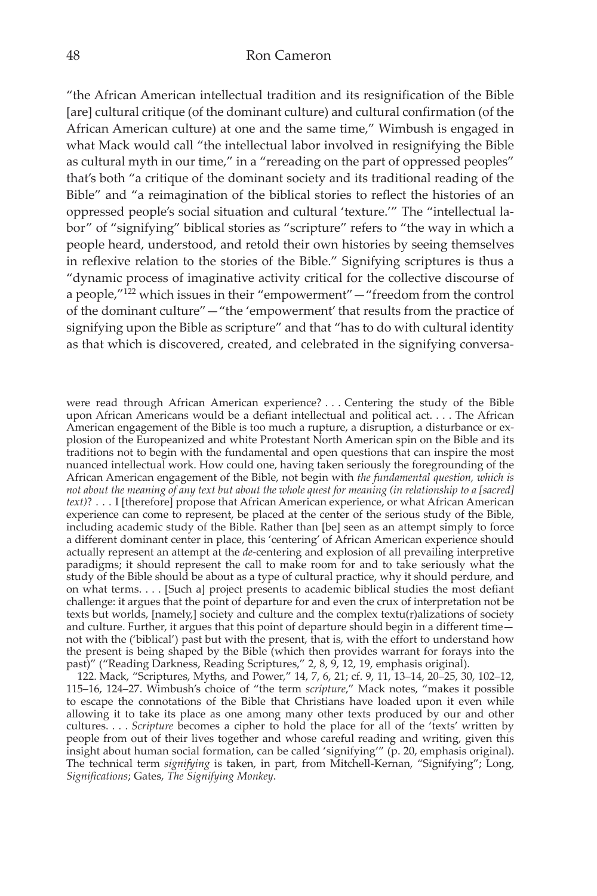"the African American intellectual tradition and its resignification of the Bible [are] cultural critique (of the dominant culture) and cultural confirmation (of the African American culture) at one and the same time," Wimbush is engaged in what Mack would call "the intellectual labor involved in resignifying the Bible as cultural myth in our time," in a "rereading on the part of oppressed peoples" that's both "a critique of the dominant society and its traditional reading of the Bible" and "a reimagination of the biblical stories to reflect the histories of an oppressed people's social situation and cultural 'texture.'" The "intellectual labor" of "signifying" biblical stories as "scripture" refers to "the way in which a people heard, understood, and retold their own histories by seeing themselves in reflexive relation to the stories of the Bible." Signifying scriptures is thus a "dynamic process of imaginative activity critical for the collective discourse of a people,"[122] which issues in their "empowerment"—"freedom from the control of the dominant culture"—"the 'empowerment' that results from the practice of signifying upon the Bible as scripture" and that "has to do with cultural identity as that which is discovered, created, and celebrated in the signifying conversa-

were read through African American experience? . . . Centering the study of the Bible upon African Americans would be a defiant intellectual and political act. . . . The African American engagement of the Bible is too much a rupture, a disruption, a disturbance or explosion of the Europeanized and white Protestant North American spin on the Bible and its traditions not to begin with the fundamental and open questions that can inspire the most nuanced intellectual work. How could one, having taken seriously the foregrounding of the African American engagement of the Bible, not begin with *the fundamental question, which is not about the meaning of any text but about the whole quest for meaning (in relationship to a [sacred] text)*? . . . I [therefore] propose that African American experience, or what African American experience can come to represent, be placed at the center of the serious study of the Bible, including academic study of the Bible. Rather than [be] seen as an attempt simply to force a different dominant center in place, this 'centering' of African American experience should actually represent an attempt at the *de*-centering and explosion of all prevailing interpretive paradigms; it should represent the call to make room for and to take seriously what the study of the Bible should be about as a type of cultural practice, why it should perdure, and on what terms. . . . [Such a] project presents to academic biblical studies the most defiant challenge: it argues that the point of departure for and even the crux of interpretation not be texts but worlds, [namely,] society and culture and the complex textu(r)alizations of society and culture. Further, it argues that this point of departure should begin in a different time—not with the ('biblical') past but with the present, that is, with the effort to understand how the present is being shaped by the Bible (which then provides warrant for forays into the past)" ("Reading Darkness, Reading Scriptures," 2, 8, 9, 12, 19, emphasis original).

122. Mack, "Scriptures, Myths, and Power," 14, 7, 6, 21; cf. 9, 11, 13–14, 20–25, 30, 102–12, 115–16, 124–27. Wimbush's choice of "the term *scripture*," Mack notes, "makes it possible to escape the connotations of the Bible that Christians have loaded upon it even while allowing it to take its place as one among many other texts produced by our and other cultures. . . . *Scripture* becomes a cipher to hold the place for all of the 'texts' written by people from out of their lives together and whose careful reading and writing, given this insight about human social formation, can be called 'signifying'" (p. 20, emphasis original). The technical term *signifying* is taken, in part, from Mitchell-Kernan, "Signifying"; Long, *Significations*; Gates, *The Signifying Monkey*.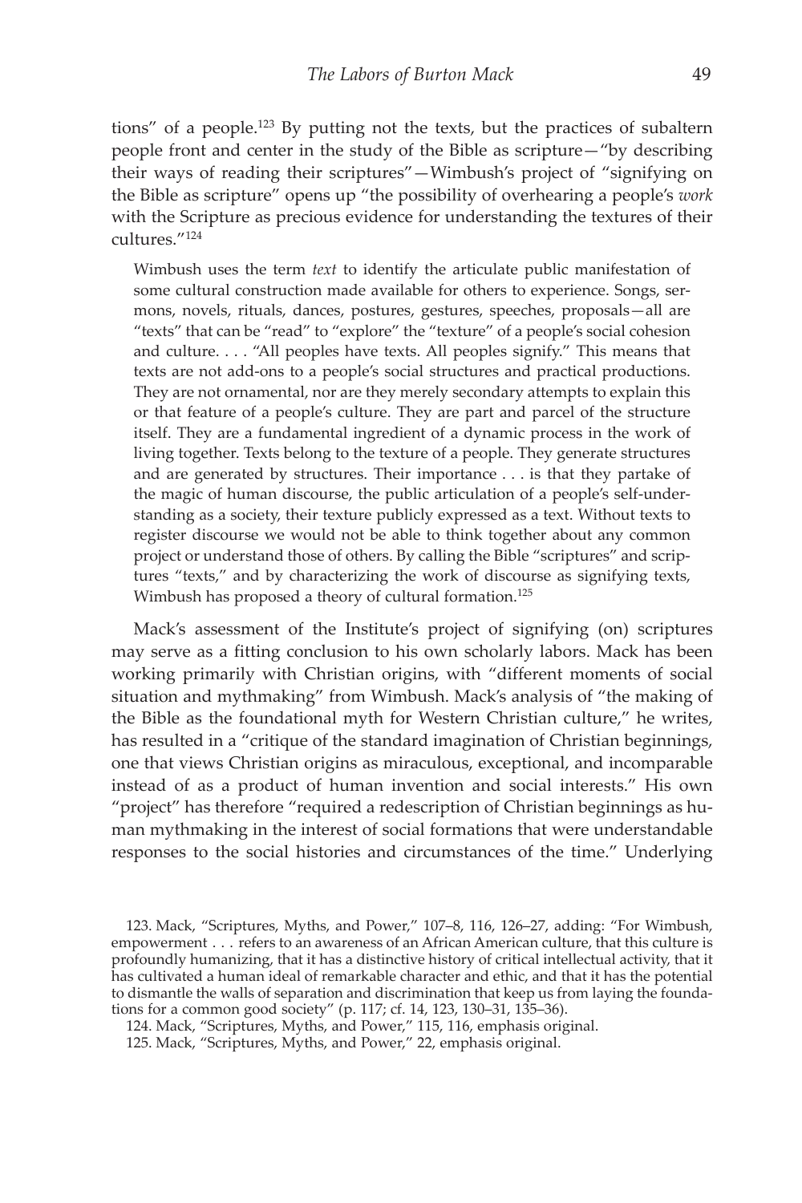tions" of a people.[123] By putting not the texts, but the practices of subaltern people front and center in the study of the Bible as scripture—"by describing their ways of reading their scriptures"—Wimbush's project of "signifying on the Bible as scripture" opens up "the possibility of overhearing a people's *work* with the Scripture as precious evidence for understanding the textures of their cultures."[124]

> Wimbush uses the term *text* to identify the articulate public manifestation of some cultural construction made available for others to experience. Songs, sermons, novels, rituals, dances, postures, gestures, speeches, proposals—all are "texts" that can be "read" to "explore" the "texture" of a people's social cohesion and culture. . . . "All peoples have texts. All peoples signify." This means that texts are not add-ons to a people's social structures and practical productions. They are not ornamental, nor are they merely secondary attempts to explain this or that feature of a people's culture. They are part and parcel of the structure itself. They are a fundamental ingredient of a dynamic process in the work of living together. Texts belong to the texture of a people. They generate structures and are generated by structures. Their importance . . . is that they partake of the magic of human discourse, the public articulation of a people's self-understanding as a society, their texture publicly expressed as a text. Without texts to register discourse we would not be able to think together about any common project or understand those of others. By calling the Bible "scriptures" and scriptures "texts," and by characterizing the work of discourse as signifying texts, Wimbush has proposed a theory of cultural formation.[125]

Mack's assessment of the Institute's project of signifying (on) scriptures may serve as a fitting conclusion to his own scholarly labors. Mack has been working primarily with Christian origins, with "different moments of social situation and mythmaking" from Wimbush. Mack's analysis of "the making of the Bible as the foundational myth for Western Christian culture," he writes, has resulted in a "critique of the standard imagination of Christian beginnings, one that views Christian origins as miraculous, exceptional, and incomparable instead of as a product of human invention and social interests." His own "project" has therefore "required a redescription of Christian beginnings as human mythmaking in the interest of social formations that were understandable responses to the social histories and circumstances of the time." Underlying

123. Mack, "Scriptures, Myths, and Power," 107–8, 116, 126–27, adding: "For Wimbush, empowerment . . . refers to an awareness of an African American culture, that this culture is profoundly humanizing, that it has a distinctive history of critical intellectual activity, that it has cultivated a human ideal of remarkable character and ethic, and that it has the potential to dismantle the walls of separation and discrimination that keep us from laying the foundations for a common good society" (p. 117; cf. 14, 123, 130–31, 135–36).

124. Mack, "Scriptures, Myths, and Power," 115, 116, emphasis original.

125. Mack, "Scriptures, Myths, and Power," 22, emphasis original.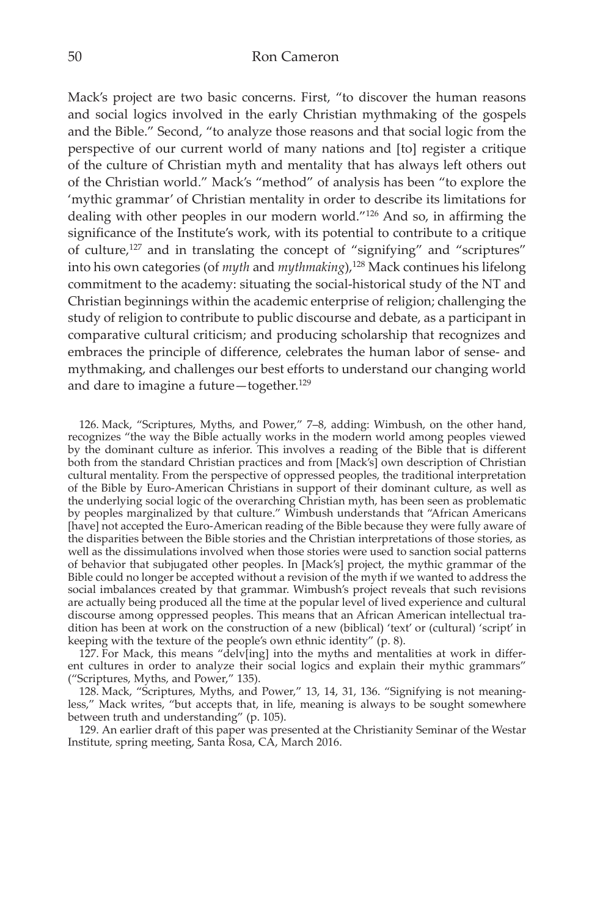Mack's project are two basic concerns. First, "to discover the human reasons and social logics involved in the early Christian mythmaking of the gospels and the Bible." Second, "to analyze those reasons and that social logic from the perspective of our current world of many nations and [to] register a critique of the culture of Christian myth and mentality that has always left others out of the Christian world." Mack's "method" of analysis has been "to explore the 'mythic grammar' of Christian mentality in order to describe its limitations for dealing with other peoples in our modern world."[126] And so, in affirming the significance of the Institute's work, with its potential to contribute to a critique of culture,[127] and in translating the concept of "signifying" and "scriptures" into his own categories (of *myth* and *mythmaking*),[128] Mack continues his lifelong commitment to the academy: situating the social-historical study of the NT and Christian beginnings within the academic enterprise of religion; challenging the study of religion to contribute to public discourse and debate, as a participant in comparative cultural criticism; and producing scholarship that recognizes and embraces the principle of difference, celebrates the human labor of sense- and mythmaking, and challenges our best efforts to understand our changing world and dare to imagine a future—together.[129]

126. Mack, "Scriptures, Myths, and Power," 7–8, adding: Wimbush, on the other hand, recognizes "the way the Bible actually works in the modern world among peoples viewed by the dominant culture as inferior. This involves a reading of the Bible that is different both from the standard Christian practices and from [Mack's] own description of Christian cultural mentality. From the perspective of oppressed peoples, the traditional interpretation of the Bible by Euro-American Christians in support of their dominant culture, as well as the underlying social logic of the overarching Christian myth, has been seen as problematic by peoples marginalized by that culture." Wimbush understands that "African Americans [have] not accepted the Euro-American reading of the Bible because they were fully aware of the disparities between the Bible stories and the Christian interpretations of those stories, as well as the dissimulations involved when those stories were used to sanction social patterns of behavior that subjugated other peoples. In [Mack's] project, the mythic grammar of the Bible could no longer be accepted without a revision of the myth if we wanted to address the social imbalances created by that grammar. Wimbush's project reveals that such revisions are actually being produced all the time at the popular level of lived experience and cultural discourse among oppressed peoples. This means that an African American intellectual tradition has been at work on the construction of a new (biblical) 'text' or (cultural) 'script' in keeping with the texture of the people's own ethnic identity" (p. 8).

127. For Mack, this means "delv[ing] into the myths and mentalities at work in different cultures in order to analyze their social logics and explain their mythic grammars" ("Scriptures, Myths, and Power," 135).

128. Mack, "Scriptures, Myths, and Power," 13, 14, 31, 136. "Signifying is not meaningless," Mack writes, "but accepts that, in life, meaning is always to be sought somewhere between truth and understanding" (p. 105).

129. An earlier draft of this paper was presented at the Christianity Seminar of the Westar Institute, spring meeting, Santa Rosa, CA, March 2016.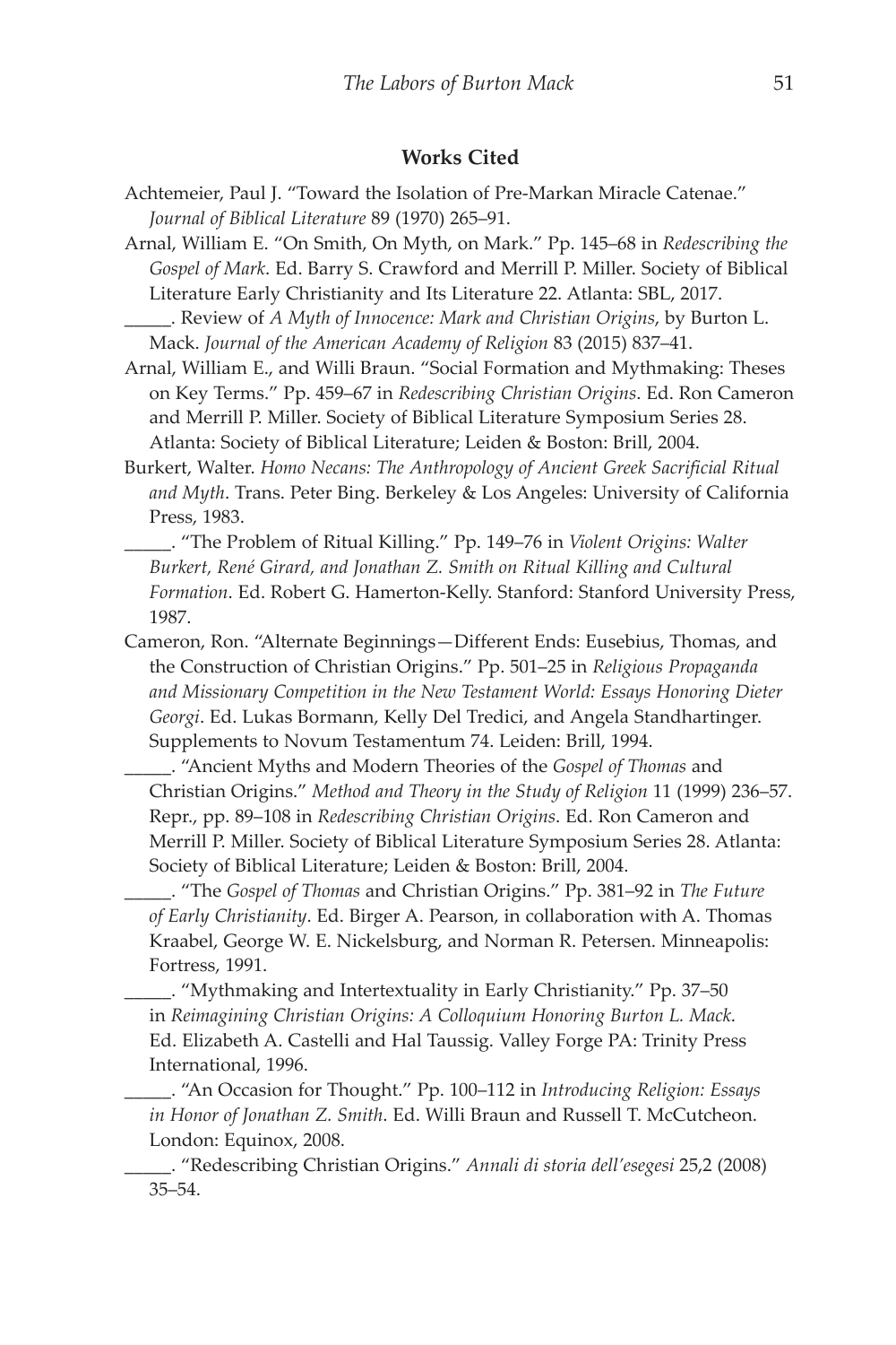## Works Cited

Achtemeier, Paul J. "Toward the Isolation of Pre-Markan Miracle Catenae." *Journal of Biblical Literature* 89 (1970) 265–91.

Arnal, William E. "On Smith, On Myth, on Mark." Pp. 145–68 in *Redescribing the Gospel of Mark*. Ed. Barry S. Crawford and Merrill P. Miller. Society of Biblical Literature Early Christianity and Its Literature 22. Atlanta: SBL, 2017.

_____. Review of *A Myth of Innocence: Mark and Christian Origins*, by Burton L. Mack. *Journal of the American Academy of Religion* 83 (2015) 837–41.

Arnal, William E., and Willi Braun. "Social Formation and Mythmaking: Theses on Key Terms." Pp. 459–67 in *Redescribing Christian Origins*. Ed. Ron Cameron and Merrill P. Miller. Society of Biblical Literature Symposium Series 28. Atlanta: Society of Biblical Literature; Leiden & Boston: Brill, 2004.

Burkert, Walter. *Homo Necans: The Anthropology of Ancient Greek Sacrificial Ritual and Myth*. Trans. Peter Bing. Berkeley & Los Angeles: University of California Press, 1983.

_____. "The Problem of Ritual Killing." Pp. 149–76 in *Violent Origins: Walter Burkert, René Girard, and Jonathan Z. Smith on Ritual Killing and Cultural Formation*. Ed. Robert G. Hamerton-Kelly. Stanford: Stanford University Press, 1987.

Cameron, Ron. "Alternate Beginnings—Different Ends: Eusebius, Thomas, and the Construction of Christian Origins." Pp. 501–25 in *Religious Propaganda and Missionary Competition in the New Testament World: Essays Honoring Dieter Georgi*. Ed. Lukas Bormann, Kelly Del Tredici, and Angela Standhartinger. Supplements to Novum Testamentum 74. Leiden: Brill, 1994.

_____. "Ancient Myths and Modern Theories of the *Gospel of Thomas* and Christian Origins." *Method and Theory in the Study of Religion* 11 (1999) 236–57. Repr., pp. 89–108 in *Redescribing Christian Origins*. Ed. Ron Cameron and Merrill P. Miller. Society of Biblical Literature Symposium Series 28. Atlanta: Society of Biblical Literature; Leiden & Boston: Brill, 2004.

_____. "The *Gospel of Thomas* and Christian Origins." Pp. 381–92 in *The Future of Early Christianity*. Ed. Birger A. Pearson, in collaboration with A. Thomas Kraabel, George W. E. Nickelsburg, and Norman R. Petersen. Minneapolis: Fortress, 1991.

_____. "Mythmaking and Intertextuality in Early Christianity." Pp. 37–50 in *Reimagining Christian Origins: A Colloquium Honoring Burton L. Mack*. Ed. Elizabeth A. Castelli and Hal Taussig. Valley Forge PA: Trinity Press International, 1996.

_____. "An Occasion for Thought." Pp. 100–112 in *Introducing Religion: Essays in Honor of Jonathan Z. Smith*. Ed. Willi Braun and Russell T. McCutcheon. London: Equinox, 2008.

_____. "Redescribing Christian Origins." *Annali di storia dell'esegesi* 25,2 (2008) 35–54.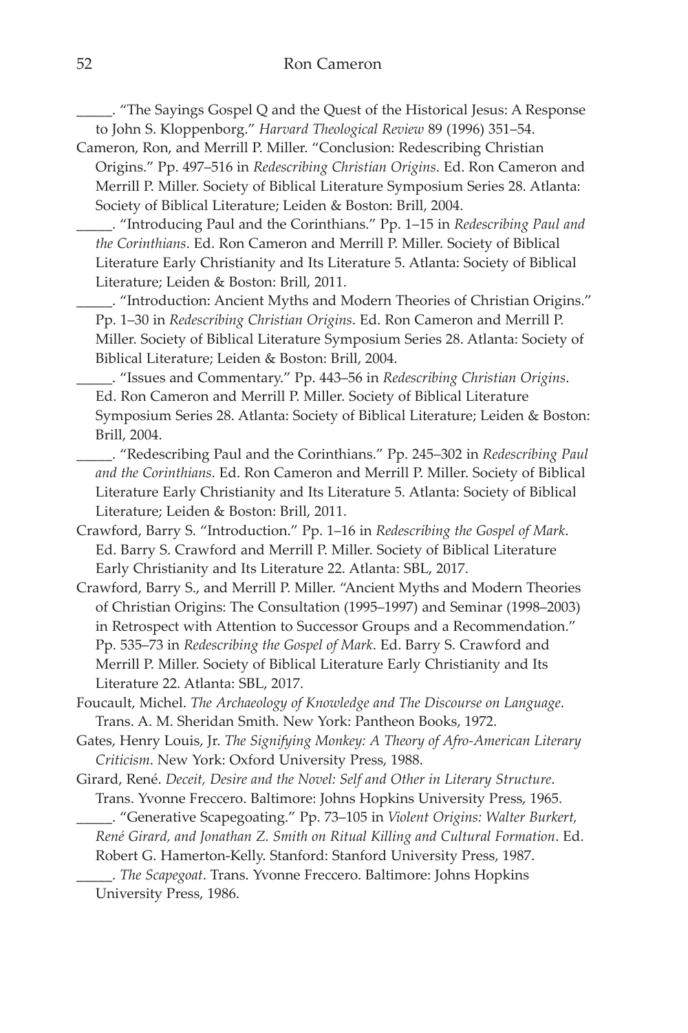\_\_\_\_\_. "The Sayings Gospel Q and the Quest of the Historical Jesus: A Response to John S. Kloppenborg." *Harvard Theological Review* 89 (1996) 351–54.

Cameron, Ron, and Merrill P. Miller. "Conclusion: Redescribing Christian Origins." Pp. 497–516 in *Redescribing Christian Origins*. Ed. Ron Cameron and Merrill P. Miller. Society of Biblical Literature Symposium Series 28. Atlanta: Society of Biblical Literature; Leiden & Boston: Brill, 2004.

\_\_\_\_\_. "Introducing Paul and the Corinthians." Pp. 1–15 in *Redescribing Paul and the Corinthians*. Ed. Ron Cameron and Merrill P. Miller. Society of Biblical Literature Early Christianity and Its Literature 5. Atlanta: Society of Biblical Literature; Leiden & Boston: Brill, 2011.

\_\_\_\_\_. "Introduction: Ancient Myths and Modern Theories of Christian Origins." Pp. 1–30 in *Redescribing Christian Origins*. Ed. Ron Cameron and Merrill P. Miller. Society of Biblical Literature Symposium Series 28. Atlanta: Society of Biblical Literature; Leiden & Boston: Brill, 2004.

\_\_\_\_\_. "Issues and Commentary." Pp. 443–56 in *Redescribing Christian Origins*. Ed. Ron Cameron and Merrill P. Miller. Society of Biblical Literature Symposium Series 28. Atlanta: Society of Biblical Literature; Leiden & Boston: Brill, 2004.

\_\_\_\_\_. "Redescribing Paul and the Corinthians." Pp. 245–302 in *Redescribing Paul and the Corinthians*. Ed. Ron Cameron and Merrill P. Miller. Society of Biblical Literature Early Christianity and Its Literature 5. Atlanta: Society of Biblical Literature; Leiden & Boston: Brill, 2011.

Crawford, Barry S. "Introduction." Pp. 1–16 in *Redescribing the Gospel of Mark*. Ed. Barry S. Crawford and Merrill P. Miller. Society of Biblical Literature Early Christianity and Its Literature 22. Atlanta: SBL, 2017.

Crawford, Barry S., and Merrill P. Miller. "Ancient Myths and Modern Theories of Christian Origins: The Consultation (1995–1997) and Seminar (1998–2003) in Retrospect with Attention to Successor Groups and a Recommendation." Pp. 535–73 in *Redescribing the Gospel of Mark*. Ed. Barry S. Crawford and Merrill P. Miller. Society of Biblical Literature Early Christianity and Its Literature 22. Atlanta: SBL, 2017.

Foucault, Michel. *The Archaeology of Knowledge and The Discourse on Language*. Trans. A. M. Sheridan Smith. New York: Pantheon Books, 1972.

Gates, Henry Louis, Jr. *The Signifying Monkey: A Theory of Afro-American Literary Criticism*. New York: Oxford University Press, 1988.

Girard, René. *Deceit, Desire and the Novel: Self and Other in Literary Structure*. Trans. Yvonne Freccero. Baltimore: Johns Hopkins University Press, 1965.

\_\_\_\_\_. "Generative Scapegoating." Pp. 73–105 in *Violent Origins: Walter Burkert, René Girard, and Jonathan Z. Smith on Ritual Killing and Cultural Formation*. Ed. Robert G. Hamerton-Kelly. Stanford: Stanford University Press, 1987.

\_\_\_\_\_. *The Scapegoat*. Trans. Yvonne Freccero. Baltimore: Johns Hopkins University Press, 1986.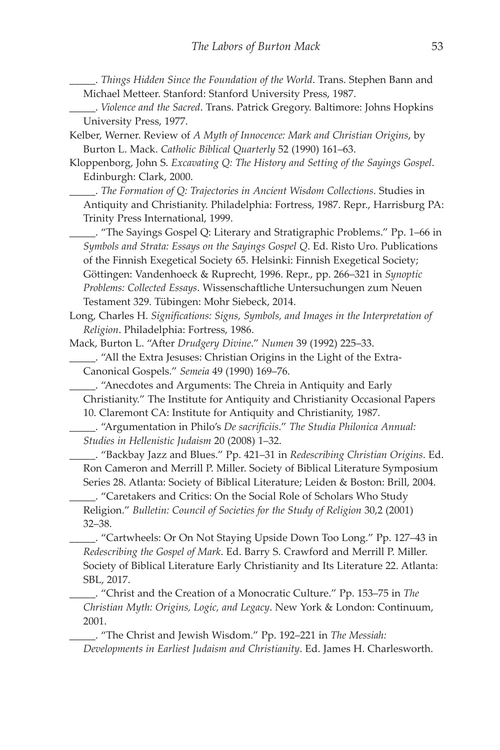_____. *Things Hidden Since the Foundation of the World*. Trans. Stephen Bann and Michael Metteer. Stanford: Stanford University Press, 1987.

_____. *Violence and the Sacred*. Trans. Patrick Gregory. Baltimore: Johns Hopkins University Press, 1977.

Kelber, Werner. Review of *A Myth of Innocence: Mark and Christian Origins*, by Burton L. Mack. *Catholic Biblical Quarterly* 52 (1990) 161–63.

Kloppenborg, John S. *Excavating Q: The History and Setting of the Sayings Gospel*. Edinburgh: Clark, 2000.

_____. *The Formation of Q: Trajectories in Ancient Wisdom Collections*. Studies in Antiquity and Christianity. Philadelphia: Fortress, 1987. Repr., Harrisburg PA: Trinity Press International, 1999.

_____. "The Sayings Gospel Q: Literary and Stratigraphic Problems." Pp. 1–66 in *Symbols and Strata: Essays on the Sayings Gospel Q*. Ed. Risto Uro. Publications of the Finnish Exegetical Society 65. Helsinki: Finnish Exegetical Society; Göttingen: Vandenhoeck & Ruprecht, 1996. Repr., pp. 266–321 in *Synoptic Problems: Collected Essays*. Wissenschaftliche Untersuchungen zum Neuen Testament 329. Tübingen: Mohr Siebeck, 2014.

Long, Charles H. *Significations: Signs, Symbols, and Images in the Interpretation of Religion*. Philadelphia: Fortress, 1986.

Mack, Burton L. "After *Drudgery Divine*." *Numen* 39 (1992) 225–33.

_____. "All the Extra Jesuses: Christian Origins in the Light of the Extra-Canonical Gospels." *Semeia* 49 (1990) 169–76.

_____. "Anecdotes and Arguments: The Chreia in Antiquity and Early Christianity." The Institute for Antiquity and Christianity Occasional Papers 10. Claremont CA: Institute for Antiquity and Christianity, 1987.

_____. "Argumentation in Philo's *De sacrificiis*." *The Studia Philonica Annual: Studies in Hellenistic Judaism* 20 (2008) 1–32.

_____. "Backbay Jazz and Blues." Pp. 421–31 in *Redescribing Christian Origins*. Ed. Ron Cameron and Merrill P. Miller. Society of Biblical Literature Symposium Series 28. Atlanta: Society of Biblical Literature; Leiden & Boston: Brill, 2004.

_____. "Caretakers and Critics: On the Social Role of Scholars Who Study Religion." *Bulletin: Council of Societies for the Study of Religion* 30,2 (2001) 32–38.

_____. "Cartwheels: Or On Not Staying Upside Down Too Long." Pp. 127–43 in *Redescribing the Gospel of Mark*. Ed. Barry S. Crawford and Merrill P. Miller. Society of Biblical Literature Early Christianity and Its Literature 22. Atlanta: SBL, 2017.

_____. "Christ and the Creation of a Monocratic Culture." Pp. 153–75 in *The Christian Myth: Origins, Logic, and Legacy*. New York & London: Continuum, 2001.

_____. "The Christ and Jewish Wisdom." Pp. 192–221 in *The Messiah: Developments in Earliest Judaism and Christianity*. Ed. James H. Charlesworth.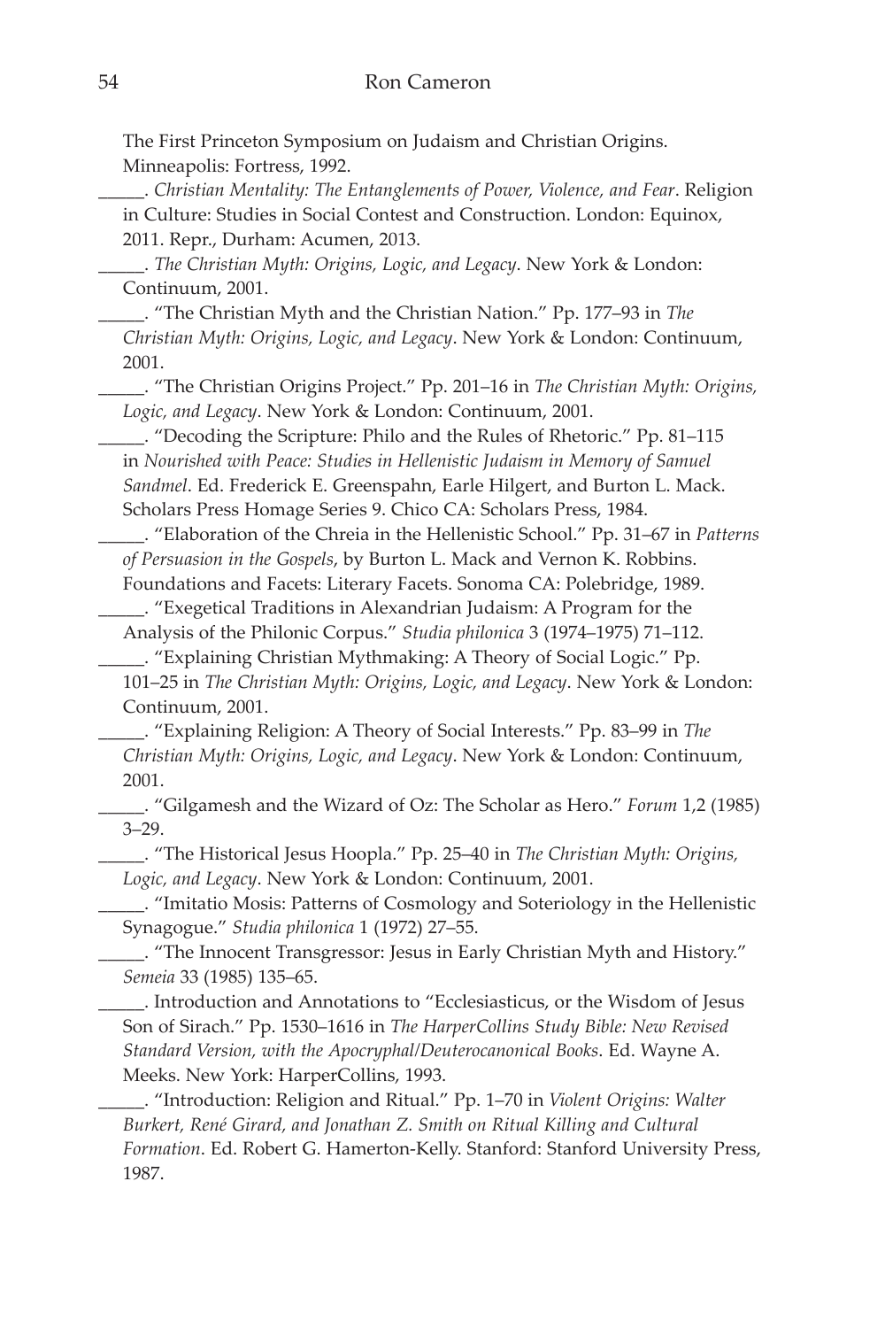The First Princeton Symposium on Judaism and Christian Origins. Minneapolis: Fortress, 1992.

_____. *Christian Mentality: The Entanglements of Power, Violence, and Fear*. Religion in Culture: Studies in Social Contest and Construction. London: Equinox, 2011. Repr., Durham: Acumen, 2013.

_____. *The Christian Myth: Origins, Logic, and Legacy*. New York & London: Continuum, 2001.

_____. "The Christian Myth and the Christian Nation." Pp. 177–93 in *The Christian Myth: Origins, Logic, and Legacy*. New York & London: Continuum, 2001.

_____. "The Christian Origins Project." Pp. 201–16 in *The Christian Myth: Origins, Logic, and Legacy*. New York & London: Continuum, 2001.

_____. "Decoding the Scripture: Philo and the Rules of Rhetoric." Pp. 81–115 in *Nourished with Peace: Studies in Hellenistic Judaism in Memory of Samuel Sandmel*. Ed. Frederick E. Greenspahn, Earle Hilgert, and Burton L. Mack. Scholars Press Homage Series 9. Chico CA: Scholars Press, 1984.

_____. "Elaboration of the Chreia in the Hellenistic School." Pp. 31–67 in *Patterns of Persuasion in the Gospels*, by Burton L. Mack and Vernon K. Robbins. Foundations and Facets: Literary Facets. Sonoma CA: Polebridge, 1989.

_____. "Exegetical Traditions in Alexandrian Judaism: A Program for the Analysis of the Philonic Corpus." *Studia philonica* 3 (1974–1975) 71–112.

_____. "Explaining Christian Mythmaking: A Theory of Social Logic." Pp. 101–25 in *The Christian Myth: Origins, Logic, and Legacy*. New York & London: Continuum, 2001.

_____. "Explaining Religion: A Theory of Social Interests." Pp. 83–99 in *The Christian Myth: Origins, Logic, and Legacy*. New York & London: Continuum, 2001.

_____. "Gilgamesh and the Wizard of Oz: The Scholar as Hero." *Forum* 1,2 (1985) 3–29.

_____. "The Historical Jesus Hoopla." Pp. 25–40 in *The Christian Myth: Origins, Logic, and Legacy*. New York & London: Continuum, 2001.

_____. "Imitatio Mosis: Patterns of Cosmology and Soteriology in the Hellenistic Synagogue." *Studia philonica* 1 (1972) 27–55.

_____. "The Innocent Transgressor: Jesus in Early Christian Myth and History." *Semeia* 33 (1985) 135–65.

_____. Introduction and Annotations to "Ecclesiasticus, or the Wisdom of Jesus Son of Sirach." Pp. 1530–1616 in *The HarperCollins Study Bible: New Revised Standard Version, with the Apocryphal/Deuterocanonical Books*. Ed. Wayne A. Meeks. New York: HarperCollins, 1993.

_____. "Introduction: Religion and Ritual." Pp. 1–70 in *Violent Origins: Walter Burkert, René Girard, and Jonathan Z. Smith on Ritual Killing and Cultural Formation*. Ed. Robert G. Hamerton-Kelly. Stanford: Stanford University Press, 1987.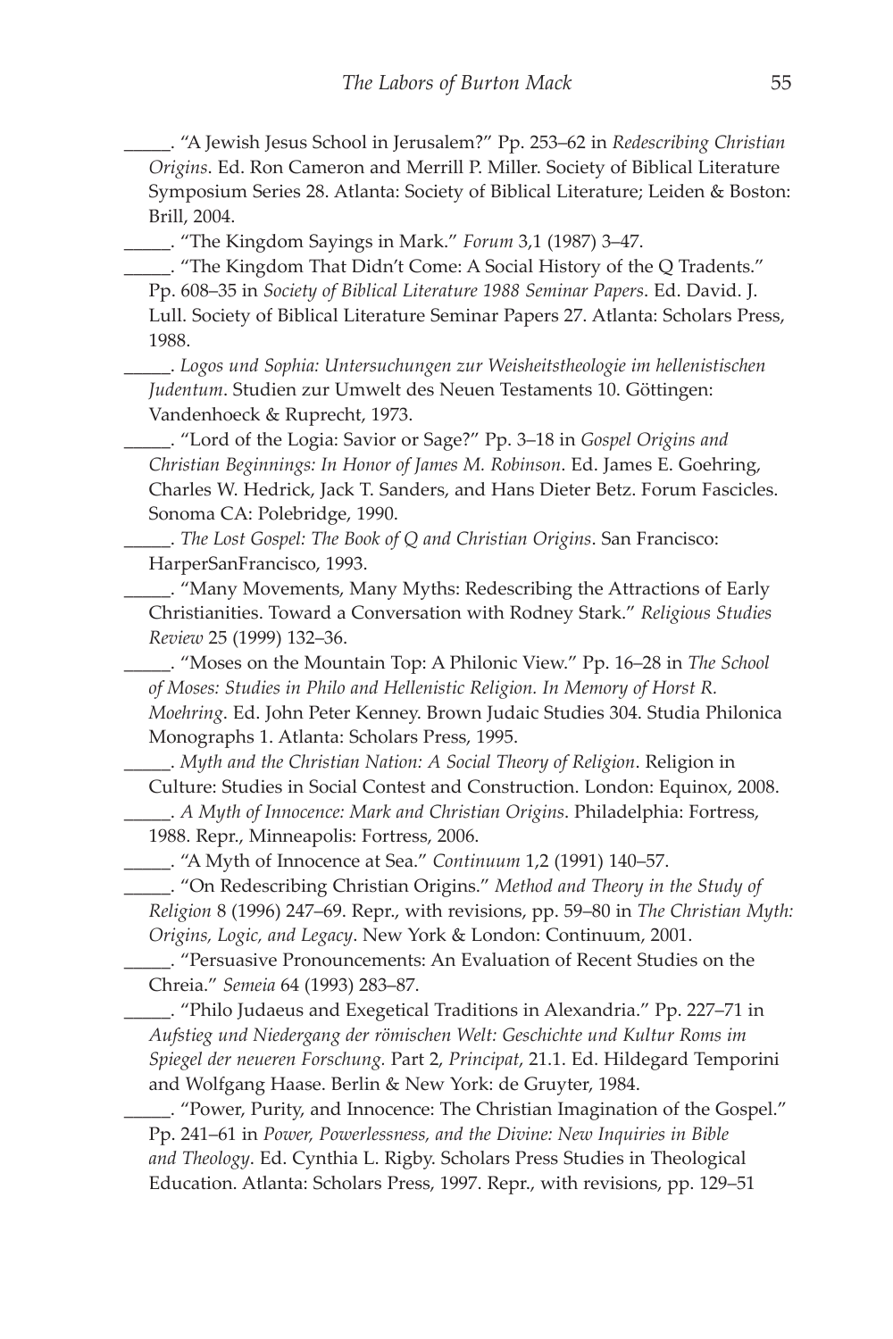_____. "A Jewish Jesus School in Jerusalem?" Pp. 253–62 in *Redescribing Christian Origins*. Ed. Ron Cameron and Merrill P. Miller. Society of Biblical Literature Symposium Series 28. Atlanta: Society of Biblical Literature; Leiden & Boston: Brill, 2004.

_____. "The Kingdom Sayings in Mark." *Forum* 3,1 (1987) 3–47.

_____. "The Kingdom That Didn't Come: A Social History of the Q Tradents." Pp. 608–35 in *Society of Biblical Literature 1988 Seminar Papers*. Ed. David. J. Lull. Society of Biblical Literature Seminar Papers 27. Atlanta: Scholars Press, 1988.

_____. *Logos und Sophia: Untersuchungen zur Weisheitstheologie im hellenistischen Judentum*. Studien zur Umwelt des Neuen Testaments 10. Göttingen: Vandenhoeck & Ruprecht, 1973.

_____. "Lord of the Logia: Savior or Sage?" Pp. 3–18 in *Gospel Origins and Christian Beginnings: In Honor of James M. Robinson*. Ed. James E. Goehring, Charles W. Hedrick, Jack T. Sanders, and Hans Dieter Betz. Forum Fascicles. Sonoma CA: Polebridge, 1990.

_____. *The Lost Gospel: The Book of Q and Christian Origins*. San Francisco: HarperSanFrancisco, 1993.

_____. "Many Movements, Many Myths: Redescribing the Attractions of Early Christianities. Toward a Conversation with Rodney Stark." *Religious Studies Review* 25 (1999) 132–36.

_____. "Moses on the Mountain Top: A Philonic View." Pp. 16–28 in *The School of Moses: Studies in Philo and Hellenistic Religion. In Memory of Horst R. Moehring*. Ed. John Peter Kenney. Brown Judaic Studies 304. Studia Philonica Monographs 1. Atlanta: Scholars Press, 1995.

_____. *Myth and the Christian Nation: A Social Theory of Religion*. Religion in Culture: Studies in Social Contest and Construction. London: Equinox, 2008.

_____. *A Myth of Innocence: Mark and Christian Origins*. Philadelphia: Fortress, 1988. Repr., Minneapolis: Fortress, 2006.

_____. "A Myth of Innocence at Sea." *Continuum* 1,2 (1991) 140–57.

_____. "On Redescribing Christian Origins." *Method and Theory in the Study of Religion* 8 (1996) 247–69. Repr., with revisions, pp. 59–80 in *The Christian Myth: Origins, Logic, and Legacy*. New York & London: Continuum, 2001.

_____. "Persuasive Pronouncements: An Evaluation of Recent Studies on the Chreia." *Semeia* 64 (1993) 283–87.

_____. "Philo Judaeus and Exegetical Traditions in Alexandria." Pp. 227–71 in *Aufstieg und Niedergang der römischen Welt: Geschichte und Kultur Roms im Spiegel der neueren Forschung.* Part 2, *Principat*, 21.1. Ed. Hildegard Temporini and Wolfgang Haase. Berlin & New York: de Gruyter, 1984.

_____. "Power, Purity, and Innocence: The Christian Imagination of the Gospel." Pp. 241–61 in *Power, Powerlessness, and the Divine: New Inquiries in Bible and Theology*. Ed. Cynthia L. Rigby. Scholars Press Studies in Theological Education. Atlanta: Scholars Press, 1997. Repr., with revisions, pp. 129–51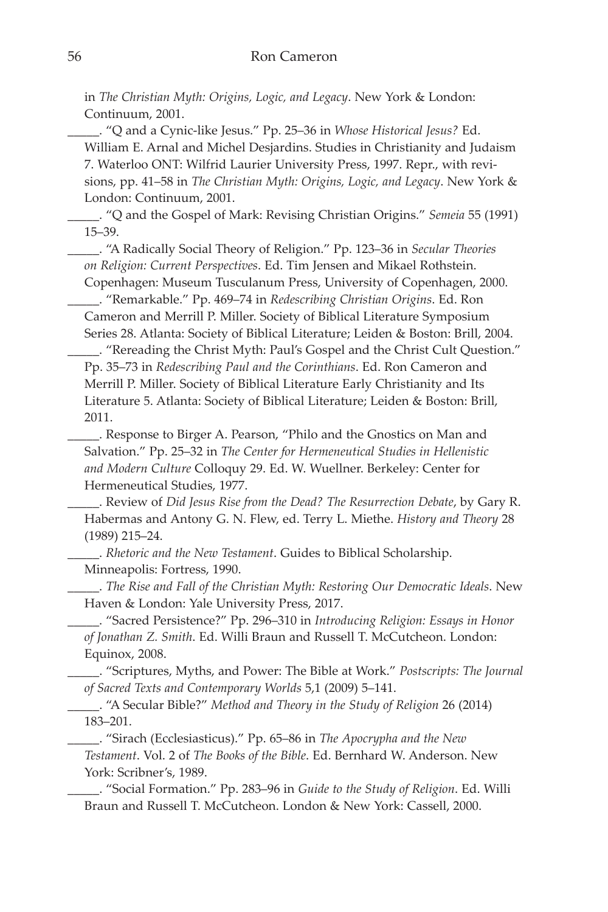in *The Christian Myth: Origins, Logic, and Legacy*. New York & London: Continuum, 2001.

_____. "Q and a Cynic-like Jesus." Pp. 25–36 in *Whose Historical Jesus?* Ed. William E. Arnal and Michel Desjardins. Studies in Christianity and Judaism 7. Waterloo ONT: Wilfrid Laurier University Press, 1997. Repr., with revisions, pp. 41–58 in *The Christian Myth: Origins, Logic, and Legacy*. New York & London: Continuum, 2001.

_____. "Q and the Gospel of Mark: Revising Christian Origins." *Semeia* 55 (1991) 15–39.

_____. "A Radically Social Theory of Religion." Pp. 123–36 in *Secular Theories on Religion: Current Perspectives*. Ed. Tim Jensen and Mikael Rothstein. Copenhagen: Museum Tusculanum Press, University of Copenhagen, 2000.

_____. "Remarkable." Pp. 469–74 in *Redescribing Christian Origins*. Ed. Ron Cameron and Merrill P. Miller. Society of Biblical Literature Symposium Series 28. Atlanta: Society of Biblical Literature; Leiden & Boston: Brill, 2004.

_____. "Rereading the Christ Myth: Paul's Gospel and the Christ Cult Question." Pp. 35–73 in *Redescribing Paul and the Corinthians*. Ed. Ron Cameron and Merrill P. Miller. Society of Biblical Literature Early Christianity and Its Literature 5. Atlanta: Society of Biblical Literature; Leiden & Boston: Brill, 2011.

_____. Response to Birger A. Pearson, "Philo and the Gnostics on Man and Salvation." Pp. 25–32 in *The Center for Hermeneutical Studies in Hellenistic and Modern Culture* Colloquy 29. Ed. W. Wuellner. Berkeley: Center for Hermeneutical Studies, 1977.

_____. Review of *Did Jesus Rise from the Dead? The Resurrection Debate*, by Gary R. Habermas and Antony G. N. Flew, ed. Terry L. Miethe. *History and Theory* 28 (1989) 215–24.

_____. *Rhetoric and the New Testament*. Guides to Biblical Scholarship. Minneapolis: Fortress, 1990.

_____. *The Rise and Fall of the Christian Myth: Restoring Our Democratic Ideals*. New Haven & London: Yale University Press, 2017.

_____. "Sacred Persistence?" Pp. 296–310 in *Introducing Religion: Essays in Honor of Jonathan Z. Smith*. Ed. Willi Braun and Russell T. McCutcheon. London: Equinox, 2008.

_____. "Scriptures, Myths, and Power: The Bible at Work." *Postscripts: The Journal of Sacred Texts and Contemporary Worlds* 5,1 (2009) 5–141.

_____. "A Secular Bible?" *Method and Theory in the Study of Religion* 26 (2014) 183–201.

_____. "Sirach (Ecclesiasticus)." Pp. 65–86 in *The Apocrypha and the New Testament*. Vol. 2 of *The Books of the Bible*. Ed. Bernhard W. Anderson. New York: Scribner's, 1989.

_____. "Social Formation." Pp. 283–96 in *Guide to the Study of Religion*. Ed. Willi Braun and Russell T. McCutcheon. London & New York: Cassell, 2000.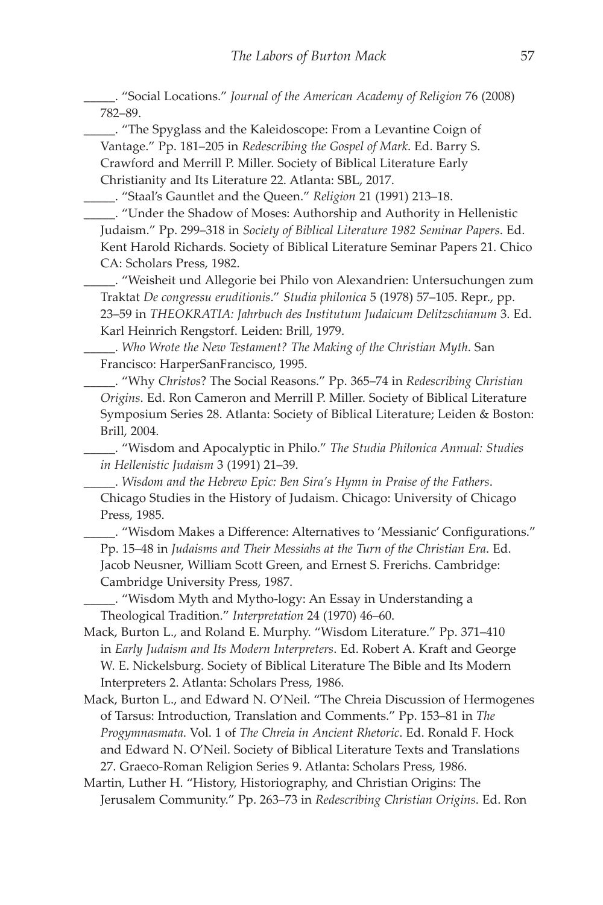_____. "Social Locations." *Journal of the American Academy of Religion* 76 (2008) 782–89.

_____. "The Spyglass and the Kaleidoscope: From a Levantine Coign of Vantage." Pp. 181–205 in *Redescribing the Gospel of Mark*. Ed. Barry S. Crawford and Merrill P. Miller. Society of Biblical Literature Early Christianity and Its Literature 22. Atlanta: SBL, 2017.

_____. "Staal's Gauntlet and the Queen." *Religion* 21 (1991) 213–18.

_____. "Under the Shadow of Moses: Authorship and Authority in Hellenistic Judaism." Pp. 299–318 in *Society of Biblical Literature 1982 Seminar Papers*. Ed. Kent Harold Richards. Society of Biblical Literature Seminar Papers 21. Chico CA: Scholars Press, 1982.

_____. "Weisheit und Allegorie bei Philo von Alexandrien: Untersuchungen zum Traktat *De congressu eruditionis*." *Studia philonica* 5 (1978) 57–105. Repr., pp. 23–59 in *THEOKRATIA: Jahrbuch des Institutum Judaicum Delitzschianum* 3. Ed. Karl Heinrich Rengstorf. Leiden: Brill, 1979.

_____. *Who Wrote the New Testament? The Making of the Christian Myth*. San Francisco: HarperSanFrancisco, 1995.

_____. "Why *Christos*? The Social Reasons." Pp. 365–74 in *Redescribing Christian Origins*. Ed. Ron Cameron and Merrill P. Miller. Society of Biblical Literature Symposium Series 28. Atlanta: Society of Biblical Literature; Leiden & Boston: Brill, 2004.

_____. "Wisdom and Apocalyptic in Philo." *The Studia Philonica Annual: Studies in Hellenistic Judaism* 3 (1991) 21–39.

_____. *Wisdom and the Hebrew Epic: Ben Sira's Hymn in Praise of the Fathers*. Chicago Studies in the History of Judaism. Chicago: University of Chicago Press, 1985.

_____. "Wisdom Makes a Difference: Alternatives to 'Messianic' Configurations." Pp. 15–48 in *Judaisms and Their Messiahs at the Turn of the Christian Era*. Ed. Jacob Neusner, William Scott Green, and Ernest S. Frerichs. Cambridge: Cambridge University Press, 1987.

_____. "Wisdom Myth and Mytho-logy: An Essay in Understanding a Theological Tradition." *Interpretation* 24 (1970) 46–60.

Mack, Burton L., and Roland E. Murphy. "Wisdom Literature." Pp. 371–410 in *Early Judaism and Its Modern Interpreters*. Ed. Robert A. Kraft and George W. E. Nickelsburg. Society of Biblical Literature The Bible and Its Modern Interpreters 2. Atlanta: Scholars Press, 1986.

Mack, Burton L., and Edward N. O'Neil. "The Chreia Discussion of Hermogenes of Tarsus: Introduction, Translation and Comments." Pp. 153–81 in *The Progymnasmata*. Vol. 1 of *The Chreia in Ancient Rhetoric*. Ed. Ronald F. Hock and Edward N. O'Neil. Society of Biblical Literature Texts and Translations 27. Graeco-Roman Religion Series 9. Atlanta: Scholars Press, 1986.

Martin, Luther H. "History, Historiography, and Christian Origins: The Jerusalem Community." Pp. 263–73 in *Redescribing Christian Origins*. Ed. Ron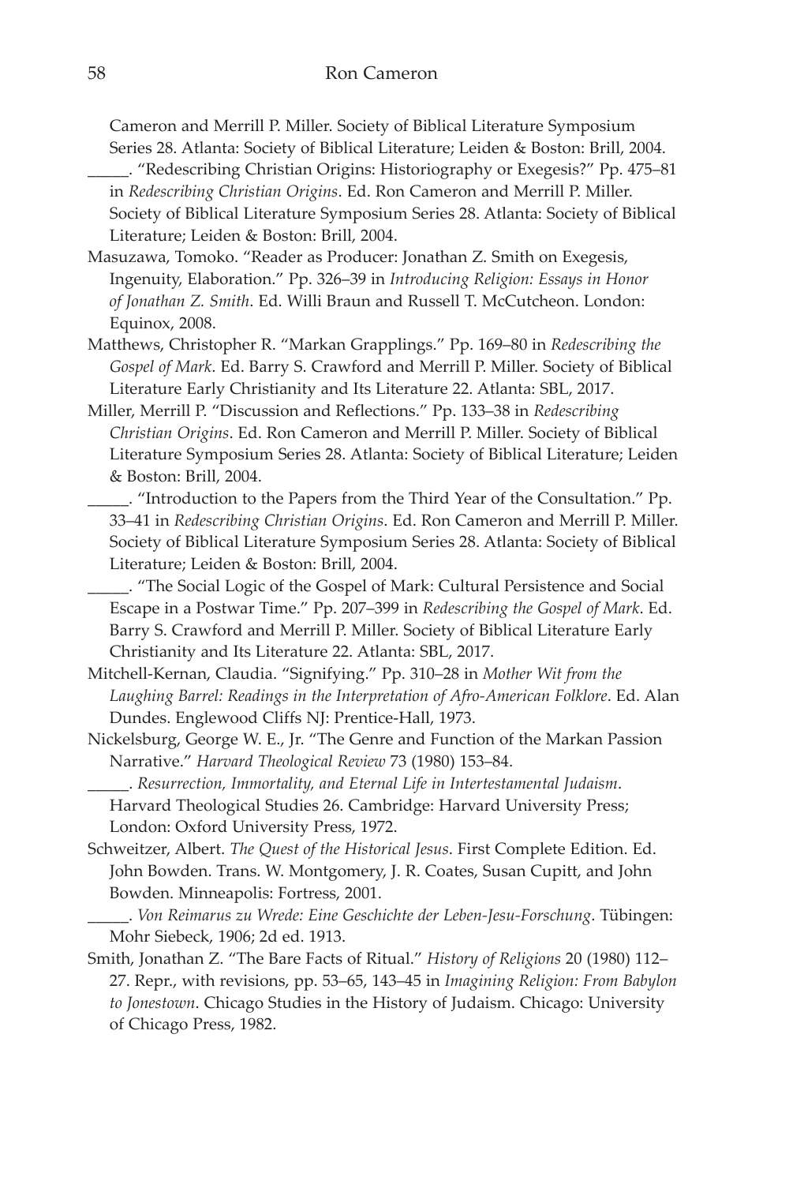Cameron and Merrill P. Miller. Society of Biblical Literature Symposium Series 28. Atlanta: Society of Biblical Literature; Leiden & Boston: Brill, 2004.

_____. "Redescribing Christian Origins: Historiography or Exegesis?" Pp. 475–81 in *Redescribing Christian Origins*. Ed. Ron Cameron and Merrill P. Miller. Society of Biblical Literature Symposium Series 28. Atlanta: Society of Biblical Literature; Leiden & Boston: Brill, 2004.

Masuzawa, Tomoko. "Reader as Producer: Jonathan Z. Smith on Exegesis, Ingenuity, Elaboration." Pp. 326–39 in *Introducing Religion: Essays in Honor of Jonathan Z. Smith*. Ed. Willi Braun and Russell T. McCutcheon. London: Equinox, 2008.

Matthews, Christopher R. "Markan Grapplings." Pp. 169–80 in *Redescribing the Gospel of Mark*. Ed. Barry S. Crawford and Merrill P. Miller. Society of Biblical Literature Early Christianity and Its Literature 22. Atlanta: SBL, 2017.

Miller, Merrill P. "Discussion and Reflections." Pp. 133–38 in *Redescribing Christian Origins*. Ed. Ron Cameron and Merrill P. Miller. Society of Biblical Literature Symposium Series 28. Atlanta: Society of Biblical Literature; Leiden & Boston: Brill, 2004.

_____. "Introduction to the Papers from the Third Year of the Consultation." Pp. 33–41 in *Redescribing Christian Origins*. Ed. Ron Cameron and Merrill P. Miller. Society of Biblical Literature Symposium Series 28. Atlanta: Society of Biblical Literature; Leiden & Boston: Brill, 2004.

_____. "The Social Logic of the Gospel of Mark: Cultural Persistence and Social Escape in a Postwar Time." Pp. 207–399 in *Redescribing the Gospel of Mark*. Ed. Barry S. Crawford and Merrill P. Miller. Society of Biblical Literature Early Christianity and Its Literature 22. Atlanta: SBL, 2017.

Mitchell-Kernan, Claudia. "Signifying." Pp. 310–28 in *Mother Wit from the Laughing Barrel: Readings in the Interpretation of Afro-American Folklore*. Ed. Alan Dundes. Englewood Cliffs NJ: Prentice-Hall, 1973.

Nickelsburg, George W. E., Jr. "The Genre and Function of the Markan Passion Narrative." *Harvard Theological Review* 73 (1980) 153–84.

_____. *Resurrection, Immortality, and Eternal Life in Intertestamental Judaism*. Harvard Theological Studies 26. Cambridge: Harvard University Press; London: Oxford University Press, 1972.

Schweitzer, Albert. *The Quest of the Historical Jesus*. First Complete Edition. Ed. John Bowden. Trans. W. Montgomery, J. R. Coates, Susan Cupitt, and John Bowden. Minneapolis: Fortress, 2001.

_____. *Von Reimarus zu Wrede: Eine Geschichte der Leben-Jesu-Forschung*. Tübingen: Mohr Siebeck, 1906; 2d ed. 1913.

Smith, Jonathan Z. "The Bare Facts of Ritual." *History of Religions* 20 (1980) 112–27. Repr., with revisions, pp. 53–65, 143–45 in *Imagining Religion: From Babylon to Jonestown*. Chicago Studies in the History of Judaism. Chicago: University of Chicago Press, 1982.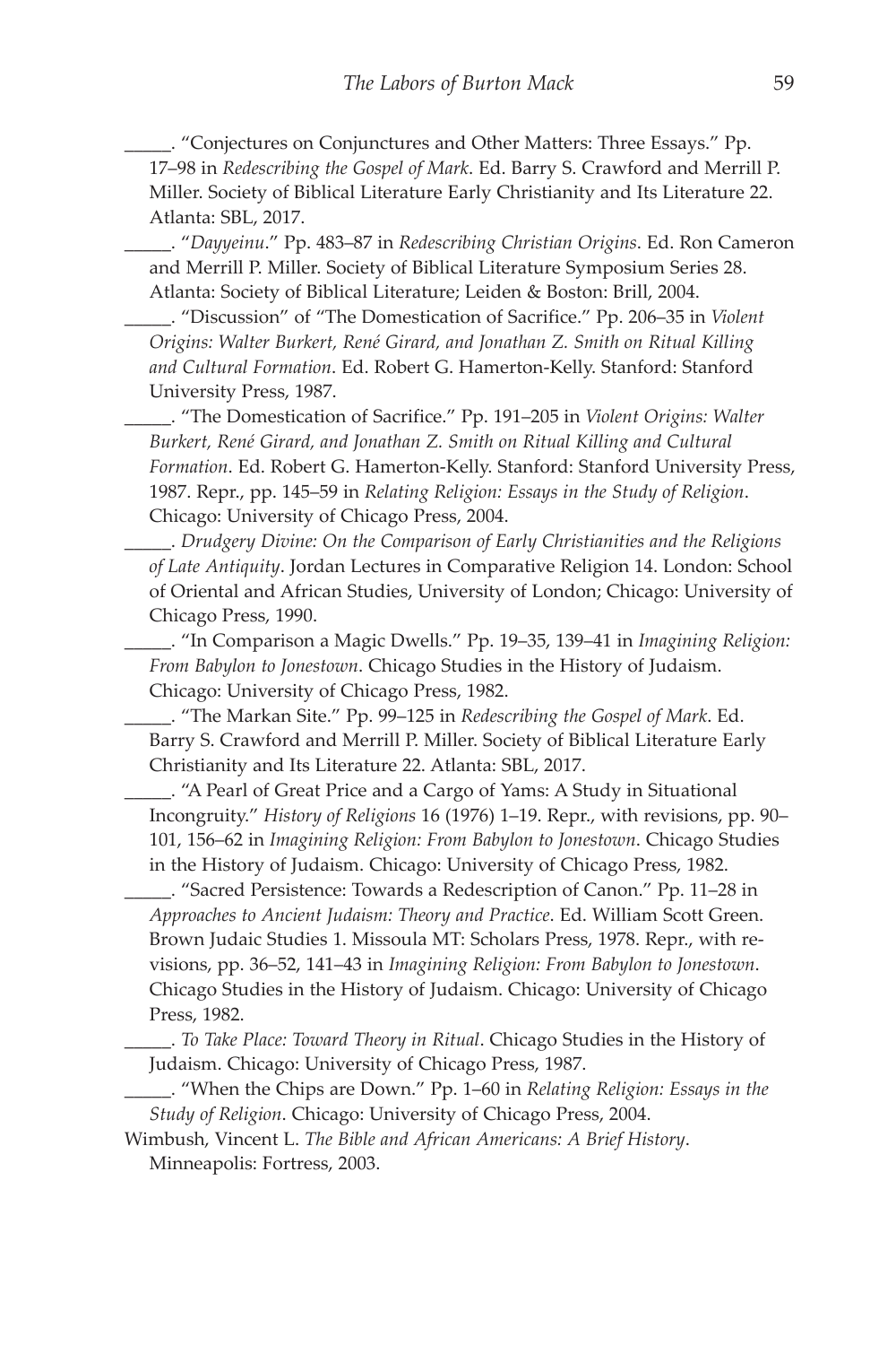_____. “Conjectures on Conjunctures and Other Matters: Three Essays.” Pp. 17–98 in *Redescribing the Gospel of Mark*. Ed. Barry S. Crawford and Merrill P. Miller. Society of Biblical Literature Early Christianity and Its Literature 22. Atlanta: SBL, 2017.

_____. “*Dayyeinu*.” Pp. 483–87 in *Redescribing Christian Origins*. Ed. Ron Cameron and Merrill P. Miller. Society of Biblical Literature Symposium Series 28. Atlanta: Society of Biblical Literature; Leiden & Boston: Brill, 2004.

_____. “Discussion” of “The Domestication of Sacrifice.” Pp. 206–35 in *Violent Origins: Walter Burkert, René Girard, and Jonathan Z. Smith on Ritual Killing and Cultural Formation*. Ed. Robert G. Hamerton-Kelly. Stanford: Stanford University Press, 1987.

_____. “The Domestication of Sacrifice.” Pp. 191–205 in *Violent Origins: Walter Burkert, René Girard, and Jonathan Z. Smith on Ritual Killing and Cultural Formation*. Ed. Robert G. Hamerton-Kelly. Stanford: Stanford University Press, 1987. Repr., pp. 145–59 in *Relating Religion: Essays in the Study of Religion*. Chicago: University of Chicago Press, 2004.

_____. *Drudgery Divine: On the Comparison of Early Christianities and the Religions of Late Antiquity*. Jordan Lectures in Comparative Religion 14. London: School of Oriental and African Studies, University of London; Chicago: University of Chicago Press, 1990.

_____. “In Comparison a Magic Dwells.” Pp. 19–35, 139–41 in *Imagining Religion: From Babylon to Jonestown*. Chicago Studies in the History of Judaism. Chicago: University of Chicago Press, 1982.

_____. “The Markan Site.” Pp. 99–125 in *Redescribing the Gospel of Mark*. Ed. Barry S. Crawford and Merrill P. Miller. Society of Biblical Literature Early Christianity and Its Literature 22. Atlanta: SBL, 2017.

_____. “A Pearl of Great Price and a Cargo of Yams: A Study in Situational Incongruity.” *History of Religions* 16 (1976) 1–19. Repr., with revisions, pp. 90–101, 156–62 in *Imagining Religion: From Babylon to Jonestown*. Chicago Studies in the History of Judaism. Chicago: University of Chicago Press, 1982.

_____. “Sacred Persistence: Towards a Redescription of Canon.” Pp. 11–28 in *Approaches to Ancient Judaism: Theory and Practice*. Ed. William Scott Green. Brown Judaic Studies 1. Missoula MT: Scholars Press, 1978. Repr., with revisions, pp. 36–52, 141–43 in *Imagining Religion: From Babylon to Jonestown*. Chicago Studies in the History of Judaism. Chicago: University of Chicago Press, 1982.

_____. *To Take Place: Toward Theory in Ritual*. Chicago Studies in the History of Judaism. Chicago: University of Chicago Press, 1987.

_____. “When the Chips are Down.” Pp. 1–60 in *Relating Religion: Essays in the Study of Religion*. Chicago: University of Chicago Press, 2004.

Wimbush, Vincent L. *The Bible and African Americans: A Brief History*. Minneapolis: Fortress, 2003.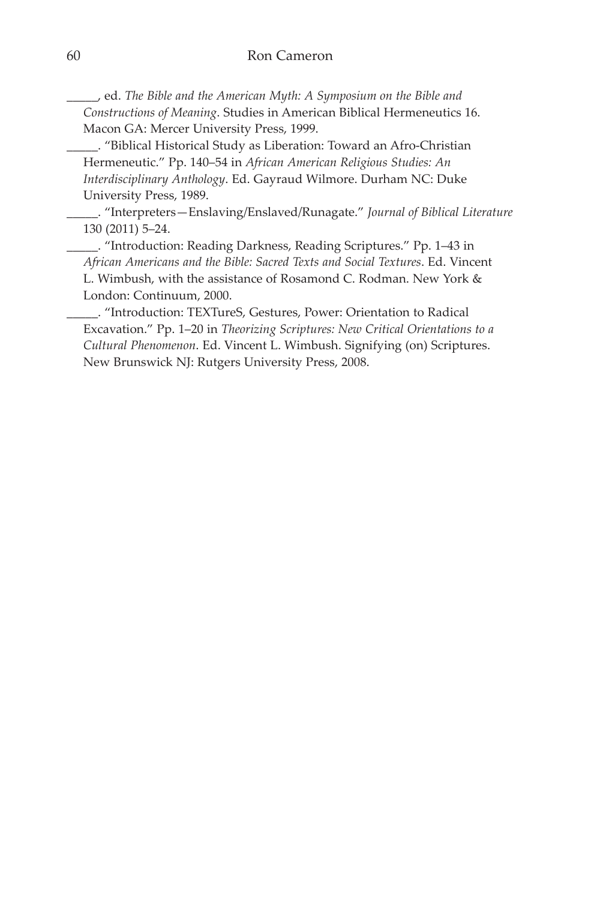_____, ed. *The Bible and the American Myth: A Symposium on the Bible and Constructions of Meaning*. Studies in American Biblical Hermeneutics 16. Macon GA: Mercer University Press, 1999.

_____. "Biblical Historical Study as Liberation: Toward an Afro-Christian Hermeneutic." Pp. 140–54 in *African American Religious Studies: An Interdisciplinary Anthology*. Ed. Gayraud Wilmore. Durham NC: Duke University Press, 1989.

_____. "Interpreters—Enslaving/Enslaved/Runagate." *Journal of Biblical Literature* 130 (2011) 5–24.

_____. "Introduction: Reading Darkness, Reading Scriptures." Pp. 1–43 in *African Americans and the Bible: Sacred Texts and Social Textures*. Ed. Vincent L. Wimbush, with the assistance of Rosamond C. Rodman. New York & London: Continuum, 2000.

_____. "Introduction: TEXTureS, Gestures, Power: Orientation to Radical Excavation." Pp. 1–20 in *Theorizing Scriptures: New Critical Orientations to a Cultural Phenomenon*. Ed. Vincent L. Wimbush. Signifying (on) Scriptures. New Brunswick NJ: Rutgers University Press, 2008.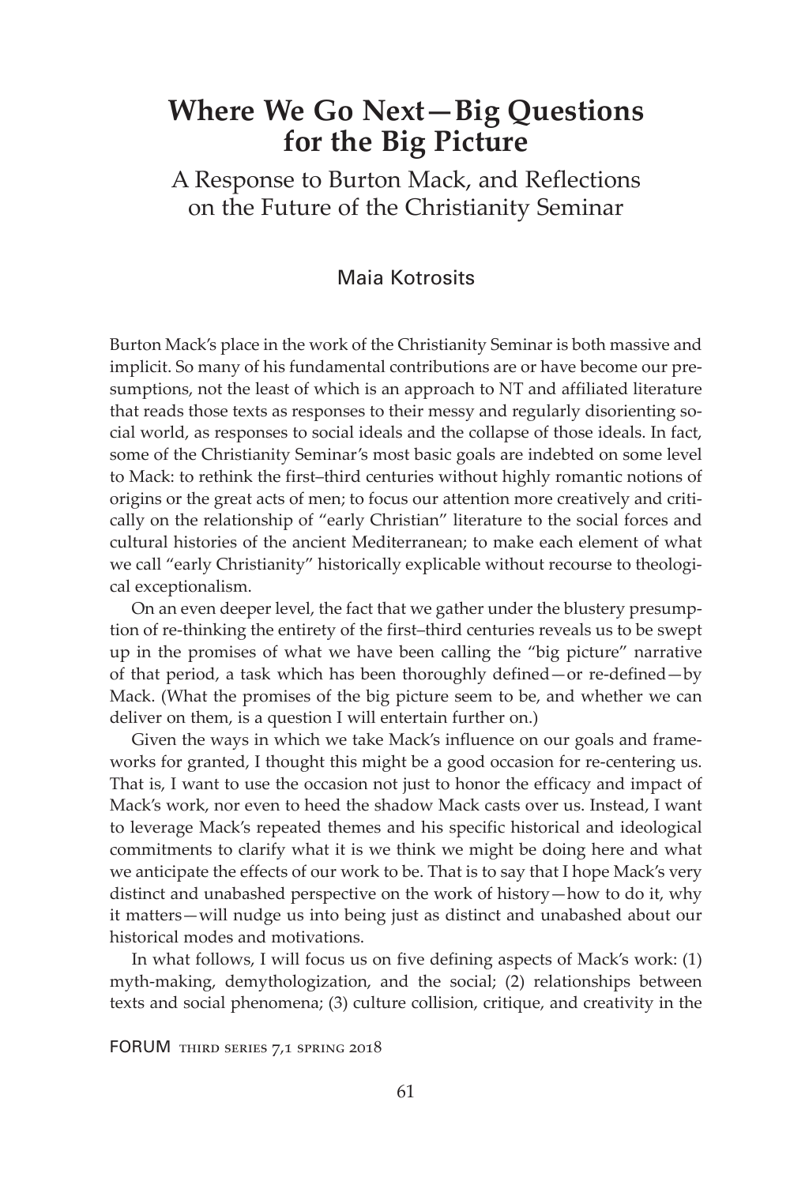# Where We Go Next—Big Questions for the Big Picture

## A Response to Burton Mack, and Reflections on the Future of the Christianity Seminar

Maia Kotrosits

Burton Mack's place in the work of the Christianity Seminar is both massive and implicit. So many of his fundamental contributions are or have become our presumptions, not the least of which is an approach to NT and affiliated literature that reads those texts as responses to their messy and regularly disorienting social world, as responses to social ideals and the collapse of those ideals. In fact, some of the Christianity Seminar's most basic goals are indebted on some level to Mack: to rethink the first–third centuries without highly romantic notions of origins or the great acts of men; to focus our attention more creatively and critically on the relationship of "early Christian" literature to the social forces and cultural histories of the ancient Mediterranean; to make each element of what we call "early Christianity" historically explicable without recourse to theological exceptionalism.

On an even deeper level, the fact that we gather under the blustery presumption of re-thinking the entirety of the first–third centuries reveals us to be swept up in the promises of what we have been calling the "big picture" narrative of that period, a task which has been thoroughly defined—or re-defined—by Mack. (What the promises of the big picture seem to be, and whether we can deliver on them, is a question I will entertain further on.)

Given the ways in which we take Mack's influence on our goals and frameworks for granted, I thought this might be a good occasion for re-centering us. That is, I want to use the occasion not just to honor the efficacy and impact of Mack's work, nor even to heed the shadow Mack casts over us. Instead, I want to leverage Mack's repeated themes and his specific historical and ideological commitments to clarify what it is we think we might be doing here and what we anticipate the effects of our work to be. That is to say that I hope Mack's very distinct and unabashed perspective on the work of history—how to do it, why it matters—will nudge us into being just as distinct and unabashed about our historical modes and motivations.

In what follows, I will focus us on five defining aspects of Mack's work: (1) myth-making, demythologization, and the social; (2) relationships between texts and social phenomena; (3) culture collision, critique, and creativity in the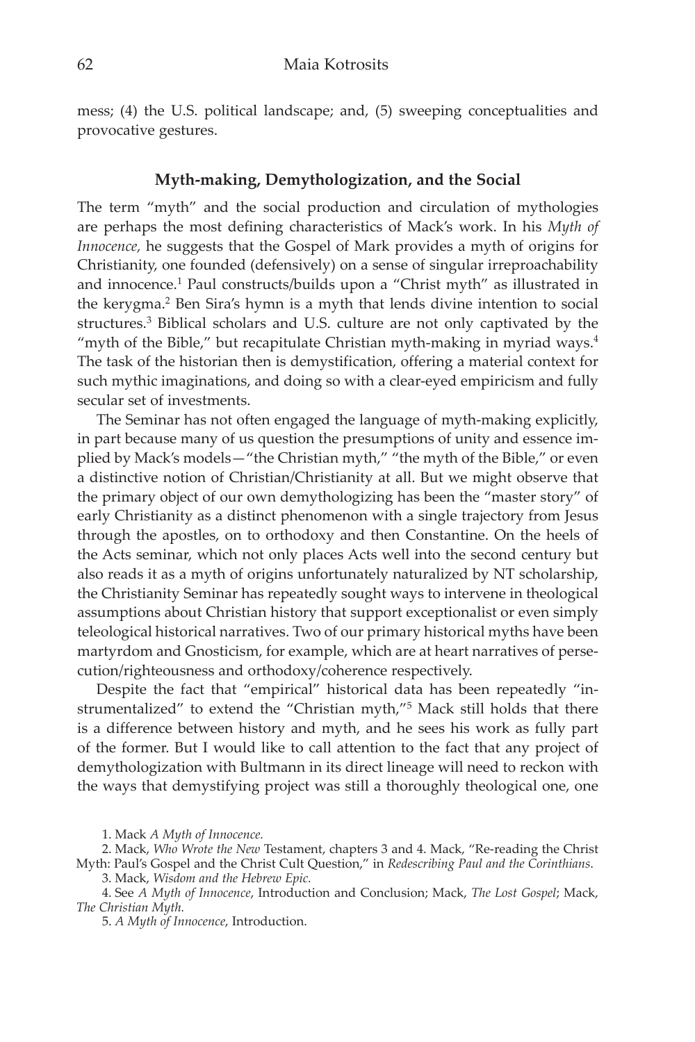mess; (4) the U.S. political landscape; and, (5) sweeping conceptualities and provocative gestures.

## Myth-making, Demythologization, and the Social

The term "myth" and the social production and circulation of mythologies are perhaps the most defining characteristics of Mack's work. In his *Myth of Innocence,* he suggests that the Gospel of Mark provides a myth of origins for Christianity, one founded (defensively) on a sense of singular irreproachability and innocence.[1] Paul constructs/builds upon a "Christ myth" as illustrated in the kerygma.[2] Ben Sira's hymn is a myth that lends divine intention to social structures.[3] Biblical scholars and U.S. culture are not only captivated by the "myth of the Bible," but recapitulate Christian myth-making in myriad ways.[4] The task of the historian then is demystification, offering a material context for such mythic imaginations, and doing so with a clear-eyed empiricism and fully secular set of investments.

The Seminar has not often engaged the language of myth-making explicitly, in part because many of us question the presumptions of unity and essence implied by Mack's models—"the Christian myth," "the myth of the Bible," or even a distinctive notion of Christian/Christianity at all. But we might observe that the primary object of our own demythologizing has been the "master story" of early Christianity as a distinct phenomenon with a single trajectory from Jesus through the apostles, on to orthodoxy and then Constantine. On the heels of the Acts seminar, which not only places Acts well into the second century but also reads it as a myth of origins unfortunately naturalized by NT scholarship, the Christianity Seminar has repeatedly sought ways to intervene in theological assumptions about Christian history that support exceptionalist or even simply teleological historical narratives. Two of our primary historical myths have been martyrdom and Gnosticism, for example, which are at heart narratives of persecution/righteousness and orthodoxy/coherence respectively.

Despite the fact that "empirical" historical data has been repeatedly "instrumentalized" to extend the "Christian myth,"[5] Mack still holds that there is a difference between history and myth, and he sees his work as fully part of the former. But I would like to call attention to the fact that any project of demythologization with Bultmann in its direct lineage will need to reckon with the ways that demystifying project was still a thoroughly theological one, one

1. Mack *A Myth of Innocence.*

2. Mack, *Who Wrote the New* Testament, chapters 3 and 4. Mack, "Re-reading the Christ Myth: Paul's Gospel and the Christ Cult Question," in *Redescribing Paul and the Corinthians.*

3. Mack, *Wisdom and the Hebrew Epic.*

4. See *A Myth of Innocence*, Introduction and Conclusion; Mack, *The Lost Gospel*; Mack, *The Christian Myth.*

5. *A Myth of Innocence*, Introduction.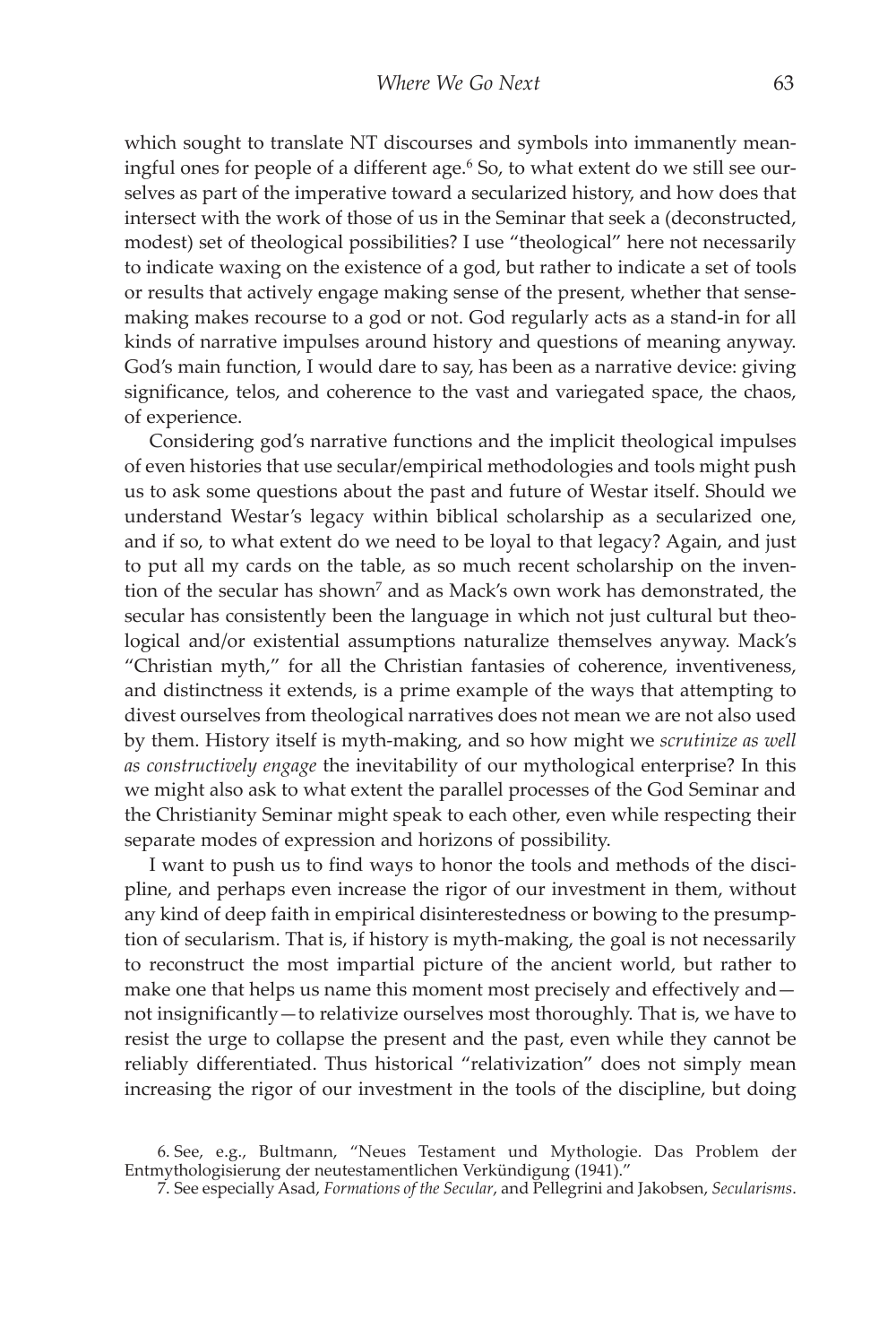which sought to translate NT discourses and symbols into immanently meaningful ones for people of a different age.[6] So, to what extent do we still see ourselves as part of the imperative toward a secularized history, and how does that intersect with the work of those of us in the Seminar that seek a (deconstructed, modest) set of theological possibilities? I use "theological" here not necessarily to indicate waxing on the existence of a god, but rather to indicate a set of tools or results that actively engage making sense of the present, whether that sense-making makes recourse to a god or not. God regularly acts as a stand-in for all kinds of narrative impulses around history and questions of meaning anyway. God's main function, I would dare to say, has been as a narrative device: giving significance, telos, and coherence to the vast and variegated space, the chaos, of experience.

Considering god's narrative functions and the implicit theological impulses of even histories that use secular/empirical methodologies and tools might push us to ask some questions about the past and future of Westar itself. Should we understand Westar's legacy within biblical scholarship as a secularized one, and if so, to what extent do we need to be loyal to that legacy? Again, and just to put all my cards on the table, as so much recent scholarship on the invention of the secular has shown[7] and as Mack's own work has demonstrated, the secular has consistently been the language in which not just cultural but theological and/or existential assumptions naturalize themselves anyway. Mack's "Christian myth," for all the Christian fantasies of coherence, inventiveness, and distinctness it extends, is a prime example of the ways that attempting to divest ourselves from theological narratives does not mean we are not also used by them. History itself is myth-making, and so how might we *scrutinize as well as constructively engage* the inevitability of our mythological enterprise? In this we might also ask to what extent the parallel processes of the God Seminar and the Christianity Seminar might speak to each other, even while respecting their separate modes of expression and horizons of possibility.

I want to push us to find ways to honor the tools and methods of the discipline, and perhaps even increase the rigor of our investment in them, without any kind of deep faith in empirical disinterestedness or bowing to the presumption of secularism. That is, if history is myth-making, the goal is not necessarily to reconstruct the most impartial picture of the ancient world, but rather to make one that helps us name this moment most precisely and effectively and—not insignificantly—to relativize ourselves most thoroughly. That is, we have to resist the urge to collapse the present and the past, even while they cannot be reliably differentiated. Thus historical "relativization" does not simply mean increasing the rigor of our investment in the tools of the discipline, but doing

6. See, e.g., Bultmann, "Neues Testament und Mythologie. Das Problem der Entmythologisierung der neutestamentlichen Verkündigung (1941)."

7. See especially Asad, *Formations of the Secular*, and Pellegrini and Jakobsen, *Secularisms*.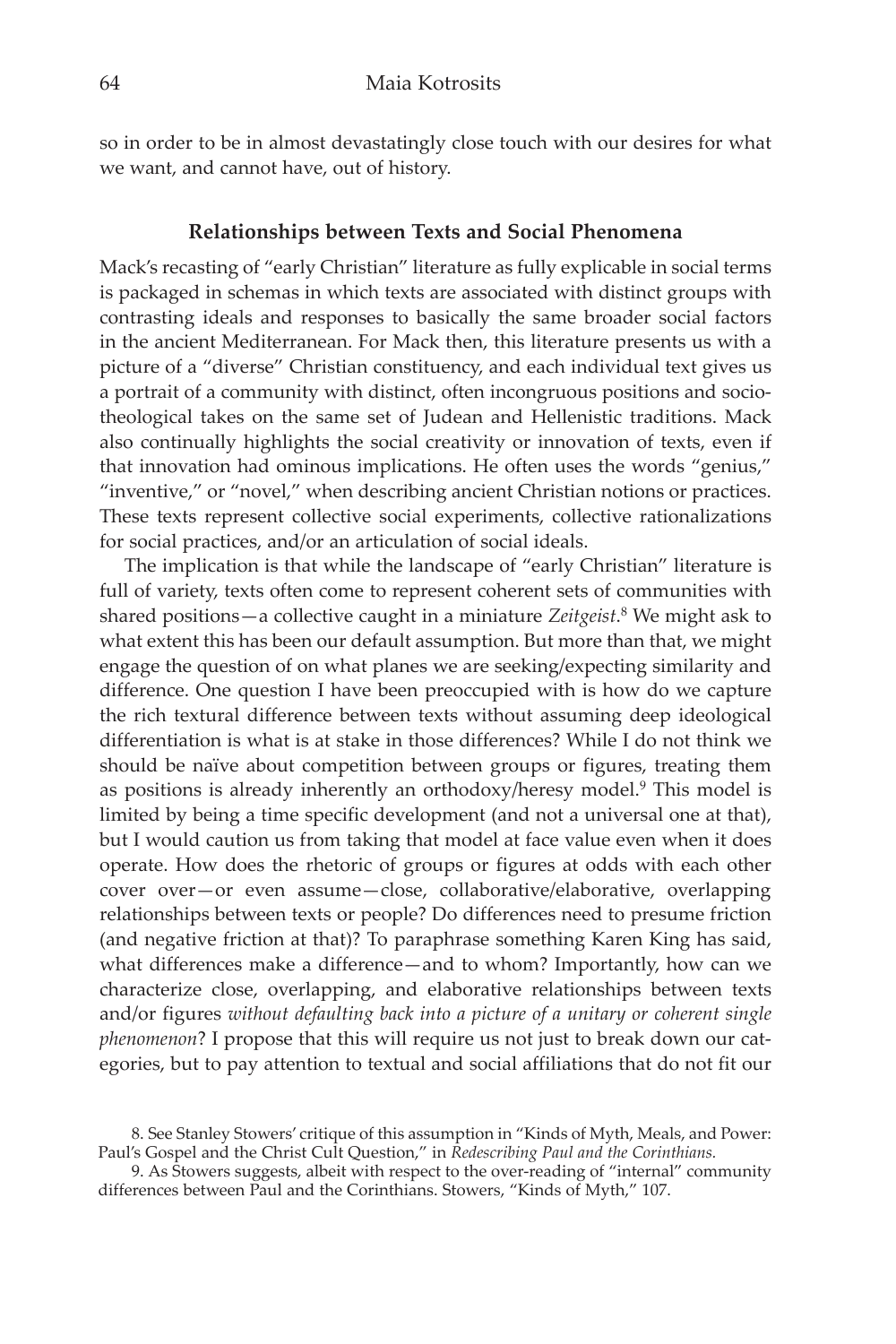so in order to be in almost devastatingly close touch with our desires for what we want, and cannot have, out of history.

## Relationships between Texts and Social Phenomena

Mack's recasting of "early Christian" literature as fully explicable in social terms is packaged in schemas in which texts are associated with distinct groups with contrasting ideals and responses to basically the same broader social factors in the ancient Mediterranean. For Mack then, this literature presents us with a picture of a "diverse" Christian constituency, and each individual text gives us a portrait of a community with distinct, often incongruous positions and socio-theological takes on the same set of Judean and Hellenistic traditions. Mack also continually highlights the social creativity or innovation of texts, even if that innovation had ominous implications. He often uses the words "genius," "inventive," or "novel," when describing ancient Christian notions or practices. These texts represent collective social experiments, collective rationalizations for social practices, and/or an articulation of social ideals.

The implication is that while the landscape of "early Christian" literature is full of variety, texts often come to represent coherent sets of communities with shared positions—a collective caught in a miniature *Zeitgeist*.[8] We might ask to what extent this has been our default assumption. But more than that, we might engage the question of on what planes we are seeking/expecting similarity and difference. One question I have been preoccupied with is how do we capture the rich textural difference between texts without assuming deep ideological differentiation is what is at stake in those differences? While I do not think we should be naïve about competition between groups or figures, treating them as positions is already inherently an orthodoxy/heresy model.[9] This model is limited by being a time specific development (and not a universal one at that), but I would caution us from taking that model at face value even when it does operate. How does the rhetoric of groups or figures at odds with each other cover over—or even assume—close, collaborative/elaborative, overlapping relationships between texts or people? Do differences need to presume friction (and negative friction at that)? To paraphrase something Karen King has said, what differences make a difference—and to whom? Importantly, how can we characterize close, overlapping, and elaborative relationships between texts and/or figures *without defaulting back into a picture of a unitary or coherent single phenomenon*? I propose that this will require us not just to break down our categories, but to pay attention to textual and social affiliations that do not fit our

8. See Stanley Stowers' critique of this assumption in "Kinds of Myth, Meals, and Power: Paul's Gospel and the Christ Cult Question," in *Redescribing Paul and the Corinthians.*

9. As Stowers suggests, albeit with respect to the over-reading of "internal" community differences between Paul and the Corinthians. Stowers, "Kinds of Myth," 107.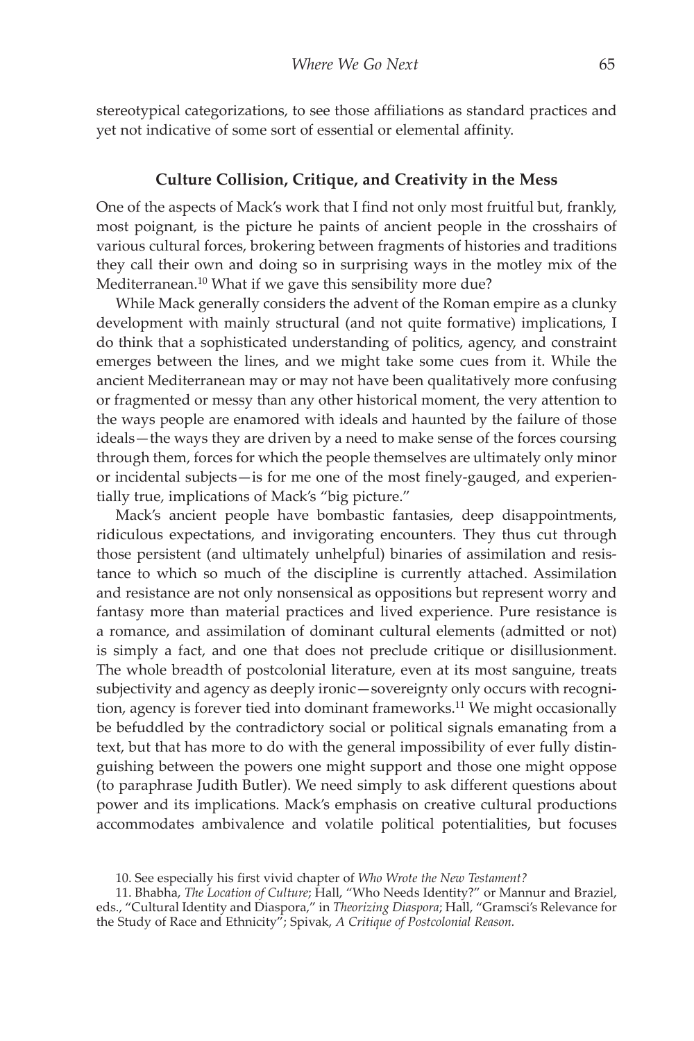stereotypical categorizations, to see those affiliations as standard practices and yet not indicative of some sort of essential or elemental affinity.

### Culture Collision, Critique, and Creativity in the Mess

One of the aspects of Mack's work that I find not only most fruitful but, frankly, most poignant, is the picture he paints of ancient people in the crosshairs of various cultural forces, brokering between fragments of histories and traditions they call their own and doing so in surprising ways in the motley mix of the Mediterranean.[10] What if we gave this sensibility more due?

While Mack generally considers the advent of the Roman empire as a clunky development with mainly structural (and not quite formative) implications, I do think that a sophisticated understanding of politics, agency, and constraint emerges between the lines, and we might take some cues from it. While the ancient Mediterranean may or may not have been qualitatively more confusing or fragmented or messy than any other historical moment, the very attention to the ways people are enamored with ideals and haunted by the failure of those ideals—the ways they are driven by a need to make sense of the forces coursing through them, forces for which the people themselves are ultimately only minor or incidental subjects—is for me one of the most finely-gauged, and experientially true, implications of Mack's "big picture."

Mack's ancient people have bombastic fantasies, deep disappointments, ridiculous expectations, and invigorating encounters. They thus cut through those persistent (and ultimately unhelpful) binaries of assimilation and resistance to which so much of the discipline is currently attached. Assimilation and resistance are not only nonsensical as oppositions but represent worry and fantasy more than material practices and lived experience. Pure resistance is a romance, and assimilation of dominant cultural elements (admitted or not) is simply a fact, and one that does not preclude critique or disillusionment. The whole breadth of postcolonial literature, even at its most sanguine, treats subjectivity and agency as deeply ironic—sovereignty only occurs with recognition, agency is forever tied into dominant frameworks.[11] We might occasionally be befuddled by the contradictory social or political signals emanating from a text, but that has more to do with the general impossibility of ever fully distinguishing between the powers one might support and those one might oppose (to paraphrase Judith Butler). We need simply to ask different questions about power and its implications. Mack's emphasis on creative cultural productions accommodates ambivalence and volatile political potentialities, but focuses

10. See especially his first vivid chapter of *Who Wrote the New Testament?*

11. Bhabha, *The Location of Culture*; Hall, "Who Needs Identity?" or Mannur and Braziel, eds., "Cultural Identity and Diaspora," in *Theorizing Diaspora*; Hall, "Gramsci's Relevance for the Study of Race and Ethnicity"; Spivak, *A Critique of Postcolonial Reason.*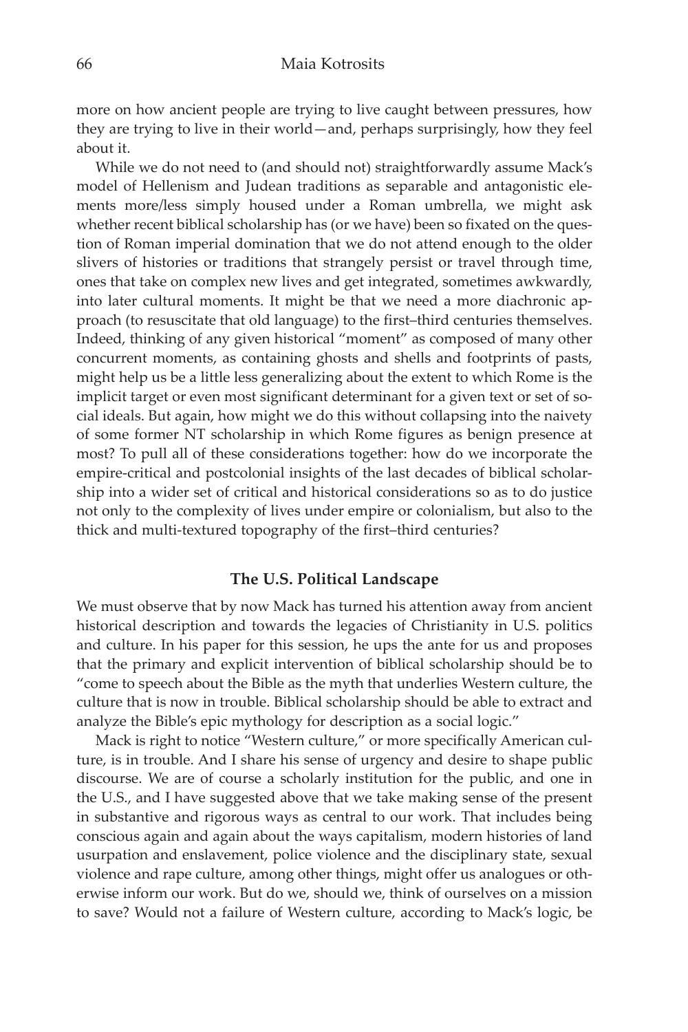more on how ancient people are trying to live caught between pressures, how they are trying to live in their world—and, perhaps surprisingly, how they feel about it.

While we do not need to (and should not) straightforwardly assume Mack's model of Hellenism and Judean traditions as separable and antagonistic elements more/less simply housed under a Roman umbrella, we might ask whether recent biblical scholarship has (or we have) been so fixated on the question of Roman imperial domination that we do not attend enough to the older slivers of histories or traditions that strangely persist or travel through time, ones that take on complex new lives and get integrated, sometimes awkwardly, into later cultural moments. It might be that we need a more diachronic approach (to resuscitate that old language) to the first–third centuries themselves. Indeed, thinking of any given historical "moment" as composed of many other concurrent moments, as containing ghosts and shells and footprints of pasts, might help us be a little less generalizing about the extent to which Rome is the implicit target or even most significant determinant for a given text or set of social ideals. But again, how might we do this without collapsing into the naivety of some former NT scholarship in which Rome figures as benign presence at most? To pull all of these considerations together: how do we incorporate the empire-critical and postcolonial insights of the last decades of biblical scholarship into a wider set of critical and historical considerations so as to do justice not only to the complexity of lives under empire or colonialism, but also to the thick and multi-textured topography of the first–third centuries?

## The U.S. Political Landscape

We must observe that by now Mack has turned his attention away from ancient historical description and towards the legacies of Christianity in U.S. politics and culture. In his paper for this session, he ups the ante for us and proposes that the primary and explicit intervention of biblical scholarship should be to "come to speech about the Bible as the myth that underlies Western culture, the culture that is now in trouble. Biblical scholarship should be able to extract and analyze the Bible's epic mythology for description as a social logic."

Mack is right to notice "Western culture," or more specifically American culture, is in trouble. And I share his sense of urgency and desire to shape public discourse. We are of course a scholarly institution for the public, and one in the U.S., and I have suggested above that we take making sense of the present in substantive and rigorous ways as central to our work. That includes being conscious again and again about the ways capitalism, modern histories of land usurpation and enslavement, police violence and the disciplinary state, sexual violence and rape culture, among other things, might offer us analogues or otherwise inform our work. But do we, should we, think of ourselves on a mission to save? Would not a failure of Western culture, according to Mack's logic, be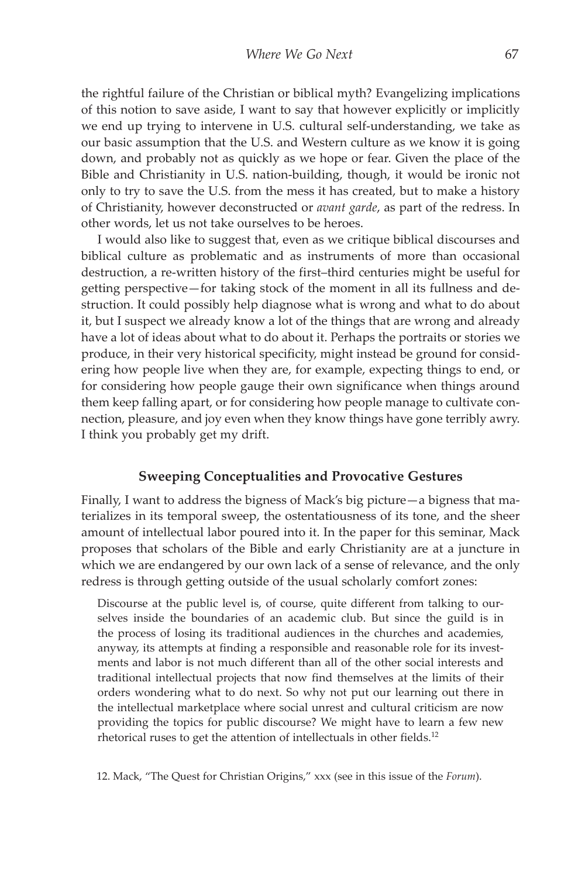the rightful failure of the Christian or biblical myth? Evangelizing implications of this notion to save aside, I want to say that however explicitly or implicitly we end up trying to intervene in U.S. cultural self-understanding, we take as our basic assumption that the U.S. and Western culture as we know it is going down, and probably not as quickly as we hope or fear. Given the place of the Bible and Christianity in U.S. nation-building, though, it would be ironic not only to try to save the U.S. from the mess it has created, but to make a history of Christianity, however deconstructed or *avant garde*, as part of the redress. In other words, let us not take ourselves to be heroes.

I would also like to suggest that, even as we critique biblical discourses and biblical culture as problematic and as instruments of more than occasional destruction, a re-written history of the first–third centuries might be useful for getting perspective—for taking stock of the moment in all its fullness and destruction. It could possibly help diagnose what is wrong and what to do about it, but I suspect we already know a lot of the things that are wrong and already have a lot of ideas about what to do about it. Perhaps the portraits or stories we produce, in their very historical specificity, might instead be ground for considering how people live when they are, for example, expecting things to end, or for considering how people gauge their own significance when things around them keep falling apart, or for considering how people manage to cultivate connection, pleasure, and joy even when they know things have gone terribly awry. I think you probably get my drift.

## Sweeping Conceptualities and Provocative Gestures

Finally, I want to address the bigness of Mack's big picture—a bigness that materializes in its temporal sweep, the ostentatiousness of its tone, and the sheer amount of intellectual labor poured into it. In the paper for this seminar, Mack proposes that scholars of the Bible and early Christianity are at a juncture in which we are endangered by our own lack of a sense of relevance, and the only redress is through getting outside of the usual scholarly comfort zones:

> Discourse at the public level is, of course, quite different from talking to ourselves inside the boundaries of an academic club. But since the guild is in the process of losing its traditional audiences in the churches and academies, anyway, its attempts at finding a responsible and reasonable role for its investments and labor is not much different than all of the other social interests and traditional intellectual projects that now find themselves at the limits of their orders wondering what to do next. So why not put our learning out there in the intellectual marketplace where social unrest and cultural criticism are now providing the topics for public discourse? We might have to learn a few new rhetorical ruses to get the attention of intellectuals in other fields.[12]

12. Mack, "The Quest for Christian Origins," xxx (see in this issue of the *Forum*).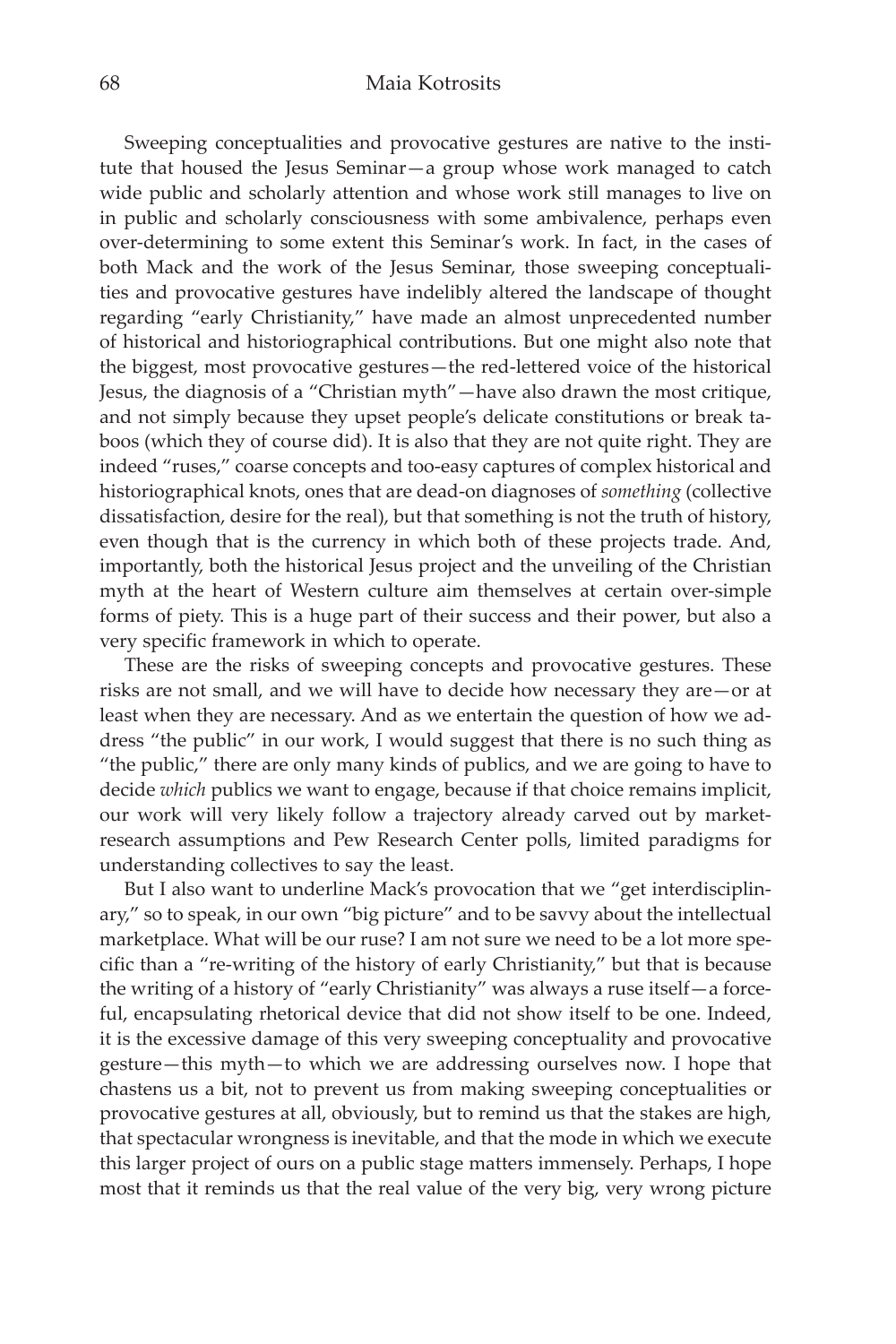Sweeping conceptualities and provocative gestures are native to the institute that housed the Jesus Seminar—a group whose work managed to catch wide public and scholarly attention and whose work still manages to live on in public and scholarly consciousness with some ambivalence, perhaps even over-determining to some extent this Seminar's work. In fact, in the cases of both Mack and the work of the Jesus Seminar, those sweeping conceptualities and provocative gestures have indelibly altered the landscape of thought regarding "early Christianity," have made an almost unprecedented number of historical and historiographical contributions. But one might also note that the biggest, most provocative gestures—the red-lettered voice of the historical Jesus, the diagnosis of a "Christian myth"—have also drawn the most critique, and not simply because they upset people's delicate constitutions or break taboos (which they of course did). It is also that they are not quite right. They are indeed "ruses," coarse concepts and too-easy captures of complex historical and historiographical knots, ones that are dead-on diagnoses of *something* (collective dissatisfaction, desire for the real), but that something is not the truth of history, even though that is the currency in which both of these projects trade. And, importantly, both the historical Jesus project and the unveiling of the Christian myth at the heart of Western culture aim themselves at certain over-simple forms of piety. This is a huge part of their success and their power, but also a very specific framework in which to operate.

These are the risks of sweeping concepts and provocative gestures. These risks are not small, and we will have to decide how necessary they are—or at least when they are necessary. And as we entertain the question of how we address "the public" in our work, I would suggest that there is no such thing as "the public," there are only many kinds of publics, and we are going to have to decide *which* publics we want to engage, because if that choice remains implicit, our work will very likely follow a trajectory already carved out by market-research assumptions and Pew Research Center polls, limited paradigms for understanding collectives to say the least.

But I also want to underline Mack's provocation that we "get interdisciplinary," so to speak, in our own "big picture" and to be savvy about the intellectual marketplace. What will be our ruse? I am not sure we need to be a lot more specific than a "re-writing of the history of early Christianity," but that is because the writing of a history of "early Christianity" was always a ruse itself—a forceful, encapsulating rhetorical device that did not show itself to be one. Indeed, it is the excessive damage of this very sweeping conceptuality and provocative gesture—this myth—to which we are addressing ourselves now. I hope that chastens us a bit, not to prevent us from making sweeping conceptualities or provocative gestures at all, obviously, but to remind us that the stakes are high, that spectacular wrongness is inevitable, and that the mode in which we execute this larger project of ours on a public stage matters immensely. Perhaps, I hope most that it reminds us that the real value of the very big, very wrong picture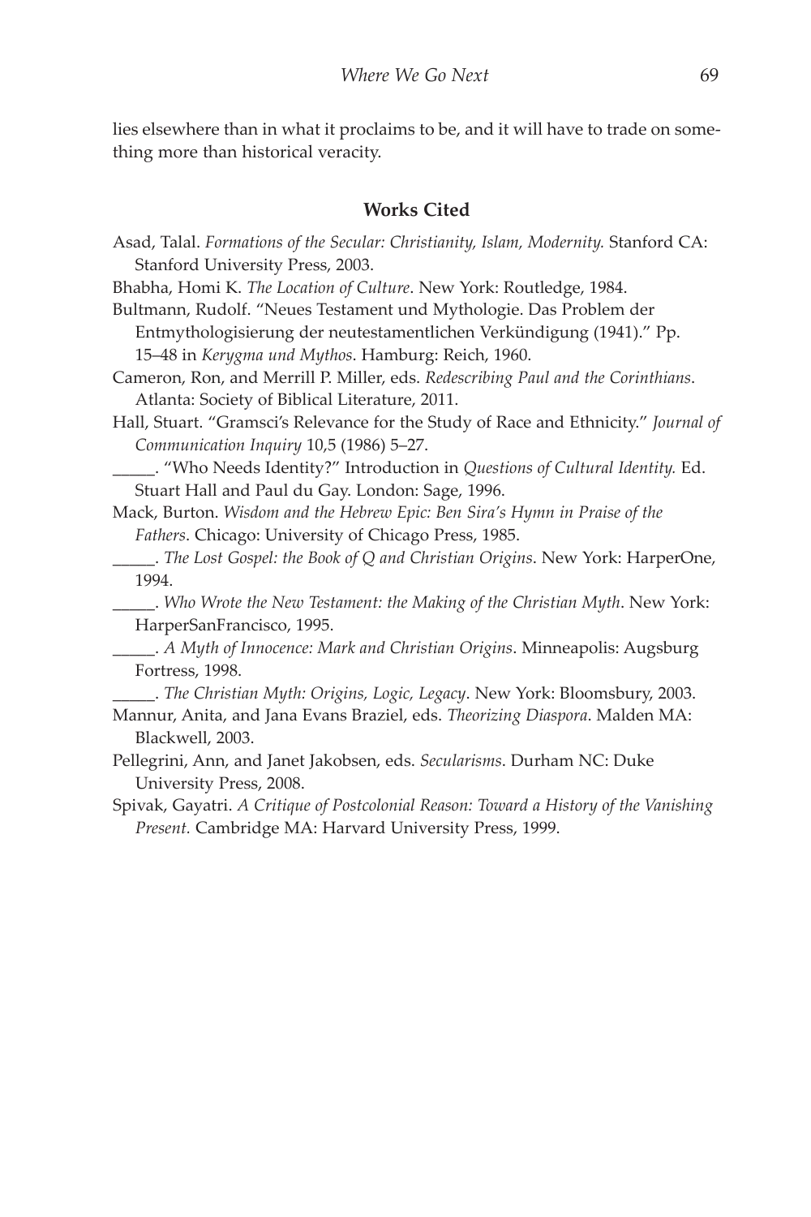lies elsewhere than in what it proclaims to be, and it will have to trade on something more than historical veracity.

### Works Cited

Asad, Talal. *Formations of the Secular: Christianity, Islam, Modernity.* Stanford CA: Stanford University Press, 2003.

Bhabha, Homi K. *The Location of Culture*. New York: Routledge, 1984.

Bultmann, Rudolf. "Neues Testament und Mythologie. Das Problem der Entmythologisierung der neutestamentlichen Verkündigung (1941)." Pp. 15–48 in *Kerygma und Mythos*. Hamburg: Reich, 1960.

Cameron, Ron, and Merrill P. Miller, eds. *Redescribing Paul and the Corinthians*. Atlanta: Society of Biblical Literature, 2011.

Hall, Stuart. "Gramsci's Relevance for the Study of Race and Ethnicity." *Journal of Communication Inquiry* 10,5 (1986) 5–27.

_____. "Who Needs Identity?" Introduction in *Questions of Cultural Identity.* Ed. Stuart Hall and Paul du Gay. London: Sage, 1996.

Mack, Burton. *Wisdom and the Hebrew Epic: Ben Sira's Hymn in Praise of the Fathers*. Chicago: University of Chicago Press, 1985.

_____. *The Lost Gospel: the Book of Q and Christian Origins*. New York: HarperOne, 1994.

_____. *Who Wrote the New Testament: the Making of the Christian Myth*. New York: HarperSanFrancisco, 1995.

_____. *A Myth of Innocence: Mark and Christian Origins*. Minneapolis: Augsburg Fortress, 1998.

_____. *The Christian Myth: Origins, Logic, Legacy*. New York: Bloomsbury, 2003.

Mannur, Anita, and Jana Evans Braziel, eds. *Theorizing Diaspora*. Malden MA: Blackwell, 2003.

Pellegrini, Ann, and Janet Jakobsen, eds. *Secularisms*. Durham NC: Duke University Press, 2008.

Spivak, Gayatri. *A Critique of Postcolonial Reason: Toward a History of the Vanishing Present.* Cambridge MA: Harvard University Press, 1999.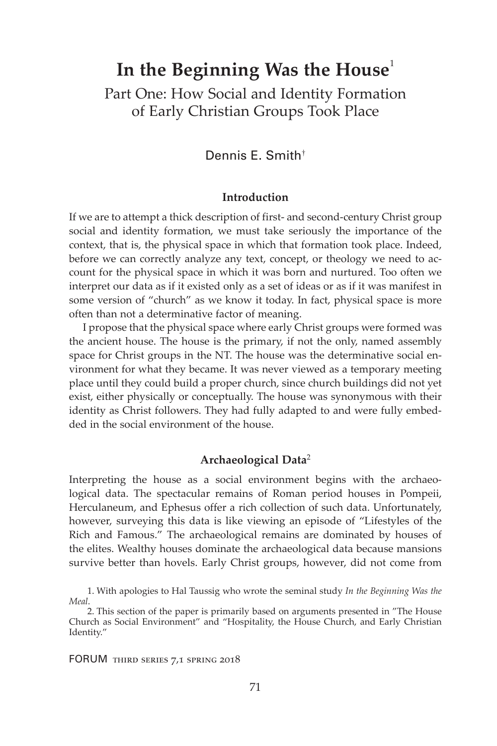# In the Beginning Was the House[1]

## Part One: How Social and Identity Formation of Early Christian Groups Took Place

Dennis E. Smith[†]

### Introduction

If we are to attempt a thick description of first- and second-century Christ group social and identity formation, we must take seriously the importance of the context, that is, the physical space in which that formation took place. Indeed, before we can correctly analyze any text, concept, or theology we need to account for the physical space in which it was born and nurtured. Too often we interpret our data as if it existed only as a set of ideas or as if it was manifest in some version of "church" as we know it today. In fact, physical space is more often than not a determinative factor of meaning.

I propose that the physical space where early Christ groups were formed was the ancient house. The house is the primary, if not the only, named assembly space for Christ groups in the NT. The house was the determinative social environment for what they became. It was never viewed as a temporary meeting place until they could build a proper church, since church buildings did not yet exist, either physically or conceptually. The house was synonymous with their identity as Christ followers. They had fully adapted to and were fully embedded in the social environment of the house.

### Archaeological Data[2]

Interpreting the house as a social environment begins with the archaeological data. The spectacular remains of Roman period houses in Pompeii, Herculaneum, and Ephesus offer a rich collection of such data. Unfortunately, however, surveying this data is like viewing an episode of "Lifestyles of the Rich and Famous." The archaeological remains are dominated by houses of the elites. Wealthy houses dominate the archaeological data because mansions survive better than hovels. Early Christ groups, however, did not come from

1. With apologies to Hal Taussig who wrote the seminal study *In the Beginning Was the Meal*.

2. This section of the paper is primarily based on arguments presented in "The House Church as Social Environment" and "Hospitality, the House Church, and Early Christian Identity."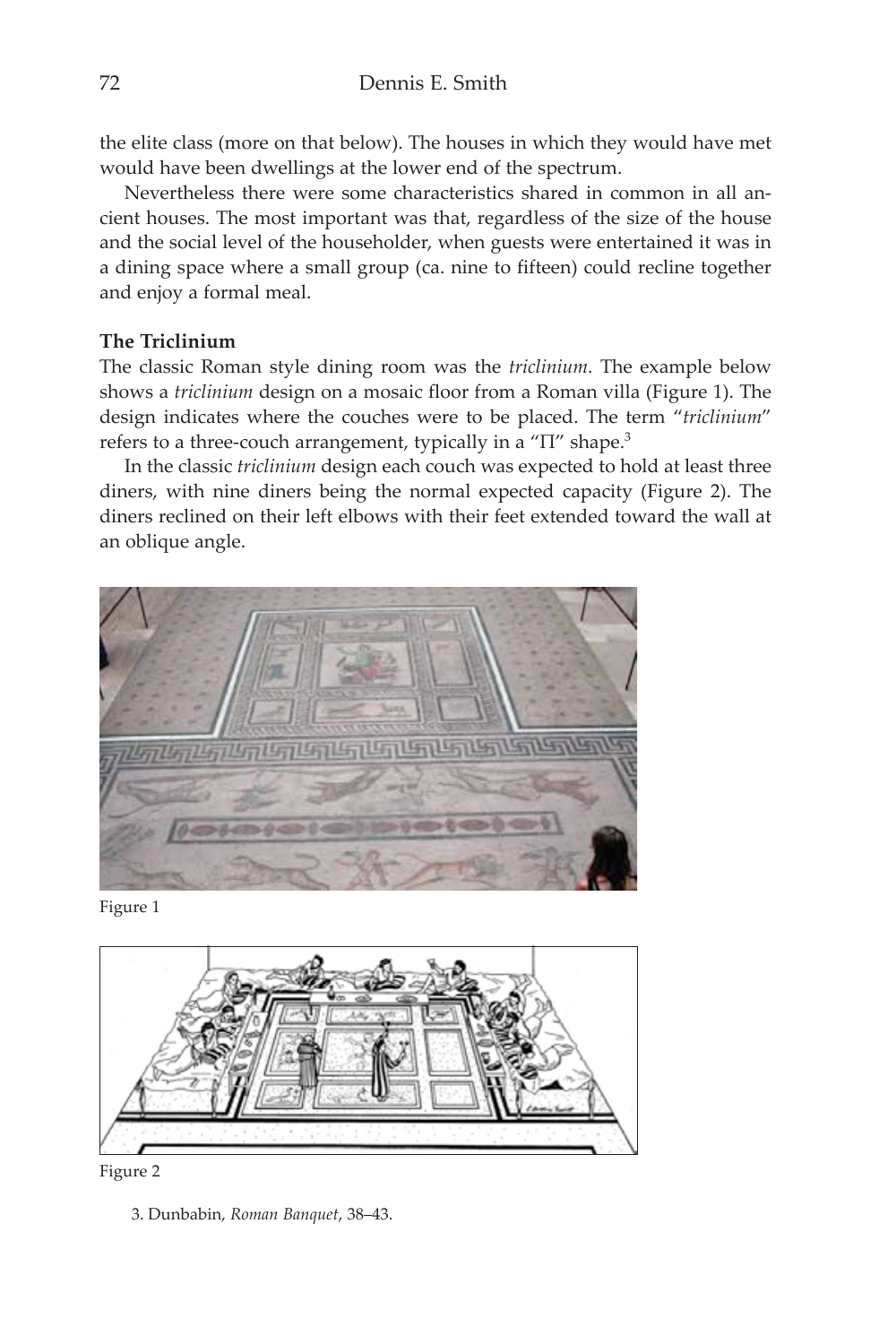the elite class (more on that below). The houses in which they would have met would have been dwellings at the lower end of the spectrum.

Nevertheless there were some characteristics shared in common in all ancient houses. The most important was that, regardless of the size of the house and the social level of the householder, when guests were entertained it was in a dining space where a small group (ca. nine to fifteen) could recline together and enjoy a formal meal.

### The Triclinium

The classic Roman style dining room was the *triclinium*. The example below shows a *triclinium* design on a mosaic floor from a Roman villa (Figure 1). The design indicates where the couches were to be placed. The term "*triclinium*" refers to a three-couch arrangement, typically in a "Π" shape.[3]

In the classic *triclinium* design each couch was expected to hold at least three diners, with nine diners being the normal expected capacity (Figure 2). The diners reclined on their left elbows with their feet extended toward the wall at an oblique angle.

Figure 1

Figure 2

3. Dunbabin, *Roman Banquet*, 38–43.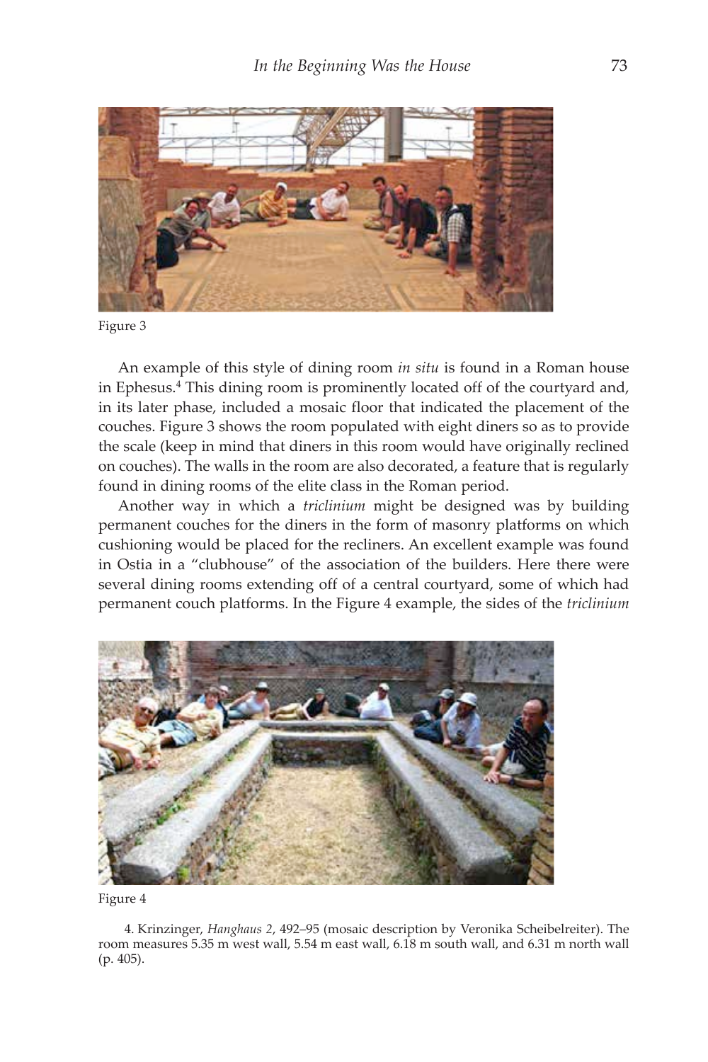Figure 3

An example of this style of dining room *in situ* is found in a Roman house in Ephesus.[4] This dining room is prominently located off of the courtyard and, in its later phase, included a mosaic floor that indicated the placement of the couches. Figure 3 shows the room populated with eight diners so as to provide the scale (keep in mind that diners in this room would have originally reclined on couches). The walls in the room are also decorated, a feature that is regularly found in dining rooms of the elite class in the Roman period.

Another way in which a *triclinium* might be designed was by building permanent couches for the diners in the form of masonry platforms on which cushioning would be placed for the recliners. An excellent example was found in Ostia in a "clubhouse" of the association of the builders. Here there were several dining rooms extending off of a central courtyard, some of which had permanent couch platforms. In the Figure 4 example, the sides of the *triclinium*

Figure 4

4. Krinzinger, *Hanghaus 2*, 492–95 (mosaic description by Veronika Scheibelreiter). The room measures 5.35 m west wall, 5.54 m east wall, 6.18 m south wall, and 6.31 m north wall (p. 405).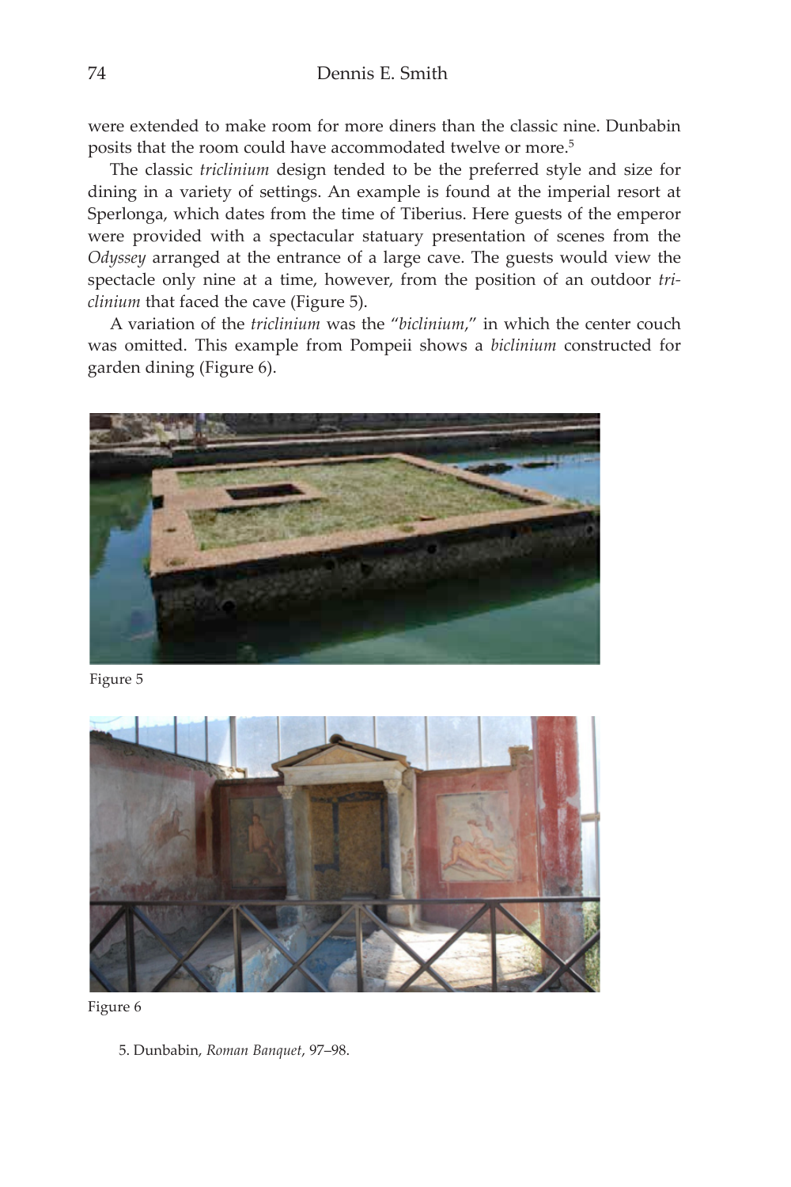were extended to make room for more diners than the classic nine. Dunbabin posits that the room could have accommodated twelve or more.[5]

The classic *triclinium* design tended to be the preferred style and size for dining in a variety of settings. An example is found at the imperial resort at Sperlonga, which dates from the time of Tiberius. Here guests of the emperor were provided with a spectacular statuary presentation of scenes from the *Odyssey* arranged at the entrance of a large cave. The guests would view the spectacle only nine at a time, however, from the position of an outdoor *triclinium* that faced the cave (Figure 5).

A variation of the *triclinium* was the "*biclinium*," in which the center couch was omitted. This example from Pompeii shows a *biclinium* constructed for garden dining (Figure 6).

Figure 5

Figure 6

5. Dunbabin, *Roman Banquet*, 97–98.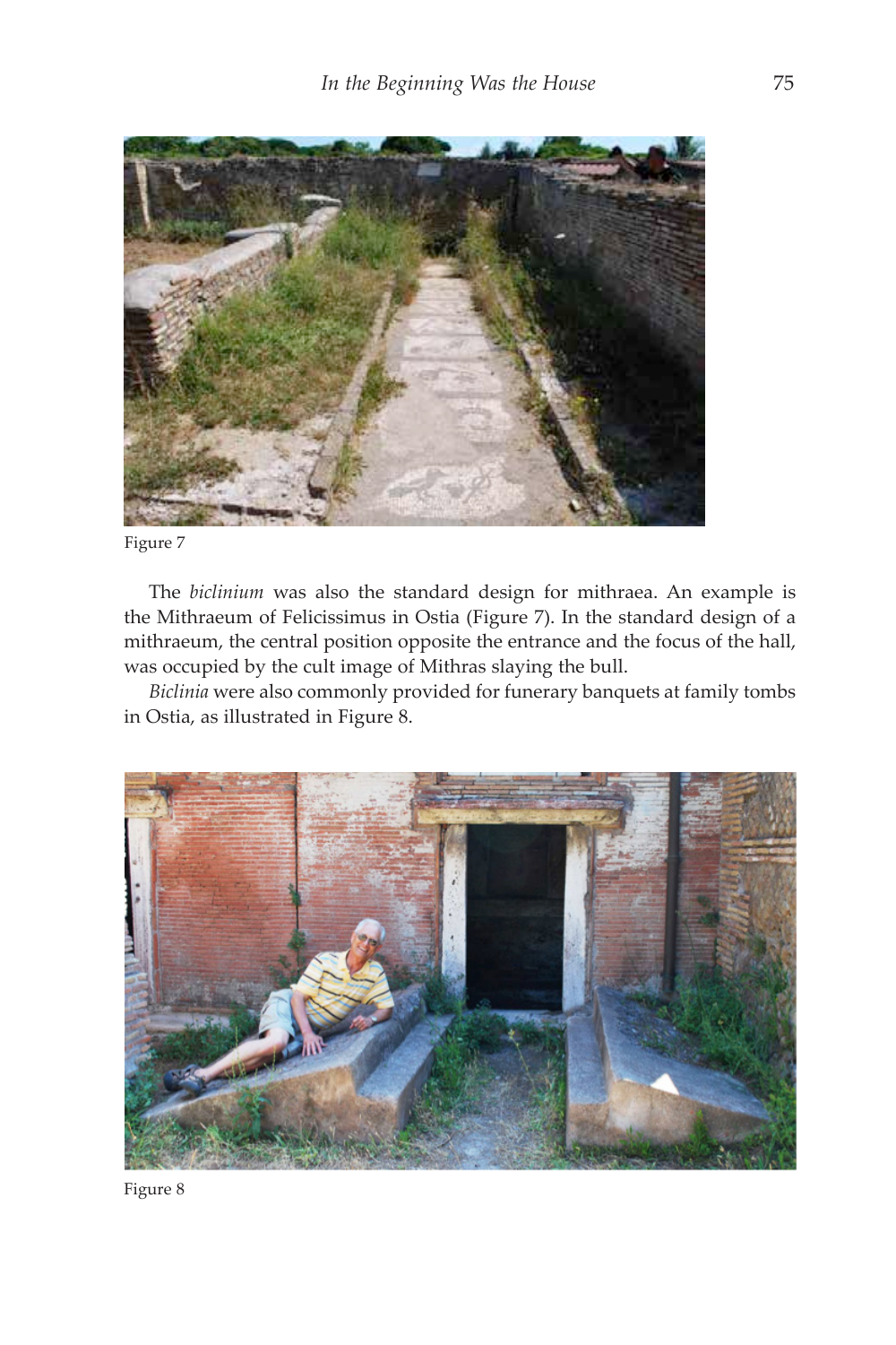Figure 7

The *biclinium* was also the standard design for mithraea. An example is the Mithraeum of Felicissimus in Ostia (Figure 7). In the standard design of a mithraeum, the central position opposite the entrance and the focus of the hall, was occupied by the cult image of Mithras slaying the bull.

*Biclinia* were also commonly provided for funerary banquets at family tombs in Ostia, as illustrated in Figure 8.

Figure 8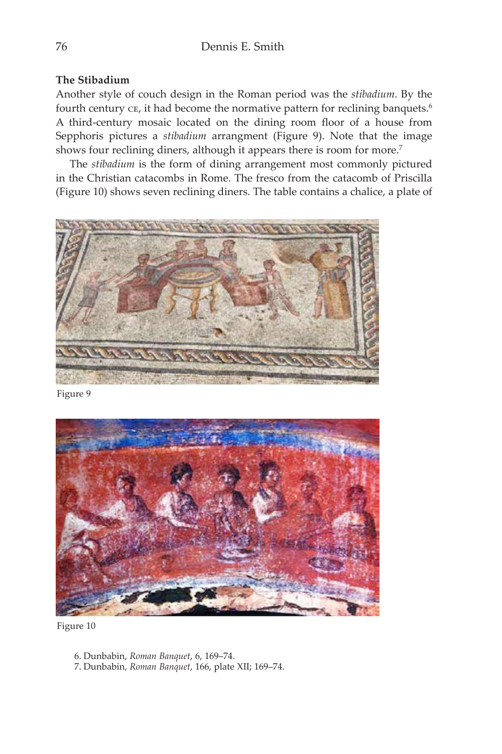**The Stibadium**

Another style of couch design in the Roman period was the *stibadium*. By the fourth century CE, it had become the normative pattern for reclining banquets.[6] A third-century mosaic located on the dining room floor of a house from Sepphoris pictures a *stibadium* arrangment (Figure 9). Note that the image shows four reclining diners, although it appears there is room for more.[7]

The *stibadium* is the form of dining arrangement most commonly pictured in the Christian catacombs in Rome. The fresco from the catacomb of Priscilla (Figure 10) shows seven reclining diners. The table contains a chalice, a plate of

Figure 9

Figure 10

6. Dunbabin, *Roman Banquet*, 6, 169–74.

7. Dunbabin, *Roman Banquet*, 166, plate XII; 169–74.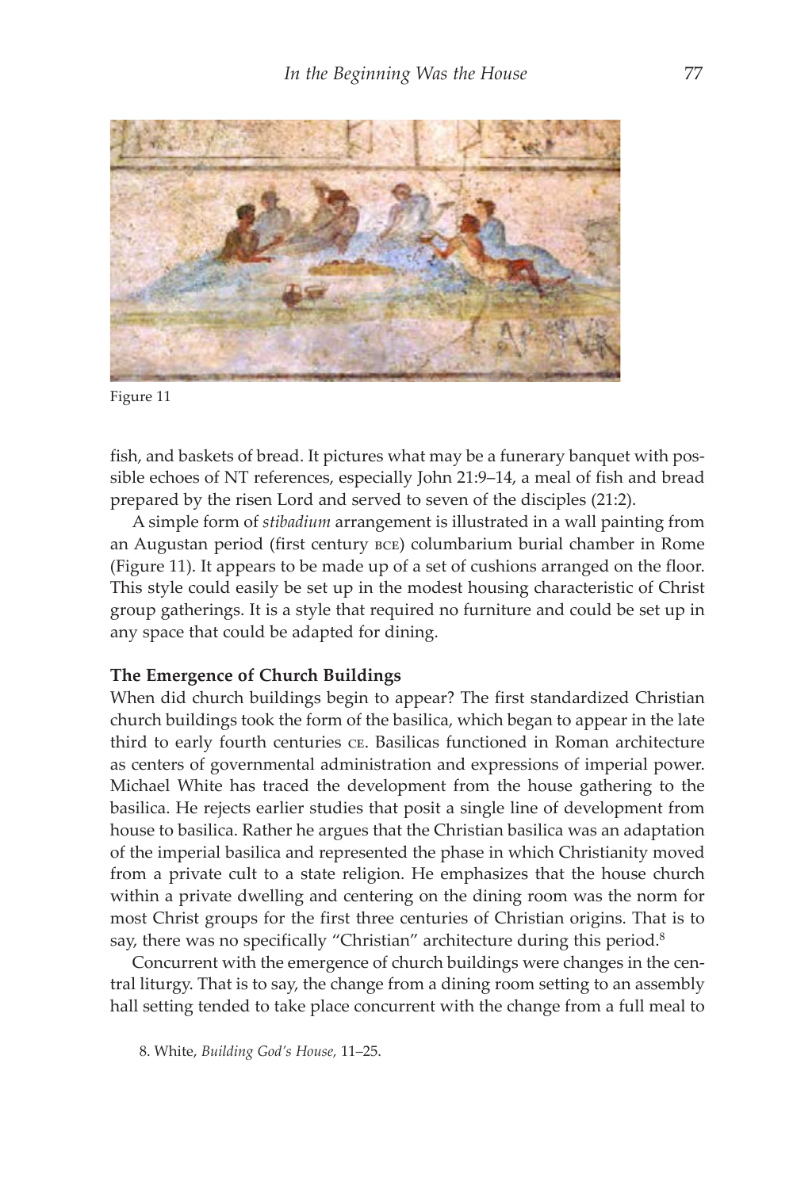Figure 11

fish, and baskets of bread. It pictures what may be a funerary banquet with possible echoes of NT references, especially John 21:9–14, a meal of fish and bread prepared by the risen Lord and served to seven of the disciples (21:2).

A simple form of *stibadium* arrangement is illustrated in a wall painting from an Augustan period (first century BCE) columbarium burial chamber in Rome (Figure 11). It appears to be made up of a set of cushions arranged on the floor. This style could easily be set up in the modest housing characteristic of Christ group gatherings. It is a style that required no furniture and could be set up in any space that could be adapted for dining.

**The Emergence of Church Buildings**

When did church buildings begin to appear? The first standardized Christian church buildings took the form of the basilica, which began to appear in the late third to early fourth centuries CE. Basilicas functioned in Roman architecture as centers of governmental administration and expressions of imperial power. Michael White has traced the development from the house gathering to the basilica. He rejects earlier studies that posit a single line of development from house to basilica. Rather he argues that the Christian basilica was an adaptation of the imperial basilica and represented the phase in which Christianity moved from a private cult to a state religion. He emphasizes that the house church within a private dwelling and centering on the dining room was the norm for most Christ groups for the first three centuries of Christian origins. That is to say, there was no specifically "Christian" architecture during this period.[8]

Concurrent with the emergence of church buildings were changes in the central liturgy. That is to say, the change from a dining room setting to an assembly hall setting tended to take place concurrent with the change from a full meal to

8. White, *Building God's House,* 11–25.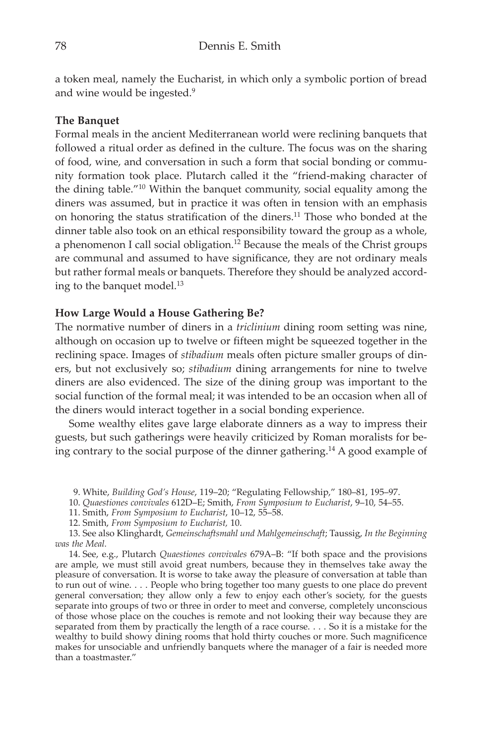a token meal, namely the Eucharist, in which only a symbolic portion of bread and wine would be ingested.[9]

### The Banquet

Formal meals in the ancient Mediterranean world were reclining banquets that followed a ritual order as defined in the culture. The focus was on the sharing of food, wine, and conversation in such a form that social bonding or community formation took place. Plutarch called it the "friend-making character of the dining table."[10] Within the banquet community, social equality among the diners was assumed, but in practice it was often in tension with an emphasis on honoring the status stratification of the diners.[11] Those who bonded at the dinner table also took on an ethical responsibility toward the group as a whole, a phenomenon I call social obligation.[12] Because the meals of the Christ groups are communal and assumed to have significance, they are not ordinary meals but rather formal meals or banquets. Therefore they should be analyzed according to the banquet model.[13]

### How Large Would a House Gathering Be?

The normative number of diners in a *triclinium* dining room setting was nine, although on occasion up to twelve or fifteen might be squeezed together in the reclining space. Images of *stibadium* meals often picture smaller groups of diners, but not exclusively so; *stibadium* dining arrangements for nine to twelve diners are also evidenced. The size of the dining group was important to the social function of the formal meal; it was intended to be an occasion when all of the diners would interact together in a social bonding experience.

Some wealthy elites gave large elaborate dinners as a way to impress their guests, but such gatherings were heavily criticized by Roman moralists for being contrary to the social purpose of the dinner gathering.[14] A good example of

9. White, *Building God's House*, 119–20; "Regulating Fellowship," 180–81, 195–97.

10. *Quaestiones convivales* 612D–E; Smith, *From Symposium to Eucharist*, 9–10, 54–55.

11. Smith, *From Symposium to Eucharist*, 10–12, 55–58.

12. Smith, *From Symposium to Eucharist,* 10.

13. See also Klinghardt, *Gemeinschaftsmahl und Mahlgemeinschaft*; Taussig, *In the Beginning was the Meal*.

14. See, e.g., Plutarch *Quaestiones convivales* 679A–B: "If both space and the provisions are ample, we must still avoid great numbers, because they in themselves take away the pleasure of conversation. It is worse to take away the pleasure of conversation at table than to run out of wine. . . . People who bring together too many guests to one place do prevent general conversation; they allow only a few to enjoy each other's society, for the guests separate into groups of two or three in order to meet and converse, completely unconscious of those whose place on the couches is remote and not looking their way because they are separated from them by practically the length of a race course. . . . So it is a mistake for the wealthy to build showy dining rooms that hold thirty couches or more. Such magnificence makes for unsociable and unfriendly banquets where the manager of a fair is needed more than a toastmaster."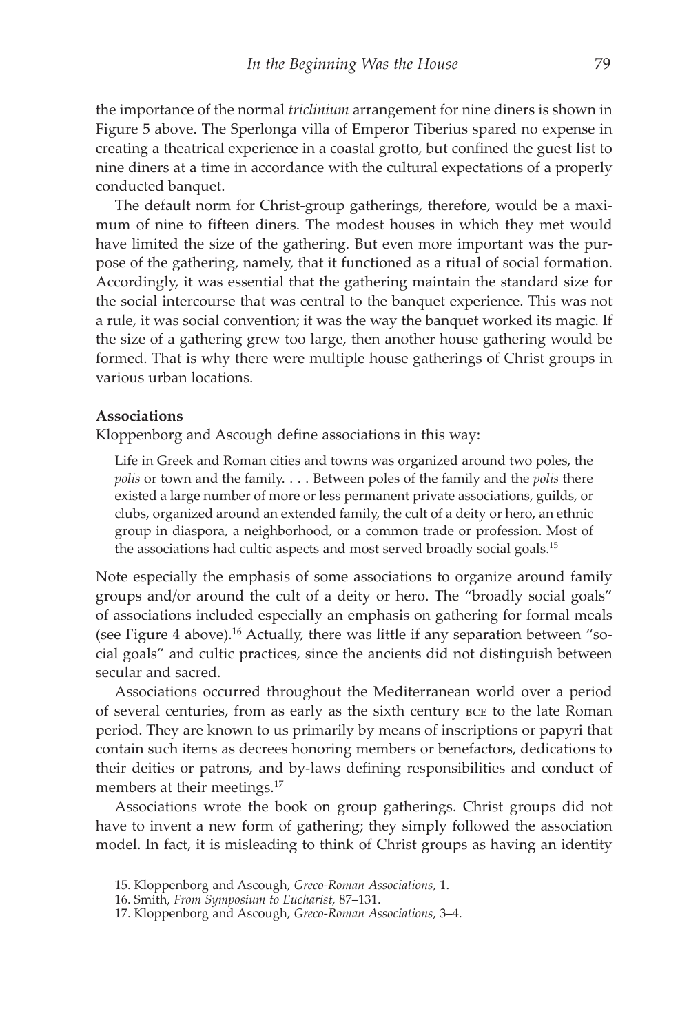the importance of the normal *triclinium* arrangement for nine diners is shown in Figure 5 above. The Sperlonga villa of Emperor Tiberius spared no expense in creating a theatrical experience in a coastal grotto, but confined the guest list to nine diners at a time in accordance with the cultural expectations of a properly conducted banquet.

The default norm for Christ-group gatherings, therefore, would be a maximum of nine to fifteen diners. The modest houses in which they met would have limited the size of the gathering. But even more important was the purpose of the gathering, namely, that it functioned as a ritual of social formation. Accordingly, it was essential that the gathering maintain the standard size for the social intercourse that was central to the banquet experience. This was not a rule, it was social convention; it was the way the banquet worked its magic. If the size of a gathering grew too large, then another house gathering would be formed. That is why there were multiple house gatherings of Christ groups in various urban locations.

**Associations**

Kloppenborg and Ascough define associations in this way:

> Life in Greek and Roman cities and towns was organized around two poles, the *polis* or town and the family. . . . Between poles of the family and the *polis* there existed a large number of more or less permanent private associations, guilds, or clubs, organized around an extended family, the cult of a deity or hero, an ethnic group in diaspora, a neighborhood, or a common trade or profession. Most of the associations had cultic aspects and most served broadly social goals.[15]

Note especially the emphasis of some associations to organize around family groups and/or around the cult of a deity or hero. The "broadly social goals" of associations included especially an emphasis on gathering for formal meals (see Figure 4 above).[16] Actually, there was little if any separation between "social goals" and cultic practices, since the ancients did not distinguish between secular and sacred.

Associations occurred throughout the Mediterranean world over a period of several centuries, from as early as the sixth century BCE to the late Roman period. They are known to us primarily by means of inscriptions or papyri that contain such items as decrees honoring members or benefactors, dedications to their deities or patrons, and by-laws defining responsibilities and conduct of members at their meetings.[17]

Associations wrote the book on group gatherings. Christ groups did not have to invent a new form of gathering; they simply followed the association model. In fact, it is misleading to think of Christ groups as having an identity

15. Kloppenborg and Ascough, *Greco-Roman Associations*, 1.
16. Smith, *From Symposium to Eucharist*, 87–131.
17. Kloppenborg and Ascough, *Greco-Roman Associations*, 3–4.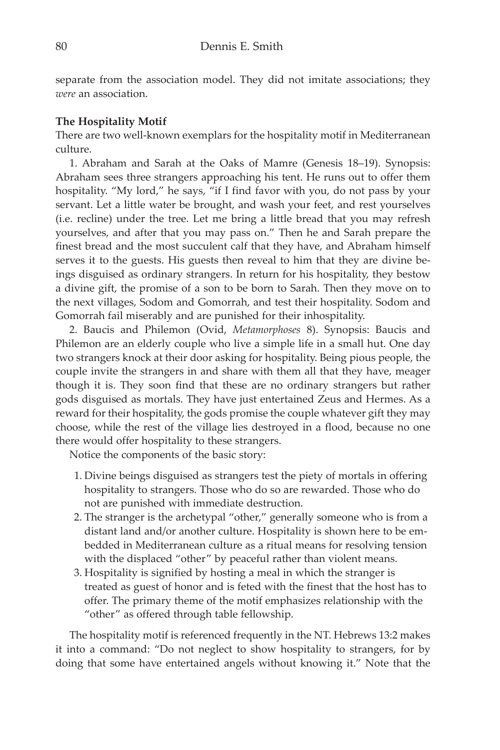separate from the association model. They did not imitate associations; they *were* an association.

**The Hospitality Motif**

There are two well-known exemplars for the hospitality motif in Mediterranean culture.

1. Abraham and Sarah at the Oaks of Mamre (Genesis 18–19). Synopsis: Abraham sees three strangers approaching his tent. He runs out to offer them hospitality. "My lord," he says, "if I find favor with you, do not pass by your servant. Let a little water be brought, and wash your feet, and rest yourselves (i.e. recline) under the tree. Let me bring a little bread that you may refresh yourselves, and after that you may pass on." Then he and Sarah prepare the finest bread and the most succulent calf that they have, and Abraham himself serves it to the guests. His guests then reveal to him that they are divine beings disguised as ordinary strangers. In return for his hospitality, they bestow a divine gift, the promise of a son to be born to Sarah. Then they move on to the next villages, Sodom and Gomorrah, and test their hospitality. Sodom and Gomorrah fail miserably and are punished for their inhospitality.

2. Baucis and Philemon (Ovid, *Metamorphoses* 8). Synopsis: Baucis and Philemon are an elderly couple who live a simple life in a small hut. One day two strangers knock at their door asking for hospitality. Being pious people, the couple invite the strangers in and share with them all that they have, meager though it is. They soon find that these are no ordinary strangers but rather gods disguised as mortals. They have just entertained Zeus and Hermes. As a reward for their hospitality, the gods promise the couple whatever gift they may choose, while the rest of the village lies destroyed in a flood, because no one there would offer hospitality to these strangers.

Notice the components of the basic story:

1. Divine beings disguised as strangers test the piety of mortals in offering hospitality to strangers. Those who do so are rewarded. Those who do not are punished with immediate destruction.
2. The stranger is the archetypal "other," generally someone who is from a distant land and/or another culture. Hospitality is shown here to be embedded in Mediterranean culture as a ritual means for resolving tension with the displaced "other" by peaceful rather than violent means.
3. Hospitality is signified by hosting a meal in which the stranger is treated as guest of honor and is feted with the finest that the host has to offer. The primary theme of the motif emphasizes relationship with the "other" as offered through table fellowship.

The hospitality motif is referenced frequently in the NT. Hebrews 13:2 makes it into a command: "Do not neglect to show hospitality to strangers, for by doing that some have entertained angels without knowing it." Note that the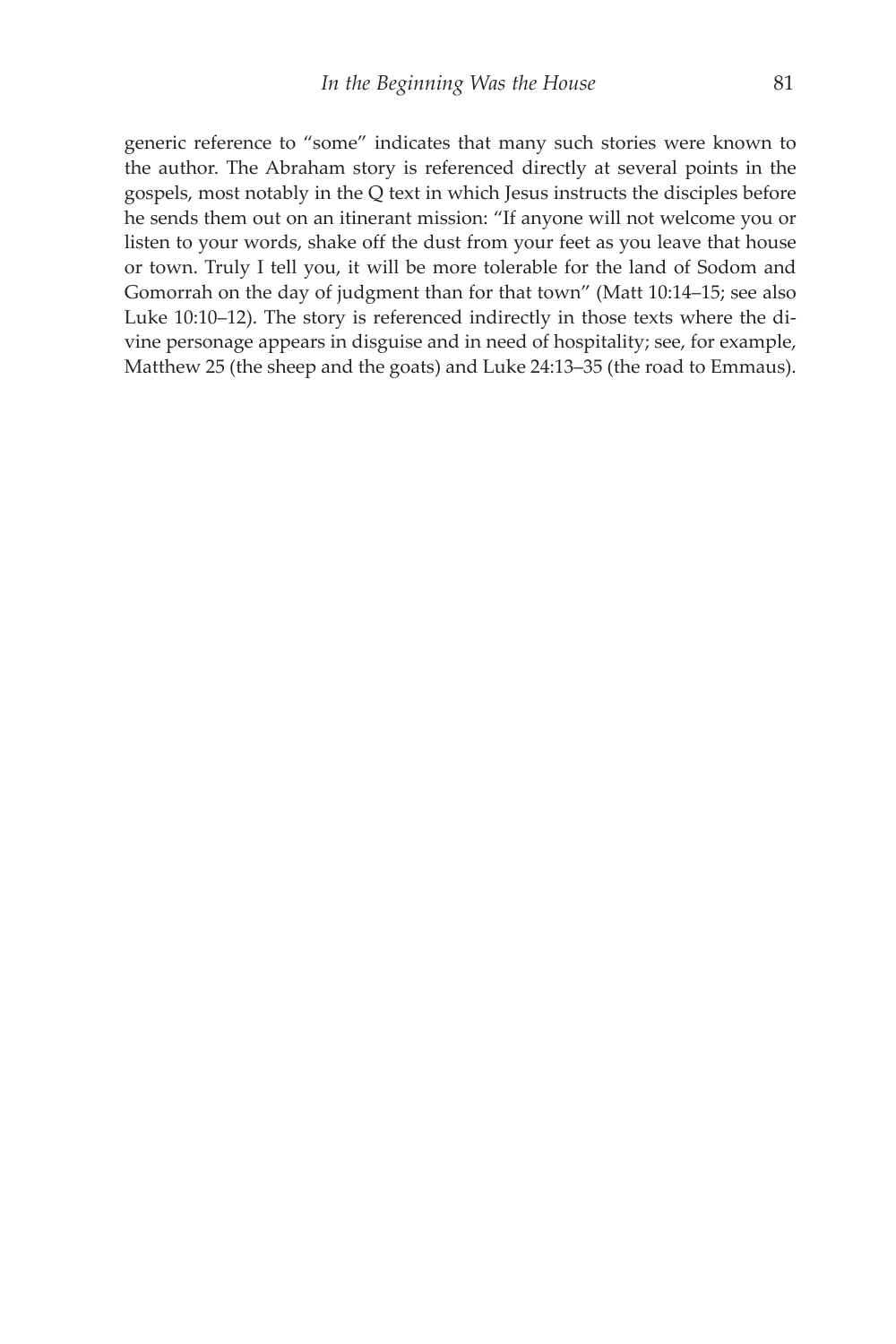generic reference to "some" indicates that many such stories were known to the author. The Abraham story is referenced directly at several points in the gospels, most notably in the Q text in which Jesus instructs the disciples before he sends them out on an itinerant mission: "If anyone will not welcome you or listen to your words, shake off the dust from your feet as you leave that house or town. Truly I tell you, it will be more tolerable for the land of Sodom and Gomorrah on the day of judgment than for that town" (Matt 10:14–15; see also Luke 10:10–12). The story is referenced indirectly in those texts where the divine personage appears in disguise and in need of hospitality; see, for example, Matthew 25 (the sheep and the goats) and Luke 24:13–35 (the road to Emmaus).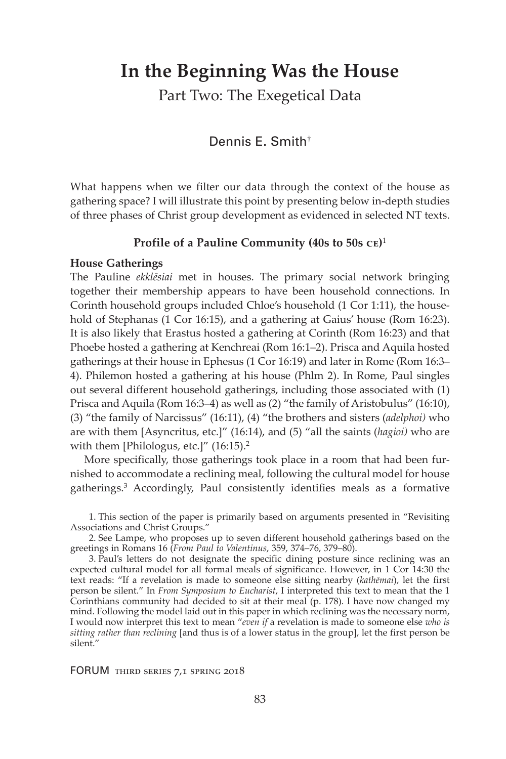# In the Beginning Was the House

Part Two: The Exegetical Data

Dennis E. Smith†

What happens when we filter our data through the context of the house as gathering space? I will illustrate this point by presenting below in-depth studies of three phases of Christ group development as evidenced in selected NT texts.

### Profile of a Pauline Community (40s to 50s CE)[1]

**House Gatherings**

The Pauline *ekklēsiai* met in houses. The primary social network bringing together their membership appears to have been household connections. In Corinth household groups included Chloe's household (1 Cor 1:11), the household of Stephanas (1 Cor 16:15), and a gathering at Gaius' house (Rom 16:23). It is also likely that Erastus hosted a gathering at Corinth (Rom 16:23) and that Phoebe hosted a gathering at Kenchreai (Rom 16:1–2). Prisca and Aquila hosted gatherings at their house in Ephesus (1 Cor 16:19) and later in Rome (Rom 16:3–4). Philemon hosted a gathering at his house (Phlm 2). In Rome, Paul singles out several different household gatherings, including those associated with (1) Prisca and Aquila (Rom 16:3–4) as well as (2) "the family of Aristobulus" (16:10), (3) "the family of Narcissus" (16:11), (4) "the brothers and sisters (*adelphoi)* who are with them [Asyncritus, etc.]" (16:14), and (5) "all the saints (*hagioi)* who are with them [Philologus, etc.]" (16:15).[2]

More specifically, those gatherings took place in a room that had been furnished to accommodate a reclining meal, following the cultural model for house gatherings.[3] Accordingly, Paul consistently identifies meals as a formative

1. This section of the paper is primarily based on arguments presented in "Revisiting Associations and Christ Groups."

2. See Lampe, who proposes up to seven different household gatherings based on the greetings in Romans 16 (*From Paul to Valentinus*, 359, 374–76, 379–80).

3. Paul's letters do not designate the specific dining posture since reclining was an expected cultural model for all formal meals of significance. However, in 1 Cor 14:30 the text reads: "If a revelation is made to someone else sitting nearby (*kathēmai*), let the first person be silent." In *From Symposium to Eucharist*, I interpreted this text to mean that the 1 Corinthians community had decided to sit at their meal (p. 178). I have now changed my mind. Following the model laid out in this paper in which reclining was the necessary norm, I would now interpret this text to mean "*even if* a revelation is made to someone else *who is sitting rather than reclining* [and thus is of a lower status in the group], let the first person be silent."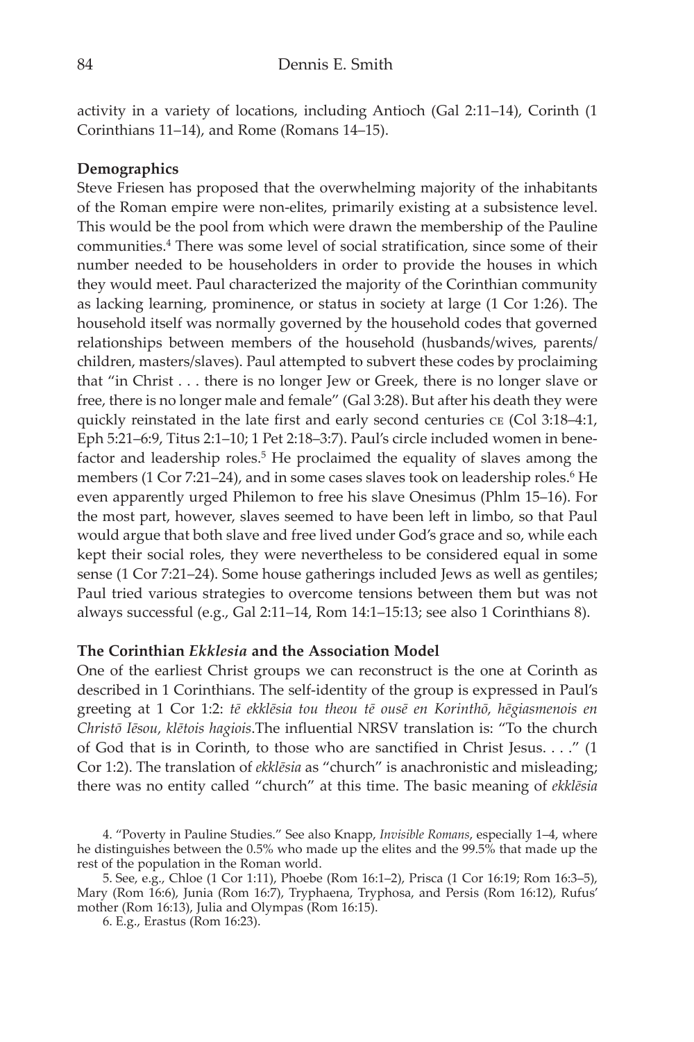activity in a variety of locations, including Antioch (Gal 2:11–14), Corinth (1 Corinthians 11–14), and Rome (Romans 14–15).

**Demographics**

Steve Friesen has proposed that the overwhelming majority of the inhabitants of the Roman empire were non-elites, primarily existing at a subsistence level. This would be the pool from which were drawn the membership of the Pauline communities.[4] There was some level of social stratification, since some of their number needed to be householders in order to provide the houses in which they would meet. Paul characterized the majority of the Corinthian community as lacking learning, prominence, or status in society at large (1 Cor 1:26). The household itself was normally governed by the household codes that governed relationships between members of the household (husbands/wives, parents/children, masters/slaves). Paul attempted to subvert these codes by proclaiming that "in Christ . . . there is no longer Jew or Greek, there is no longer slave or free, there is no longer male and female" (Gal 3:28). But after his death they were quickly reinstated in the late first and early second centuries CE (Col 3:18–4:1, Eph 5:21–6:9, Titus 2:1–10; 1 Pet 2:18–3:7). Paul's circle included women in benefactor and leadership roles.[5] He proclaimed the equality of slaves among the members (1 Cor 7:21–24), and in some cases slaves took on leadership roles.[6] He even apparently urged Philemon to free his slave Onesimus (Phlm 15–16). For the most part, however, slaves seemed to have been left in limbo, so that Paul would argue that both slave and free lived under God's grace and so, while each kept their social roles, they were nevertheless to be considered equal in some sense (1 Cor 7:21–24). Some house gatherings included Jews as well as gentiles; Paul tried various strategies to overcome tensions between them but was not always successful (e.g., Gal 2:11–14, Rom 14:1–15:13; see also 1 Corinthians 8).

**The Corinthian *Ekklesia* and the Association Model**

One of the earliest Christ groups we can reconstruct is the one at Corinth as described in 1 Corinthians. The self-identity of the group is expressed in Paul's greeting at 1 Cor 1:2: *tē ekklēsia tou theou tē ousē en Korinthō, hēgiasmenois en Christō Iēsou, klētois hagiois*.The influential NRSV translation is: "To the church of God that is in Corinth, to those who are sanctified in Christ Jesus. . . ." (1 Cor 1:2). The translation of *ekklēsia* as "church" is anachronistic and misleading; there was no entity called "church" at this time. The basic meaning of *ekklēsia*

4. "Poverty in Pauline Studies." See also Knapp, *Invisible Romans*, especially 1–4, where he distinguishes between the 0.5% who made up the elites and the 99.5% that made up the rest of the population in the Roman world.

5. See, e.g., Chloe (1 Cor 1:11), Phoebe (Rom 16:1–2), Prisca (1 Cor 16:19; Rom 16:3–5), Mary (Rom 16:6), Junia (Rom 16:7), Tryphaena, Tryphosa, and Persis (Rom 16:12), Rufus' mother (Rom 16:13), Julia and Olympas (Rom 16:15).

6. E.g., Erastus (Rom 16:23).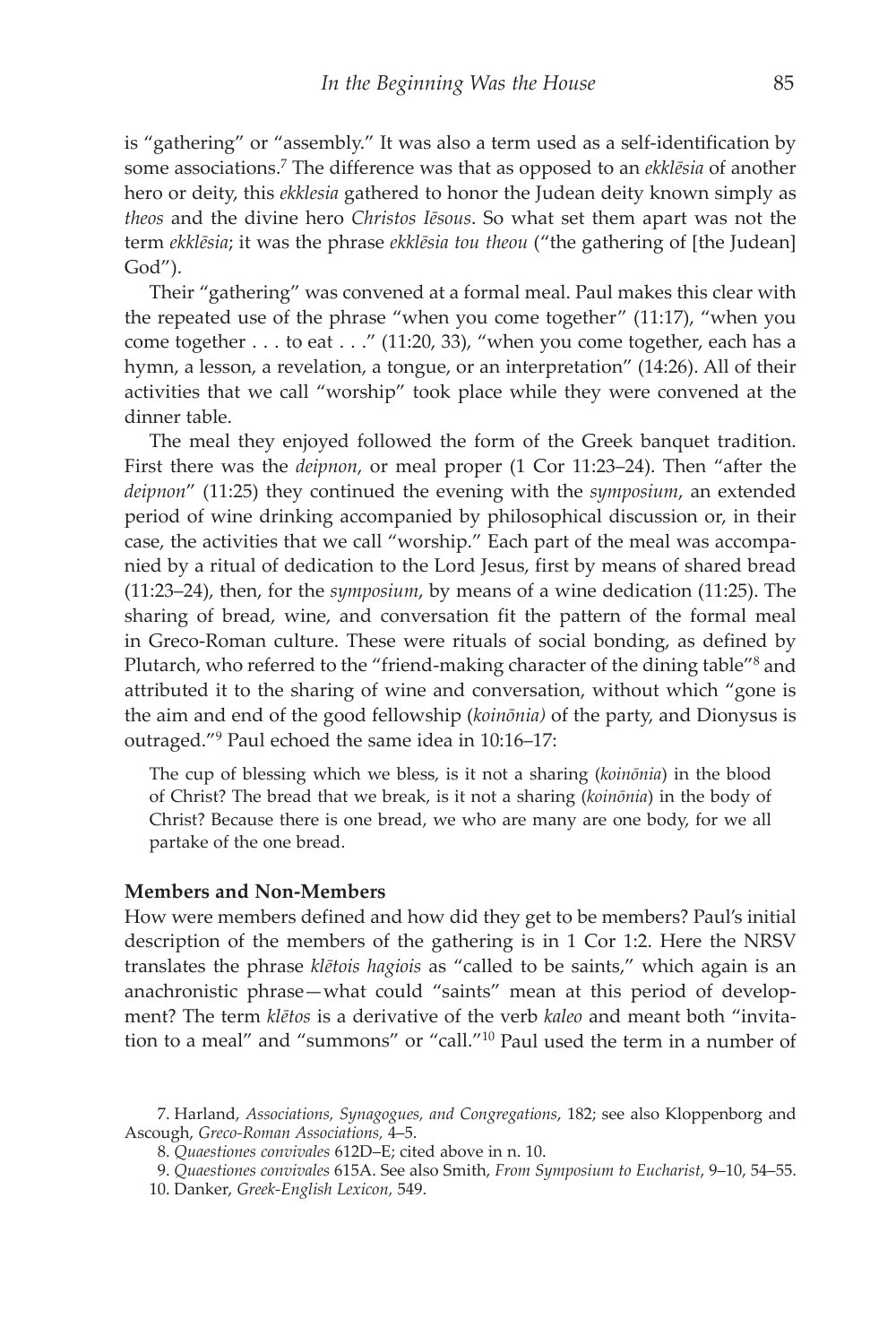is "gathering" or "assembly." It was also a term used as a self-identification by some associations.[7] The difference was that as opposed to an *ekklēsia* of another hero or deity, this *ekklesia* gathered to honor the Judean deity known simply as *theos* and the divine hero *Christos Iēsous*. So what set them apart was not the term *ekklēsia*; it was the phrase *ekklēsia tou theou* ("the gathering of [the Judean] God").

Their "gathering" was convened at a formal meal. Paul makes this clear with the repeated use of the phrase "when you come together" (11:17), "when you come together . . . to eat . . ." (11:20, 33), "when you come together, each has a hymn, a lesson, a revelation, a tongue, or an interpretation" (14:26). All of their activities that we call "worship" took place while they were convened at the dinner table.

The meal they enjoyed followed the form of the Greek banquet tradition. First there was the *deipnon*, or meal proper (1 Cor 11:23–24). Then "after the *deipnon*" (11:25) they continued the evening with the *symposium*, an extended period of wine drinking accompanied by philosophical discussion or, in their case, the activities that we call "worship." Each part of the meal was accompanied by a ritual of dedication to the Lord Jesus, first by means of shared bread (11:23–24), then, for the *symposium*, by means of a wine dedication (11:25). The sharing of bread, wine, and conversation fit the pattern of the formal meal in Greco-Roman culture. These were rituals of social bonding, as defined by Plutarch, who referred to the "friend-making character of the dining table"[8] and attributed it to the sharing of wine and conversation, without which "gone is the aim and end of the good fellowship (*koinōnia)* of the party, and Dionysus is outraged."[9] Paul echoed the same idea in 10:16–17:

> The cup of blessing which we bless, is it not a sharing (*koinōnia*) in the blood of Christ? The bread that we break, is it not a sharing (*koinōnia*) in the body of Christ? Because there is one bread, we who are many are one body, for we all partake of the one bread.

**Members and Non-Members**

How were members defined and how did they get to be members? Paul's initial description of the members of the gathering is in 1 Cor 1:2. Here the NRSV translates the phrase *klētois hagiois* as "called to be saints," which again is an anachronistic phrase—what could "saints" mean at this period of development? The term *klētos* is a derivative of the verb *kaleo* and meant both "invitation to a meal" and "summons" or "call."[10] Paul used the term in a number of

7. Harland, *Associations, Synagogues, and Congregations*, 182; see also Kloppenborg and Ascough, *Greco-Roman Associations,* 4–5.

8. *Quaestiones convivales* 612D–E; cited above in n. 10.

9. *Quaestiones convivales* 615A. See also Smith, *From Symposium to Eucharist*, 9–10, 54–55.

10. Danker, *Greek-English Lexicon,* 549.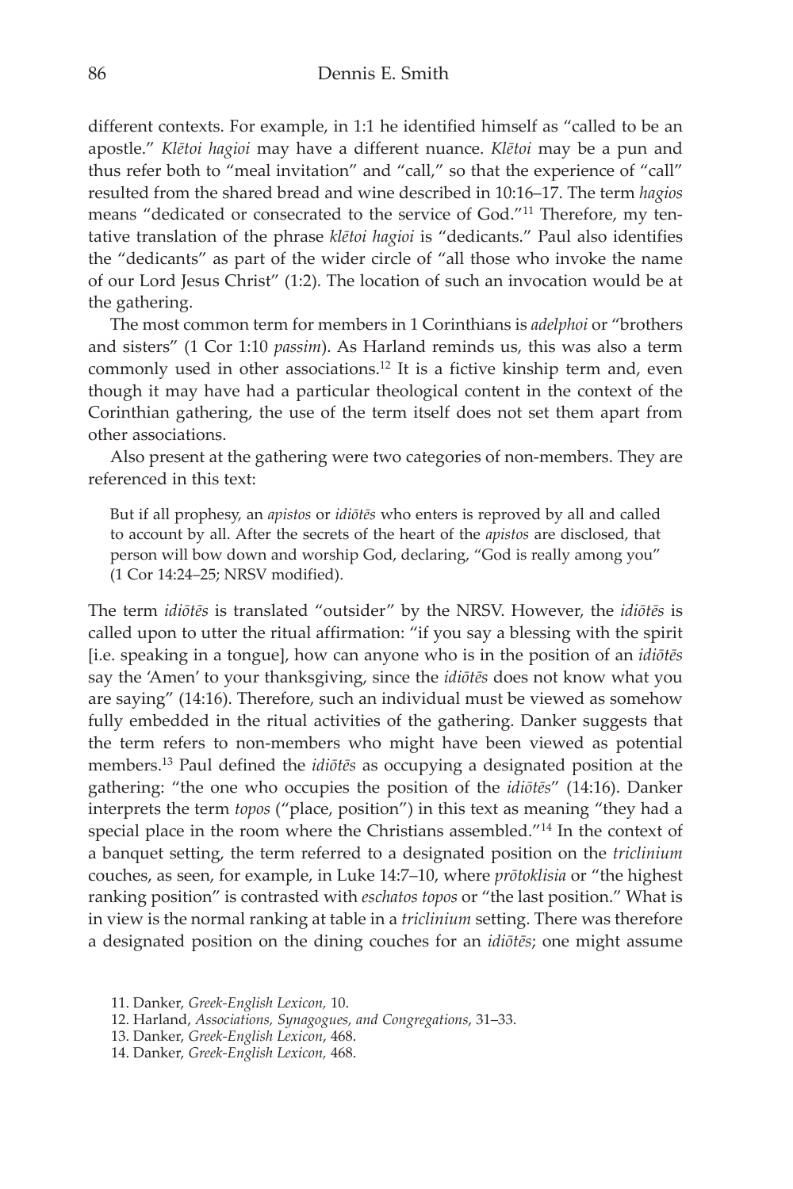different contexts. For example, in 1:1 he identified himself as "called to be an apostle." *Klētoi hagioi* may have a different nuance. *Klētoi* may be a pun and thus refer both to "meal invitation" and "call," so that the experience of "call" resulted from the shared bread and wine described in 10:16–17. The term *hagios* means "dedicated or consecrated to the service of God."[11] Therefore, my tentative translation of the phrase *klētoi hagioi* is "dedicants." Paul also identifies the "dedicants" as part of the wider circle of "all those who invoke the name of our Lord Jesus Christ" (1:2). The location of such an invocation would be at the gathering.

The most common term for members in 1 Corinthians is *adelphoi* or "brothers and sisters" (1 Cor 1:10 *passim*). As Harland reminds us, this was also a term commonly used in other associations.[12] It is a fictive kinship term and, even though it may have had a particular theological content in the context of the Corinthian gathering, the use of the term itself does not set them apart from other associations.

Also present at the gathering were two categories of non-members. They are referenced in this text:

> But if all prophesy, an *apistos* or *idiōtēs* who enters is reproved by all and called to account by all. After the secrets of the heart of the *apistos* are disclosed, that person will bow down and worship God, declaring, "God is really among you" (1 Cor 14:24–25; NRSV modified).

The term *idiōtēs* is translated "outsider" by the NRSV. However, the *idiōtēs* is called upon to utter the ritual affirmation: "if you say a blessing with the spirit [i.e. speaking in a tongue], how can anyone who is in the position of an *idiōtēs* say the 'Amen' to your thanksgiving, since the *idiōtēs* does not know what you are saying" (14:16). Therefore, such an individual must be viewed as somehow fully embedded in the ritual activities of the gathering. Danker suggests that the term refers to non-members who might have been viewed as potential members.[13] Paul defined the *idiōtēs* as occupying a designated position at the gathering: "the one who occupies the position of the *idiōtēs*" (14:16). Danker interprets the term *topos* ("place, position") in this text as meaning "they had a special place in the room where the Christians assembled."[14] In the context of a banquet setting, the term referred to a designated position on the *triclinium* couches, as seen, for example, in Luke 14:7–10, where *prōtoklisia* or "the highest ranking position" is contrasted with *eschatos topos* or "the last position." What is in view is the normal ranking at table in a *triclinium* setting. There was therefore a designated position on the dining couches for an *idiōtēs*; one might assume

11. Danker, *Greek-English Lexicon*, 10.
12. Harland, *Associations, Synagogues, and Congregations*, 31–33.
13. Danker, *Greek-English Lexicon*, 468.
14. Danker, *Greek-English Lexicon*, 468.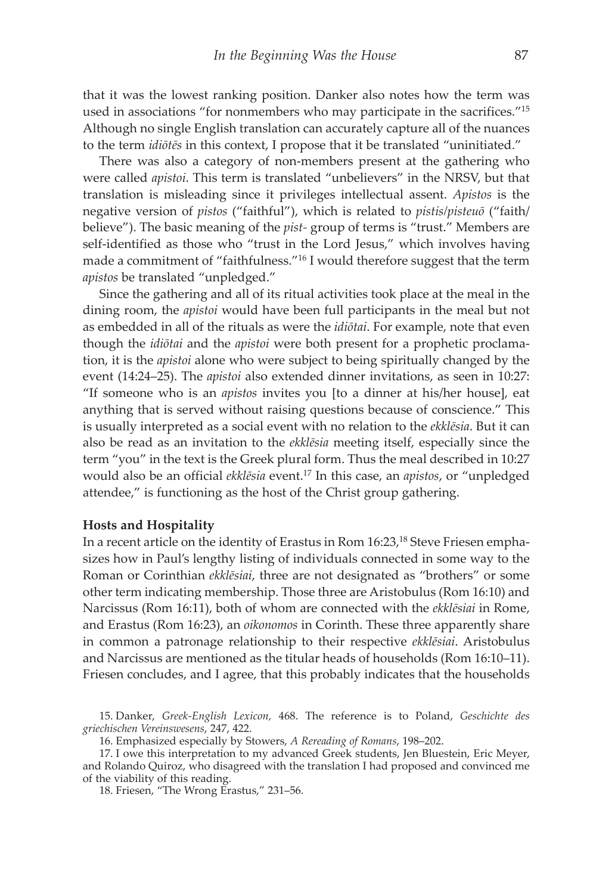that it was the lowest ranking position. Danker also notes how the term was used in associations "for nonmembers who may participate in the sacrifices."[15] Although no single English translation can accurately capture all of the nuances to the term *idiōtēs* in this context, I propose that it be translated "uninitiated."

There was also a category of non-members present at the gathering who were called *apistoi*. This term is translated "unbelievers" in the NRSV, but that translation is misleading since it privileges intellectual assent. *Apistos* is the negative version of *pistos* ("faithful"), which is related to *pistis*/*pisteuō* ("faith/believe"). The basic meaning of the *pist-* group of terms is "trust." Members are self-identified as those who "trust in the Lord Jesus," which involves having made a commitment of "faithfulness."[16] I would therefore suggest that the term *apistos* be translated "unpledged."

Since the gathering and all of its ritual activities took place at the meal in the dining room, the *apistoi* would have been full participants in the meal but not as embedded in all of the rituals as were the *idiōtai*. For example, note that even though the *idiōtai* and the *apistoi* were both present for a prophetic proclamation, it is the *apistoi* alone who were subject to being spiritually changed by the event (14:24–25). The *apistoi* also extended dinner invitations, as seen in 10:27: "If someone who is an *apistos* invites you [to a dinner at his/her house], eat anything that is served without raising questions because of conscience." This is usually interpreted as a social event with no relation to the *ekklēsia*. But it can also be read as an invitation to the *ekklēsia* meeting itself, especially since the term "you" in the text is the Greek plural form. Thus the meal described in 10:27 would also be an official *ekklēsia* event.[17] In this case, an *apistos*, or "unpledged attendee," is functioning as the host of the Christ group gathering.

**Hosts and Hospitality**

In a recent article on the identity of Erastus in Rom 16:23,[18] Steve Friesen emphasizes how in Paul's lengthy listing of individuals connected in some way to the Roman or Corinthian *ekklēsiai*, three are not designated as "brothers" or some other term indicating membership. Those three are Aristobulus (Rom 16:10) and Narcissus (Rom 16:11), both of whom are connected with the *ekklēsiai* in Rome, and Erastus (Rom 16:23), an *oikonomos* in Corinth. These three apparently share in common a patronage relationship to their respective *ekklēsiai*. Aristobulus and Narcissus are mentioned as the titular heads of households (Rom 16:10–11). Friesen concludes, and I agree, that this probably indicates that the households

15. Danker, *Greek-English Lexicon,* 468. The reference is to Poland, *Geschichte des griechischen Vereinswesens*, 247, 422.

16. Emphasized especially by Stowers, *A Rereading of Romans*, 198–202.

17. I owe this interpretation to my advanced Greek students, Jen Bluestein, Eric Meyer, and Rolando Quiroz, who disagreed with the translation I had proposed and convinced me of the viability of this reading.

18. Friesen, "The Wrong Erastus," 231–56.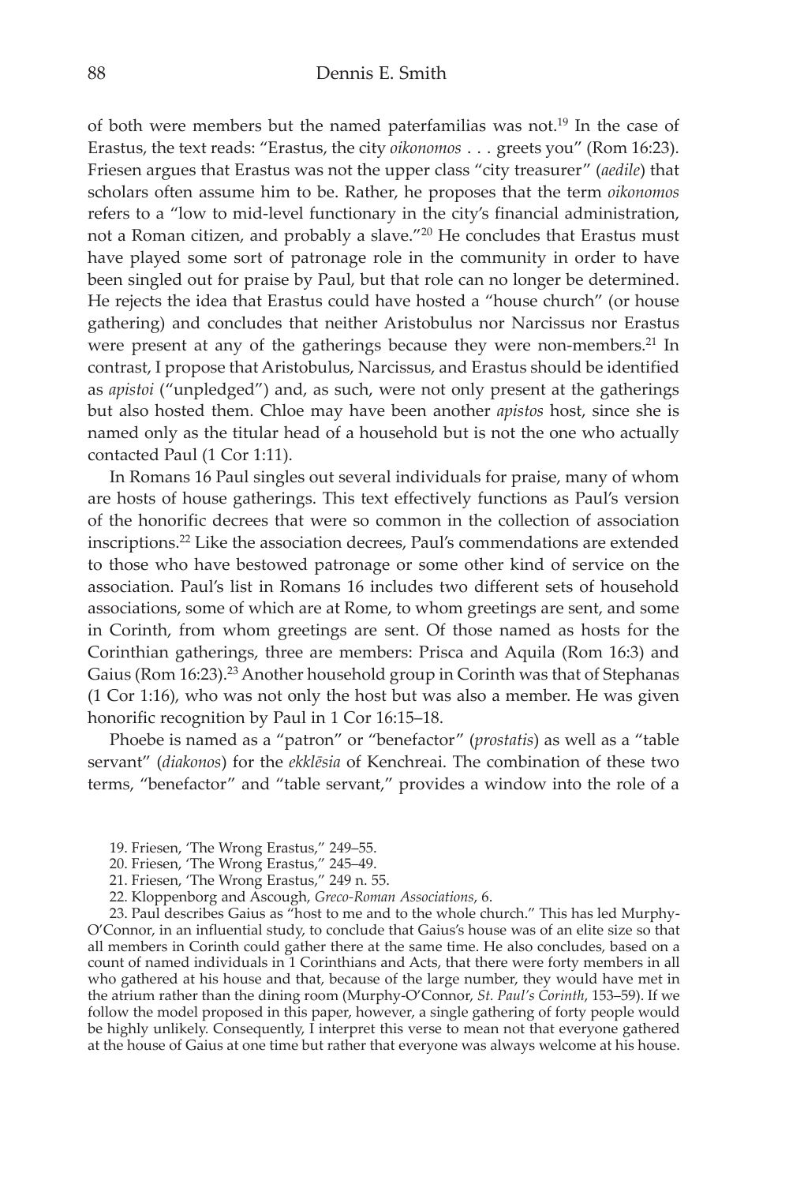of both were members but the named paterfamilias was not.[19] In the case of Erastus, the text reads: "Erastus, the city *oikonomos* . . . greets you" (Rom 16:23). Friesen argues that Erastus was not the upper class "city treasurer" (*aedile*) that scholars often assume him to be. Rather, he proposes that the term *oikonomos* refers to a "low to mid-level functionary in the city's financial administration, not a Roman citizen, and probably a slave."[20] He concludes that Erastus must have played some sort of patronage role in the community in order to have been singled out for praise by Paul, but that role can no longer be determined. He rejects the idea that Erastus could have hosted a "house church" (or house gathering) and concludes that neither Aristobulus nor Narcissus nor Erastus were present at any of the gatherings because they were non-members.[21] In contrast, I propose that Aristobulus, Narcissus, and Erastus should be identified as *apistoi* ("unpledged") and, as such, were not only present at the gatherings but also hosted them. Chloe may have been another *apistos* host, since she is named only as the titular head of a household but is not the one who actually contacted Paul (1 Cor 1:11).

In Romans 16 Paul singles out several individuals for praise, many of whom are hosts of house gatherings. This text effectively functions as Paul's version of the honorific decrees that were so common in the collection of association inscriptions.[22] Like the association decrees, Paul's commendations are extended to those who have bestowed patronage or some other kind of service on the association. Paul's list in Romans 16 includes two different sets of household associations, some of which are at Rome, to whom greetings are sent, and some in Corinth, from whom greetings are sent. Of those named as hosts for the Corinthian gatherings, three are members: Prisca and Aquila (Rom 16:3) and Gaius (Rom 16:23).[23] Another household group in Corinth was that of Stephanas (1 Cor 1:16), who was not only the host but was also a member. He was given honorific recognition by Paul in 1 Cor 16:15–18.

Phoebe is named as a "patron" or "benefactor" (*prostatis*) as well as a "table servant" (*diakonos*) for the *ekklēsia* of Kenchreai. The combination of these two terms, "benefactor" and "table servant," provides a window into the role of a

19. Friesen, 'The Wrong Erastus," 249–55.

20. Friesen, 'The Wrong Erastus," 245–49.

21. Friesen, 'The Wrong Erastus," 249 n. 55.

22. Kloppenborg and Ascough, *Greco-Roman Associations*, 6.

23. Paul describes Gaius as "host to me and to the whole church." This has led Murphy-O'Connor, in an influential study, to conclude that Gaius's house was of an elite size so that all members in Corinth could gather there at the same time. He also concludes, based on a count of named individuals in 1 Corinthians and Acts, that there were forty members in all who gathered at his house and that, because of the large number, they would have met in the atrium rather than the dining room (Murphy-O'Connor, *St. Paul's Corinth*, 153–59). If we follow the model proposed in this paper, however, a single gathering of forty people would be highly unlikely. Consequently, I interpret this verse to mean not that everyone gathered at the house of Gaius at one time but rather that everyone was always welcome at his house.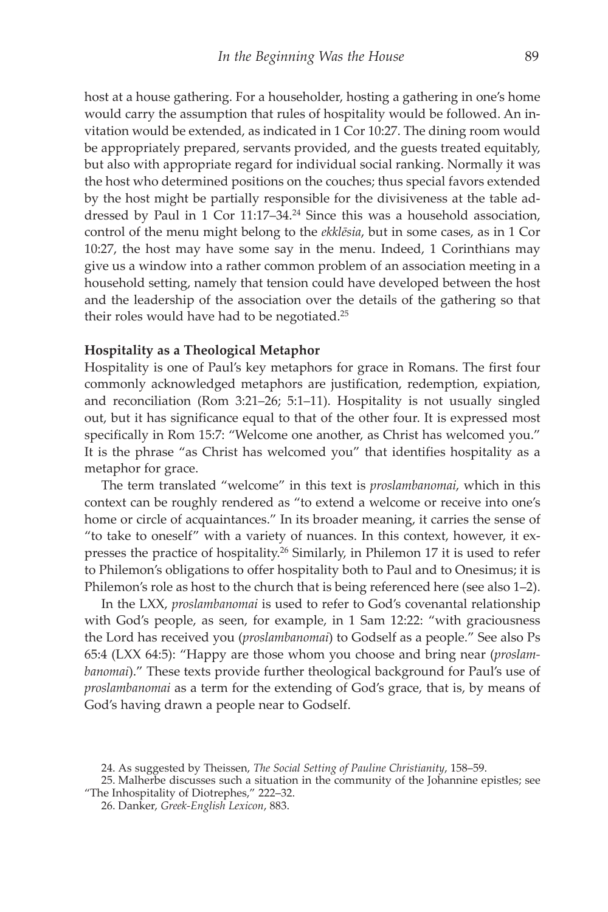host at a house gathering. For a householder, hosting a gathering in one's home would carry the assumption that rules of hospitality would be followed. An invitation would be extended, as indicated in 1 Cor 10:27. The dining room would be appropriately prepared, servants provided, and the guests treated equitably, but also with appropriate regard for individual social ranking. Normally it was the host who determined positions on the couches; thus special favors extended by the host might be partially responsible for the divisiveness at the table addressed by Paul in 1 Cor 11:17–34.[24] Since this was a household association, control of the menu might belong to the *ekklēsia*, but in some cases, as in 1 Cor 10:27, the host may have some say in the menu. Indeed, 1 Corinthians may give us a window into a rather common problem of an association meeting in a household setting, namely that tension could have developed between the host and the leadership of the association over the details of the gathering so that their roles would have had to be negotiated.[25]

### Hospitality as a Theological Metaphor

Hospitality is one of Paul's key metaphors for grace in Romans. The first four commonly acknowledged metaphors are justification, redemption, expiation, and reconciliation (Rom 3:21–26; 5:1–11). Hospitality is not usually singled out, but it has significance equal to that of the other four. It is expressed most specifically in Rom 15:7: "Welcome one another, as Christ has welcomed you." It is the phrase "as Christ has welcomed you" that identifies hospitality as a metaphor for grace.

The term translated "welcome" in this text is *proslambanomai*, which in this context can be roughly rendered as "to extend a welcome or receive into one's home or circle of acquaintances." In its broader meaning, it carries the sense of "to take to oneself" with a variety of nuances. In this context, however, it expresses the practice of hospitality.[26] Similarly, in Philemon 17 it is used to refer to Philemon's obligations to offer hospitality both to Paul and to Onesimus; it is Philemon's role as host to the church that is being referenced here (see also 1–2).

In the LXX, *proslambanomai* is used to refer to God's covenantal relationship with God's people, as seen, for example, in 1 Sam 12:22: "with graciousness the Lord has received you (*proslambanomai*) to Godself as a people." See also Ps 65:4 (LXX 64:5): "Happy are those whom you choose and bring near (*proslambanomai*)." These texts provide further theological background for Paul's use of *proslambanomai* as a term for the extending of God's grace, that is, by means of God's having drawn a people near to Godself.

---

24. As suggested by Theissen, *The Social Setting of Pauline Christianity*, 158–59.

25. Malherbe discusses such a situation in the community of the Johannine epistles; see "The Inhospitality of Diotrephes," 222–32.

26. Danker, *Greek-English Lexicon*, 883.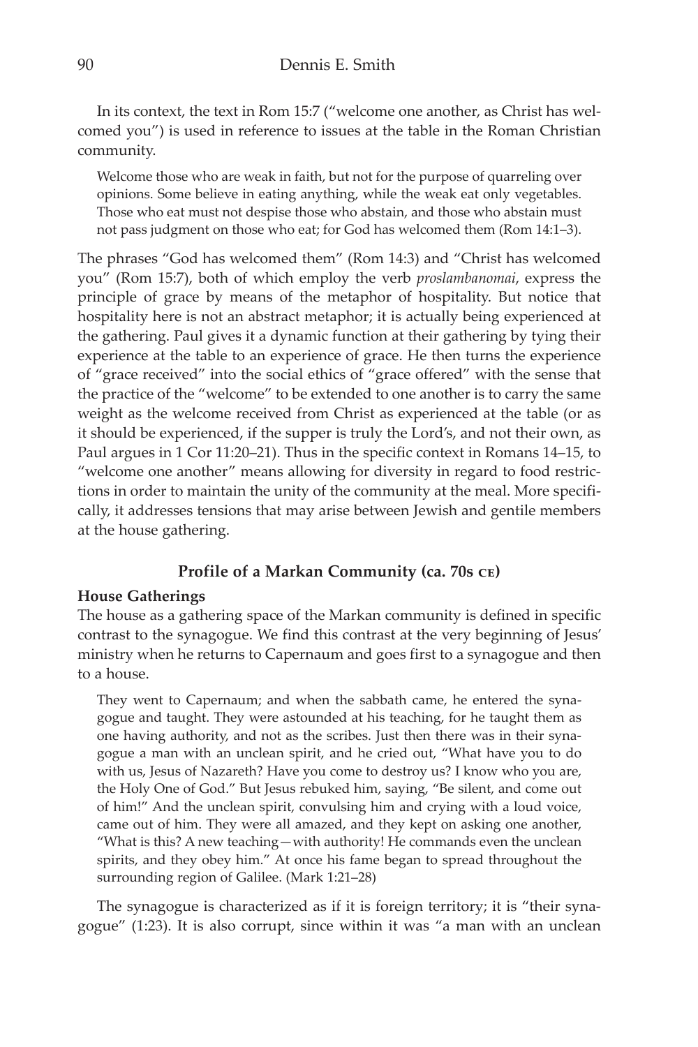In its context, the text in Rom 15:7 ("welcome one another, as Christ has welcomed you") is used in reference to issues at the table in the Roman Christian community.

> Welcome those who are weak in faith, but not for the purpose of quarreling over opinions. Some believe in eating anything, while the weak eat only vegetables. Those who eat must not despise those who abstain, and those who abstain must not pass judgment on those who eat; for God has welcomed them (Rom 14:1–3).

The phrases "God has welcomed them" (Rom 14:3) and "Christ has welcomed you" (Rom 15:7), both of which employ the verb *proslambanomai*, express the principle of grace by means of the metaphor of hospitality. But notice that hospitality here is not an abstract metaphor; it is actually being experienced at the gathering. Paul gives it a dynamic function at their gathering by tying their experience at the table to an experience of grace. He then turns the experience of "grace received" into the social ethics of "grace offered" with the sense that the practice of the "welcome" to be extended to one another is to carry the same weight as the welcome received from Christ as experienced at the table (or as it should be experienced, if the supper is truly the Lord's, and not their own, as Paul argues in 1 Cor 11:20–21). Thus in the specific context in Romans 14–15, to "welcome one another" means allowing for diversity in regard to food restrictions in order to maintain the unity of the community at the meal. More specifically, it addresses tensions that may arise between Jewish and gentile members at the house gathering.

## Profile of a Markan Community (ca. 70s CE)

### House Gatherings

The house as a gathering space of the Markan community is defined in specific contrast to the synagogue. We find this contrast at the very beginning of Jesus' ministry when he returns to Capernaum and goes first to a synagogue and then to a house.

> They went to Capernaum; and when the sabbath came, he entered the synagogue and taught. They were astounded at his teaching, for he taught them as one having authority, and not as the scribes. Just then there was in their synagogue a man with an unclean spirit, and he cried out, "What have you to do with us, Jesus of Nazareth? Have you come to destroy us? I know who you are, the Holy One of God." But Jesus rebuked him, saying, "Be silent, and come out of him!" And the unclean spirit, convulsing him and crying with a loud voice, came out of him. They were all amazed, and they kept on asking one another, "What is this? A new teaching—with authority! He commands even the unclean spirits, and they obey him." At once his fame began to spread throughout the surrounding region of Galilee. (Mark 1:21–28)

The synagogue is characterized as if it is foreign territory; it is "their synagogue" (1:23). It is also corrupt, since within it was "a man with an unclean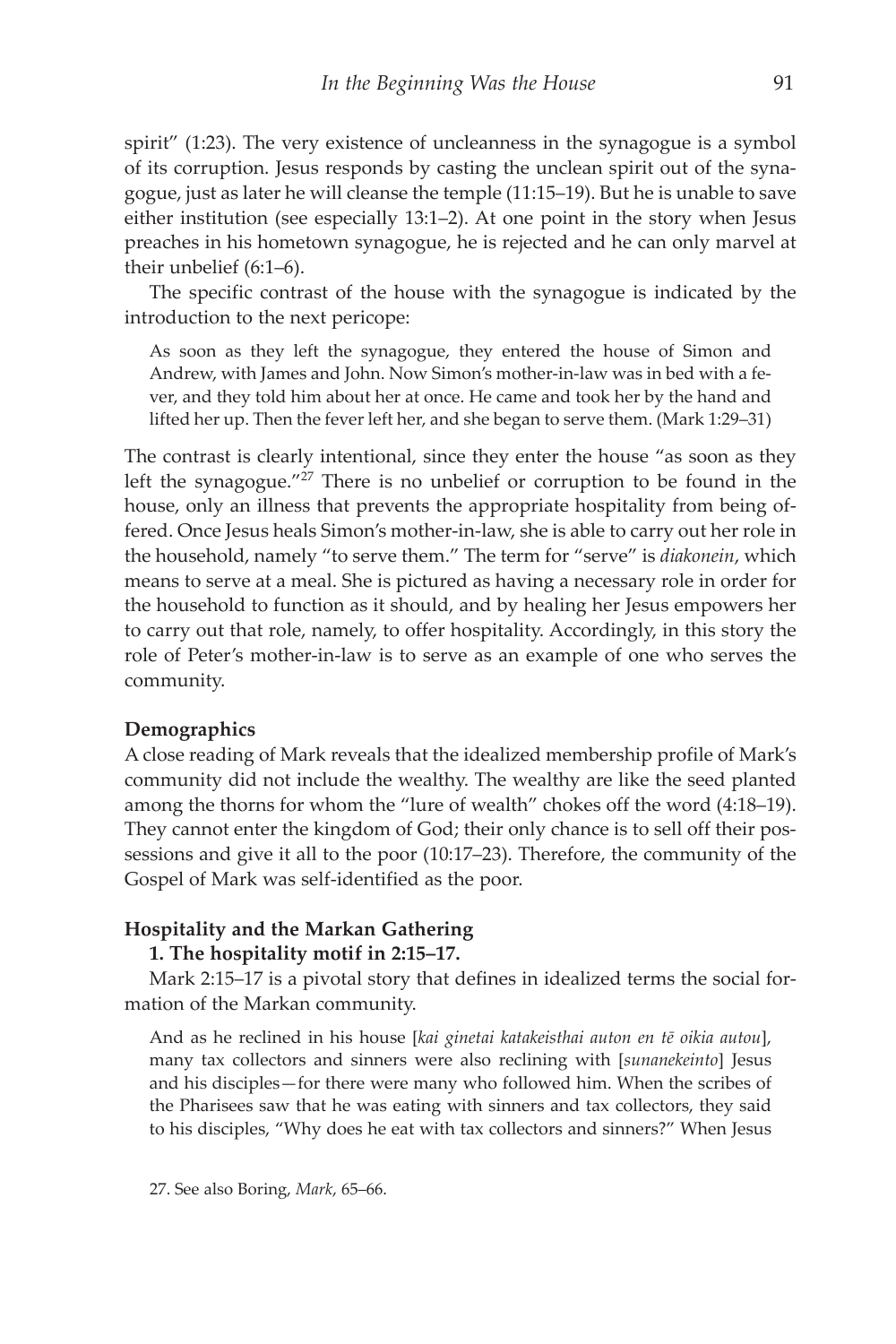spirit" (1:23). The very existence of uncleanness in the synagogue is a symbol of its corruption. Jesus responds by casting the unclean spirit out of the synagogue, just as later he will cleanse the temple (11:15–19). But he is unable to save either institution (see especially 13:1–2). At one point in the story when Jesus preaches in his hometown synagogue, he is rejected and he can only marvel at their unbelief (6:1–6).

The specific contrast of the house with the synagogue is indicated by the introduction to the next pericope:

> As soon as they left the synagogue, they entered the house of Simon and Andrew, with James and John. Now Simon's mother-in-law was in bed with a fever, and they told him about her at once. He came and took her by the hand and lifted her up. Then the fever left her, and she began to serve them. (Mark 1:29–31)

The contrast is clearly intentional, since they enter the house "as soon as they left the synagogue."[27] There is no unbelief or corruption to be found in the house, only an illness that prevents the appropriate hospitality from being offered. Once Jesus heals Simon's mother-in-law, she is able to carry out her role in the household, namely "to serve them." The term for "serve" is *diakonein*, which means to serve at a meal. She is pictured as having a necessary role in order for the household to function as it should, and by healing her Jesus empowers her to carry out that role, namely, to offer hospitality. Accordingly, in this story the role of Peter's mother-in-law is to serve as an example of one who serves the community.

**Demographics**

A close reading of Mark reveals that the idealized membership profile of Mark's community did not include the wealthy. The wealthy are like the seed planted among the thorns for whom the "lure of wealth" chokes off the word (4:18–19). They cannot enter the kingdom of God; their only chance is to sell off their possessions and give it all to the poor (10:17–23). Therefore, the community of the Gospel of Mark was self-identified as the poor.

**Hospitality and the Markan Gathering**

**1. The hospitality motif in 2:15–17.**

Mark 2:15–17 is a pivotal story that defines in idealized terms the social formation of the Markan community.

> And as he reclined in his house [*kai ginetai katakeisthai auton en tē oikia autou*], many tax collectors and sinners were also reclining with [*sunanekeinto*] Jesus and his disciples—for there were many who followed him. When the scribes of the Pharisees saw that he was eating with sinners and tax collectors, they said to his disciples, "Why does he eat with tax collectors and sinners?" When Jesus

27. See also Boring, *Mark*, 65–66.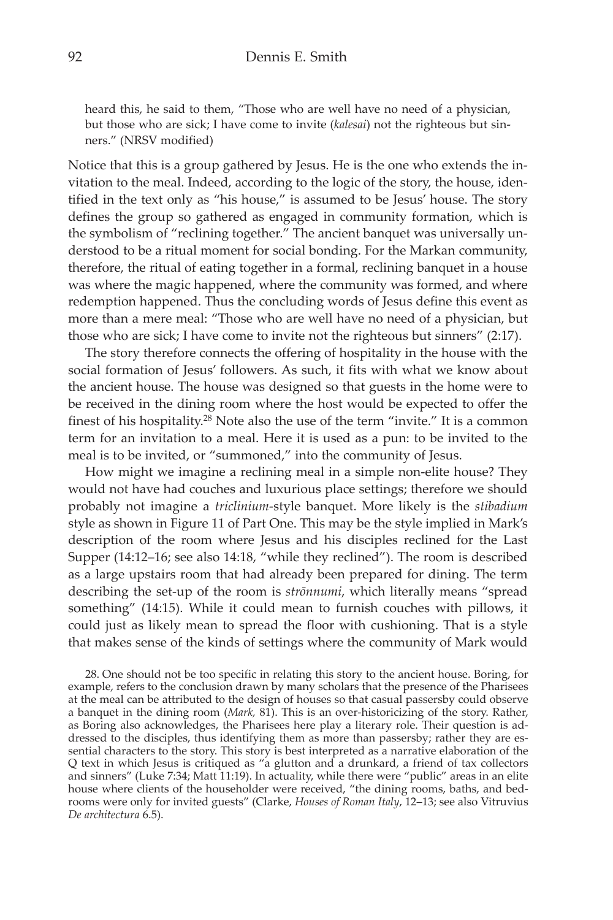> heard this, he said to them, "Those who are well have no need of a physician, but those who are sick; I have come to invite (*kalesai*) not the righteous but sinners." (NRSV modified)

Notice that this is a group gathered by Jesus. He is the one who extends the invitation to the meal. Indeed, according to the logic of the story, the house, identified in the text only as "his house," is assumed to be Jesus' house. The story defines the group so gathered as engaged in community formation, which is the symbolism of "reclining together." The ancient banquet was universally understood to be a ritual moment for social bonding. For the Markan community, therefore, the ritual of eating together in a formal, reclining banquet in a house was where the magic happened, where the community was formed, and where redemption happened. Thus the concluding words of Jesus define this event as more than a mere meal: "Those who are well have no need of a physician, but those who are sick; I have come to invite not the righteous but sinners" (2:17).

The story therefore connects the offering of hospitality in the house with the social formation of Jesus' followers. As such, it fits with what we know about the ancient house. The house was designed so that guests in the home were to be received in the dining room where the host would be expected to offer the finest of his hospitality.[28] Note also the use of the term "invite." It is a common term for an invitation to a meal. Here it is used as a pun: to be invited to the meal is to be invited, or "summoned," into the community of Jesus.

How might we imagine a reclining meal in a simple non-elite house? They would not have had couches and luxurious place settings; therefore we should probably not imagine a *triclinium*-style banquet. More likely is the *stibadium* style as shown in Figure 11 of Part One. This may be the style implied in Mark's description of the room where Jesus and his disciples reclined for the Last Supper (14:12–16; see also 14:18, "while they reclined"). The room is described as a large upstairs room that had already been prepared for dining. The term describing the set-up of the room is *strōnnumi*, which literally means "spread something" (14:15). While it could mean to furnish couches with pillows, it could just as likely mean to spread the floor with cushioning. That is a style that makes sense of the kinds of settings where the community of Mark would

28. One should not be too specific in relating this story to the ancient house. Boring, for example, refers to the conclusion drawn by many scholars that the presence of the Pharisees at the meal can be attributed to the design of houses so that casual passersby could observe a banquet in the dining room (*Mark,* 81). This is an over-historicizing of the story. Rather, as Boring also acknowledges, the Pharisees here play a literary role. Their question is addressed to the disciples, thus identifying them as more than passersby; rather they are essential characters to the story. This story is best interpreted as a narrative elaboration of the Q text in which Jesus is critiqued as "a glutton and a drunkard, a friend of tax collectors and sinners" (Luke 7:34; Matt 11:19). In actuality, while there were "public" areas in an elite house where clients of the householder were received, "the dining rooms, baths, and bedrooms were only for invited guests" (Clarke, *Houses of Roman Italy*, 12–13; see also Vitruvius *De architectura* 6.5).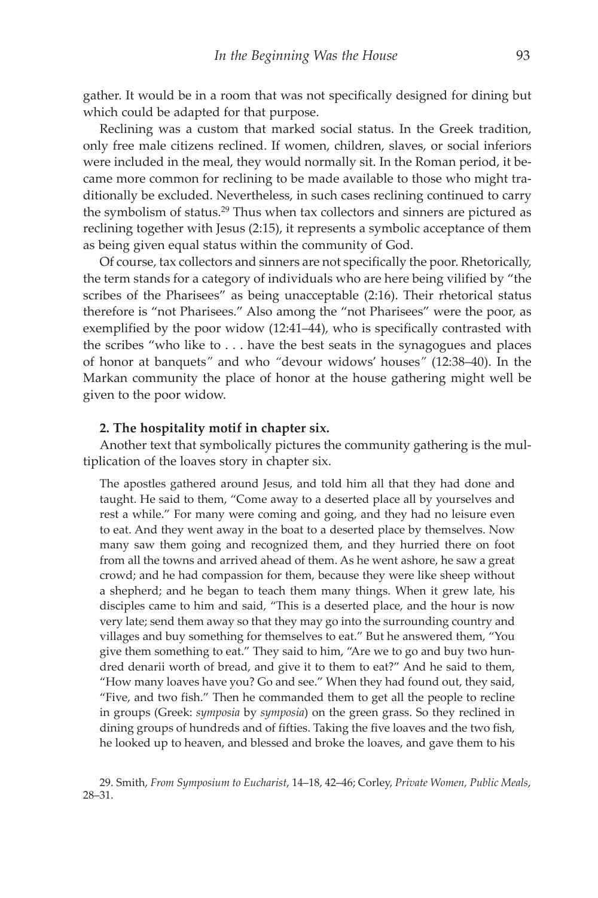gather. It would be in a room that was not specifically designed for dining but which could be adapted for that purpose.

Reclining was a custom that marked social status. In the Greek tradition, only free male citizens reclined. If women, children, slaves, or social inferiors were included in the meal, they would normally sit. In the Roman period, it became more common for reclining to be made available to those who might traditionally be excluded. Nevertheless, in such cases reclining continued to carry the symbolism of status.[29] Thus when tax collectors and sinners are pictured as reclining together with Jesus (2:15), it represents a symbolic acceptance of them as being given equal status within the community of God.

Of course, tax collectors and sinners are not specifically the poor. Rhetorically, the term stands for a category of individuals who are here being vilified by "the scribes of the Pharisees" as being unacceptable (2:16). Their rhetorical status therefore is "not Pharisees." Also among the "not Pharisees" were the poor, as exemplified by the poor widow (12:41–44), who is specifically contrasted with the scribes "who like to . . . have the best seats in the synagogues and places of honor at banquets" and who "devour widows' houses" (12:38–40). In the Markan community the place of honor at the house gathering might well be given to the poor widow.

**2. The hospitality motif in chapter six.**

Another text that symbolically pictures the community gathering is the multiplication of the loaves story in chapter six.

> The apostles gathered around Jesus, and told him all that they had done and taught. He said to them, "Come away to a deserted place all by yourselves and rest a while." For many were coming and going, and they had no leisure even to eat. And they went away in the boat to a deserted place by themselves. Now many saw them going and recognized them, and they hurried there on foot from all the towns and arrived ahead of them. As he went ashore, he saw a great crowd; and he had compassion for them, because they were like sheep without a shepherd; and he began to teach them many things. When it grew late, his disciples came to him and said, "This is a deserted place, and the hour is now very late; send them away so that they may go into the surrounding country and villages and buy something for themselves to eat." But he answered them, "You give them something to eat." They said to him, "Are we to go and buy two hundred denarii worth of bread, and give it to them to eat?" And he said to them, "How many loaves have you? Go and see." When they had found out, they said, "Five, and two fish." Then he commanded them to get all the people to recline in groups (Greek: *symposia* by *symposia*) on the green grass. So they reclined in dining groups of hundreds and of fifties. Taking the five loaves and the two fish, he looked up to heaven, and blessed and broke the loaves, and gave them to his

29. Smith, *From Symposium to Eucharist*, 14–18, 42–46; Corley, *Private Women, Public Meals*, 28–31.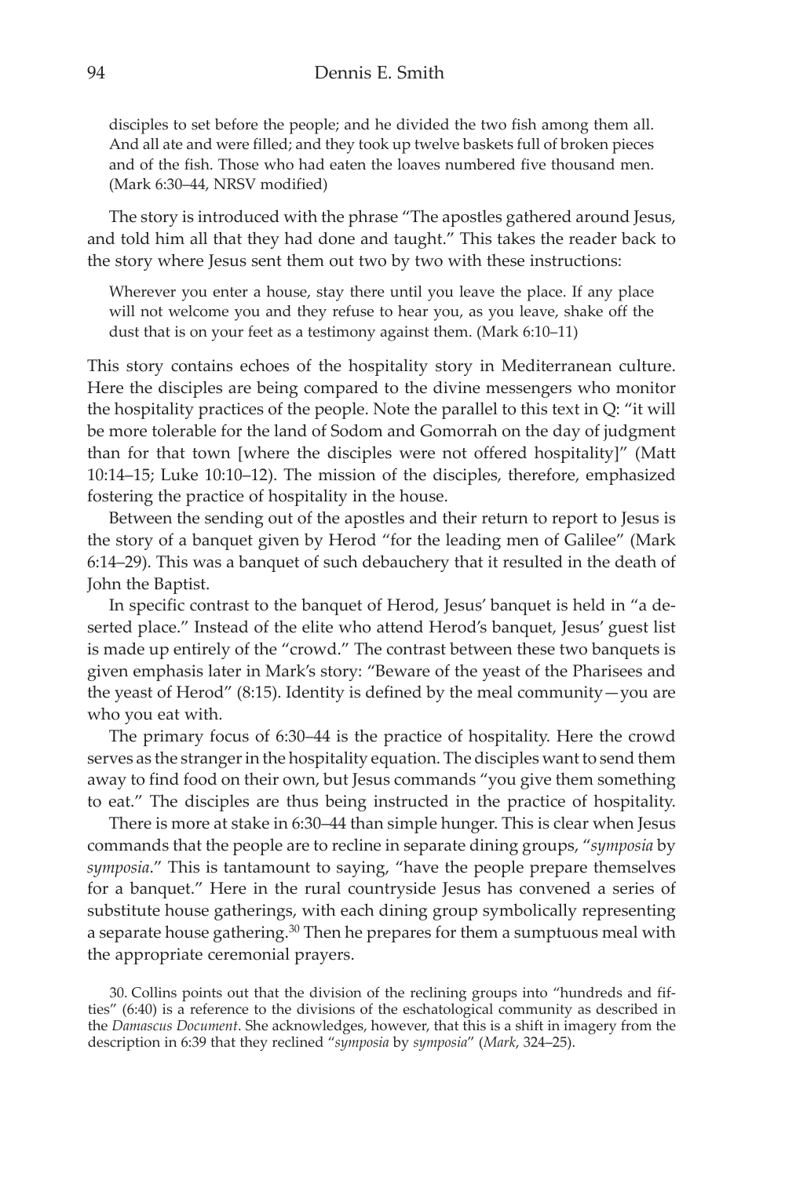> disciples to set before the people; and he divided the two fish among them all. And all ate and were filled; and they took up twelve baskets full of broken pieces and of the fish. Those who had eaten the loaves numbered five thousand men. (Mark 6:30–44, NRSV modified)

The story is introduced with the phrase "The apostles gathered around Jesus, and told him all that they had done and taught." This takes the reader back to the story where Jesus sent them out two by two with these instructions:

> Wherever you enter a house, stay there until you leave the place. If any place will not welcome you and they refuse to hear you, as you leave, shake off the dust that is on your feet as a testimony against them. (Mark 6:10–11)

This story contains echoes of the hospitality story in Mediterranean culture. Here the disciples are being compared to the divine messengers who monitor the hospitality practices of the people. Note the parallel to this text in Q: "it will be more tolerable for the land of Sodom and Gomorrah on the day of judgment than for that town [where the disciples were not offered hospitality]" (Matt 10:14–15; Luke 10:10–12). The mission of the disciples, therefore, emphasized fostering the practice of hospitality in the house.

Between the sending out of the apostles and their return to report to Jesus is the story of a banquet given by Herod "for the leading men of Galilee" (Mark 6:14–29). This was a banquet of such debauchery that it resulted in the death of John the Baptist.

In specific contrast to the banquet of Herod, Jesus' banquet is held in "a deserted place." Instead of the elite who attend Herod's banquet, Jesus' guest list is made up entirely of the "crowd." The contrast between these two banquets is given emphasis later in Mark's story: "Beware of the yeast of the Pharisees and the yeast of Herod" (8:15). Identity is defined by the meal community—you are who you eat with.

The primary focus of 6:30–44 is the practice of hospitality. Here the crowd serves as the stranger in the hospitality equation. The disciples want to send them away to find food on their own, but Jesus commands "you give them something to eat." The disciples are thus being instructed in the practice of hospitality.

There is more at stake in 6:30–44 than simple hunger. This is clear when Jesus commands that the people are to recline in separate dining groups, "*symposia* by *symposia*." This is tantamount to saying, "have the people prepare themselves for a banquet." Here in the rural countryside Jesus has convened a series of substitute house gatherings, with each dining group symbolically representing a separate house gathering.[30] Then he prepares for them a sumptuous meal with the appropriate ceremonial prayers.

30. Collins points out that the division of the reclining groups into "hundreds and fifties" (6:40) is a reference to the divisions of the eschatological community as described in the *Damascus Document*. She acknowledges, however, that this is a shift in imagery from the description in 6:39 that they reclined "*symposia* by *symposia*" (*Mark*, 324–25).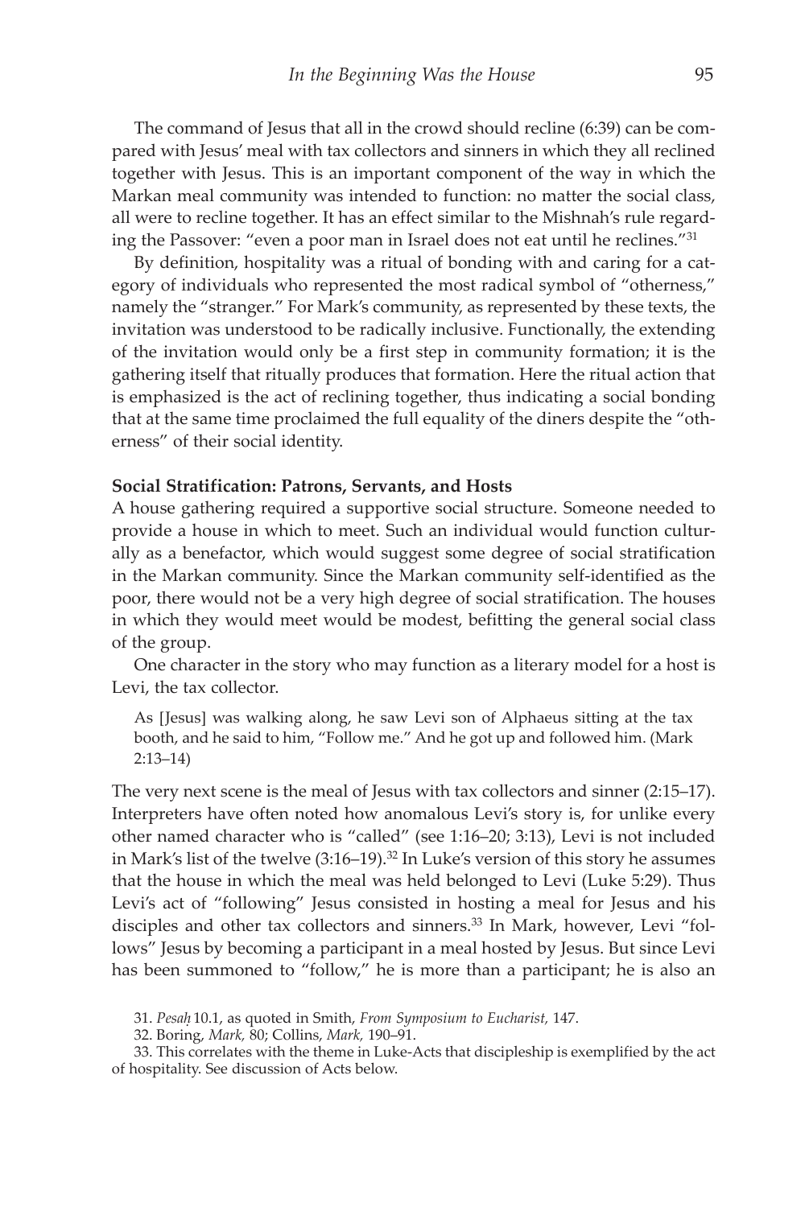The command of Jesus that all in the crowd should recline (6:39) can be compared with Jesus' meal with tax collectors and sinners in which they all reclined together with Jesus. This is an important component of the way in which the Markan meal community was intended to function: no matter the social class, all were to recline together. It has an effect similar to the Mishnah's rule regarding the Passover: "even a poor man in Israel does not eat until he reclines."[31]

By definition, hospitality was a ritual of bonding with and caring for a category of individuals who represented the most radical symbol of "otherness," namely the "stranger." For Mark's community, as represented by these texts, the invitation was understood to be radically inclusive. Functionally, the extending of the invitation would only be a first step in community formation; it is the gathering itself that ritually produces that formation. Here the ritual action that is emphasized is the act of reclining together, thus indicating a social bonding that at the same time proclaimed the full equality of the diners despite the "otherness" of their social identity.

**Social Stratification: Patrons, Servants, and Hosts**

A house gathering required a supportive social structure. Someone needed to provide a house in which to meet. Such an individual would function culturally as a benefactor, which would suggest some degree of social stratification in the Markan community. Since the Markan community self-identified as the poor, there would not be a very high degree of social stratification. The houses in which they would meet would be modest, befitting the general social class of the group.

One character in the story who may function as a literary model for a host is Levi, the tax collector.

> As [Jesus] was walking along, he saw Levi son of Alphaeus sitting at the tax booth, and he said to him, "Follow me." And he got up and followed him. (Mark 2:13–14)

The very next scene is the meal of Jesus with tax collectors and sinner (2:15–17). Interpreters have often noted how anomalous Levi's story is, for unlike every other named character who is "called" (see 1:16–20; 3:13), Levi is not included in Mark's list of the twelve (3:16–19).[32] In Luke's version of this story he assumes that the house in which the meal was held belonged to Levi (Luke 5:29). Thus Levi's act of "following" Jesus consisted in hosting a meal for Jesus and his disciples and other tax collectors and sinners.[33] In Mark, however, Levi "follows" Jesus by becoming a participant in a meal hosted by Jesus. But since Levi has been summoned to "follow," he is more than a participant; he is also an

31. *Pesaḥ* 10.1, as quoted in Smith, *From Symposium to Eucharist,* 147.

32. Boring, *Mark,* 80; Collins, *Mark,* 190–91.

33. This correlates with the theme in Luke-Acts that discipleship is exemplified by the act of hospitality. See discussion of Acts below.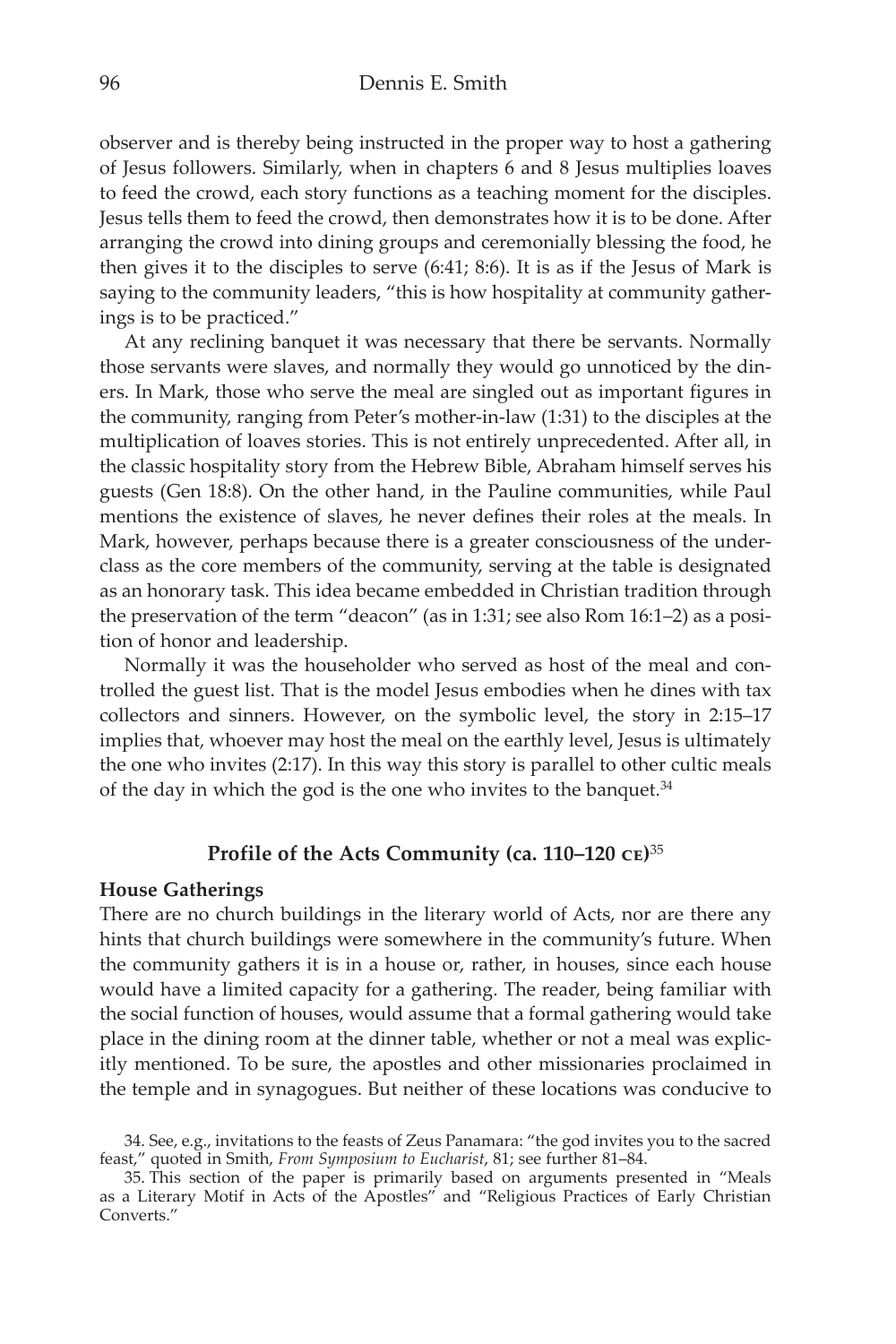observer and is thereby being instructed in the proper way to host a gathering of Jesus followers. Similarly, when in chapters 6 and 8 Jesus multiplies loaves to feed the crowd, each story functions as a teaching moment for the disciples. Jesus tells them to feed the crowd, then demonstrates how it is to be done. After arranging the crowd into dining groups and ceremonially blessing the food, he then gives it to the disciples to serve (6:41; 8:6). It is as if the Jesus of Mark is saying to the community leaders, "this is how hospitality at community gatherings is to be practiced."

At any reclining banquet it was necessary that there be servants. Normally those servants were slaves, and normally they would go unnoticed by the diners. In Mark, those who serve the meal are singled out as important figures in the community, ranging from Peter's mother-in-law (1:31) to the disciples at the multiplication of loaves stories. This is not entirely unprecedented. After all, in the classic hospitality story from the Hebrew Bible, Abraham himself serves his guests (Gen 18:8). On the other hand, in the Pauline communities, while Paul mentions the existence of slaves, he never defines their roles at the meals. In Mark, however, perhaps because there is a greater consciousness of the underclass as the core members of the community, serving at the table is designated as an honorary task. This idea became embedded in Christian tradition through the preservation of the term "deacon" (as in 1:31; see also Rom 16:1–2) as a position of honor and leadership.

Normally it was the householder who served as host of the meal and controlled the guest list. That is the model Jesus embodies when he dines with tax collectors and sinners. However, on the symbolic level, the story in 2:15–17 implies that, whoever may host the meal on the earthly level, Jesus is ultimately the one who invites (2:17). In this way this story is parallel to other cultic meals of the day in which the god is the one who invites to the banquet.[34]

## Profile of the Acts Community (ca. 110–120 CE)[35]

### House Gatherings

There are no church buildings in the literary world of Acts, nor are there any hints that church buildings were somewhere in the community's future. When the community gathers it is in a house or, rather, in houses, since each house would have a limited capacity for a gathering. The reader, being familiar with the social function of houses, would assume that a formal gathering would take place in the dining room at the dinner table, whether or not a meal was explicitly mentioned. To be sure, the apostles and other missionaries proclaimed in the temple and in synagogues. But neither of these locations was conducive to

34. See, e.g., invitations to the feasts of Zeus Panamara: "the god invites you to the sacred feast," quoted in Smith, *From Symposium to Eucharist*, 81; see further 81–84.

35. This section of the paper is primarily based on arguments presented in "Meals as a Literary Motif in Acts of the Apostles" and "Religious Practices of Early Christian Converts."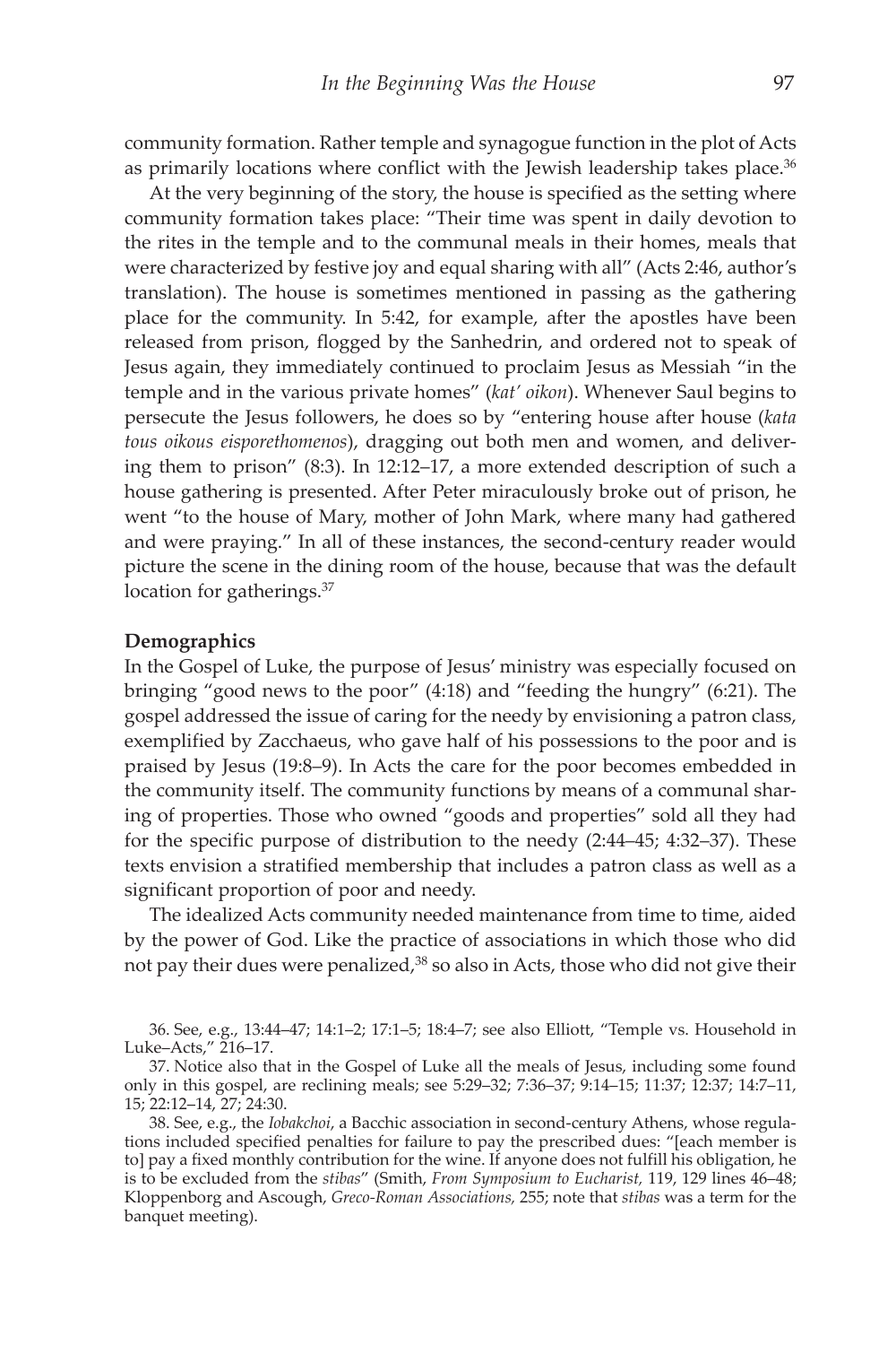community formation. Rather temple and synagogue function in the plot of Acts as primarily locations where conflict with the Jewish leadership takes place.[36]

At the very beginning of the story, the house is specified as the setting where community formation takes place: "Their time was spent in daily devotion to the rites in the temple and to the communal meals in their homes, meals that were characterized by festive joy and equal sharing with all" (Acts 2:46, author's translation). The house is sometimes mentioned in passing as the gathering place for the community. In 5:42, for example, after the apostles have been released from prison, flogged by the Sanhedrin, and ordered not to speak of Jesus again, they immediately continued to proclaim Jesus as Messiah "in the temple and in the various private homes" (*kat' oikon*). Whenever Saul begins to persecute the Jesus followers, he does so by "entering house after house (*kata tous oikous eisporethomenos*), dragging out both men and women, and delivering them to prison" (8:3). In 12:12–17, a more extended description of such a house gathering is presented. After Peter miraculously broke out of prison, he went "to the house of Mary, mother of John Mark, where many had gathered and were praying." In all of these instances, the second-century reader would picture the scene in the dining room of the house, because that was the default location for gatherings.[37]

### Demographics

In the Gospel of Luke, the purpose of Jesus' ministry was especially focused on bringing "good news to the poor" (4:18) and "feeding the hungry" (6:21). The gospel addressed the issue of caring for the needy by envisioning a patron class, exemplified by Zacchaeus, who gave half of his possessions to the poor and is praised by Jesus (19:8–9). In Acts the care for the poor becomes embedded in the community itself. The community functions by means of a communal sharing of properties. Those who owned "goods and properties" sold all they had for the specific purpose of distribution to the needy (2:44–45; 4:32–37). These texts envision a stratified membership that includes a patron class as well as a significant proportion of poor and needy.

The idealized Acts community needed maintenance from time to time, aided by the power of God. Like the practice of associations in which those who did not pay their dues were penalized,[38] so also in Acts, those who did not give their

36. See, e.g., 13:44–47; 14:1–2; 17:1–5; 18:4–7; see also Elliott, "Temple vs. Household in Luke–Acts," 216–17.

37. Notice also that in the Gospel of Luke all the meals of Jesus, including some found only in this gospel, are reclining meals; see 5:29–32; 7:36–37; 9:14–15; 11:37; 12:37; 14:7–11, 15; 22:12–14, 27; 24:30.

38. See, e.g., the *Iobakchoi*, a Bacchic association in second-century Athens, whose regulations included specified penalties for failure to pay the prescribed dues: "[each member is to] pay a fixed monthly contribution for the wine. If anyone does not fulfill his obligation, he is to be excluded from the *stibas*" (Smith, *From Symposium to Eucharist,* 119, 129 lines 46–48; Kloppenborg and Ascough, *Greco-Roman Associations,* 255; note that *stibas* was a term for the banquet meeting).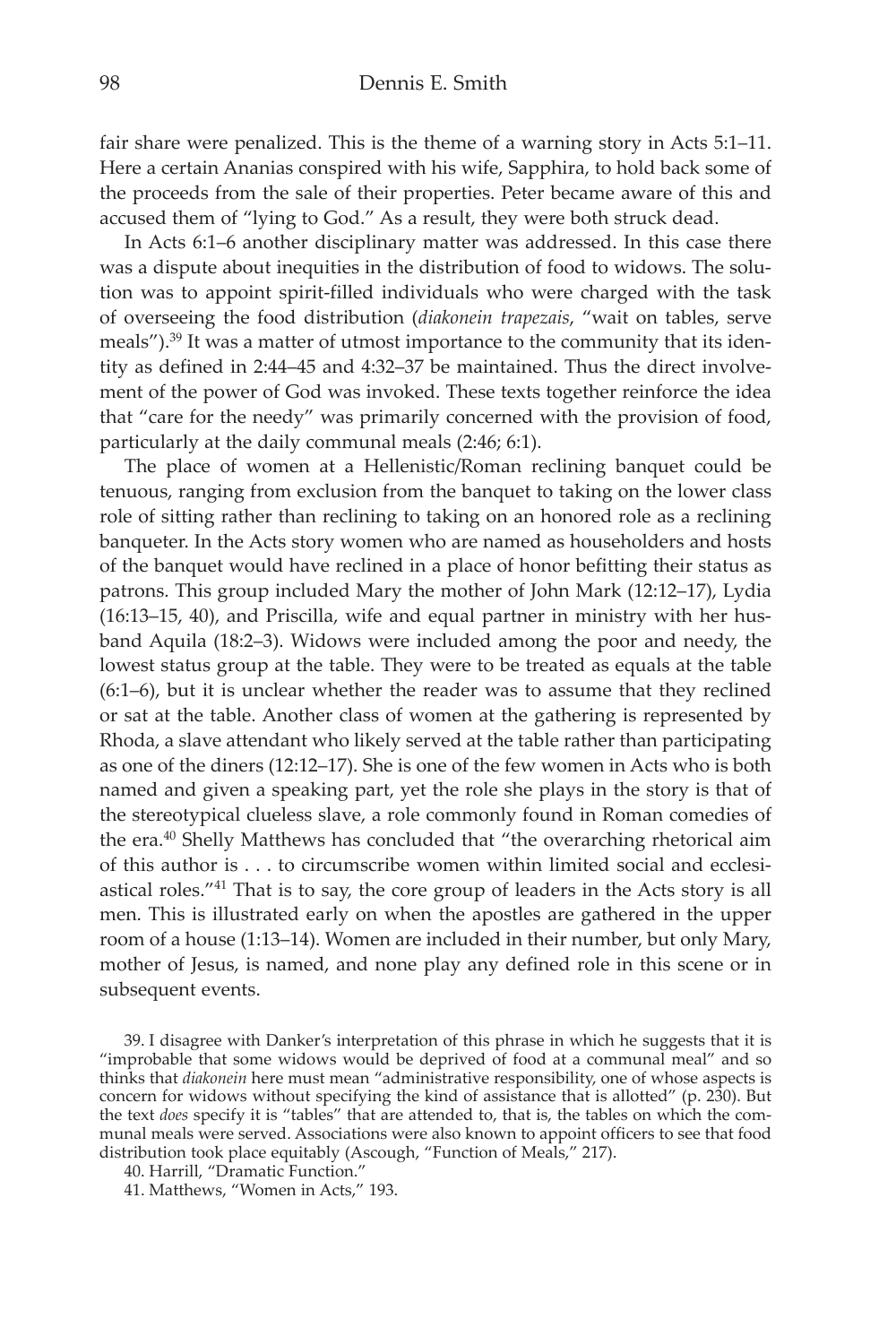fair share were penalized. This is the theme of a warning story in Acts 5:1–11. Here a certain Ananias conspired with his wife, Sapphira, to hold back some of the proceeds from the sale of their properties. Peter became aware of this and accused them of "lying to God." As a result, they were both struck dead.

In Acts 6:1–6 another disciplinary matter was addressed. In this case there was a dispute about inequities in the distribution of food to widows. The solution was to appoint spirit-filled individuals who were charged with the task of overseeing the food distribution (*diakonein trapezais*, "wait on tables, serve meals").[39] It was a matter of utmost importance to the community that its identity as defined in 2:44–45 and 4:32–37 be maintained. Thus the direct involvement of the power of God was invoked. These texts together reinforce the idea that "care for the needy" was primarily concerned with the provision of food, particularly at the daily communal meals (2:46; 6:1).

The place of women at a Hellenistic/Roman reclining banquet could be tenuous, ranging from exclusion from the banquet to taking on the lower class role of sitting rather than reclining to taking on an honored role as a reclining banqueter. In the Acts story women who are named as householders and hosts of the banquet would have reclined in a place of honor befitting their status as patrons. This group included Mary the mother of John Mark (12:12–17), Lydia (16:13–15, 40), and Priscilla, wife and equal partner in ministry with her husband Aquila (18:2–3). Widows were included among the poor and needy, the lowest status group at the table. They were to be treated as equals at the table (6:1–6), but it is unclear whether the reader was to assume that they reclined or sat at the table. Another class of women at the gathering is represented by Rhoda, a slave attendant who likely served at the table rather than participating as one of the diners (12:12–17). She is one of the few women in Acts who is both named and given a speaking part, yet the role she plays in the story is that of the stereotypical clueless slave, a role commonly found in Roman comedies of the era.[40] Shelly Matthews has concluded that "the overarching rhetorical aim of this author is . . . to circumscribe women within limited social and ecclesiastical roles."[41] That is to say, the core group of leaders in the Acts story is all men. This is illustrated early on when the apostles are gathered in the upper room of a house (1:13–14). Women are included in their number, but only Mary, mother of Jesus, is named, and none play any defined role in this scene or in subsequent events.

39. I disagree with Danker's interpretation of this phrase in which he suggests that it is "improbable that some widows would be deprived of food at a communal meal" and so thinks that *diakonein* here must mean "administrative responsibility, one of whose aspects is concern for widows without specifying the kind of assistance that is allotted" (p. 230). But the text *does* specify it is "tables" that are attended to, that is, the tables on which the communal meals were served. Associations were also known to appoint officers to see that food distribution took place equitably (Ascough, "Function of Meals," 217).

40. Harrill, "Dramatic Function."

41. Matthews, "Women in Acts," 193.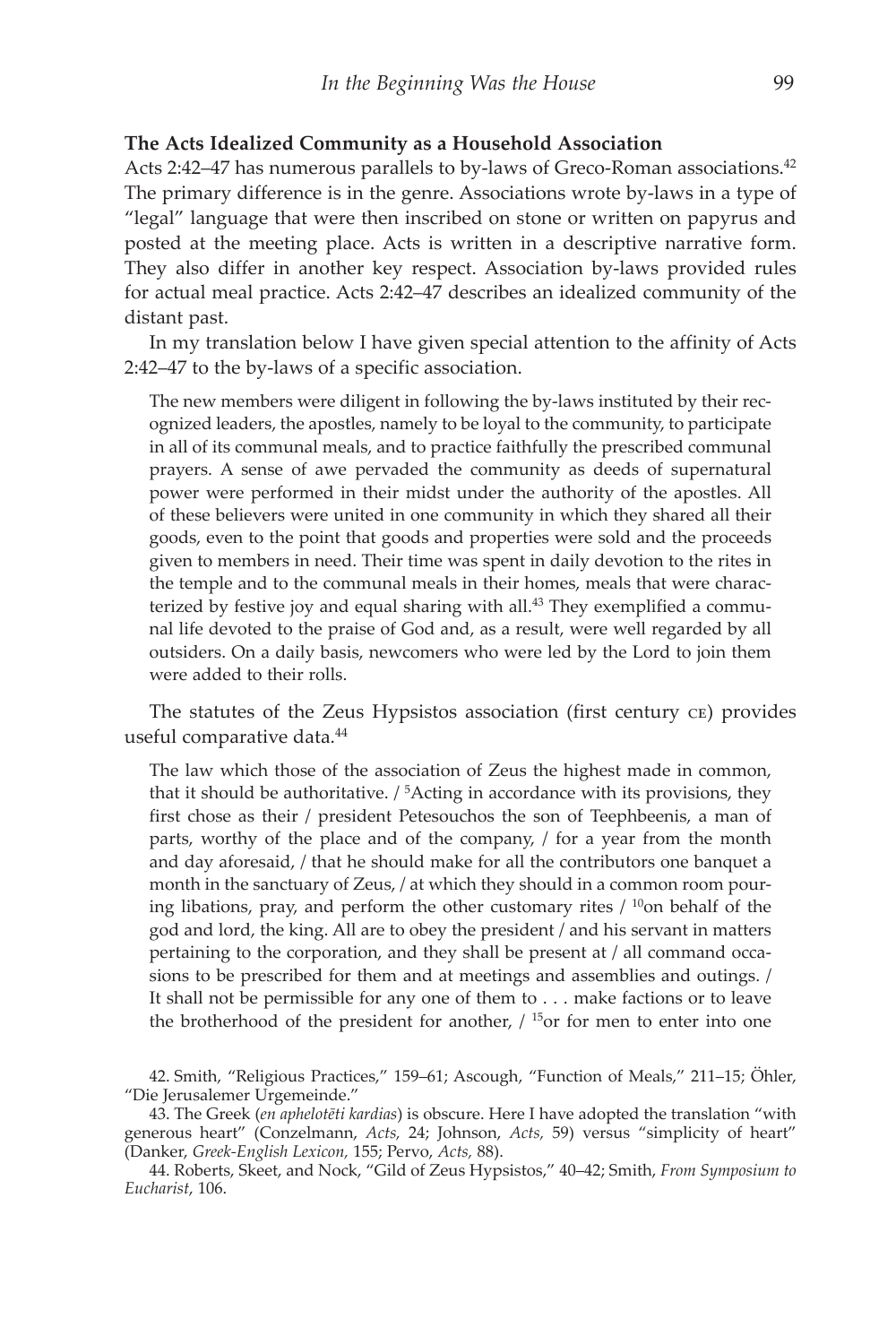### The Acts Idealized Community as a Household Association

Acts 2:42–47 has numerous parallels to by-laws of Greco-Roman associations.[42] The primary difference is in the genre. Associations wrote by-laws in a type of "legal" language that were then inscribed on stone or written on papyrus and posted at the meeting place. Acts is written in a descriptive narrative form. They also differ in another key respect. Association by-laws provided rules for actual meal practice. Acts 2:42–47 describes an idealized community of the distant past.

In my translation below I have given special attention to the affinity of Acts 2:42–47 to the by-laws of a specific association.

> The new members were diligent in following the by-laws instituted by their recognized leaders, the apostles, namely to be loyal to the community, to participate in all of its communal meals, and to practice faithfully the prescribed communal prayers. A sense of awe pervaded the community as deeds of supernatural power were performed in their midst under the authority of the apostles. All of these believers were united in one community in which they shared all their goods, even to the point that goods and properties were sold and the proceeds given to members in need. Their time was spent in daily devotion to the rites in the temple and to the communal meals in their homes, meals that were characterized by festive joy and equal sharing with all.[43] They exemplified a communal life devoted to the praise of God and, as a result, were well regarded by all outsiders. On a daily basis, newcomers who were led by the Lord to join them were added to their rolls.

The statutes of the Zeus Hypsistos association (first century CE) provides useful comparative data.[44]

> The law which those of the association of Zeus the highest made in common, that it should be authoritative. / [5]Acting in accordance with its provisions, they first chose as their / president Petesouchos the son of Teephbeenis, a man of parts, worthy of the place and of the company, / for a year from the month and day aforesaid, / that he should make for all the contributors one banquet a month in the sanctuary of Zeus, / at which they should in a common room pouring libations, pray, and perform the other customary rites / [10]on behalf of the god and lord, the king. All are to obey the president / and his servant in matters pertaining to the corporation, and they shall be present at / all command occasions to be prescribed for them and at meetings and assemblies and outings. / It shall not be permissible for any one of them to . . . make factions or to leave the brotherhood of the president for another, / [15]or for men to enter into one

42. Smith, "Religious Practices," 159–61; Ascough, "Function of Meals," 211–15; Öhler, "Die Jerusalemer Urgemeinde."

43. The Greek (*en aphelotēti kardias*) is obscure. Here I have adopted the translation "with generous heart" (Conzelmann, *Acts,* 24; Johnson, *Acts,* 59) versus "simplicity of heart" (Danker, *Greek-English Lexicon,* 155; Pervo, *Acts,* 88).

44. Roberts, Skeet, and Nock, "Gild of Zeus Hypsistos," 40–42; Smith, *From Symposium to Eucharist*, 106.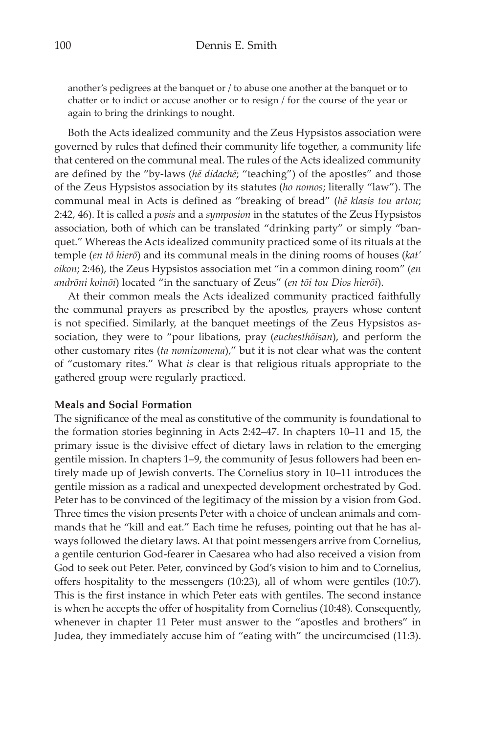another's pedigrees at the banquet or / to abuse one another at the banquet or to chatter or to indict or accuse another or to resign / for the course of the year or again to bring the drinkings to nought.

Both the Acts idealized community and the Zeus Hypsistos association were governed by rules that defined their community life together, a community life that centered on the communal meal. The rules of the Acts idealized community are defined by the "by-laws (*hē didachē*; "teaching") of the apostles" and those of the Zeus Hypsistos association by its statutes (*ho nomos*; literally "law"). The communal meal in Acts is defined as "breaking of bread" (*hē klasis tou artou*; 2:42, 46). It is called a *posis* and a *symposion* in the statutes of the Zeus Hypsistos association, both of which can be translated "drinking party" or simply "banquet." Whereas the Acts idealized community practiced some of its rituals at the temple (*en tō hierō*) and its communal meals in the dining rooms of houses (*kat' oikon*; 2:46), the Zeus Hypsistos association met "in a common dining room" (*en andrōni koinōi*) located "in the sanctuary of Zeus" (*en tōi tou Dios hierōi*).

At their common meals the Acts idealized community practiced faithfully the communal prayers as prescribed by the apostles, prayers whose content is not specified. Similarly, at the banquet meetings of the Zeus Hypsistos association, they were to "pour libations, pray (*euchesthōisan*), and perform the other customary rites (*ta nomizomena*)," but it is not clear what was the content of "customary rites." What *is* clear is that religious rituals appropriate to the gathered group were regularly practiced.

**Meals and Social Formation**

The significance of the meal as constitutive of the community is foundational to the formation stories beginning in Acts 2:42–47. In chapters 10–11 and 15, the primary issue is the divisive effect of dietary laws in relation to the emerging gentile mission. In chapters 1–9, the community of Jesus followers had been entirely made up of Jewish converts. The Cornelius story in 10–11 introduces the gentile mission as a radical and unexpected development orchestrated by God. Peter has to be convinced of the legitimacy of the mission by a vision from God. Three times the vision presents Peter with a choice of unclean animals and commands that he "kill and eat." Each time he refuses, pointing out that he has always followed the dietary laws. At that point messengers arrive from Cornelius, a gentile centurion God-fearer in Caesarea who had also received a vision from God to seek out Peter. Peter, convinced by God's vision to him and to Cornelius, offers hospitality to the messengers (10:23), all of whom were gentiles (10:7). This is the first instance in which Peter eats with gentiles. The second instance is when he accepts the offer of hospitality from Cornelius (10:48). Consequently, whenever in chapter 11 Peter must answer to the "apostles and brothers" in Judea, they immediately accuse him of "eating with" the uncircumcised (11:3).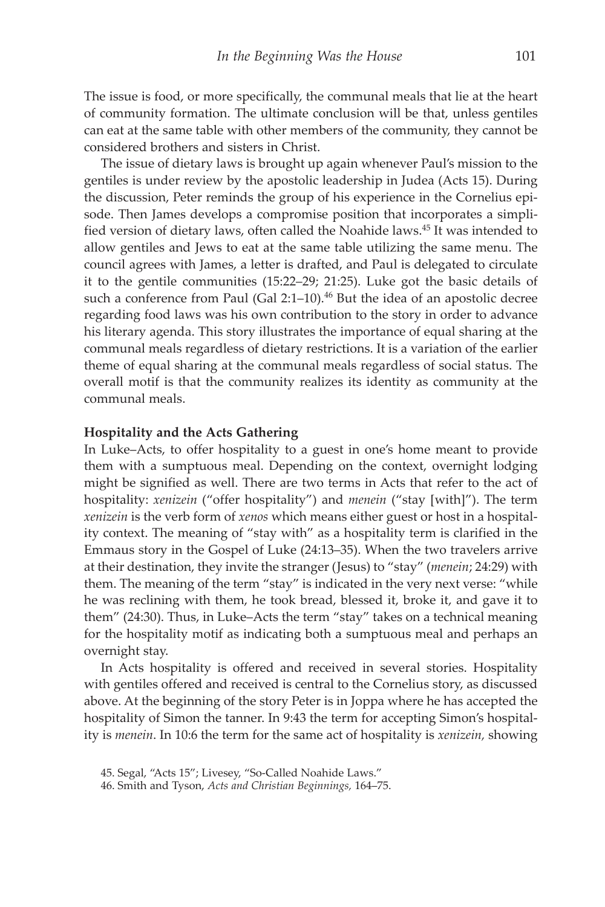The issue is food, or more specifically, the communal meals that lie at the heart of community formation. The ultimate conclusion will be that, unless gentiles can eat at the same table with other members of the community, they cannot be considered brothers and sisters in Christ.

The issue of dietary laws is brought up again whenever Paul's mission to the gentiles is under review by the apostolic leadership in Judea (Acts 15). During the discussion, Peter reminds the group of his experience in the Cornelius episode. Then James develops a compromise position that incorporates a simplified version of dietary laws, often called the Noahide laws.[45] It was intended to allow gentiles and Jews to eat at the same table utilizing the same menu. The council agrees with James, a letter is drafted, and Paul is delegated to circulate it to the gentile communities (15:22–29; 21:25). Luke got the basic details of such a conference from Paul (Gal 2:1–10).[46] But the idea of an apostolic decree regarding food laws was his own contribution to the story in order to advance his literary agenda. This story illustrates the importance of equal sharing at the communal meals regardless of dietary restrictions. It is a variation of the earlier theme of equal sharing at the communal meals regardless of social status. The overall motif is that the community realizes its identity as community at the communal meals.

### Hospitality and the Acts Gathering

In Luke–Acts, to offer hospitality to a guest in one's home meant to provide them with a sumptuous meal. Depending on the context, overnight lodging might be signified as well. There are two terms in Acts that refer to the act of hospitality: *xenizein* ("offer hospitality") and *menein* ("stay [with]"). The term *xenizein* is the verb form of *xenos* which means either guest or host in a hospitality context. The meaning of "stay with" as a hospitality term is clarified in the Emmaus story in the Gospel of Luke (24:13–35). When the two travelers arrive at their destination, they invite the stranger (Jesus) to "stay" (*menein*; 24:29) with them. The meaning of the term "stay" is indicated in the very next verse: "while he was reclining with them, he took bread, blessed it, broke it, and gave it to them" (24:30). Thus, in Luke–Acts the term "stay" takes on a technical meaning for the hospitality motif as indicating both a sumptuous meal and perhaps an overnight stay.

In Acts hospitality is offered and received in several stories. Hospitality with gentiles offered and received is central to the Cornelius story, as discussed above. At the beginning of the story Peter is in Joppa where he has accepted the hospitality of Simon the tanner. In 9:43 the term for accepting Simon's hospitality is *menein*. In 10:6 the term for the same act of hospitality is *xenizein*, showing

45. Segal, "Acts 15"; Livesey, "So-Called Noahide Laws."

46. Smith and Tyson, *Acts and Christian Beginnings,* 164–75.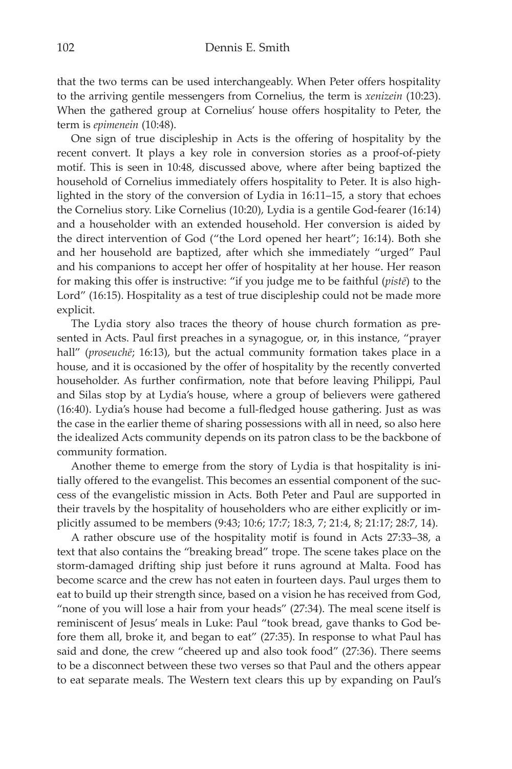that the two terms can be used interchangeably. When Peter offers hospitality to the arriving gentile messengers from Cornelius, the term is *xenizein* (10:23). When the gathered group at Cornelius' house offers hospitality to Peter, the term is *epimenein* (10:48).

One sign of true discipleship in Acts is the offering of hospitality by the recent convert. It plays a key role in conversion stories as a proof-of-piety motif. This is seen in 10:48, discussed above, where after being baptized the household of Cornelius immediately offers hospitality to Peter. It is also highlighted in the story of the conversion of Lydia in 16:11–15, a story that echoes the Cornelius story. Like Cornelius (10:20), Lydia is a gentile God-fearer (16:14) and a householder with an extended household. Her conversion is aided by the direct intervention of God ("the Lord opened her heart"; 16:14). Both she and her household are baptized, after which she immediately "urged" Paul and his companions to accept her offer of hospitality at her house. Her reason for making this offer is instructive: "if you judge me to be faithful (*pistē*) to the Lord" (16:15). Hospitality as a test of true discipleship could not be made more explicit.

The Lydia story also traces the theory of house church formation as presented in Acts. Paul first preaches in a synagogue, or, in this instance, "prayer hall" (*proseuchē*; 16:13), but the actual community formation takes place in a house, and it is occasioned by the offer of hospitality by the recently converted householder. As further confirmation, note that before leaving Philippi, Paul and Silas stop by at Lydia's house, where a group of believers were gathered (16:40). Lydia's house had become a full-fledged house gathering. Just as was the case in the earlier theme of sharing possessions with all in need, so also here the idealized Acts community depends on its patron class to be the backbone of community formation.

Another theme to emerge from the story of Lydia is that hospitality is initially offered to the evangelist. This becomes an essential component of the success of the evangelistic mission in Acts. Both Peter and Paul are supported in their travels by the hospitality of householders who are either explicitly or implicitly assumed to be members (9:43; 10:6; 17:7; 18:3, 7; 21:4, 8; 21:17; 28:7, 14).

A rather obscure use of the hospitality motif is found in Acts 27:33–38, a text that also contains the "breaking bread" trope. The scene takes place on the storm-damaged drifting ship just before it runs aground at Malta. Food has become scarce and the crew has not eaten in fourteen days. Paul urges them to eat to build up their strength since, based on a vision he has received from God, "none of you will lose a hair from your heads" (27:34). The meal scene itself is reminiscent of Jesus' meals in Luke: Paul "took bread, gave thanks to God before them all, broke it, and began to eat" (27:35). In response to what Paul has said and done, the crew "cheered up and also took food" (27:36). There seems to be a disconnect between these two verses so that Paul and the others appear to eat separate meals. The Western text clears this up by expanding on Paul's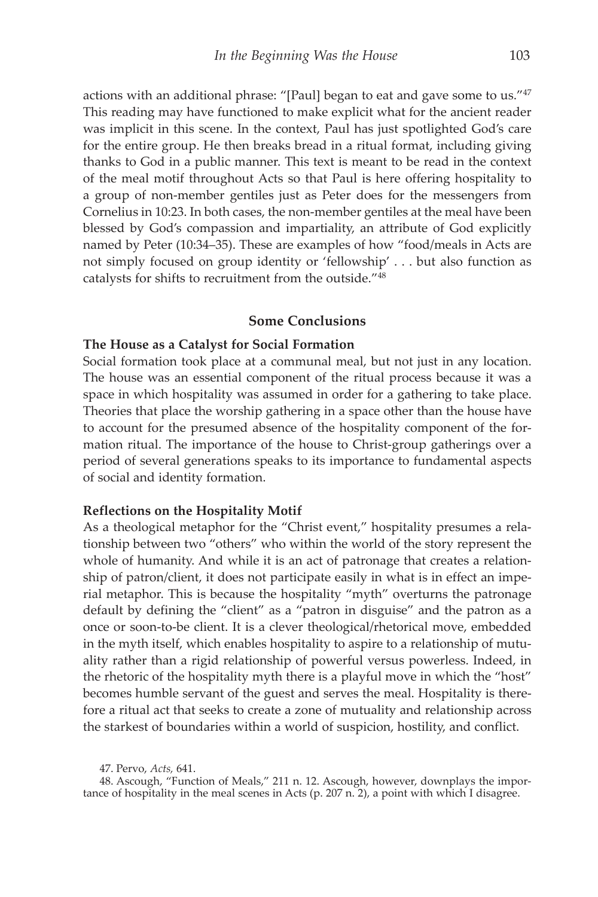actions with an additional phrase: "[Paul] began to eat and gave some to us."[47] This reading may have functioned to make explicit what for the ancient reader was implicit in this scene. In the context, Paul has just spotlighted God's care for the entire group. He then breaks bread in a ritual format, including giving thanks to God in a public manner. This text is meant to be read in the context of the meal motif throughout Acts so that Paul is here offering hospitality to a group of non-member gentiles just as Peter does for the messengers from Cornelius in 10:23. In both cases, the non-member gentiles at the meal have been blessed by God's compassion and impartiality, an attribute of God explicitly named by Peter (10:34–35). These are examples of how "food/meals in Acts are not simply focused on group identity or 'fellowship' . . . but also function as catalysts for shifts to recruitment from the outside."[48]

## Some Conclusions

### The House as a Catalyst for Social Formation

Social formation took place at a communal meal, but not just in any location. The house was an essential component of the ritual process because it was a space in which hospitality was assumed in order for a gathering to take place. Theories that place the worship gathering in a space other than the house have to account for the presumed absence of the hospitality component of the formation ritual. The importance of the house to Christ-group gatherings over a period of several generations speaks to its importance to fundamental aspects of social and identity formation.

### Reflections on the Hospitality Motif

As a theological metaphor for the "Christ event," hospitality presumes a relationship between two "others" who within the world of the story represent the whole of humanity. And while it is an act of patronage that creates a relationship of patron/client, it does not participate easily in what is in effect an imperial metaphor. This is because the hospitality "myth" overturns the patronage default by defining the "client" as a "patron in disguise" and the patron as a once or soon-to-be client. It is a clever theological/rhetorical move, embedded in the myth itself, which enables hospitality to aspire to a relationship of mutuality rather than a rigid relationship of powerful versus powerless. Indeed, in the rhetoric of the hospitality myth there is a playful move in which the "host" becomes humble servant of the guest and serves the meal. Hospitality is therefore a ritual act that seeks to create a zone of mutuality and relationship across the starkest of boundaries within a world of suspicion, hostility, and conflict.

47. Pervo, *Acts,* 641.

48. Ascough, "Function of Meals," 211 n. 12. Ascough, however, downplays the importance of hospitality in the meal scenes in Acts (p. 207 n. 2), a point with which I disagree.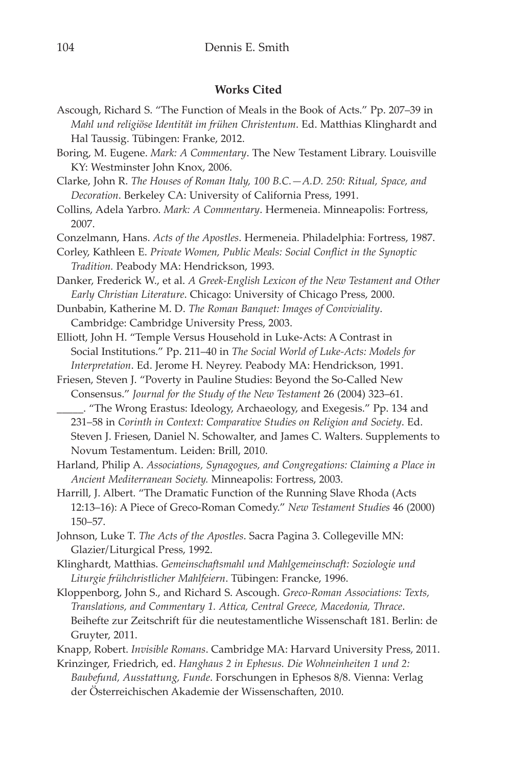## Works Cited

Ascough, Richard S. “The Function of Meals in the Book of Acts.” Pp. 207–39 in *Mahl und religiöse Identität im frühen Christentum*. Ed. Matthias Klinghardt and Hal Taussig. Tübingen: Franke, 2012.

Boring, M. Eugene. *Mark: A Commentary*. The New Testament Library. Louisville KY: Westminster John Knox, 2006.

Clarke, John R. *The Houses of Roman Italy, 100 B.C.—A.D. 250: Ritual, Space, and Decoration*. Berkeley CA: University of California Press, 1991.

Collins, Adela Yarbro. *Mark: A Commentary*. Hermeneia. Minneapolis: Fortress, 2007.

Conzelmann, Hans. *Acts of the Apostles*. Hermeneia. Philadelphia: Fortress, 1987.

Corley, Kathleen E. *Private Women, Public Meals: Social Conflict in the Synoptic Tradition.* Peabody MA: Hendrickson, 1993.

Danker, Frederick W., et al. *A Greek-English Lexicon of the New Testament and Other Early Christian Literature*. Chicago: University of Chicago Press, 2000.

Dunbabin, Katherine M. D. *The Roman Banquet: Images of Conviviality*. Cambridge: Cambridge University Press, 2003.

Elliott, John H. “Temple Versus Household in Luke-Acts: A Contrast in Social Institutions.” Pp. 211–40 in *The Social World of Luke-Acts: Models for Interpretation*. Ed. Jerome H. Neyrey. Peabody MA: Hendrickson, 1991.

Friesen, Steven J. “Poverty in Pauline Studies: Beyond the So-Called New Consensus.” *Journal for the Study of the New Testament* 26 (2004) 323–61.

_____. “The Wrong Erastus: Ideology, Archaeology, and Exegesis.” Pp. 134 and 231–58 in *Corinth in Context: Comparative Studies on Religion and Society*. Ed. Steven J. Friesen, Daniel N. Schowalter, and James C. Walters. Supplements to Novum Testamentum. Leiden: Brill, 2010.

Harland, Philip A. *Associations, Synagogues, and Congregations: Claiming a Place in Ancient Mediterranean Society.* Minneapolis: Fortress, 2003.

Harrill, J. Albert. “The Dramatic Function of the Running Slave Rhoda (Acts 12:13–16): A Piece of Greco-Roman Comedy.” *New Testament Studies* 46 (2000) 150–57.

Johnson, Luke T. *The Acts of the Apostles*. Sacra Pagina 3. Collegeville MN: Glazier/Liturgical Press, 1992.

Klinghardt, Matthias. *Gemeinschaftsmahl und Mahlgemeinschaft: Soziologie und Liturgie frühchristlicher Mahlfeiern*. Tübingen: Francke, 1996.

Kloppenborg, John S., and Richard S. Ascough. *Greco-Roman Associations: Texts, Translations, and Commentary 1. Attica, Central Greece, Macedonia, Thrace*. Beihefte zur Zeitschrift für die neutestamentliche Wissenschaft 181. Berlin: de Gruyter, 2011.

Knapp, Robert. *Invisible Romans*. Cambridge MA: Harvard University Press, 2011.

Krinzinger, Friedrich, ed. *Hanghaus 2 in Ephesus. Die Wohneinheiten 1 und 2: Baubefund, Ausstattung, Funde*. Forschungen in Ephesos 8/8. Vienna: Verlag der Österreichischen Akademie der Wissenschaften, 2010.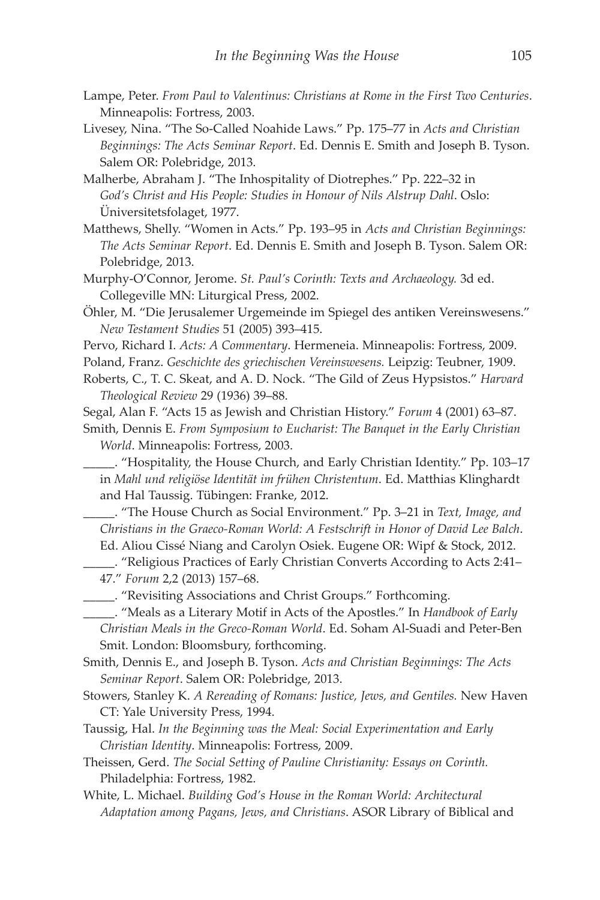Lampe, Peter. *From Paul to Valentinus: Christians at Rome in the First Two Centuries*. Minneapolis: Fortress, 2003.

Livesey, Nina. "The So-Called Noahide Laws." Pp. 175–77 in *Acts and Christian Beginnings: The Acts Seminar Report*. Ed. Dennis E. Smith and Joseph B. Tyson. Salem OR: Polebridge, 2013.

Malherbe, Abraham J. "The Inhospitality of Diotrephes." Pp. 222–32 in *God's Christ and His People: Studies in Honour of Nils Alstrup Dahl*. Oslo: Üniversitetsfolaget, 1977.

Matthews, Shelly. "Women in Acts." Pp. 193–95 in *Acts and Christian Beginnings: The Acts Seminar Report*. Ed. Dennis E. Smith and Joseph B. Tyson. Salem OR: Polebridge, 2013.

Murphy-O'Connor, Jerome. *St. Paul's Corinth: Texts and Archaeology.* 3d ed. Collegeville MN: Liturgical Press, 2002.

Öhler, M. "Die Jerusalemer Urgemeinde im Spiegel des antiken Vereinswesens." *New Testament Studies* 51 (2005) 393–415.

Pervo, Richard I. *Acts: A Commentary*. Hermeneia. Minneapolis: Fortress, 2009.

Poland, Franz. *Geschichte des griechischen Vereinswesens.* Leipzig: Teubner, 1909.

Roberts, C., T. C. Skeat, and A. D. Nock. "The Gild of Zeus Hypsistos." *Harvard Theological Review* 29 (1936) 39–88.

Segal, Alan F. "Acts 15 as Jewish and Christian History." *Forum* 4 (2001) 63–87.

Smith, Dennis E. *From Symposium to Eucharist: The Banquet in the Early Christian World*. Minneapolis: Fortress, 2003.

_____. "Hospitality, the House Church, and Early Christian Identity." Pp. 103–17 in *Mahl und religiöse Identität im frühen Christentum*. Ed. Matthias Klinghardt and Hal Taussig. Tübingen: Franke, 2012.

_____. "The House Church as Social Environment." Pp. 3–21 in *Text, Image, and Christians in the Graeco-Roman World: A Festschrift in Honor of David Lee Balch*. Ed. Aliou Cissé Niang and Carolyn Osiek. Eugene OR: Wipf & Stock, 2012.

_____. "Religious Practices of Early Christian Converts According to Acts 2:41–47." *Forum* 2,2 (2013) 157–68.

_____. "Revisiting Associations and Christ Groups." Forthcoming.

_____. "Meals as a Literary Motif in Acts of the Apostles." In *Handbook of Early Christian Meals in the Greco-Roman World*. Ed. Soham Al-Suadi and Peter-Ben Smit. London: Bloomsbury, forthcoming.

Smith, Dennis E., and Joseph B. Tyson. *Acts and Christian Beginnings: The Acts Seminar Report*. Salem OR: Polebridge, 2013.

Stowers, Stanley K. *A Rereading of Romans: Justice, Jews, and Gentiles.* New Haven CT: Yale University Press, 1994.

Taussig, Hal. *In the Beginning was the Meal: Social Experimentation and Early Christian Identity*. Minneapolis: Fortress, 2009.

Theissen, Gerd. *The Social Setting of Pauline Christianity: Essays on Corinth.* Philadelphia: Fortress, 1982.

White, L. Michael. *Building God's House in the Roman World: Architectural Adaptation among Pagans, Jews, and Christians*. ASOR Library of Biblical and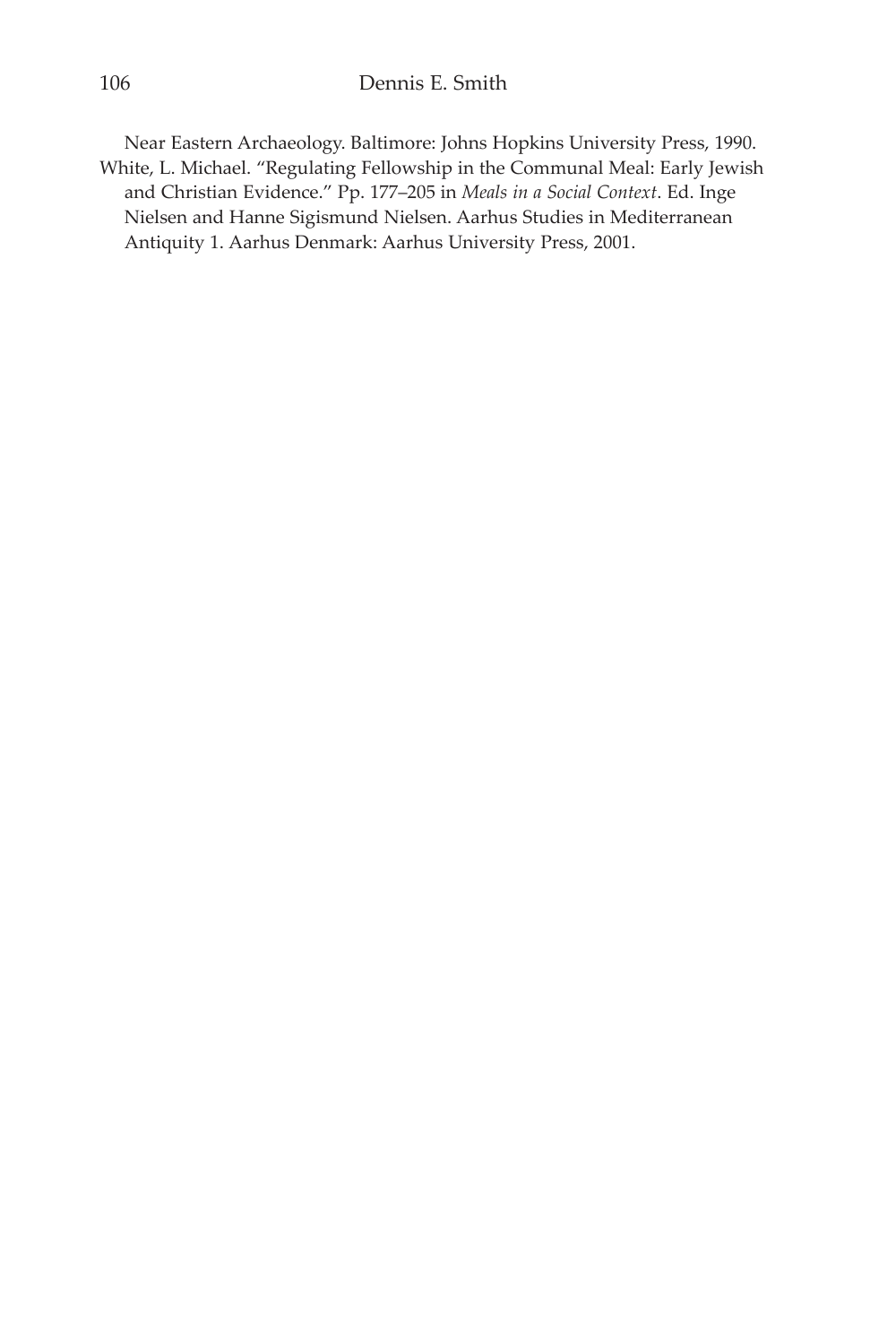Near Eastern Archaeology. Baltimore: Johns Hopkins University Press, 1990.

White, L. Michael. "Regulating Fellowship in the Communal Meal: Early Jewish and Christian Evidence." Pp. 177–205 in *Meals in a Social Context*. Ed. Inge Nielsen and Hanne Sigismund Nielsen. Aarhus Studies in Mediterranean Antiquity 1. Aarhus Denmark: Aarhus University Press, 2001.